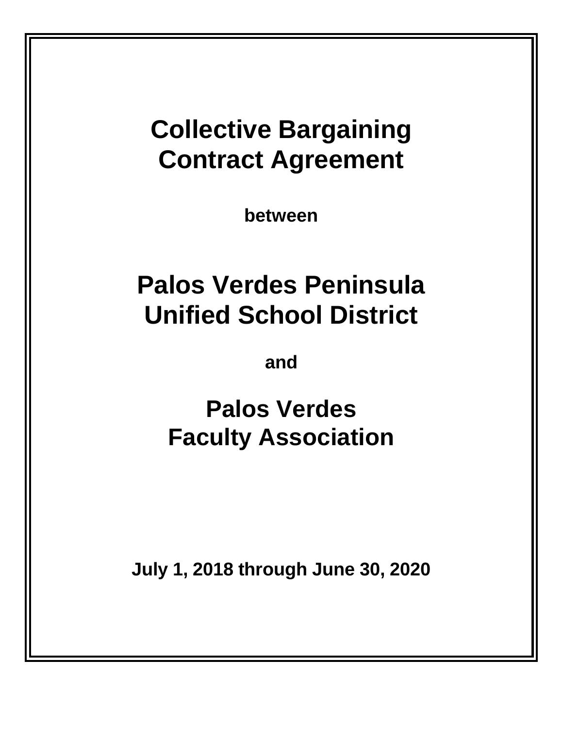# Collective Bargaining Contract Agreement

**between**

# Palos Verdes Peninsula Unified School District

**and**

# Palos Verdes Faculty Association

**July 1, 2018 through June 30, 2020**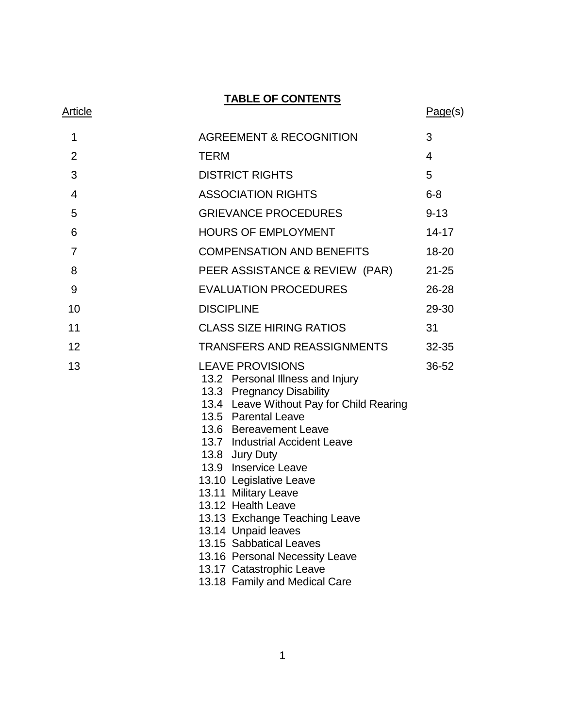# TABLE OF CONTENTS

| Article | | Page(s) |
|---|---|---|
| 1 | AGREEMENT & RECOGNITION | 3 |
| 2 | TERM | 4 |
| 3 | DISTRICT RIGHTS | 5 |
| 4 | ASSOCIATION RIGHTS | 6-8 |
| 5 | GRIEVANCE PROCEDURES | 9-13 |
| 6 | HOURS OF EMPLOYMENT | 14-17 |
| 7 | COMPENSATION AND BENEFITS | 18-20 |
| 8 | PEER ASSISTANCE & REVIEW (PAR) | 21-25 |
| 9 | EVALUATION PROCEDURES | 26-28 |
| 10 | DISCIPLINE | 29-30 |
| 11 | CLASS SIZE HIRING RATIOS | 31 |
| 12 | TRANSFERS AND REASSIGNMENTS | 32-35 |
| 13 | LEAVE PROVISIONS<br>13.2 Personal Illness and Injury<br>13.3 Pregnancy Disability<br>13.4 Leave Without Pay for Child Rearing<br>13.5 Parental Leave<br>13.6 Bereavement Leave<br>13.7 Industrial Accident Leave<br>13.8 Jury Duty<br>13.9 Inservice Leave<br>13.10 Legislative Leave<br>13.11 Military Leave<br>13.12 Health Leave<br>13.13 Exchange Teaching Leave<br>13.14 Unpaid leaves<br>13.15 Sabbatical Leaves<br>13.16 Personal Necessity Leave<br>13.17 Catastrophic Leave<br>13.18 Family and Medical Care | 36-52 |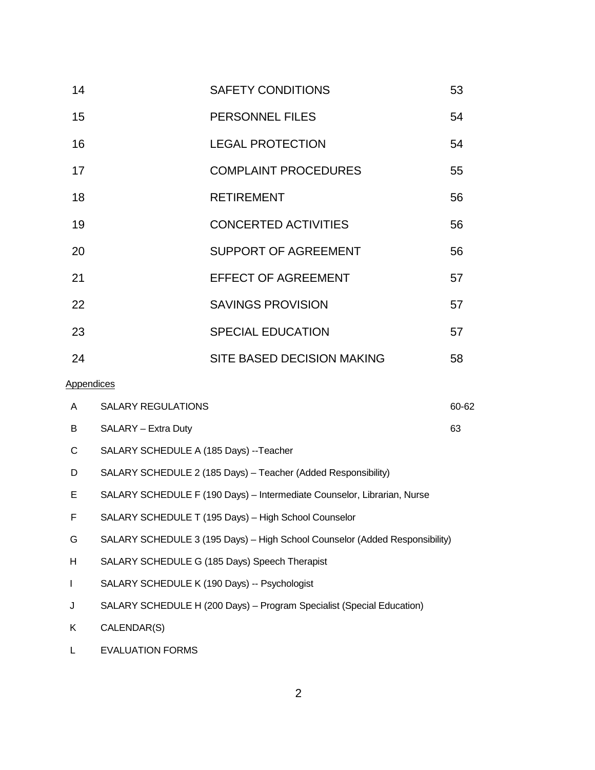| | | |
|---|---|---|
| 14 | SAFETY CONDITIONS | 53 |
| 15 | PERSONNEL FILES | 54 |
| 16 | LEGAL PROTECTION | 54 |
| 17 | COMPLAINT PROCEDURES | 55 |
| 18 | RETIREMENT | 56 |
| 19 | CONCERTED ACTIVITIES | 56 |
| 20 | SUPPORT OF AGREEMENT | 56 |
| 21 | EFFECT OF AGREEMENT | 57 |
| 22 | SAVINGS PROVISION | 57 |
| 23 | SPECIAL EDUCATION | 57 |
| 24 | SITE BASED DECISION MAKING | 58 |

<u>Appendices</u>

| | | |
|---|---|---|
| A | SALARY REGULATIONS | 60-62 |
| B | SALARY – Extra Duty | 63 |
| C | SALARY SCHEDULE A (185 Days) --Teacher | |
| D | SALARY SCHEDULE 2 (185 Days) – Teacher (Added Responsibility) | |
| E | SALARY SCHEDULE F (190 Days) – Intermediate Counselor, Librarian, Nurse | |
| F | SALARY SCHEDULE T (195 Days) – High School Counselor | |
| G | SALARY SCHEDULE 3 (195 Days) – High School Counselor (Added Responsibility) | |
| H | SALARY SCHEDULE G (185 Days) Speech Therapist | |
| I | SALARY SCHEDULE K (190 Days) -- Psychologist | |
| J | SALARY SCHEDULE H (200 Days) – Program Specialist (Special Education) | |
| K | CALENDAR(S) | |
| L | EVALUATION FORMS | |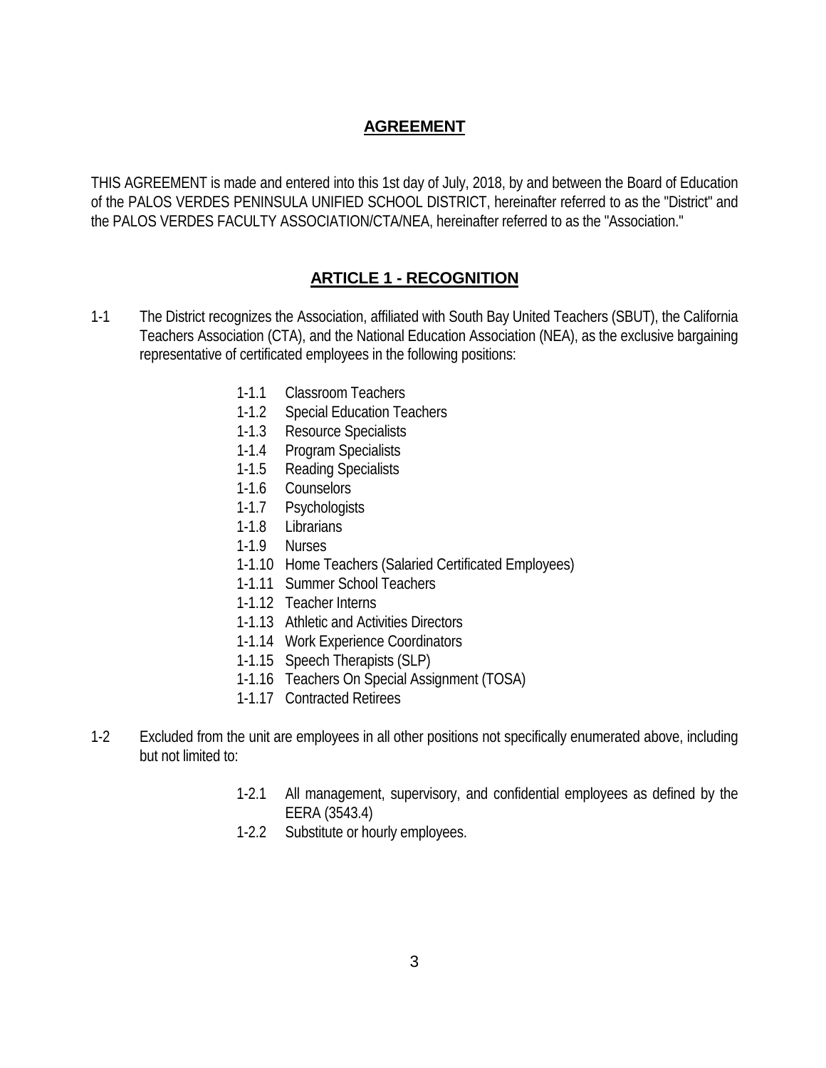## AGREEMENT

THIS AGREEMENT is made and entered into this 1st day of July, 2018, by and between the Board of Education of the PALOS VERDES PENINSULA UNIFIED SCHOOL DISTRICT, hereinafter referred to as the "District" and the PALOS VERDES FACULTY ASSOCIATION/CTA/NEA, hereinafter referred to as the "Association."

## ARTICLE 1 - RECOGNITION

1-1 The District recognizes the Association, affiliated with South Bay United Teachers (SBUT), the California Teachers Association (CTA), and the National Education Association (NEA), as the exclusive bargaining representative of certificated employees in the following positions:

- 1-1.1 Classroom Teachers
- 1-1.2 Special Education Teachers
- 1-1.3 Resource Specialists
- 1-1.4 Program Specialists
- 1-1.5 Reading Specialists
- 1-1.6 Counselors
- 1-1.7 Psychologists
- 1-1.8 Librarians
- 1-1.9 Nurses
- 1-1.10 Home Teachers (Salaried Certificated Employees)
- 1-1.11 Summer School Teachers
- 1-1.12 Teacher Interns
- 1-1.13 Athletic and Activities Directors
- 1-1.14 Work Experience Coordinators
- 1-1.15 Speech Therapists (SLP)
- 1-1.16 Teachers On Special Assignment (TOSA)
- 1-1.17 Contracted Retirees

1-2 Excluded from the unit are employees in all other positions not specifically enumerated above, including but not limited to:

- 1-2.1 All management, supervisory, and confidential employees as defined by the EERA (3543.4)
- 1-2.2 Substitute or hourly employees.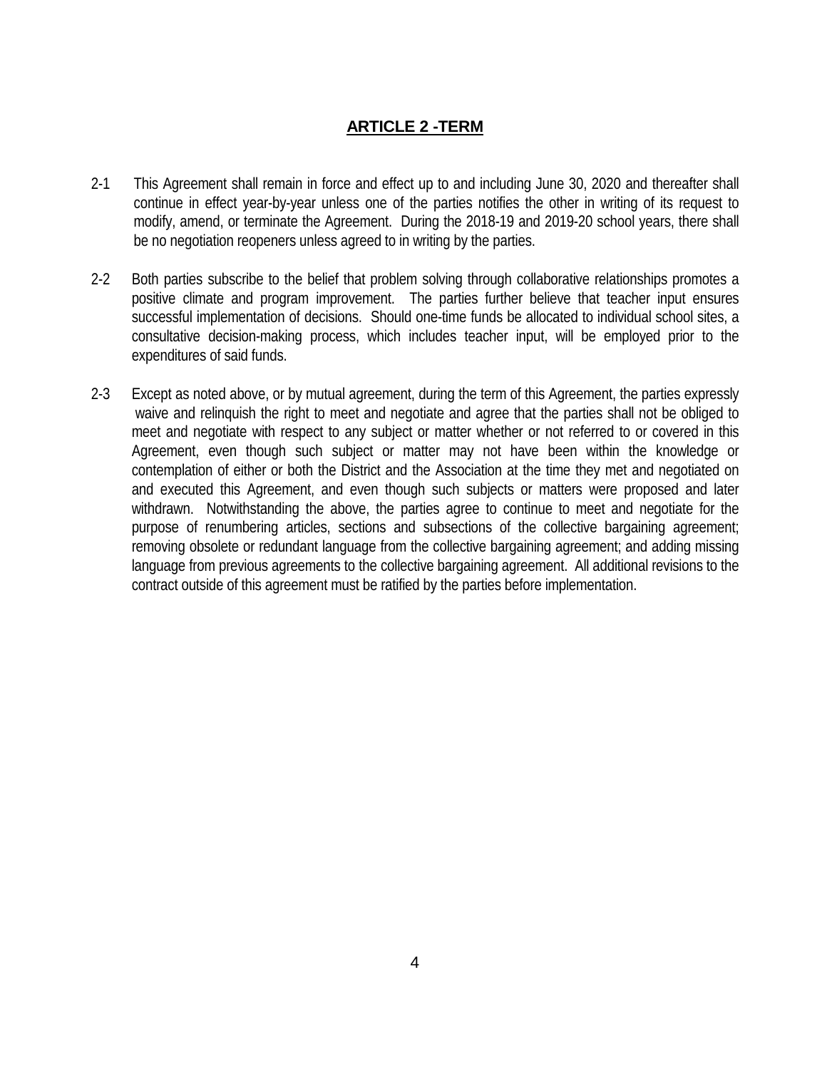## ARTICLE 2 -TERM

2-1 This Agreement shall remain in force and effect up to and including June 30, 2020 and thereafter shall continue in effect year-by-year unless one of the parties notifies the other in writing of its request to modify, amend, or terminate the Agreement. During the 2018-19 and 2019-20 school years, there shall be no negotiation reopeners unless agreed to in writing by the parties.

2-2 Both parties subscribe to the belief that problem solving through collaborative relationships promotes a positive climate and program improvement. The parties further believe that teacher input ensures successful implementation of decisions. Should one-time funds be allocated to individual school sites, a consultative decision-making process, which includes teacher input, will be employed prior to the expenditures of said funds.

2-3 Except as noted above, or by mutual agreement, during the term of this Agreement, the parties expressly waive and relinquish the right to meet and negotiate and agree that the parties shall not be obliged to meet and negotiate with respect to any subject or matter whether or not referred to or covered in this Agreement, even though such subject or matter may not have been within the knowledge or contemplation of either or both the District and the Association at the time they met and negotiated on and executed this Agreement, and even though such subjects or matters were proposed and later withdrawn. Notwithstanding the above, the parties agree to continue to meet and negotiate for the purpose of renumbering articles, sections and subsections of the collective bargaining agreement; removing obsolete or redundant language from the collective bargaining agreement; and adding missing language from previous agreements to the collective bargaining agreement. All additional revisions to the contract outside of this agreement must be ratified by the parties before implementation.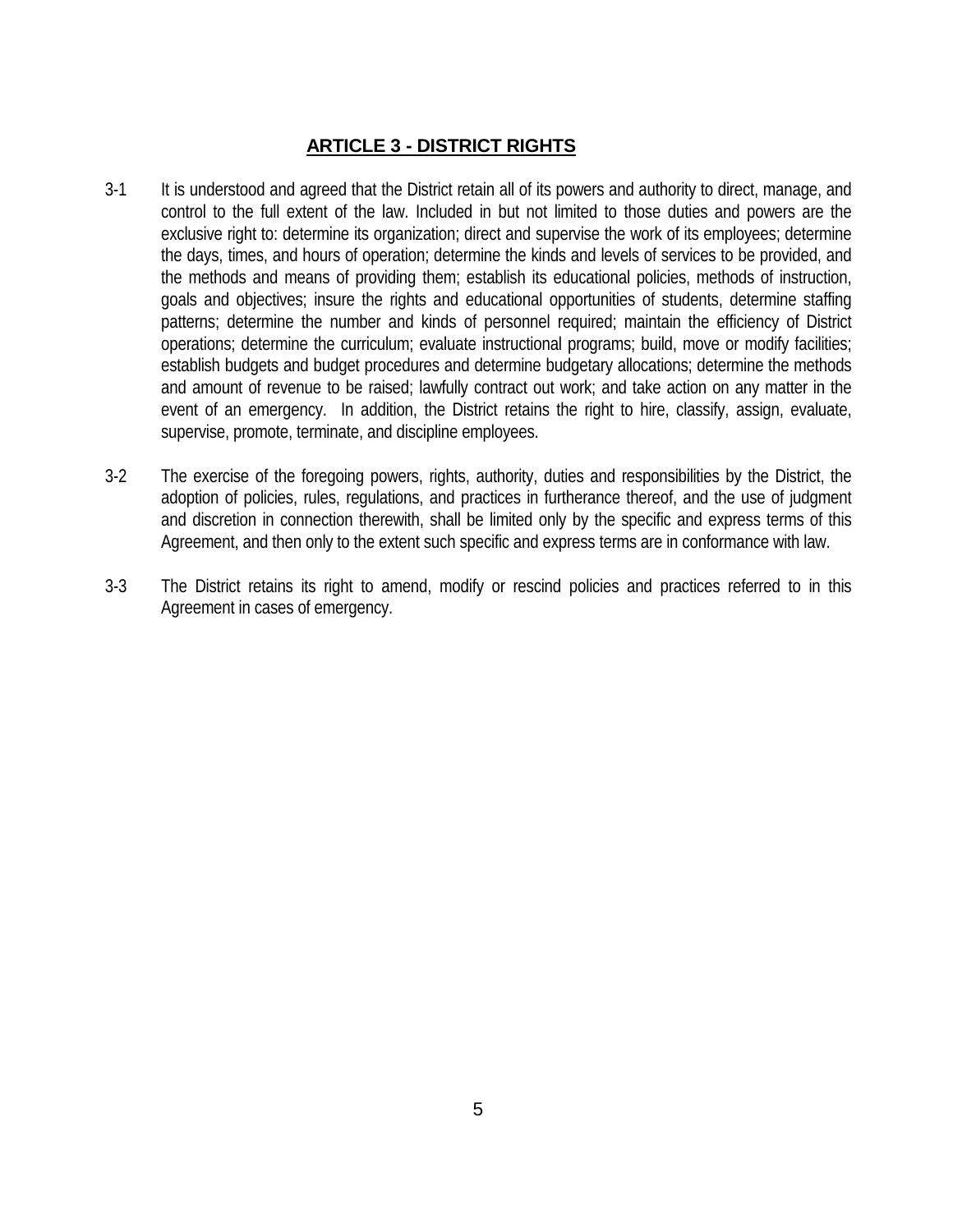## ARTICLE 3 - DISTRICT RIGHTS

3-1 It is understood and agreed that the District retain all of its powers and authority to direct, manage, and control to the full extent of the law. Included in but not limited to those duties and powers are the exclusive right to: determine its organization; direct and supervise the work of its employees; determine the days, times, and hours of operation; determine the kinds and levels of services to be provided, and the methods and means of providing them; establish its educational policies, methods of instruction, goals and objectives; insure the rights and educational opportunities of students, determine staffing patterns; determine the number and kinds of personnel required; maintain the efficiency of District operations; determine the curriculum; evaluate instructional programs; build, move or modify facilities; establish budgets and budget procedures and determine budgetary allocations; determine the methods and amount of revenue to be raised; lawfully contract out work; and take action on any matter in the event of an emergency. In addition, the District retains the right to hire, classify, assign, evaluate, supervise, promote, terminate, and discipline employees.

3-2 The exercise of the foregoing powers, rights, authority, duties and responsibilities by the District, the adoption of policies, rules, regulations, and practices in furtherance thereof, and the use of judgment and discretion in connection therewith, shall be limited only by the specific and express terms of this Agreement, and then only to the extent such specific and express terms are in conformance with law.

3-3 The District retains its right to amend, modify or rescind policies and practices referred to in this Agreement in cases of emergency.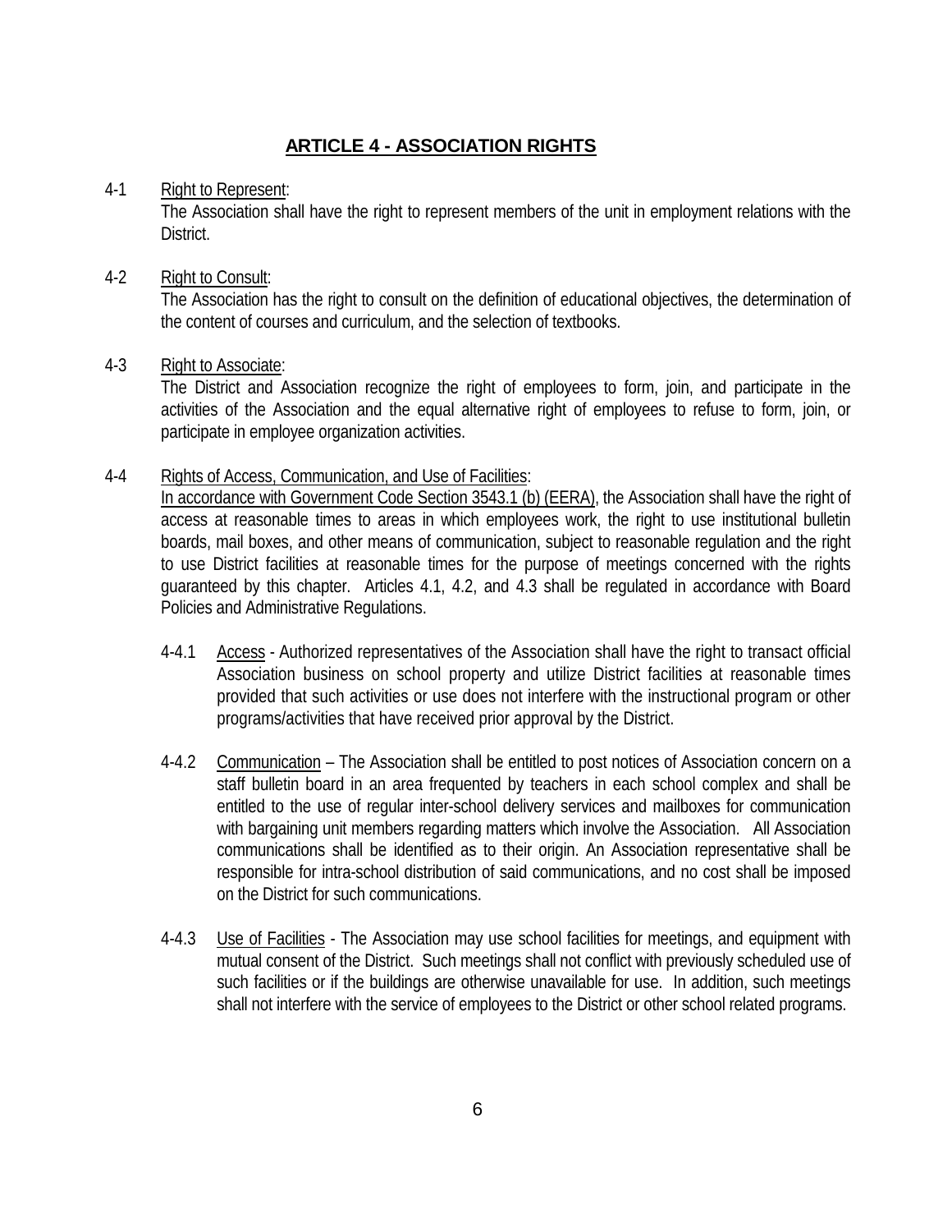# ARTICLE 4 - ASSOCIATION RIGHTS

4-1 Right to Represent:
The Association shall have the right to represent members of the unit in employment relations with the District.

4-2 Right to Consult:
The Association has the right to consult on the definition of educational objectives, the determination of the content of courses and curriculum, and the selection of textbooks.

4-3 Right to Associate:
The District and Association recognize the right of employees to form, join, and participate in the activities of the Association and the equal alternative right of employees to refuse to form, join, or participate in employee organization activities.

4-4 Rights of Access, Communication, and Use of Facilities:
In accordance with Government Code Section 3543.1 (b) (EERA), the Association shall have the right of access at reasonable times to areas in which employees work, the right to use institutional bulletin boards, mail boxes, and other means of communication, subject to reasonable regulation and the right to use District facilities at reasonable times for the purpose of meetings concerned with the rights guaranteed by this chapter. Articles 4.1, 4.2, and 4.3 shall be regulated in accordance with Board Policies and Administrative Regulations.

4-4.1 Access - Authorized representatives of the Association shall have the right to transact official Association business on school property and utilize District facilities at reasonable times provided that such activities or use does not interfere with the instructional program or other programs/activities that have received prior approval by the District.

4-4.2 Communication – The Association shall be entitled to post notices of Association concern on a staff bulletin board in an area frequented by teachers in each school complex and shall be entitled to the use of regular inter-school delivery services and mailboxes for communication with bargaining unit members regarding matters which involve the Association. All Association communications shall be identified as to their origin. An Association representative shall be responsible for intra-school distribution of said communications, and no cost shall be imposed on the District for such communications.

4-4.3 Use of Facilities - The Association may use school facilities for meetings, and equipment with mutual consent of the District. Such meetings shall not conflict with previously scheduled use of such facilities or if the buildings are otherwise unavailable for use. In addition, such meetings shall not interfere with the service of employees to the District or other school related programs.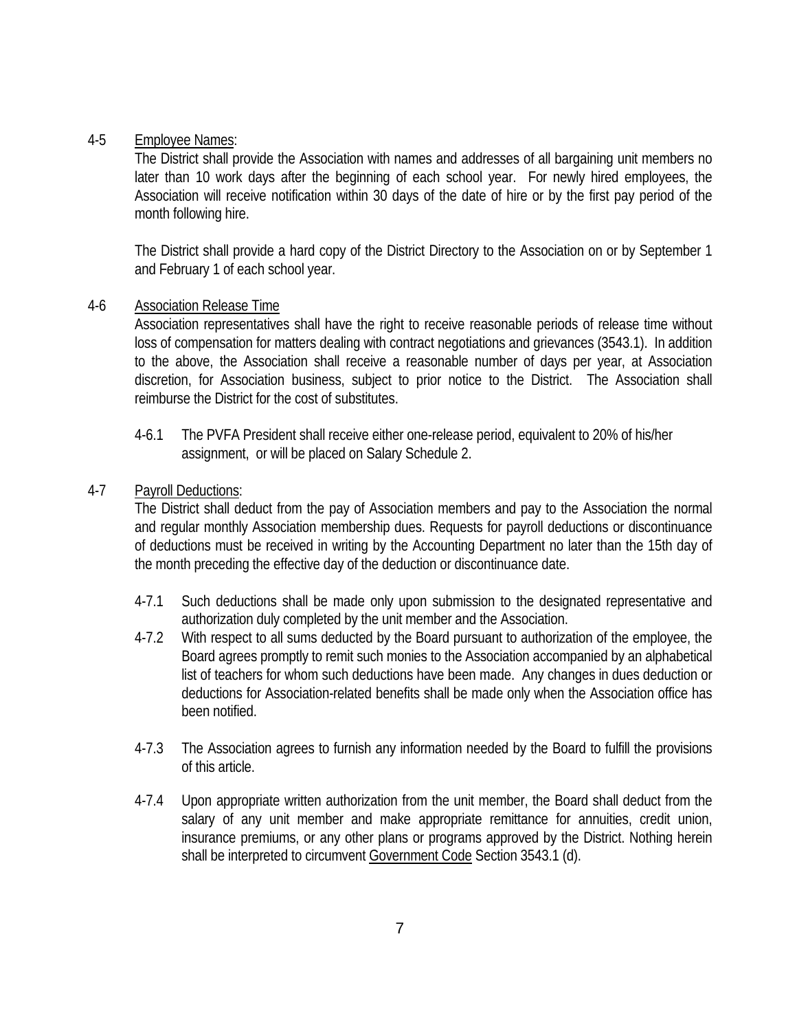4-5 Employee Names:

The District shall provide the Association with names and addresses of all bargaining unit members no later than 10 work days after the beginning of each school year. For newly hired employees, the Association will receive notification within 30 days of the date of hire or by the first pay period of the month following hire.

The District shall provide a hard copy of the District Directory to the Association on or by September 1 and February 1 of each school year.

4-6 Association Release Time

Association representatives shall have the right to receive reasonable periods of release time without loss of compensation for matters dealing with contract negotiations and grievances (3543.1). In addition to the above, the Association shall receive a reasonable number of days per year, at Association discretion, for Association business, subject to prior notice to the District. The Association shall reimburse the District for the cost of substitutes.

4-6.1 The PVFA President shall receive either one-release period, equivalent to 20% of his/her assignment, or will be placed on Salary Schedule 2.

4-7 Payroll Deductions:

The District shall deduct from the pay of Association members and pay to the Association the normal and regular monthly Association membership dues. Requests for payroll deductions or discontinuance of deductions must be received in writing by the Accounting Department no later than the 15th day of the month preceding the effective day of the deduction or discontinuance date.

4-7.1 Such deductions shall be made only upon submission to the designated representative and authorization duly completed by the unit member and the Association.

4-7.2 With respect to all sums deducted by the Board pursuant to authorization of the employee, the Board agrees promptly to remit such monies to the Association accompanied by an alphabetical list of teachers for whom such deductions have been made. Any changes in dues deduction or deductions for Association-related benefits shall be made only when the Association office has been notified.

4-7.3 The Association agrees to furnish any information needed by the Board to fulfill the provisions of this article.

4-7.4 Upon appropriate written authorization from the unit member, the Board shall deduct from the salary of any unit member and make appropriate remittance for annuities, credit union, insurance premiums, or any other plans or programs approved by the District. Nothing herein shall be interpreted to circumvent Government Code Section 3543.1 (d).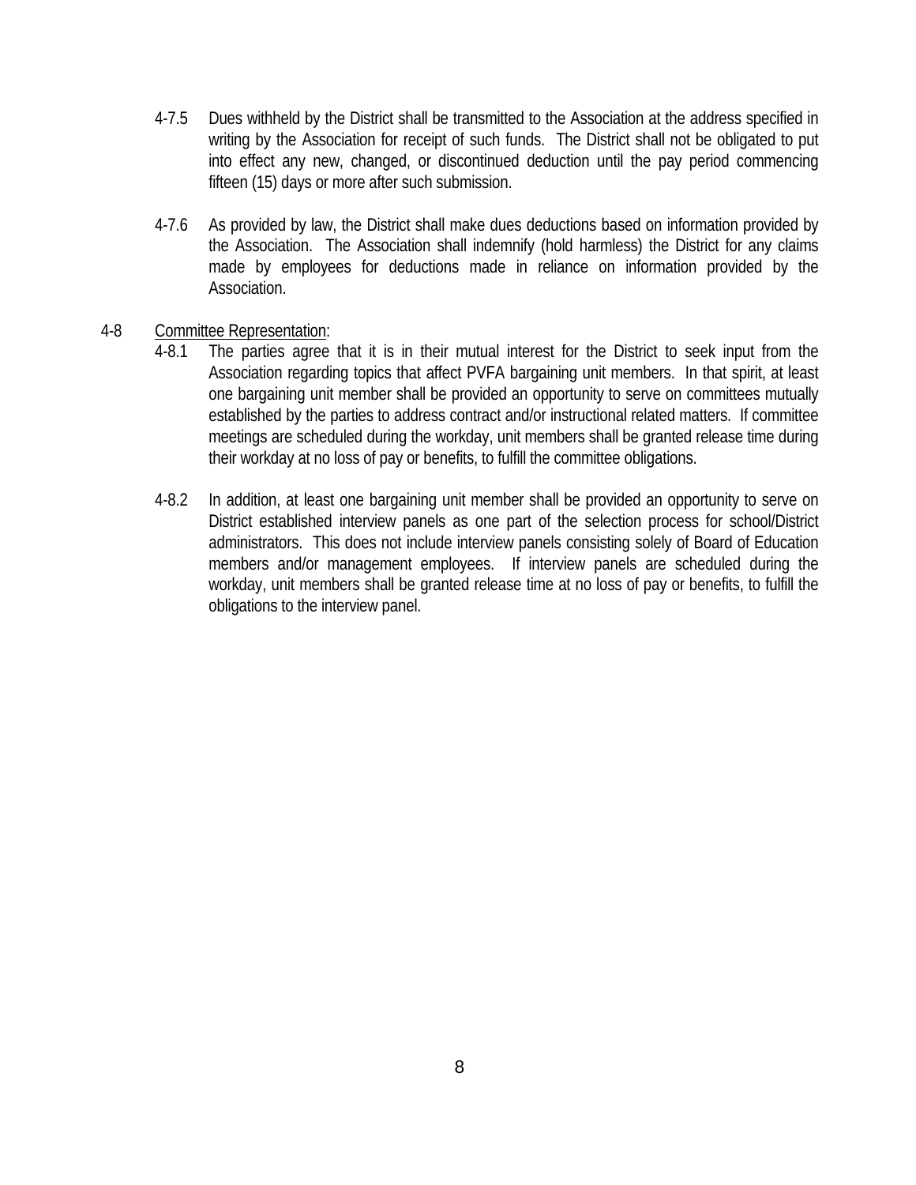4-7.5 Dues withheld by the District shall be transmitted to the Association at the address specified in writing by the Association for receipt of such funds. The District shall not be obligated to put into effect any new, changed, or discontinued deduction until the pay period commencing fifteen (15) days or more after such submission.

4-7.6 As provided by law, the District shall make dues deductions based on information provided by the Association. The Association shall indemnify (hold harmless) the District for any claims made by employees for deductions made in reliance on information provided by the Association.

4-8 <u>Committee Representation</u>:

4-8.1 The parties agree that it is in their mutual interest for the District to seek input from the Association regarding topics that affect PVFA bargaining unit members. In that spirit, at least one bargaining unit member shall be provided an opportunity to serve on committees mutually established by the parties to address contract and/or instructional related matters. If committee meetings are scheduled during the workday, unit members shall be granted release time during their workday at no loss of pay or benefits, to fulfill the committee obligations.

4-8.2 In addition, at least one bargaining unit member shall be provided an opportunity to serve on District established interview panels as one part of the selection process for school/District administrators. This does not include interview panels consisting solely of Board of Education members and/or management employees. If interview panels are scheduled during the workday, unit members shall be granted release time at no loss of pay or benefits, to fulfill the obligations to the interview panel.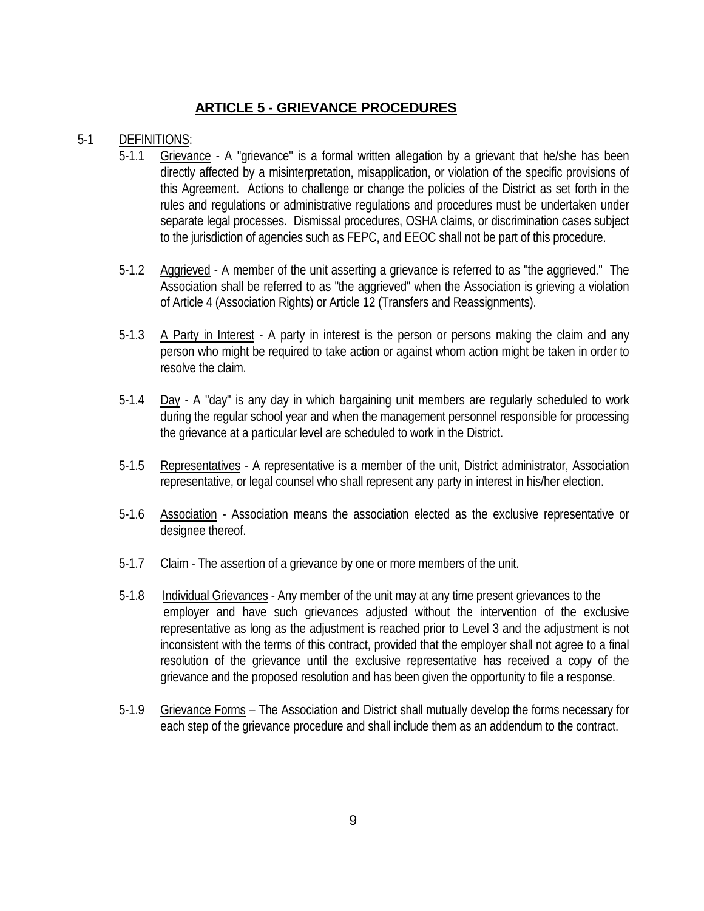# ARTICLE 5 - GRIEVANCE PROCEDURES

5-1 DEFINITIONS:

5-1.1 Grievance - A "grievance" is a formal written allegation by a grievant that he/she has been directly affected by a misinterpretation, misapplication, or violation of the specific provisions of this Agreement. Actions to challenge or change the policies of the District as set forth in the rules and regulations or administrative regulations and procedures must be undertaken under separate legal processes. Dismissal procedures, OSHA claims, or discrimination cases subject to the jurisdiction of agencies such as FEPC, and EEOC shall not be part of this procedure.

5-1.2 Aggrieved - A member of the unit asserting a grievance is referred to as "the aggrieved." The Association shall be referred to as "the aggrieved" when the Association is grieving a violation of Article 4 (Association Rights) or Article 12 (Transfers and Reassignments).

5-1.3 A Party in Interest - A party in interest is the person or persons making the claim and any person who might be required to take action or against whom action might be taken in order to resolve the claim.

5-1.4 Day - A "day" is any day in which bargaining unit members are regularly scheduled to work during the regular school year and when the management personnel responsible for processing the grievance at a particular level are scheduled to work in the District.

5-1.5 Representatives - A representative is a member of the unit, District administrator, Association representative, or legal counsel who shall represent any party in interest in his/her election.

5-1.6 Association - Association means the association elected as the exclusive representative or designee thereof.

5-1.7 Claim - The assertion of a grievance by one or more members of the unit.

5-1.8 Individual Grievances - Any member of the unit may at any time present grievances to the employer and have such grievances adjusted without the intervention of the exclusive representative as long as the adjustment is reached prior to Level 3 and the adjustment is not inconsistent with the terms of this contract, provided that the employer shall not agree to a final resolution of the grievance until the exclusive representative has received a copy of the grievance and the proposed resolution and has been given the opportunity to file a response.

5-1.9 Grievance Forms – The Association and District shall mutually develop the forms necessary for each step of the grievance procedure and shall include them as an addendum to the contract.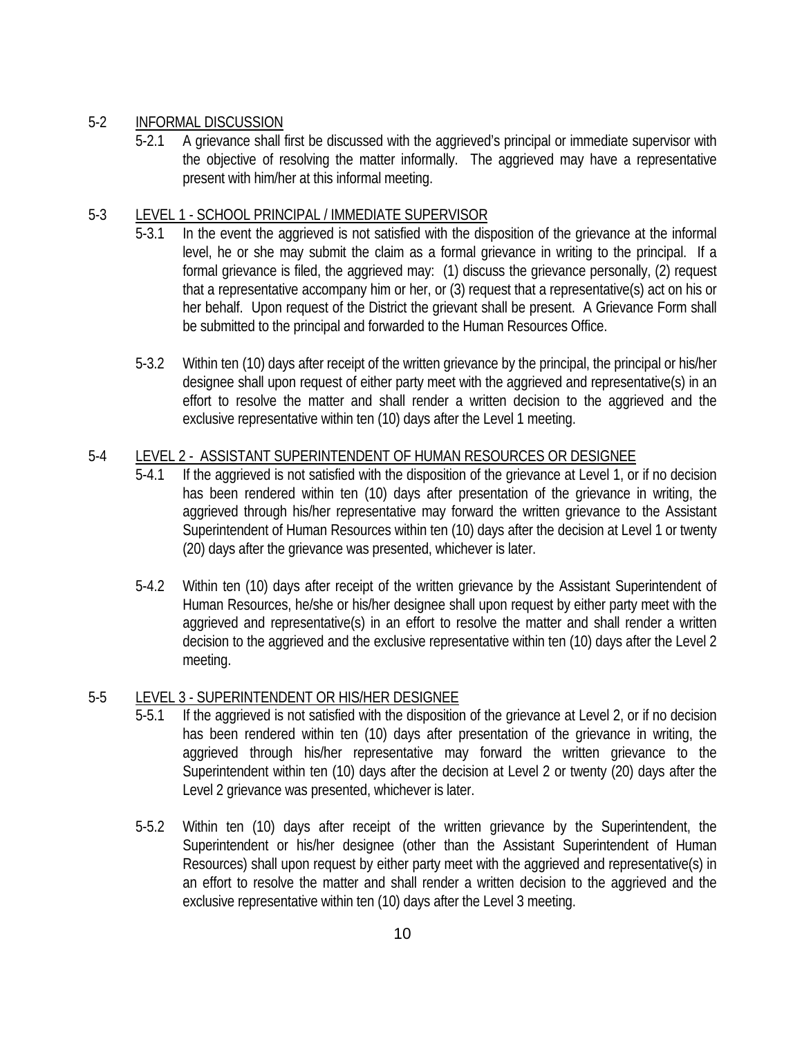## 5-2 INFORMAL DISCUSSION

5-2.1 A grievance shall first be discussed with the aggrieved's principal or immediate supervisor with the objective of resolving the matter informally. The aggrieved may have a representative present with him/her at this informal meeting.

## 5-3 LEVEL 1 - SCHOOL PRINCIPAL / IMMEDIATE SUPERVISOR

5-3.1 In the event the aggrieved is not satisfied with the disposition of the grievance at the informal level, he or she may submit the claim as a formal grievance in writing to the principal. If a formal grievance is filed, the aggrieved may: (1) discuss the grievance personally, (2) request that a representative accompany him or her, or (3) request that a representative(s) act on his or her behalf. Upon request of the District the grievant shall be present. A Grievance Form shall be submitted to the principal and forwarded to the Human Resources Office.

5-3.2 Within ten (10) days after receipt of the written grievance by the principal, the principal or his/her designee shall upon request of either party meet with the aggrieved and representative(s) in an effort to resolve the matter and shall render a written decision to the aggrieved and the exclusive representative within ten (10) days after the Level 1 meeting.

## 5-4 LEVEL 2 - ASSISTANT SUPERINTENDENT OF HUMAN RESOURCES OR DESIGNEE

5-4.1 If the aggrieved is not satisfied with the disposition of the grievance at Level 1, or if no decision has been rendered within ten (10) days after presentation of the grievance in writing, the aggrieved through his/her representative may forward the written grievance to the Assistant Superintendent of Human Resources within ten (10) days after the decision at Level 1 or twenty (20) days after the grievance was presented, whichever is later.

5-4.2 Within ten (10) days after receipt of the written grievance by the Assistant Superintendent of Human Resources, he/she or his/her designee shall upon request by either party meet with the aggrieved and representative(s) in an effort to resolve the matter and shall render a written decision to the aggrieved and the exclusive representative within ten (10) days after the Level 2 meeting.

## 5-5 LEVEL 3 - SUPERINTENDENT OR HIS/HER DESIGNEE

5-5.1 If the aggrieved is not satisfied with the disposition of the grievance at Level 2, or if no decision has been rendered within ten (10) days after presentation of the grievance in writing, the aggrieved through his/her representative may forward the written grievance to the Superintendent within ten (10) days after the decision at Level 2 or twenty (20) days after the Level 2 grievance was presented, whichever is later.

5-5.2 Within ten (10) days after receipt of the written grievance by the Superintendent, the Superintendent or his/her designee (other than the Assistant Superintendent of Human Resources) shall upon request by either party meet with the aggrieved and representative(s) in an effort to resolve the matter and shall render a written decision to the aggrieved and the exclusive representative within ten (10) days after the Level 3 meeting.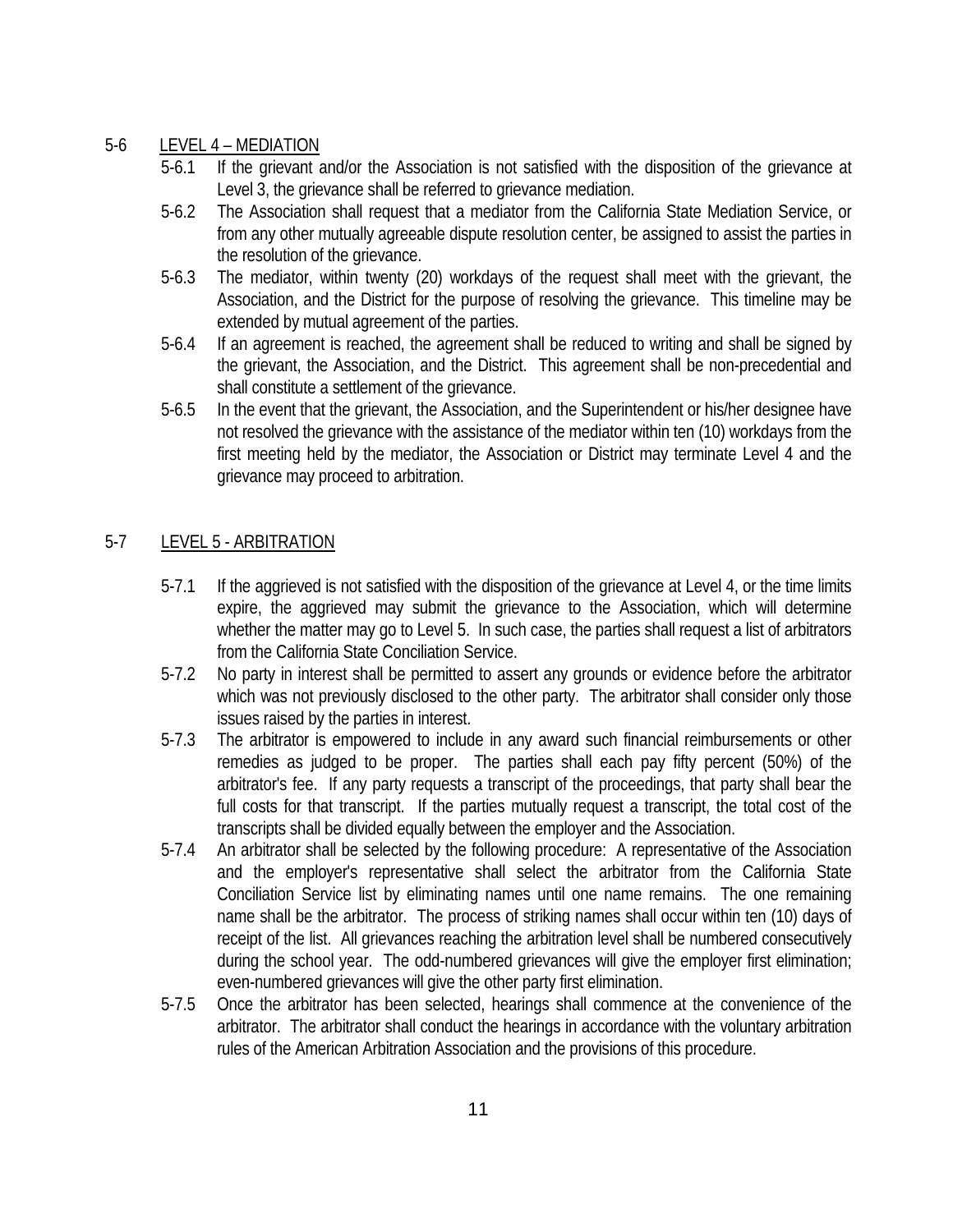## 5-6 LEVEL 4 – MEDIATION

5-6.1 If the grievant and/or the Association is not satisfied with the disposition of the grievance at Level 3, the grievance shall be referred to grievance mediation.

5-6.2 The Association shall request that a mediator from the California State Mediation Service, or from any other mutually agreeable dispute resolution center, be assigned to assist the parties in the resolution of the grievance.

5-6.3 The mediator, within twenty (20) workdays of the request shall meet with the grievant, the Association, and the District for the purpose of resolving the grievance. This timeline may be extended by mutual agreement of the parties.

5-6.4 If an agreement is reached, the agreement shall be reduced to writing and shall be signed by the grievant, the Association, and the District. This agreement shall be non-precedential and shall constitute a settlement of the grievance.

5-6.5 In the event that the grievant, the Association, and the Superintendent or his/her designee have not resolved the grievance with the assistance of the mediator within ten (10) workdays from the first meeting held by the mediator, the Association or District may terminate Level 4 and the grievance may proceed to arbitration.

## 5-7 LEVEL 5 - ARBITRATION

5-7.1 If the aggrieved is not satisfied with the disposition of the grievance at Level 4, or the time limits expire, the aggrieved may submit the grievance to the Association, which will determine whether the matter may go to Level 5. In such case, the parties shall request a list of arbitrators from the California State Conciliation Service.

5-7.2 No party in interest shall be permitted to assert any grounds or evidence before the arbitrator which was not previously disclosed to the other party. The arbitrator shall consider only those issues raised by the parties in interest.

5-7.3 The arbitrator is empowered to include in any award such financial reimbursements or other remedies as judged to be proper. The parties shall each pay fifty percent (50%) of the arbitrator's fee. If any party requests a transcript of the proceedings, that party shall bear the full costs for that transcript. If the parties mutually request a transcript, the total cost of the transcripts shall be divided equally between the employer and the Association.

5-7.4 An arbitrator shall be selected by the following procedure: A representative of the Association and the employer's representative shall select the arbitrator from the California State Conciliation Service list by eliminating names until one name remains. The one remaining name shall be the arbitrator. The process of striking names shall occur within ten (10) days of receipt of the list. All grievances reaching the arbitration level shall be numbered consecutively during the school year. The odd-numbered grievances will give the employer first elimination; even-numbered grievances will give the other party first elimination.

5-7.5 Once the arbitrator has been selected, hearings shall commence at the convenience of the arbitrator. The arbitrator shall conduct the hearings in accordance with the voluntary arbitration rules of the American Arbitration Association and the provisions of this procedure.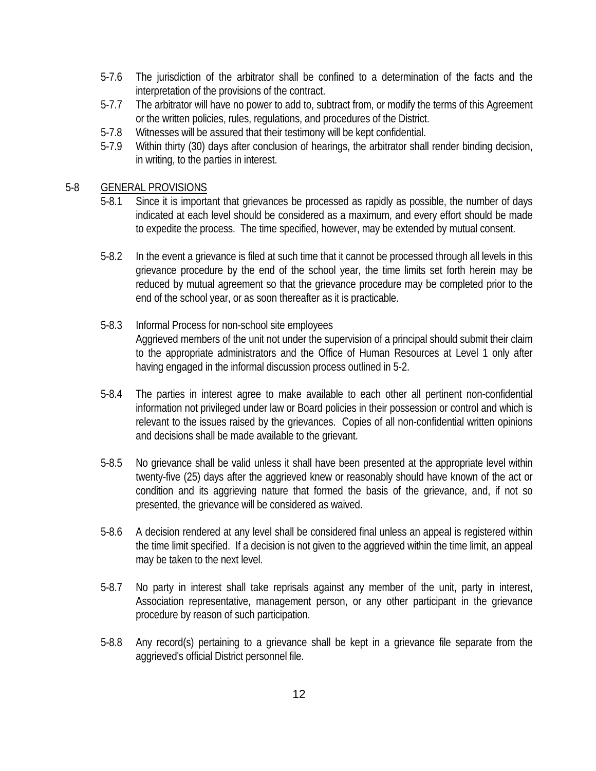5-7.6 The jurisdiction of the arbitrator shall be confined to a determination of the facts and the interpretation of the provisions of the contract.

5-7.7 The arbitrator will have no power to add to, subtract from, or modify the terms of this Agreement or the written policies, rules, regulations, and procedures of the District.

5-7.8 Witnesses will be assured that their testimony will be kept confidential.

5-7.9 Within thirty (30) days after conclusion of hearings, the arbitrator shall render binding decision, in writing, to the parties in interest.

5-8 <u>GENERAL PROVISIONS</u>

5-8.1 Since it is important that grievances be processed as rapidly as possible, the number of days indicated at each level should be considered as a maximum, and every effort should be made to expedite the process. The time specified, however, may be extended by mutual consent.

5-8.2 In the event a grievance is filed at such time that it cannot be processed through all levels in this grievance procedure by the end of the school year, the time limits set forth herein may be reduced by mutual agreement so that the grievance procedure may be completed prior to the end of the school year, or as soon thereafter as it is practicable.

5-8.3 Informal Process for non-school site employees
Aggrieved members of the unit not under the supervision of a principal should submit their claim to the appropriate administrators and the Office of Human Resources at Level 1 only after having engaged in the informal discussion process outlined in 5-2.

5-8.4 The parties in interest agree to make available to each other all pertinent non-confidential information not privileged under law or Board policies in their possession or control and which is relevant to the issues raised by the grievances. Copies of all non-confidential written opinions and decisions shall be made available to the grievant.

5-8.5 No grievance shall be valid unless it shall have been presented at the appropriate level within twenty-five (25) days after the aggrieved knew or reasonably should have known of the act or condition and its aggrieving nature that formed the basis of the grievance, and, if not so presented, the grievance will be considered as waived.

5-8.6 A decision rendered at any level shall be considered final unless an appeal is registered within the time limit specified. If a decision is not given to the aggrieved within the time limit, an appeal may be taken to the next level.

5-8.7 No party in interest shall take reprisals against any member of the unit, party in interest, Association representative, management person, or any other participant in the grievance procedure by reason of such participation.

5-8.8 Any record(s) pertaining to a grievance shall be kept in a grievance file separate from the aggrieved's official District personnel file.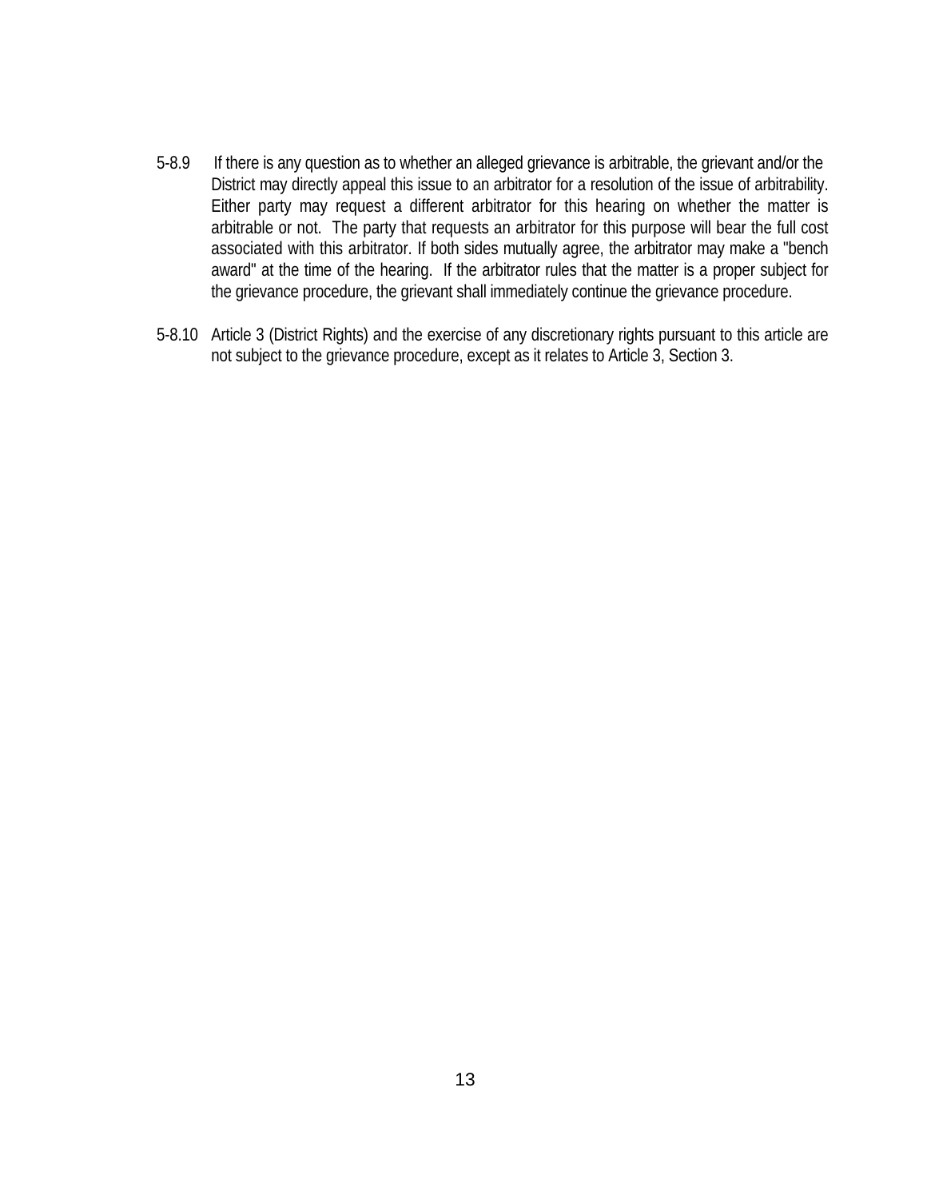5-8.9 If there is any question as to whether an alleged grievance is arbitrable, the grievant and/or the District may directly appeal this issue to an arbitrator for a resolution of the issue of arbitrability. Either party may request a different arbitrator for this hearing on whether the matter is arbitrable or not. The party that requests an arbitrator for this purpose will bear the full cost associated with this arbitrator. If both sides mutually agree, the arbitrator may make a "bench award" at the time of the hearing. If the arbitrator rules that the matter is a proper subject for the grievance procedure, the grievant shall immediately continue the grievance procedure.

5-8.10 Article 3 (District Rights) and the exercise of any discretionary rights pursuant to this article are not subject to the grievance procedure, except as it relates to Article 3, Section 3.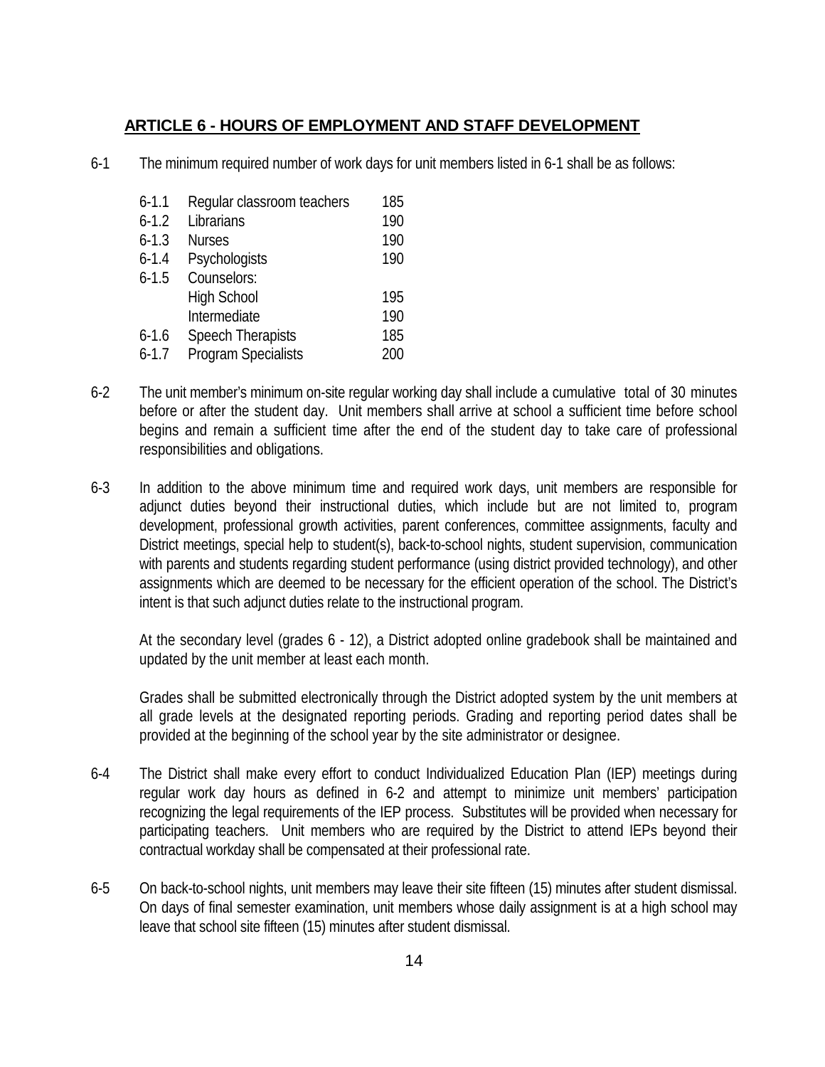## ARTICLE 6 - HOURS OF EMPLOYMENT AND STAFF DEVELOPMENT

6-1 The minimum required number of work days for unit members listed in 6-1 shall be as follows:

| | | |
|---|---|---|
| 6-1.1 | Regular classroom teachers | 185 |
| 6-1.2 | Librarians | 190 |
| 6-1.3 | Nurses | 190 |
| 6-1.4 | Psychologists | 190 |
| 6-1.5 | Counselors: | |
| | High School | 195 |
| | Intermediate | 190 |
| 6-1.6 | Speech Therapists | 185 |
| 6-1.7 | Program Specialists | 200 |

6-2 The unit member's minimum on-site regular working day shall include a cumulative total of 30 minutes before or after the student day. Unit members shall arrive at school a sufficient time before school begins and remain a sufficient time after the end of the student day to take care of professional responsibilities and obligations.

6-3 In addition to the above minimum time and required work days, unit members are responsible for adjunct duties beyond their instructional duties, which include but are not limited to, program development, professional growth activities, parent conferences, committee assignments, faculty and District meetings, special help to student(s), back-to-school nights, student supervision, communication with parents and students regarding student performance (using district provided technology), and other assignments which are deemed to be necessary for the efficient operation of the school. The District's intent is that such adjunct duties relate to the instructional program.

At the secondary level (grades 6 - 12), a District adopted online gradebook shall be maintained and updated by the unit member at least each month.

Grades shall be submitted electronically through the District adopted system by the unit members at all grade levels at the designated reporting periods. Grading and reporting period dates shall be provided at the beginning of the school year by the site administrator or designee.

6-4 The District shall make every effort to conduct Individualized Education Plan (IEP) meetings during regular work day hours as defined in 6-2 and attempt to minimize unit members' participation recognizing the legal requirements of the IEP process. Substitutes will be provided when necessary for participating teachers. Unit members who are required by the District to attend IEPs beyond their contractual workday shall be compensated at their professional rate.

6-5 On back-to-school nights, unit members may leave their site fifteen (15) minutes after student dismissal. On days of final semester examination, unit members whose daily assignment is at a high school may leave that school site fifteen (15) minutes after student dismissal.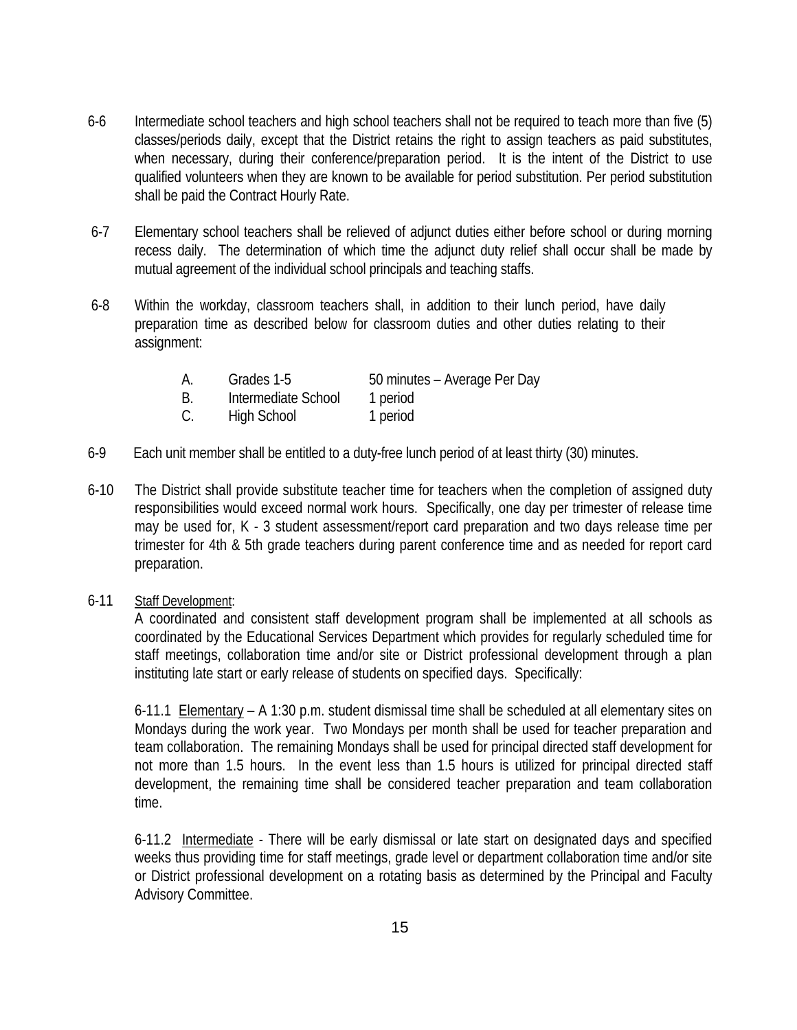6-6 Intermediate school teachers and high school teachers shall not be required to teach more than five (5) classes/periods daily, except that the District retains the right to assign teachers as paid substitutes, when necessary, during their conference/preparation period. It is the intent of the District to use qualified volunteers when they are known to be available for period substitution. Per period substitution shall be paid the Contract Hourly Rate.

6-7 Elementary school teachers shall be relieved of adjunct duties either before school or during morning recess daily. The determination of which time the adjunct duty relief shall occur shall be made by mutual agreement of the individual school principals and teaching staffs.

6-8 Within the workday, classroom teachers shall, in addition to their lunch period, have daily preparation time as described below for classroom duties and other duties relating to their assignment:

| | | |
|---|---|---|
| A. | Grades 1-5 | 50 minutes – Average Per Day |
| B. | Intermediate School | 1 period |
| C. | High School | 1 period |

6-9 Each unit member shall be entitled to a duty-free lunch period of at least thirty (30) minutes.

6-10 The District shall provide substitute teacher time for teachers when the completion of assigned duty responsibilities would exceed normal work hours. Specifically, one day per trimester of release time may be used for, K - 3 student assessment/report card preparation and two days release time per trimester for 4th & 5th grade teachers during parent conference time and as needed for report card preparation.

6-11 Staff Development:

A coordinated and consistent staff development program shall be implemented at all schools as coordinated by the Educational Services Department which provides for regularly scheduled time for staff meetings, collaboration time and/or site or District professional development through a plan instituting late start or early release of students on specified days. Specifically:

6-11.1 Elementary – A 1:30 p.m. student dismissal time shall be scheduled at all elementary sites on Mondays during the work year. Two Mondays per month shall be used for teacher preparation and team collaboration. The remaining Mondays shall be used for principal directed staff development for not more than 1.5 hours. In the event less than 1.5 hours is utilized for principal directed staff development, the remaining time shall be considered teacher preparation and team collaboration time.

6-11.2 Intermediate - There will be early dismissal or late start on designated days and specified weeks thus providing time for staff meetings, grade level or department collaboration time and/or site or District professional development on a rotating basis as determined by the Principal and Faculty Advisory Committee.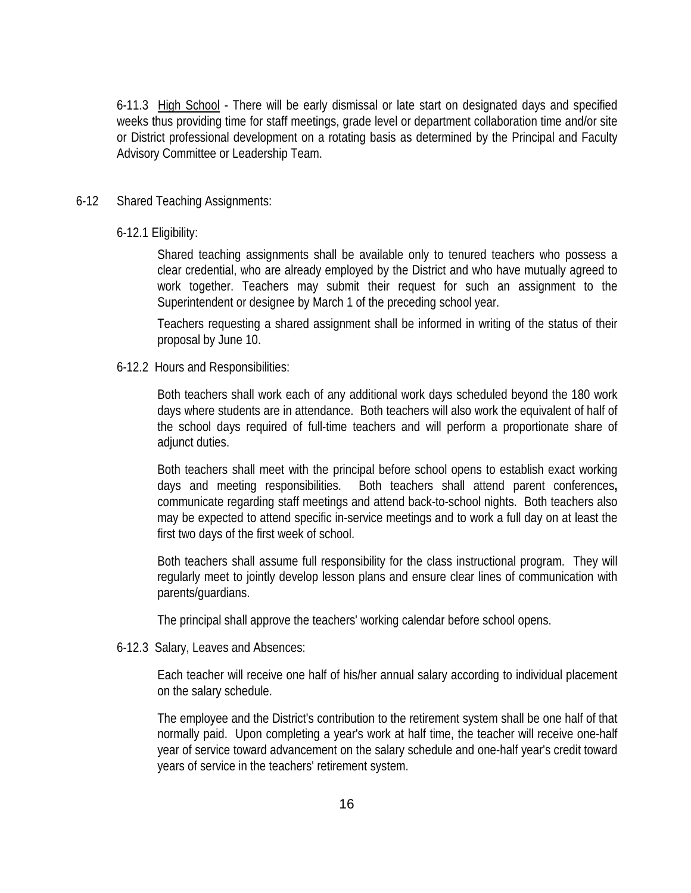6-11.3 High School - There will be early dismissal or late start on designated days and specified weeks thus providing time for staff meetings, grade level or department collaboration time and/or site or District professional development on a rotating basis as determined by the Principal and Faculty Advisory Committee or Leadership Team.

6-12 Shared Teaching Assignments:

6-12.1 Eligibility:

Shared teaching assignments shall be available only to tenured teachers who possess a clear credential, who are already employed by the District and who have mutually agreed to work together. Teachers may submit their request for such an assignment to the Superintendent or designee by March 1 of the preceding school year.

Teachers requesting a shared assignment shall be informed in writing of the status of their proposal by June 10.

6-12.2 Hours and Responsibilities:

Both teachers shall work each of any additional work days scheduled beyond the 180 work days where students are in attendance. Both teachers will also work the equivalent of half of the school days required of full-time teachers and will perform a proportionate share of adjunct duties.

Both teachers shall meet with the principal before school opens to establish exact working days and meeting responsibilities. Both teachers shall attend parent conferences**,** communicate regarding staff meetings and attend back-to-school nights. Both teachers also may be expected to attend specific in-service meetings and to work a full day on at least the first two days of the first week of school.

Both teachers shall assume full responsibility for the class instructional program. They will regularly meet to jointly develop lesson plans and ensure clear lines of communication with parents/guardians.

The principal shall approve the teachers' working calendar before school opens.

6-12.3 Salary, Leaves and Absences:

Each teacher will receive one half of his/her annual salary according to individual placement on the salary schedule.

The employee and the District's contribution to the retirement system shall be one half of that normally paid. Upon completing a year's work at half time, the teacher will receive one-half year of service toward advancement on the salary schedule and one-half year's credit toward years of service in the teachers' retirement system.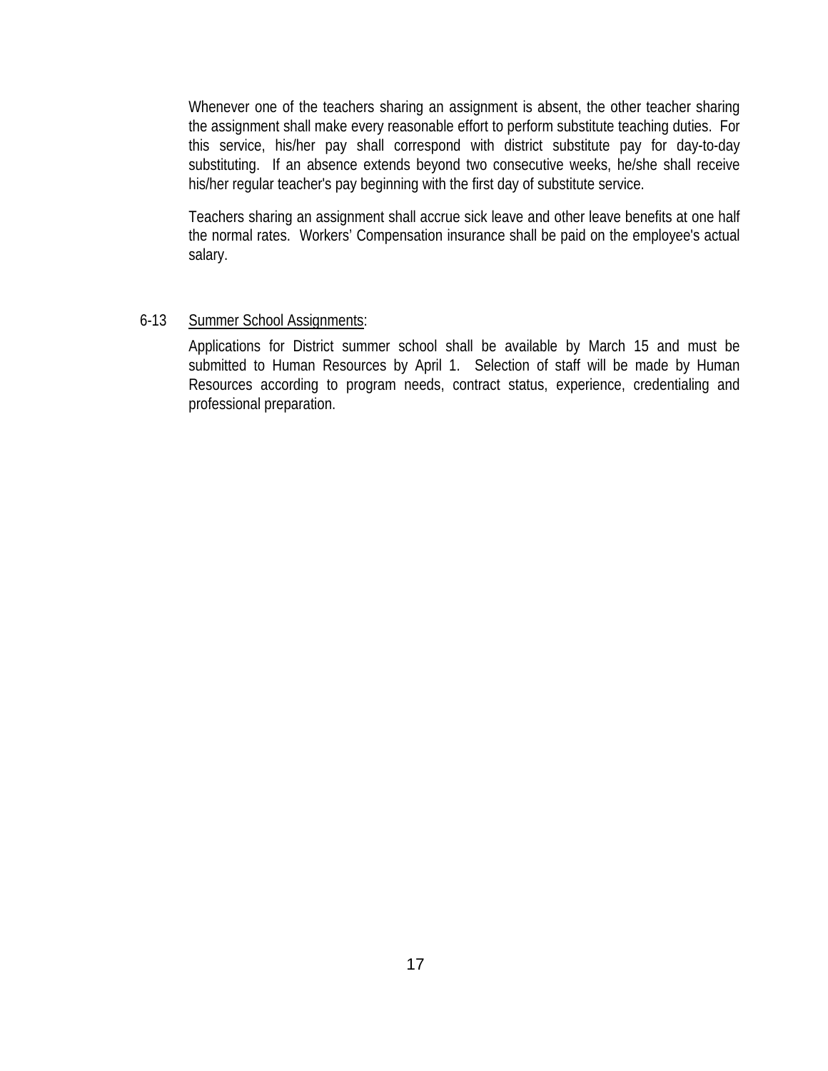Whenever one of the teachers sharing an assignment is absent, the other teacher sharing the assignment shall make every reasonable effort to perform substitute teaching duties. For this service, his/her pay shall correspond with district substitute pay for day-to-day substituting. If an absence extends beyond two consecutive weeks, he/she shall receive his/her regular teacher's pay beginning with the first day of substitute service.

Teachers sharing an assignment shall accrue sick leave and other leave benefits at one half the normal rates. Workers' Compensation insurance shall be paid on the employee's actual salary.

6-13 Summer School Assignments:

Applications for District summer school shall be available by March 15 and must be submitted to Human Resources by April 1. Selection of staff will be made by Human Resources according to program needs, contract status, experience, credentialing and professional preparation.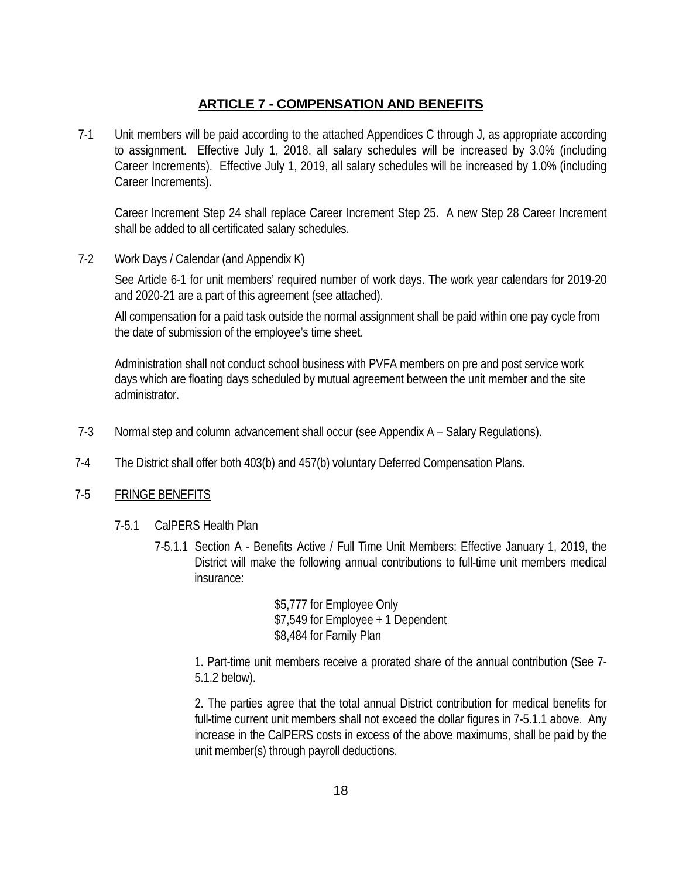# ARTICLE 7 - COMPENSATION AND BENEFITS

7-1 Unit members will be paid according to the attached Appendices C through J, as appropriate according to assignment. Effective July 1, 2018, all salary schedules will be increased by 3.0% (including Career Increments). Effective July 1, 2019, all salary schedules will be increased by 1.0% (including Career Increments).

Career Increment Step 24 shall replace Career Increment Step 25. A new Step 28 Career Increment shall be added to all certificated salary schedules.

7-2 Work Days / Calendar (and Appendix K)

See Article 6-1 for unit members' required number of work days. The work year calendars for 2019-20 and 2020-21 are a part of this agreement (see attached).

All compensation for a paid task outside the normal assignment shall be paid within one pay cycle from the date of submission of the employee's time sheet.

Administration shall not conduct school business with PVFA members on pre and post service work days which are floating days scheduled by mutual agreement between the unit member and the site administrator.

7-3 Normal step and column advancement shall occur (see Appendix A – Salary Regulations).

7-4 The District shall offer both 403(b) and 457(b) voluntary Deferred Compensation Plans.

7-5 FRINGE BENEFITS

7-5.1 CalPERS Health Plan

7-5.1.1 Section A - Benefits Active / Full Time Unit Members: Effective January 1, 2019, the District will make the following annual contributions to full-time unit members medical insurance:

$5,777 for Employee Only
$7,549 for Employee + 1 Dependent
$8,484 for Family Plan

1. Part-time unit members receive a prorated share of the annual contribution (See 7-5.1.2 below).

2. The parties agree that the total annual District contribution for medical benefits for full-time current unit members shall not exceed the dollar figures in 7-5.1.1 above. Any increase in the CalPERS costs in excess of the above maximums, shall be paid by the unit member(s) through payroll deductions.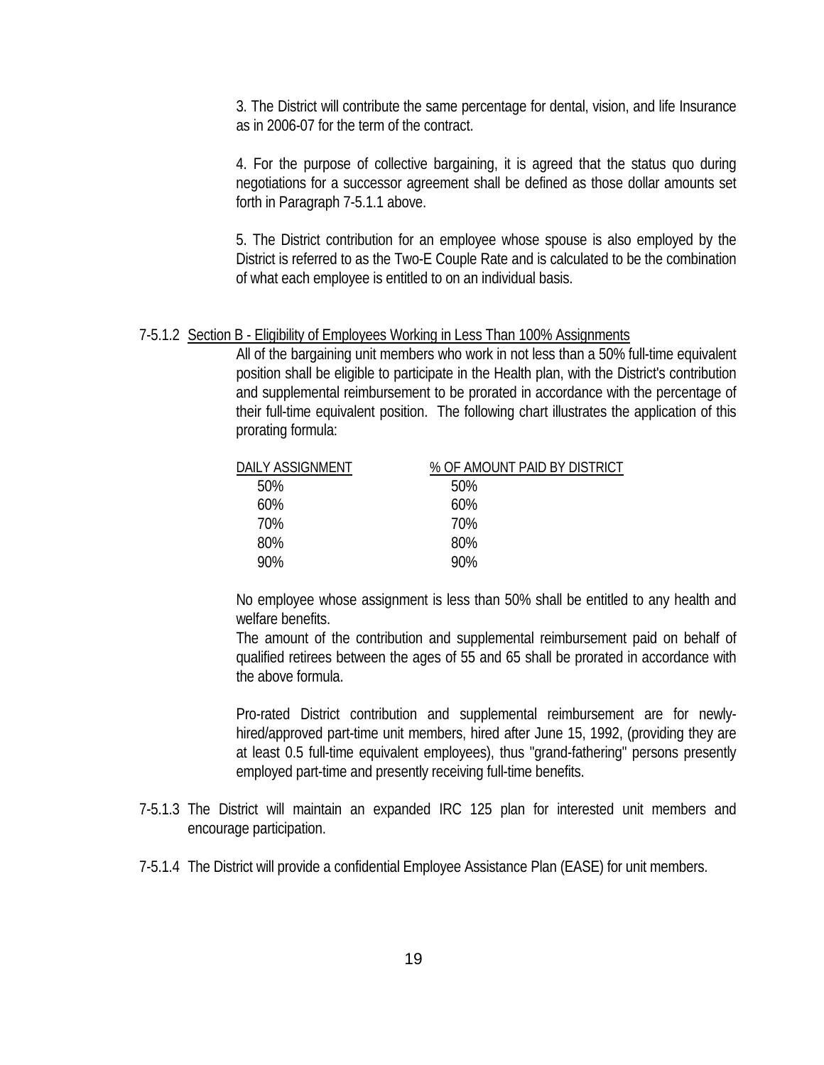3. The District will contribute the same percentage for dental, vision, and life Insurance as in 2006-07 for the term of the contract.

4. For the purpose of collective bargaining, it is agreed that the status quo during negotiations for a successor agreement shall be defined as those dollar amounts set forth in Paragraph 7-5.1.1 above.

5. The District contribution for an employee whose spouse is also employed by the District is referred to as the Two-E Couple Rate and is calculated to be the combination of what each employee is entitled to on an individual basis.

7-5.1.2 Section B - Eligibility of Employees Working in Less Than 100% Assignments

All of the bargaining unit members who work in not less than a 50% full-time equivalent position shall be eligible to participate in the Health plan, with the District's contribution and supplemental reimbursement to be prorated in accordance with the percentage of their full-time equivalent position. The following chart illustrates the application of this prorating formula:

| DAILY ASSIGNMENT | % OF AMOUNT PAID BY DISTRICT |
|---|---|
| 50% | 50% |
| 60% | 60% |
| 70% | 70% |
| 80% | 80% |
| 90% | 90% |

No employee whose assignment is less than 50% shall be entitled to any health and welfare benefits.

The amount of the contribution and supplemental reimbursement paid on behalf of qualified retirees between the ages of 55 and 65 shall be prorated in accordance with the above formula.

Pro-rated District contribution and supplemental reimbursement are for newly-hired/approved part-time unit members, hired after June 15, 1992, (providing they are at least 0.5 full-time equivalent employees), thus "grand-fathering" persons presently employed part-time and presently receiving full-time benefits.

7-5.1.3 The District will maintain an expanded IRC 125 plan for interested unit members and encourage participation.

7-5.1.4 The District will provide a confidential Employee Assistance Plan (EASE) for unit members.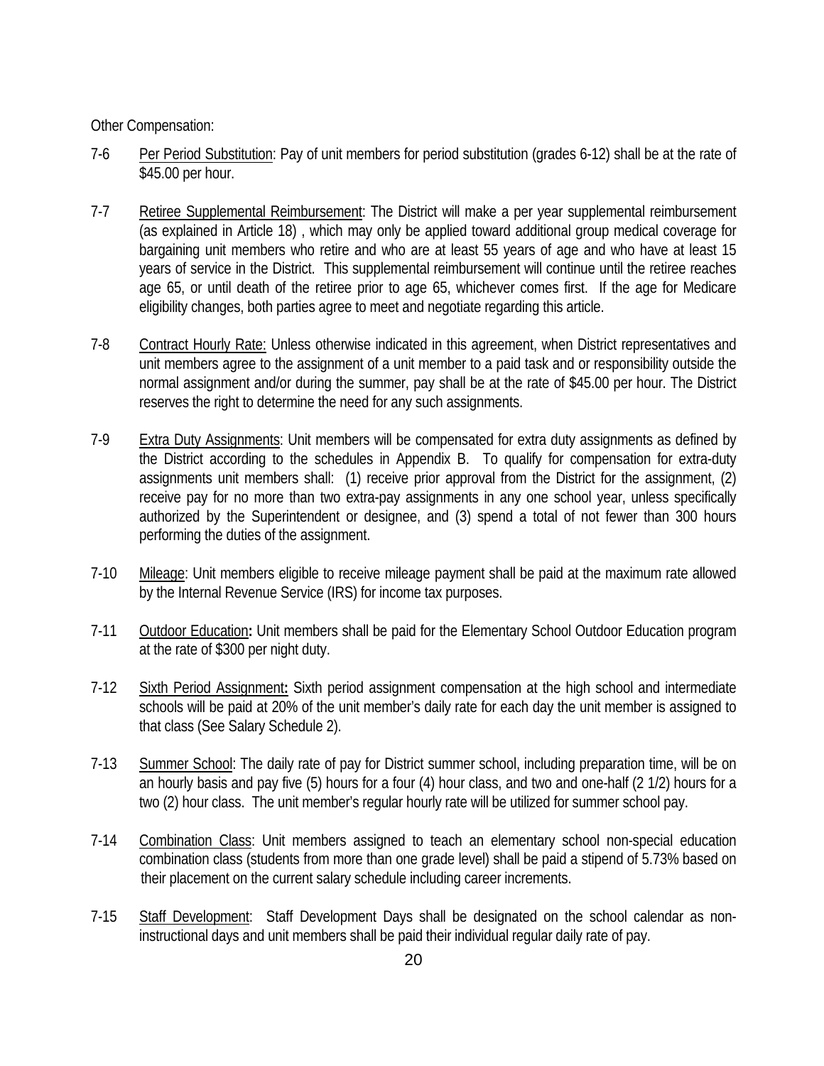Other Compensation:

7-6 Per Period Substitution: Pay of unit members for period substitution (grades 6-12) shall be at the rate of $45.00 per hour.

7-7 Retiree Supplemental Reimbursement: The District will make a per year supplemental reimbursement (as explained in Article 18) , which may only be applied toward additional group medical coverage for bargaining unit members who retire and who are at least 55 years of age and who have at least 15 years of service in the District. This supplemental reimbursement will continue until the retiree reaches age 65, or until death of the retiree prior to age 65, whichever comes first. If the age for Medicare eligibility changes, both parties agree to meet and negotiate regarding this article.

7-8 Contract Hourly Rate: Unless otherwise indicated in this agreement, when District representatives and unit members agree to the assignment of a unit member to a paid task and or responsibility outside the normal assignment and/or during the summer, pay shall be at the rate of $45.00 per hour. The District reserves the right to determine the need for any such assignments.

7-9 Extra Duty Assignments: Unit members will be compensated for extra duty assignments as defined by the District according to the schedules in Appendix B. To qualify for compensation for extra-duty assignments unit members shall: (1) receive prior approval from the District for the assignment, (2) receive pay for no more than two extra-pay assignments in any one school year, unless specifically authorized by the Superintendent or designee, and (3) spend a total of not fewer than 300 hours performing the duties of the assignment.

7-10 Mileage: Unit members eligible to receive mileage payment shall be paid at the maximum rate allowed by the Internal Revenue Service (IRS) for income tax purposes.

7-11 Outdoor Education**:** Unit members shall be paid for the Elementary School Outdoor Education program at the rate of $300 per night duty.

7-12 Sixth Period Assignment**:** Sixth period assignment compensation at the high school and intermediate schools will be paid at 20% of the unit member's daily rate for each day the unit member is assigned to that class (See Salary Schedule 2).

7-13 Summer School: The daily rate of pay for District summer school, including preparation time, will be on an hourly basis and pay five (5) hours for a four (4) hour class, and two and one-half (2 1/2) hours for a two (2) hour class. The unit member's regular hourly rate will be utilized for summer school pay.

7-14 Combination Class: Unit members assigned to teach an elementary school non-special education combination class (students from more than one grade level) shall be paid a stipend of 5.73% based on their placement on the current salary schedule including career increments.

7-15 Staff Development: Staff Development Days shall be designated on the school calendar as non-instructional days and unit members shall be paid their individual regular daily rate of pay.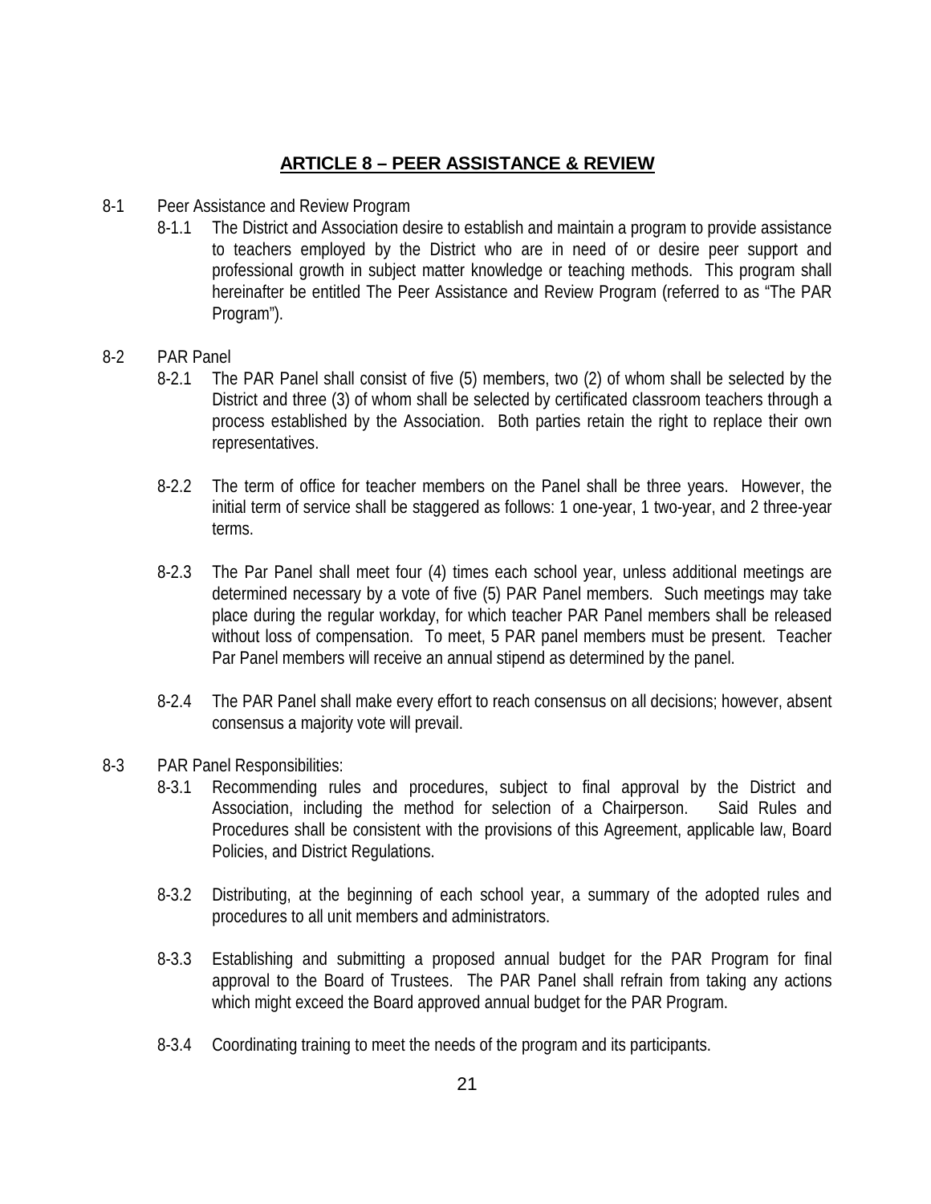## ARTICLE 8 – PEER ASSISTANCE & REVIEW

8-1 Peer Assistance and Review Program

8-1.1 The District and Association desire to establish and maintain a program to provide assistance to teachers employed by the District who are in need of or desire peer support and professional growth in subject matter knowledge or teaching methods. This program shall hereinafter be entitled The Peer Assistance and Review Program (referred to as "The PAR Program").

8-2 PAR Panel

8-2.1 The PAR Panel shall consist of five (5) members, two (2) of whom shall be selected by the District and three (3) of whom shall be selected by certificated classroom teachers through a process established by the Association. Both parties retain the right to replace their own representatives.

8-2.2 The term of office for teacher members on the Panel shall be three years. However, the initial term of service shall be staggered as follows: 1 one-year, 1 two-year, and 2 three-year terms.

8-2.3 The Par Panel shall meet four (4) times each school year, unless additional meetings are determined necessary by a vote of five (5) PAR Panel members. Such meetings may take place during the regular workday, for which teacher PAR Panel members shall be released without loss of compensation. To meet, 5 PAR panel members must be present. Teacher Par Panel members will receive an annual stipend as determined by the panel.

8-2.4 The PAR Panel shall make every effort to reach consensus on all decisions; however, absent consensus a majority vote will prevail.

8-3 PAR Panel Responsibilities:

8-3.1 Recommending rules and procedures, subject to final approval by the District and Association, including the method for selection of a Chairperson. Said Rules and Procedures shall be consistent with the provisions of this Agreement, applicable law, Board Policies, and District Regulations.

8-3.2 Distributing, at the beginning of each school year, a summary of the adopted rules and procedures to all unit members and administrators.

8-3.3 Establishing and submitting a proposed annual budget for the PAR Program for final approval to the Board of Trustees. The PAR Panel shall refrain from taking any actions which might exceed the Board approved annual budget for the PAR Program.

8-3.4 Coordinating training to meet the needs of the program and its participants.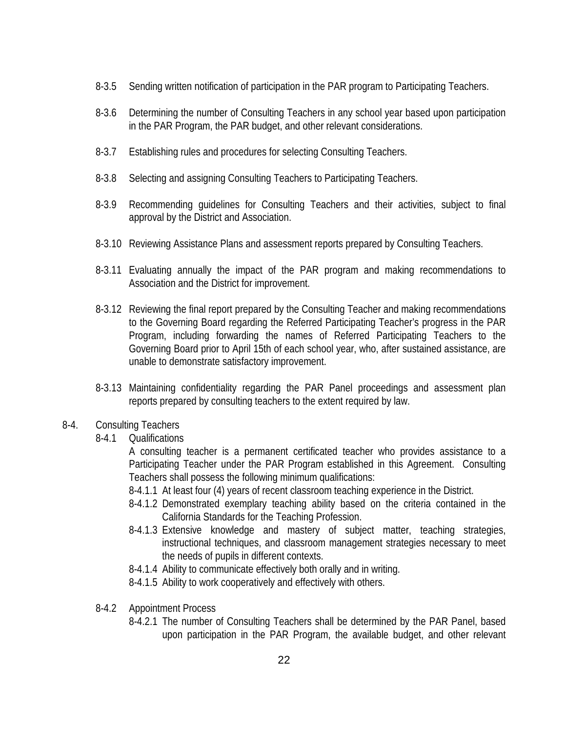8-3.5 Sending written notification of participation in the PAR program to Participating Teachers.

8-3.6 Determining the number of Consulting Teachers in any school year based upon participation in the PAR Program, the PAR budget, and other relevant considerations.

8-3.7 Establishing rules and procedures for selecting Consulting Teachers.

8-3.8 Selecting and assigning Consulting Teachers to Participating Teachers.

8-3.9 Recommending guidelines for Consulting Teachers and their activities, subject to final approval by the District and Association.

8-3.10 Reviewing Assistance Plans and assessment reports prepared by Consulting Teachers.

8-3.11 Evaluating annually the impact of the PAR program and making recommendations to Association and the District for improvement.

8-3.12 Reviewing the final report prepared by the Consulting Teacher and making recommendations to the Governing Board regarding the Referred Participating Teacher's progress in the PAR Program, including forwarding the names of Referred Participating Teachers to the Governing Board prior to April 15th of each school year, who, after sustained assistance, are unable to demonstrate satisfactory improvement.

8-3.13 Maintaining confidentiality regarding the PAR Panel proceedings and assessment plan reports prepared by consulting teachers to the extent required by law.

8-4. Consulting Teachers

8-4.1 Qualifications

A consulting teacher is a permanent certificated teacher who provides assistance to a Participating Teacher under the PAR Program established in this Agreement. Consulting Teachers shall possess the following minimum qualifications:

8-4.1.1 At least four (4) years of recent classroom teaching experience in the District.

8-4.1.2 Demonstrated exemplary teaching ability based on the criteria contained in the California Standards for the Teaching Profession.

8-4.1.3 Extensive knowledge and mastery of subject matter, teaching strategies, instructional techniques, and classroom management strategies necessary to meet the needs of pupils in different contexts.

8-4.1.4 Ability to communicate effectively both orally and in writing.

8-4.1.5 Ability to work cooperatively and effectively with others.

8-4.2 Appointment Process

8-4.2.1 The number of Consulting Teachers shall be determined by the PAR Panel, based upon participation in the PAR Program, the available budget, and other relevant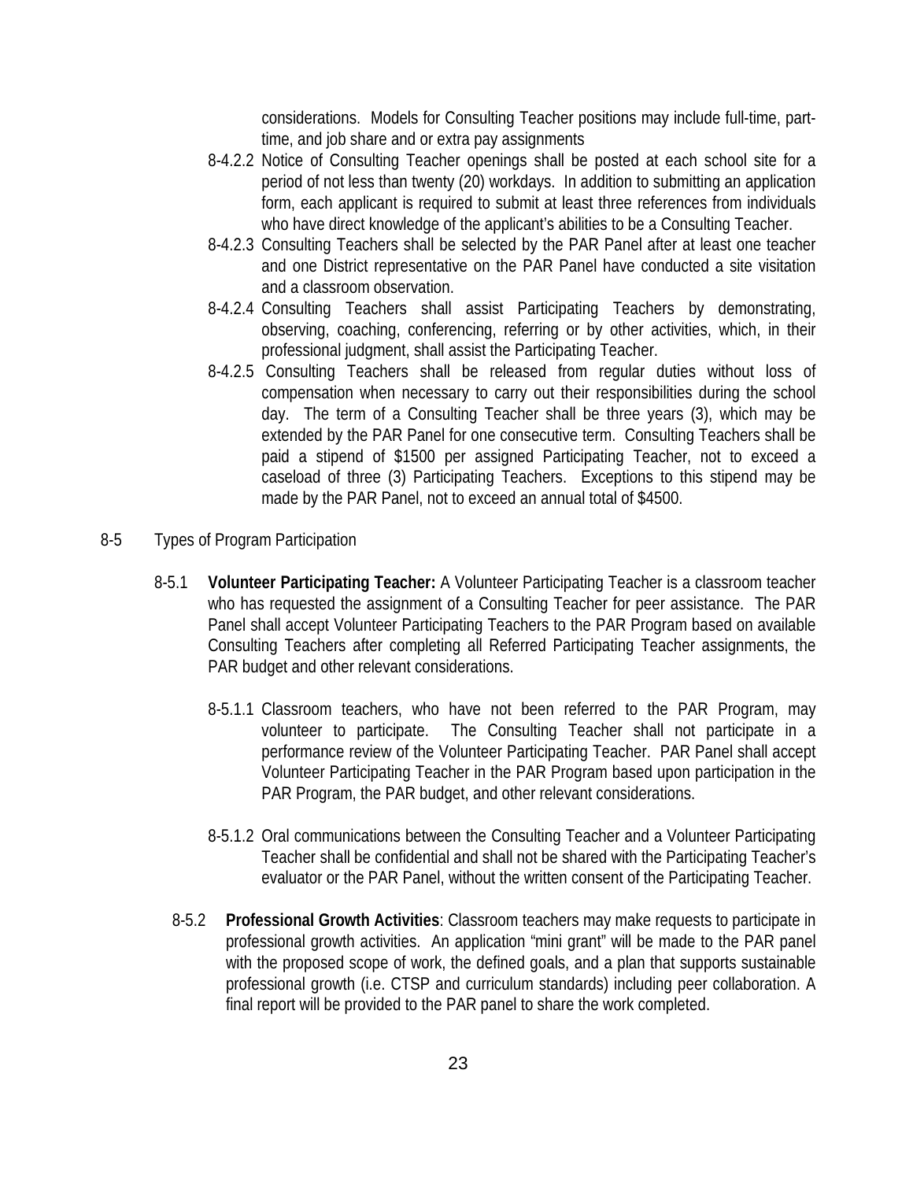considerations. Models for Consulting Teacher positions may include full-time, part-time, and job share and or extra pay assignments

8-4.2.2 Notice of Consulting Teacher openings shall be posted at each school site for a period of not less than twenty (20) workdays. In addition to submitting an application form, each applicant is required to submit at least three references from individuals who have direct knowledge of the applicant's abilities to be a Consulting Teacher.

8-4.2.3 Consulting Teachers shall be selected by the PAR Panel after at least one teacher and one District representative on the PAR Panel have conducted a site visitation and a classroom observation.

8-4.2.4 Consulting Teachers shall assist Participating Teachers by demonstrating, observing, coaching, conferencing, referring or by other activities, which, in their professional judgment, shall assist the Participating Teacher.

8-4.2.5 Consulting Teachers shall be released from regular duties without loss of compensation when necessary to carry out their responsibilities during the school day. The term of a Consulting Teacher shall be three years (3), which may be extended by the PAR Panel for one consecutive term. Consulting Teachers shall be paid a stipend of $1500 per assigned Participating Teacher, not to exceed a caseload of three (3) Participating Teachers. Exceptions to this stipend may be made by the PAR Panel, not to exceed an annual total of $4500.

8-5 Types of Program Participation

8-5.1 **Volunteer Participating Teacher:** A Volunteer Participating Teacher is a classroom teacher who has requested the assignment of a Consulting Teacher for peer assistance. The PAR Panel shall accept Volunteer Participating Teachers to the PAR Program based on available Consulting Teachers after completing all Referred Participating Teacher assignments, the PAR budget and other relevant considerations.

8-5.1.1 Classroom teachers, who have not been referred to the PAR Program, may volunteer to participate. The Consulting Teacher shall not participate in a performance review of the Volunteer Participating Teacher. PAR Panel shall accept Volunteer Participating Teacher in the PAR Program based upon participation in the PAR Program, the PAR budget, and other relevant considerations.

8-5.1.2 Oral communications between the Consulting Teacher and a Volunteer Participating Teacher shall be confidential and shall not be shared with the Participating Teacher's evaluator or the PAR Panel, without the written consent of the Participating Teacher.

8-5.2 **Professional Growth Activities**: Classroom teachers may make requests to participate in professional growth activities. An application "mini grant" will be made to the PAR panel with the proposed scope of work, the defined goals, and a plan that supports sustainable professional growth (i.e. CTSP and curriculum standards) including peer collaboration. A final report will be provided to the PAR panel to share the work completed.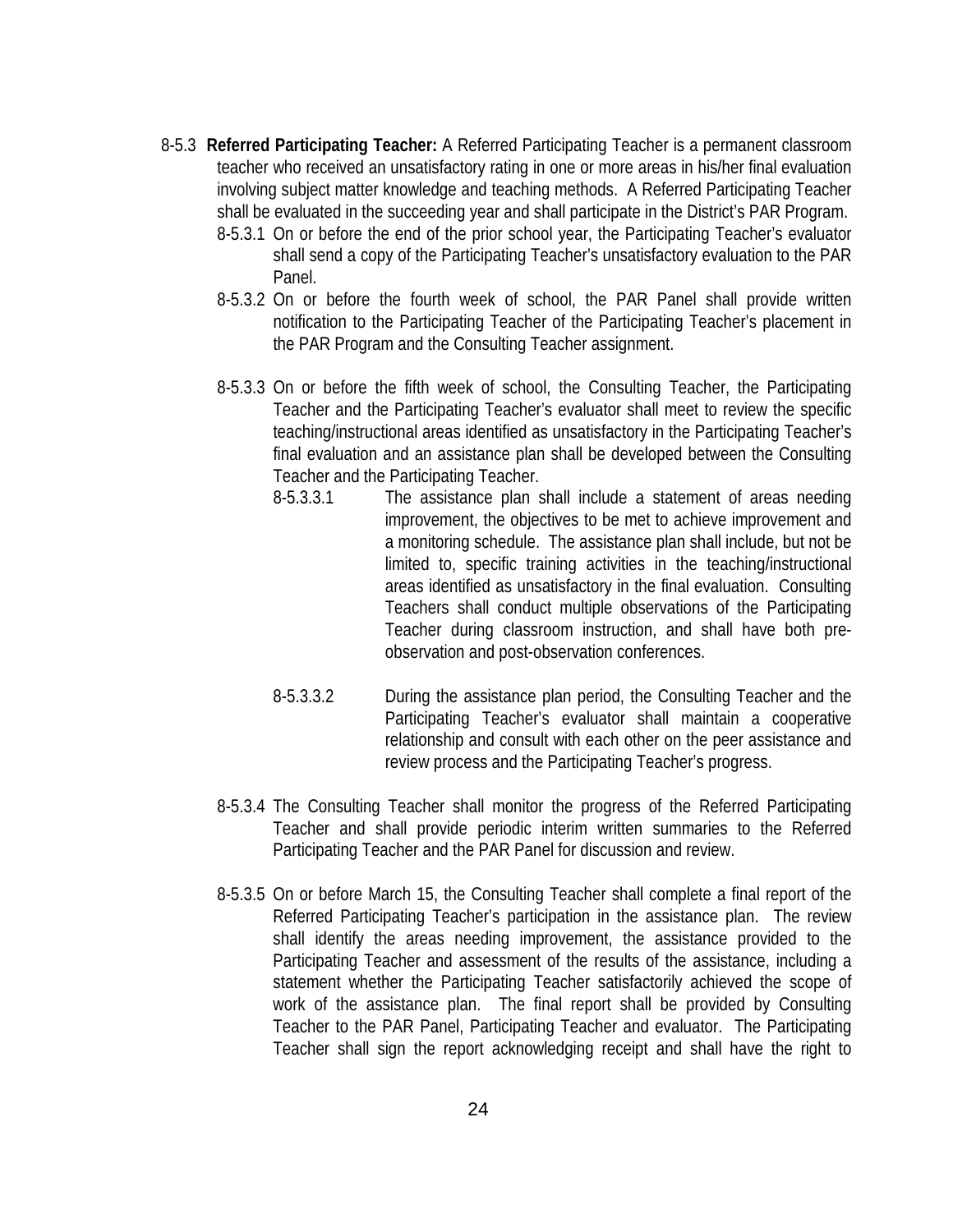8-5.3 **Referred Participating Teacher:** A Referred Participating Teacher is a permanent classroom teacher who received an unsatisfactory rating in one or more areas in his/her final evaluation involving subject matter knowledge and teaching methods. A Referred Participating Teacher shall be evaluated in the succeeding year and shall participate in the District's PAR Program.

8-5.3.1 On or before the end of the prior school year, the Participating Teacher's evaluator shall send a copy of the Participating Teacher's unsatisfactory evaluation to the PAR Panel.

8-5.3.2 On or before the fourth week of school, the PAR Panel shall provide written notification to the Participating Teacher of the Participating Teacher's placement in the PAR Program and the Consulting Teacher assignment.

8-5.3.3 On or before the fifth week of school, the Consulting Teacher, the Participating Teacher and the Participating Teacher's evaluator shall meet to review the specific teaching/instructional areas identified as unsatisfactory in the Participating Teacher's final evaluation and an assistance plan shall be developed between the Consulting Teacher and the Participating Teacher.

8-5.3.3.1 The assistance plan shall include a statement of areas needing improvement, the objectives to be met to achieve improvement and a monitoring schedule. The assistance plan shall include, but not be limited to, specific training activities in the teaching/instructional areas identified as unsatisfactory in the final evaluation. Consulting Teachers shall conduct multiple observations of the Participating Teacher during classroom instruction, and shall have both pre-observation and post-observation conferences.

8-5.3.3.2 During the assistance plan period, the Consulting Teacher and the Participating Teacher's evaluator shall maintain a cooperative relationship and consult with each other on the peer assistance and review process and the Participating Teacher's progress.

8-5.3.4 The Consulting Teacher shall monitor the progress of the Referred Participating Teacher and shall provide periodic interim written summaries to the Referred Participating Teacher and the PAR Panel for discussion and review.

8-5.3.5 On or before March 15, the Consulting Teacher shall complete a final report of the Referred Participating Teacher's participation in the assistance plan. The review shall identify the areas needing improvement, the assistance provided to the Participating Teacher and assessment of the results of the assistance, including a statement whether the Participating Teacher satisfactorily achieved the scope of work of the assistance plan. The final report shall be provided by Consulting Teacher to the PAR Panel, Participating Teacher and evaluator. The Participating Teacher shall sign the report acknowledging receipt and shall have the right to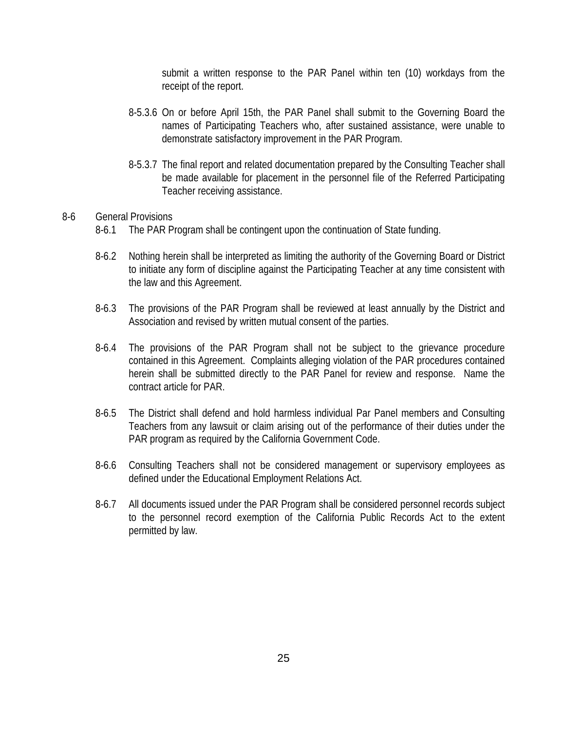submit a written response to the PAR Panel within ten (10) workdays from the receipt of the report.

8-5.3.6 On or before April 15th, the PAR Panel shall submit to the Governing Board the names of Participating Teachers who, after sustained assistance, were unable to demonstrate satisfactory improvement in the PAR Program.

8-5.3.7 The final report and related documentation prepared by the Consulting Teacher shall be made available for placement in the personnel file of the Referred Participating Teacher receiving assistance.

8-6 General Provisions

8-6.1 The PAR Program shall be contingent upon the continuation of State funding.

8-6.2 Nothing herein shall be interpreted as limiting the authority of the Governing Board or District to initiate any form of discipline against the Participating Teacher at any time consistent with the law and this Agreement.

8-6.3 The provisions of the PAR Program shall be reviewed at least annually by the District and Association and revised by written mutual consent of the parties.

8-6.4 The provisions of the PAR Program shall not be subject to the grievance procedure contained in this Agreement. Complaints alleging violation of the PAR procedures contained herein shall be submitted directly to the PAR Panel for review and response. Name the contract article for PAR.

8-6.5 The District shall defend and hold harmless individual Par Panel members and Consulting Teachers from any lawsuit or claim arising out of the performance of their duties under the PAR program as required by the California Government Code.

8-6.6 Consulting Teachers shall not be considered management or supervisory employees as defined under the Educational Employment Relations Act.

8-6.7 All documents issued under the PAR Program shall be considered personnel records subject to the personnel record exemption of the California Public Records Act to the extent permitted by law.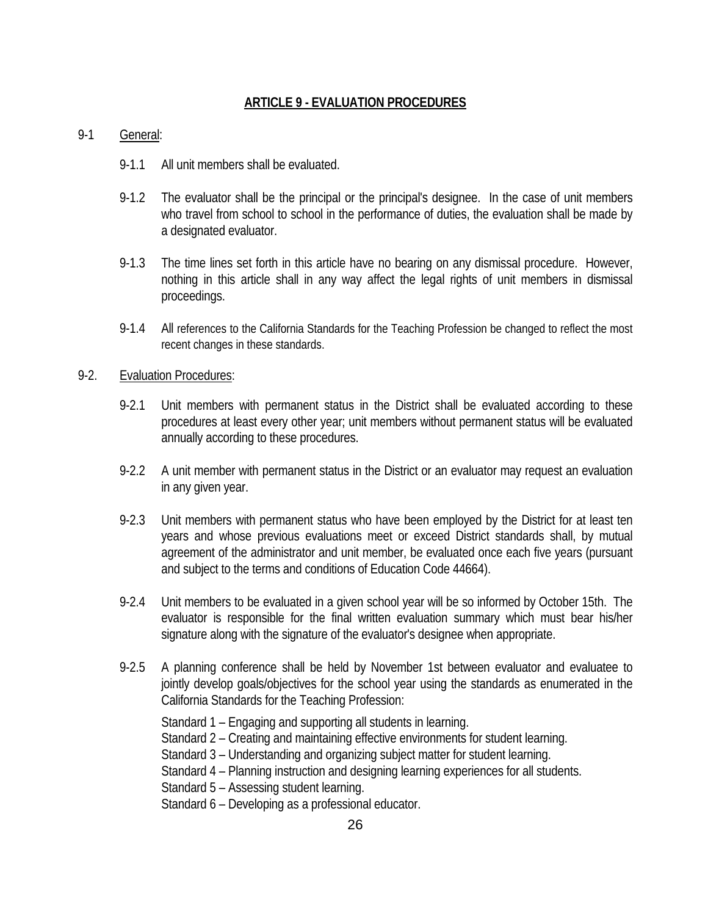## ARTICLE 9 - EVALUATION PROCEDURES

9-1 General:

9-1.1 All unit members shall be evaluated.

9-1.2 The evaluator shall be the principal or the principal's designee. In the case of unit members who travel from school to school in the performance of duties, the evaluation shall be made by a designated evaluator.

9-1.3 The time lines set forth in this article have no bearing on any dismissal procedure. However, nothing in this article shall in any way affect the legal rights of unit members in dismissal proceedings.

9-1.4 All references to the California Standards for the Teaching Profession be changed to reflect the most recent changes in these standards.

9-2. Evaluation Procedures:

9-2.1 Unit members with permanent status in the District shall be evaluated according to these procedures at least every other year; unit members without permanent status will be evaluated annually according to these procedures.

9-2.2 A unit member with permanent status in the District or an evaluator may request an evaluation in any given year.

9-2.3 Unit members with permanent status who have been employed by the District for at least ten years and whose previous evaluations meet or exceed District standards shall, by mutual agreement of the administrator and unit member, be evaluated once each five years (pursuant and subject to the terms and conditions of Education Code 44664).

9-2.4 Unit members to be evaluated in a given school year will be so informed by October 15th. The evaluator is responsible for the final written evaluation summary which must bear his/her signature along with the signature of the evaluator's designee when appropriate.

9-2.5 A planning conference shall be held by November 1st between evaluator and evaluatee to jointly develop goals/objectives for the school year using the standards as enumerated in the California Standards for the Teaching Profession:

Standard 1 – Engaging and supporting all students in learning.
Standard 2 – Creating and maintaining effective environments for student learning.
Standard 3 – Understanding and organizing subject matter for student learning.
Standard 4 – Planning instruction and designing learning experiences for all students.
Standard 5 – Assessing student learning.
Standard 6 – Developing as a professional educator.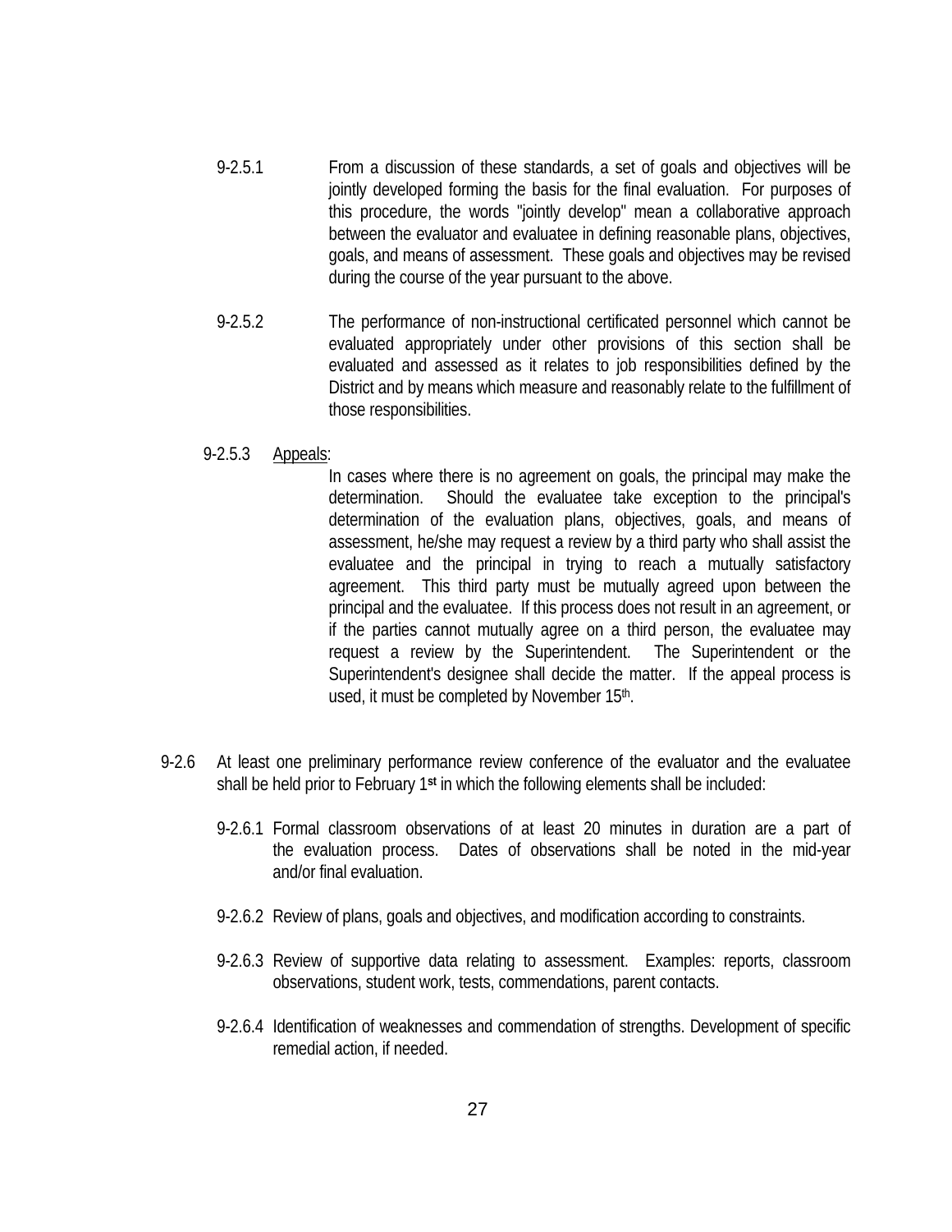9-2.5.1 From a discussion of these standards, a set of goals and objectives will be jointly developed forming the basis for the final evaluation. For purposes of this procedure, the words "jointly develop" mean a collaborative approach between the evaluator and evaluatee in defining reasonable plans, objectives, goals, and means of assessment. These goals and objectives may be revised during the course of the year pursuant to the above.

9-2.5.2 The performance of non-instructional certificated personnel which cannot be evaluated appropriately under other provisions of this section shall be evaluated and assessed as it relates to job responsibilities defined by the District and by means which measure and reasonably relate to the fulfillment of those responsibilities.

9-2.5.3 <u>Appeals</u>:

In cases where there is no agreement on goals, the principal may make the determination. Should the evaluatee take exception to the principal's determination of the evaluation plans, objectives, goals, and means of assessment, he/she may request a review by a third party who shall assist the evaluatee and the principal in trying to reach a mutually satisfactory agreement. This third party must be mutually agreed upon between the principal and the evaluatee. If this process does not result in an agreement, or if the parties cannot mutually agree on a third person, the evaluatee may request a review by the Superintendent. The Superintendent or the Superintendent's designee shall decide the matter. If the appeal process is used, it must be completed by November 15th.

9-2.6 At least one preliminary performance review conference of the evaluator and the evaluatee shall be held prior to February 1**st** in which the following elements shall be included:

9-2.6.1 Formal classroom observations of at least 20 minutes in duration are a part of the evaluation process. Dates of observations shall be noted in the mid-year and/or final evaluation.

9-2.6.2 Review of plans, goals and objectives, and modification according to constraints.

9-2.6.3 Review of supportive data relating to assessment. Examples: reports, classroom observations, student work, tests, commendations, parent contacts.

9-2.6.4 Identification of weaknesses and commendation of strengths. Development of specific remedial action, if needed.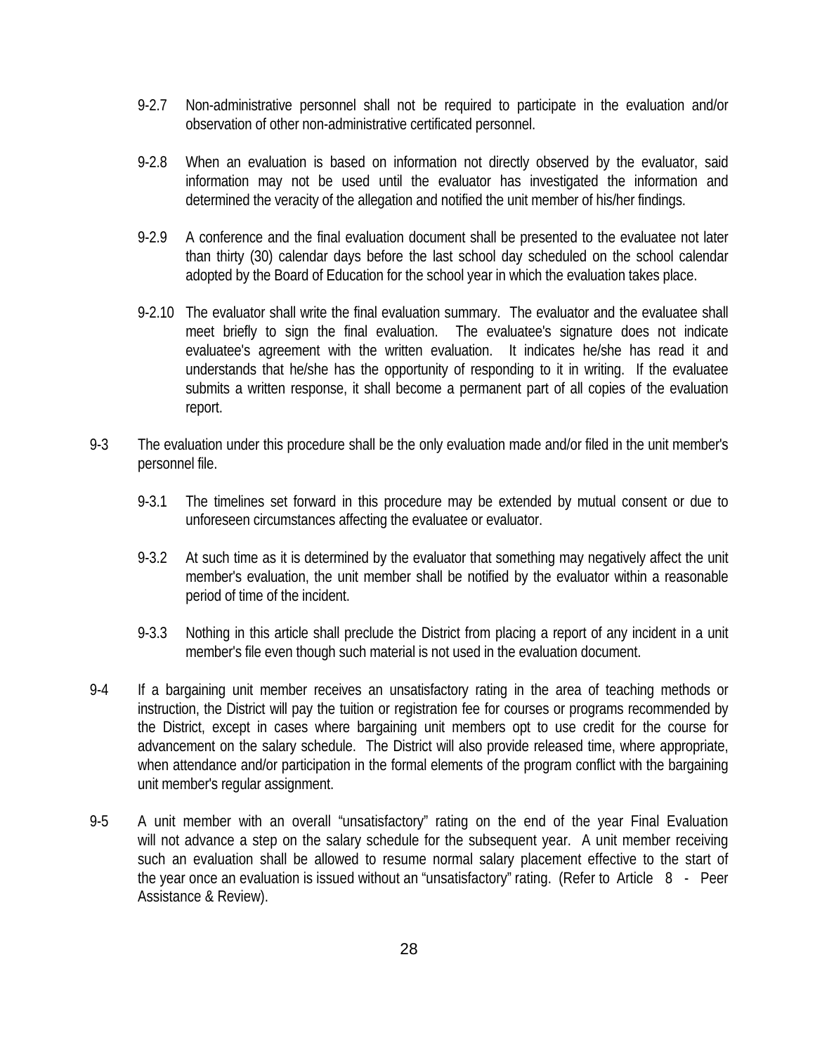9-2.7 Non-administrative personnel shall not be required to participate in the evaluation and/or observation of other non-administrative certificated personnel.

9-2.8 When an evaluation is based on information not directly observed by the evaluator, said information may not be used until the evaluator has investigated the information and determined the veracity of the allegation and notified the unit member of his/her findings.

9-2.9 A conference and the final evaluation document shall be presented to the evaluatee not later than thirty (30) calendar days before the last school day scheduled on the school calendar adopted by the Board of Education for the school year in which the evaluation takes place.

9-2.10 The evaluator shall write the final evaluation summary. The evaluator and the evaluatee shall meet briefly to sign the final evaluation. The evaluatee's signature does not indicate evaluatee's agreement with the written evaluation. It indicates he/she has read it and understands that he/she has the opportunity of responding to it in writing. If the evaluatee submits a written response, it shall become a permanent part of all copies of the evaluation report.

9-3 The evaluation under this procedure shall be the only evaluation made and/or filed in the unit member's personnel file.

9-3.1 The timelines set forward in this procedure may be extended by mutual consent or due to unforeseen circumstances affecting the evaluatee or evaluator.

9-3.2 At such time as it is determined by the evaluator that something may negatively affect the unit member's evaluation, the unit member shall be notified by the evaluator within a reasonable period of time of the incident.

9-3.3 Nothing in this article shall preclude the District from placing a report of any incident in a unit member's file even though such material is not used in the evaluation document.

9-4 If a bargaining unit member receives an unsatisfactory rating in the area of teaching methods or instruction, the District will pay the tuition or registration fee for courses or programs recommended by the District, except in cases where bargaining unit members opt to use credit for the course for advancement on the salary schedule. The District will also provide released time, where appropriate, when attendance and/or participation in the formal elements of the program conflict with the bargaining unit member's regular assignment.

9-5 A unit member with an overall "unsatisfactory" rating on the end of the year Final Evaluation will not advance a step on the salary schedule for the subsequent year. A unit member receiving such an evaluation shall be allowed to resume normal salary placement effective to the start of the year once an evaluation is issued without an "unsatisfactory" rating. (Refer to Article 8 - Peer Assistance & Review).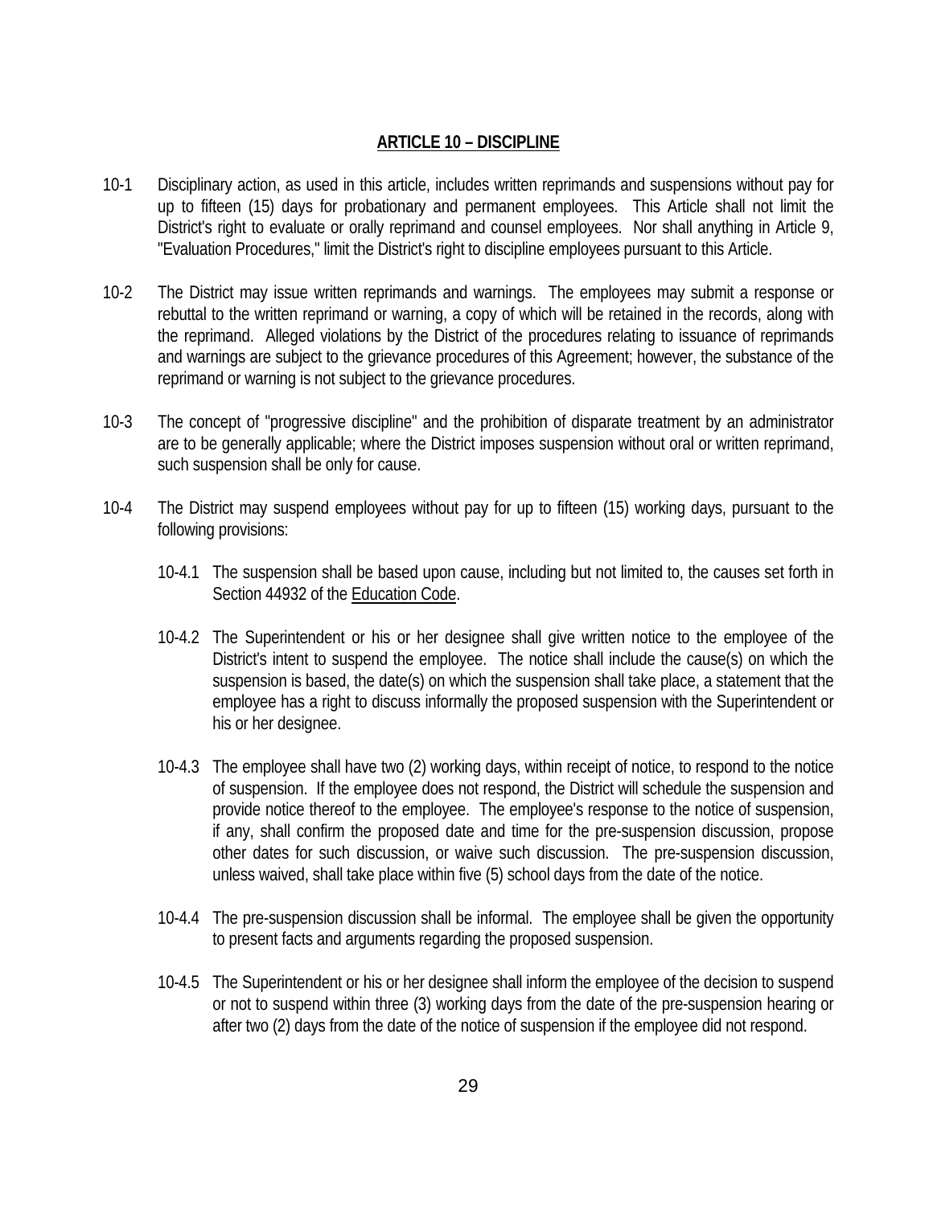## ARTICLE 10 – DISCIPLINE

10-1 Disciplinary action, as used in this article, includes written reprimands and suspensions without pay for up to fifteen (15) days for probationary and permanent employees. This Article shall not limit the District's right to evaluate or orally reprimand and counsel employees. Nor shall anything in Article 9, "Evaluation Procedures," limit the District's right to discipline employees pursuant to this Article.

10-2 The District may issue written reprimands and warnings. The employees may submit a response or rebuttal to the written reprimand or warning, a copy of which will be retained in the records, along with the reprimand. Alleged violations by the District of the procedures relating to issuance of reprimands and warnings are subject to the grievance procedures of this Agreement; however, the substance of the reprimand or warning is not subject to the grievance procedures.

10-3 The concept of "progressive discipline" and the prohibition of disparate treatment by an administrator are to be generally applicable; where the District imposes suspension without oral or written reprimand, such suspension shall be only for cause.

10-4 The District may suspend employees without pay for up to fifteen (15) working days, pursuant to the following provisions:

10-4.1 The suspension shall be based upon cause, including but not limited to, the causes set forth in Section 44932 of the Education Code.

10-4.2 The Superintendent or his or her designee shall give written notice to the employee of the District's intent to suspend the employee. The notice shall include the cause(s) on which the suspension is based, the date(s) on which the suspension shall take place, a statement that the employee has a right to discuss informally the proposed suspension with the Superintendent or his or her designee.

10-4.3 The employee shall have two (2) working days, within receipt of notice, to respond to the notice of suspension. If the employee does not respond, the District will schedule the suspension and provide notice thereof to the employee. The employee's response to the notice of suspension, if any, shall confirm the proposed date and time for the pre-suspension discussion, propose other dates for such discussion, or waive such discussion. The pre-suspension discussion, unless waived, shall take place within five (5) school days from the date of the notice.

10-4.4 The pre-suspension discussion shall be informal. The employee shall be given the opportunity to present facts and arguments regarding the proposed suspension.

10-4.5 The Superintendent or his or her designee shall inform the employee of the decision to suspend or not to suspend within three (3) working days from the date of the pre-suspension hearing or after two (2) days from the date of the notice of suspension if the employee did not respond.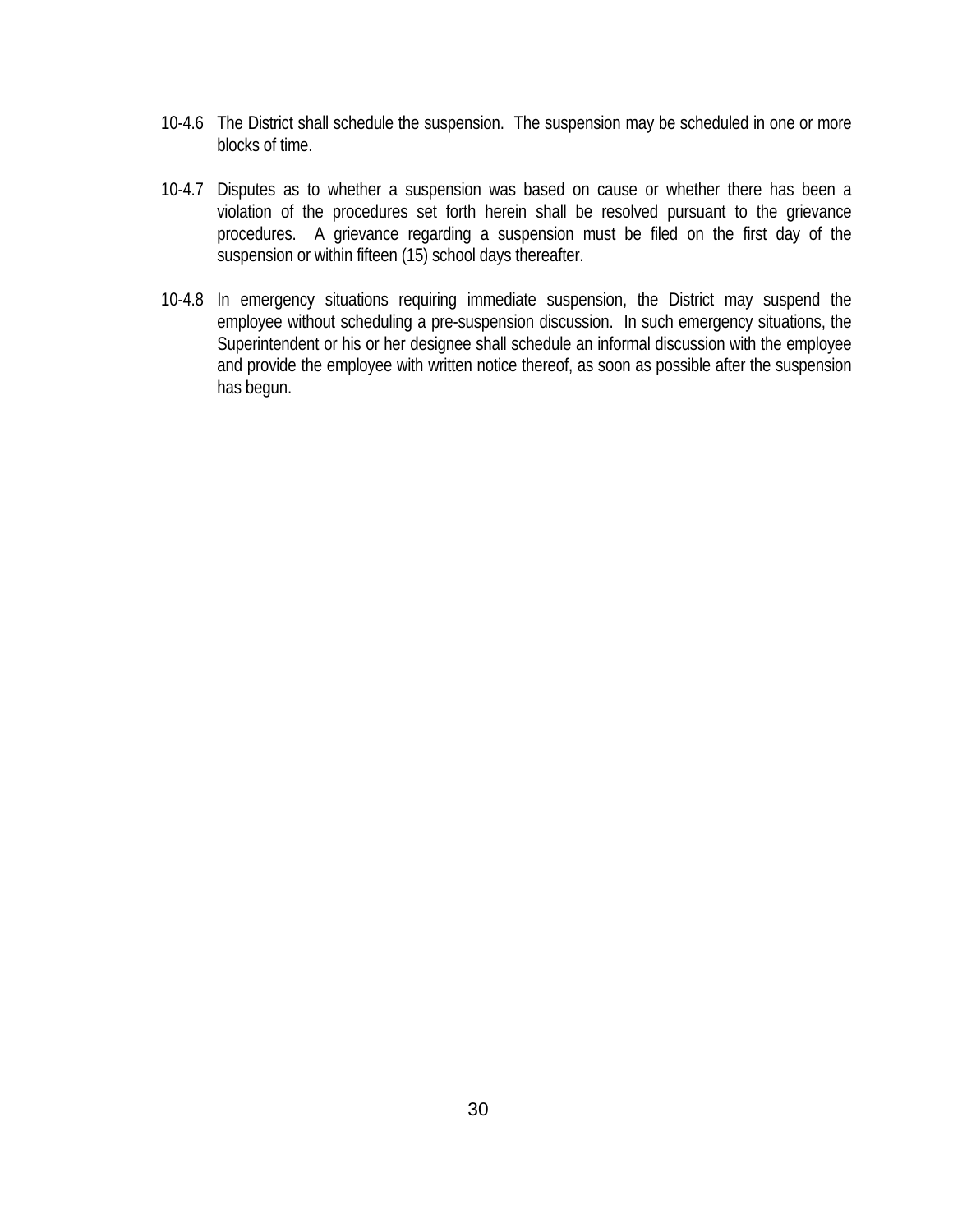10-4.6 The District shall schedule the suspension. The suspension may be scheduled in one or more blocks of time.

10-4.7 Disputes as to whether a suspension was based on cause or whether there has been a violation of the procedures set forth herein shall be resolved pursuant to the grievance procedures. A grievance regarding a suspension must be filed on the first day of the suspension or within fifteen (15) school days thereafter.

10-4.8 In emergency situations requiring immediate suspension, the District may suspend the employee without scheduling a pre-suspension discussion. In such emergency situations, the Superintendent or his or her designee shall schedule an informal discussion with the employee and provide the employee with written notice thereof, as soon as possible after the suspension has begun.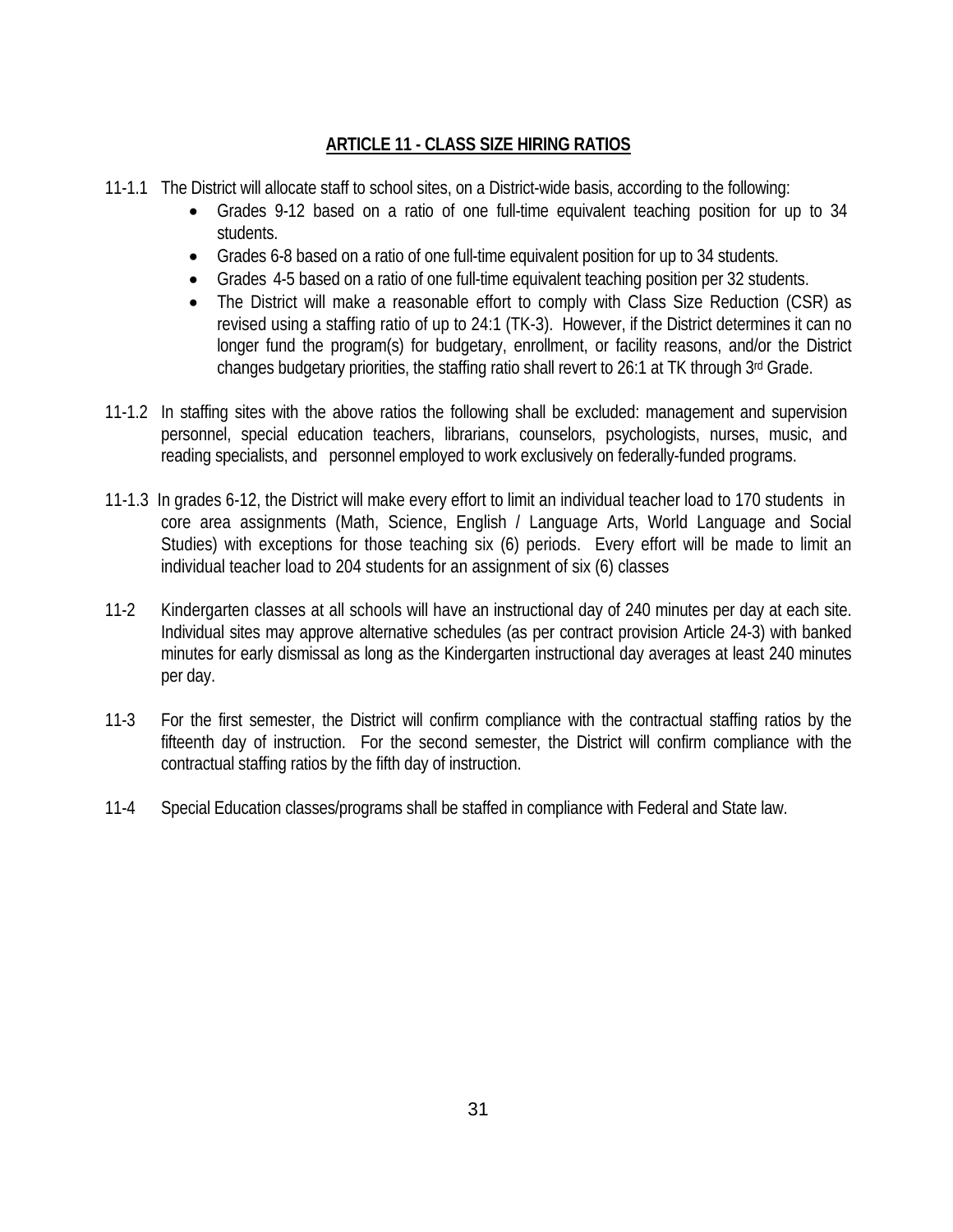## ARTICLE 11 - CLASS SIZE HIRING RATIOS

11-1.1 The District will allocate staff to school sites, on a District-wide basis, according to the following:

- Grades 9-12 based on a ratio of one full-time equivalent teaching position for up to 34 students.
- Grades 6-8 based on a ratio of one full-time equivalent position for up to 34 students.
- Grades 4-5 based on a ratio of one full-time equivalent teaching position per 32 students.
- The District will make a reasonable effort to comply with Class Size Reduction (CSR) as revised using a staffing ratio of up to 24:1 (TK-3). However, if the District determines it can no longer fund the program(s) for budgetary, enrollment, or facility reasons, and/or the District changes budgetary priorities, the staffing ratio shall revert to 26:1 at TK through 3rd Grade.

11-1.2 In staffing sites with the above ratios the following shall be excluded: management and supervision personnel, special education teachers, librarians, counselors, psychologists, nurses, music, and reading specialists, and personnel employed to work exclusively on federally-funded programs.

11-1.3 In grades 6-12, the District will make every effort to limit an individual teacher load to 170 students in core area assignments (Math, Science, English / Language Arts, World Language and Social Studies) with exceptions for those teaching six (6) periods. Every effort will be made to limit an individual teacher load to 204 students for an assignment of six (6) classes

11-2 Kindergarten classes at all schools will have an instructional day of 240 minutes per day at each site. Individual sites may approve alternative schedules (as per contract provision Article 24-3) with banked minutes for early dismissal as long as the Kindergarten instructional day averages at least 240 minutes per day.

11-3 For the first semester, the District will confirm compliance with the contractual staffing ratios by the fifteenth day of instruction. For the second semester, the District will confirm compliance with the contractual staffing ratios by the fifth day of instruction.

11-4 Special Education classes/programs shall be staffed in compliance with Federal and State law.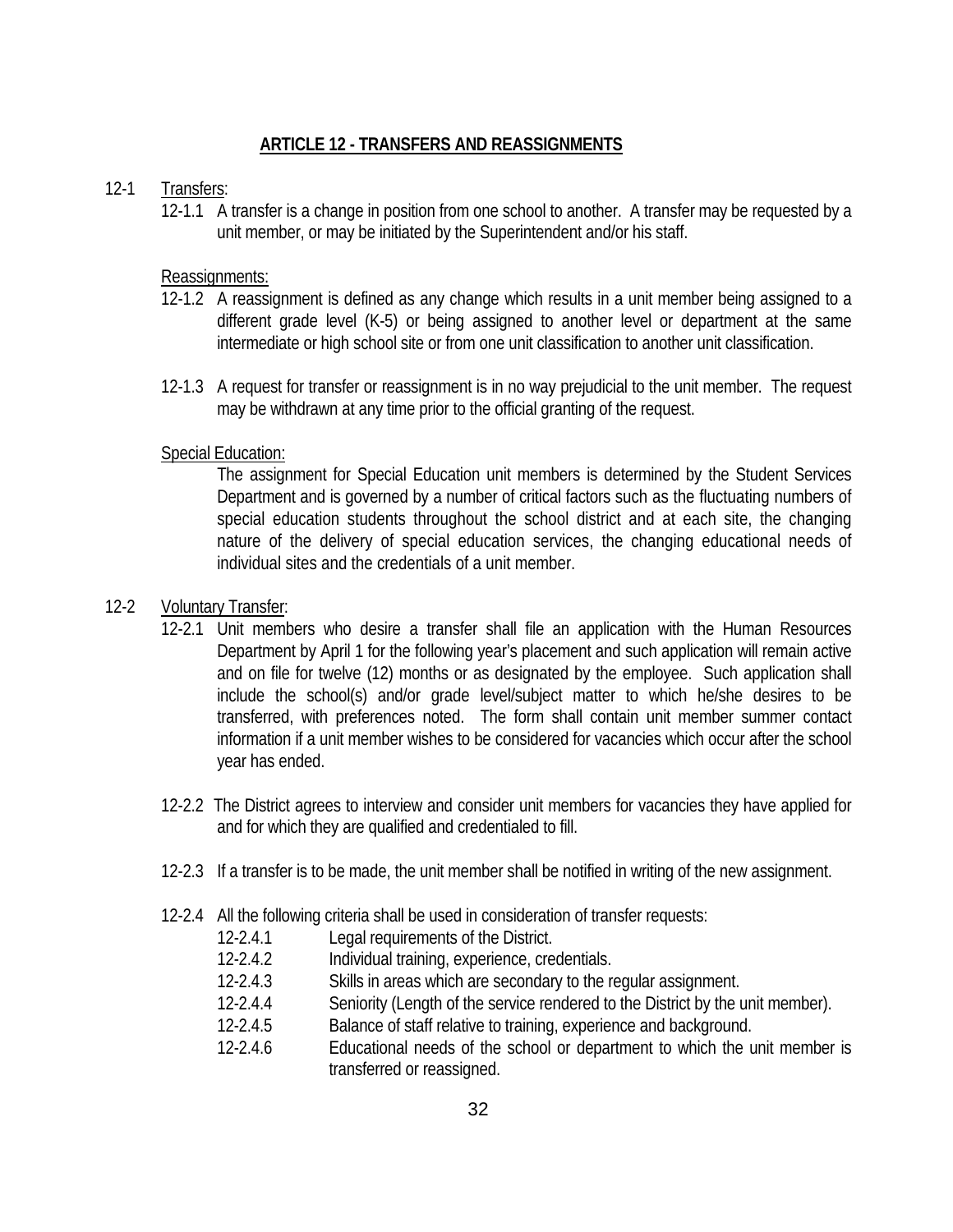## ARTICLE 12 - TRANSFERS AND REASSIGNMENTS

12-1 Transfers:

12-1.1 A transfer is a change in position from one school to another. A transfer may be requested by a unit member, or may be initiated by the Superintendent and/or his staff.

Reassignments:

12-1.2 A reassignment is defined as any change which results in a unit member being assigned to a different grade level (K-5) or being assigned to another level or department at the same intermediate or high school site or from one unit classification to another unit classification.

12-1.3 A request for transfer or reassignment is in no way prejudicial to the unit member. The request may be withdrawn at any time prior to the official granting of the request.

Special Education:

The assignment for Special Education unit members is determined by the Student Services Department and is governed by a number of critical factors such as the fluctuating numbers of special education students throughout the school district and at each site, the changing nature of the delivery of special education services, the changing educational needs of individual sites and the credentials of a unit member.

12-2 Voluntary Transfer:

12-2.1 Unit members who desire a transfer shall file an application with the Human Resources Department by April 1 for the following year's placement and such application will remain active and on file for twelve (12) months or as designated by the employee. Such application shall include the school(s) and/or grade level/subject matter to which he/she desires to be transferred, with preferences noted. The form shall contain unit member summer contact information if a unit member wishes to be considered for vacancies which occur after the school year has ended.

12-2.2 The District agrees to interview and consider unit members for vacancies they have applied for and for which they are qualified and credentialed to fill.

12-2.3 If a transfer is to be made, the unit member shall be notified in writing of the new assignment.

12-2.4 All the following criteria shall be used in consideration of transfer requests:

- 12-2.4.1 Legal requirements of the District.
- 12-2.4.2 Individual training, experience, credentials.
- 12-2.4.3 Skills in areas which are secondary to the regular assignment.
- 12-2.4.4 Seniority (Length of the service rendered to the District by the unit member).
- 12-2.4.5 Balance of staff relative to training, experience and background.
- 12-2.4.6 Educational needs of the school or department to which the unit member is transferred or reassigned.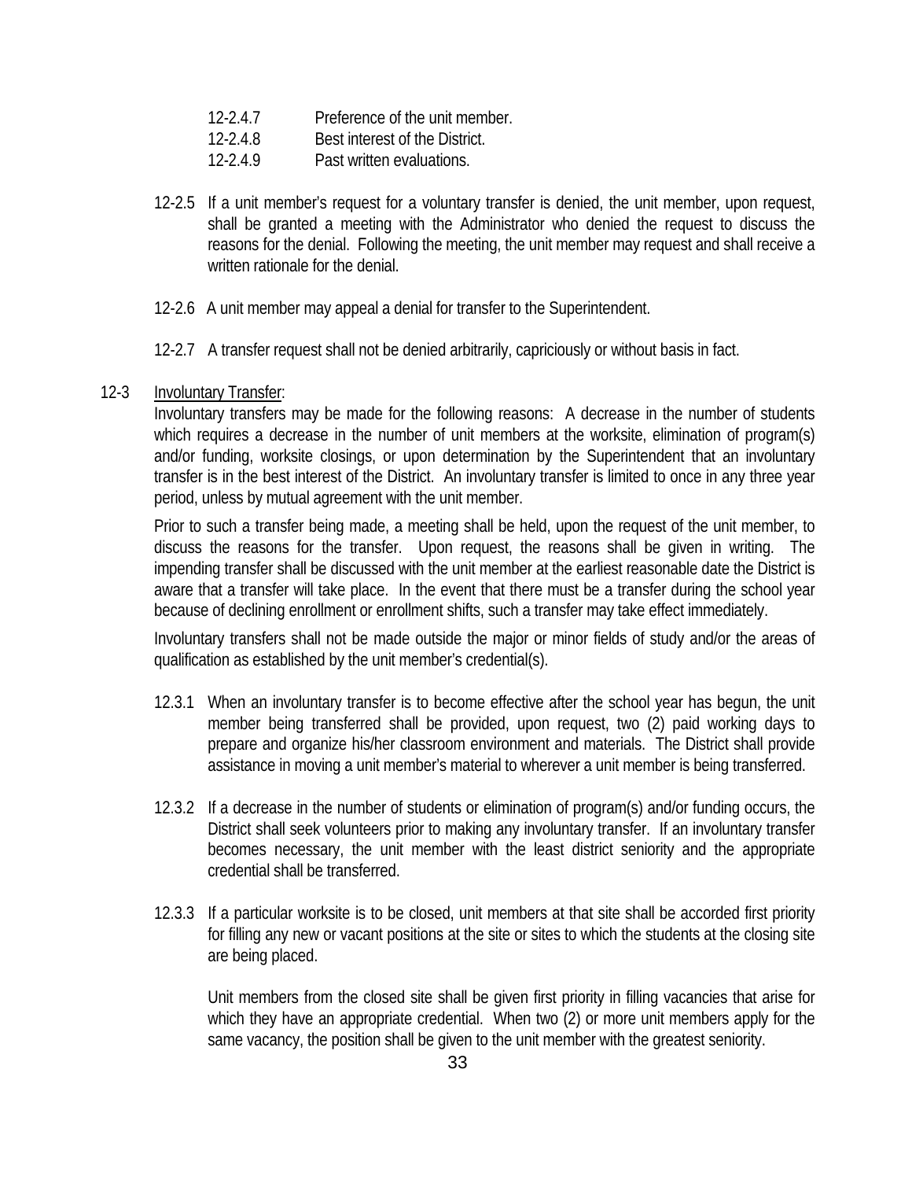12-2.4.7 Preference of the unit member.

12-2.4.8 Best interest of the District.

12-2.4.9 Past written evaluations.

12-2.5 If a unit member's request for a voluntary transfer is denied, the unit member, upon request, shall be granted a meeting with the Administrator who denied the request to discuss the reasons for the denial. Following the meeting, the unit member may request and shall receive a written rationale for the denial.

12-2.6 A unit member may appeal a denial for transfer to the Superintendent.

12-2.7 A transfer request shall not be denied arbitrarily, capriciously or without basis in fact.

12-3 Involuntary Transfer:

Involuntary transfers may be made for the following reasons: A decrease in the number of students which requires a decrease in the number of unit members at the worksite, elimination of program(s) and/or funding, worksite closings, or upon determination by the Superintendent that an involuntary transfer is in the best interest of the District. An involuntary transfer is limited to once in any three year period, unless by mutual agreement with the unit member.

Prior to such a transfer being made, a meeting shall be held, upon the request of the unit member, to discuss the reasons for the transfer. Upon request, the reasons shall be given in writing. The impending transfer shall be discussed with the unit member at the earliest reasonable date the District is aware that a transfer will take place. In the event that there must be a transfer during the school year because of declining enrollment or enrollment shifts, such a transfer may take effect immediately.

Involuntary transfers shall not be made outside the major or minor fields of study and/or the areas of qualification as established by the unit member's credential(s).

12.3.1 When an involuntary transfer is to become effective after the school year has begun, the unit member being transferred shall be provided, upon request, two (2) paid working days to prepare and organize his/her classroom environment and materials. The District shall provide assistance in moving a unit member's material to wherever a unit member is being transferred.

12.3.2 If a decrease in the number of students or elimination of program(s) and/or funding occurs, the District shall seek volunteers prior to making any involuntary transfer. If an involuntary transfer becomes necessary, the unit member with the least district seniority and the appropriate credential shall be transferred.

12.3.3 If a particular worksite is to be closed, unit members at that site shall be accorded first priority for filling any new or vacant positions at the site or sites to which the students at the closing site are being placed.

Unit members from the closed site shall be given first priority in filling vacancies that arise for which they have an appropriate credential. When two (2) or more unit members apply for the same vacancy, the position shall be given to the unit member with the greatest seniority.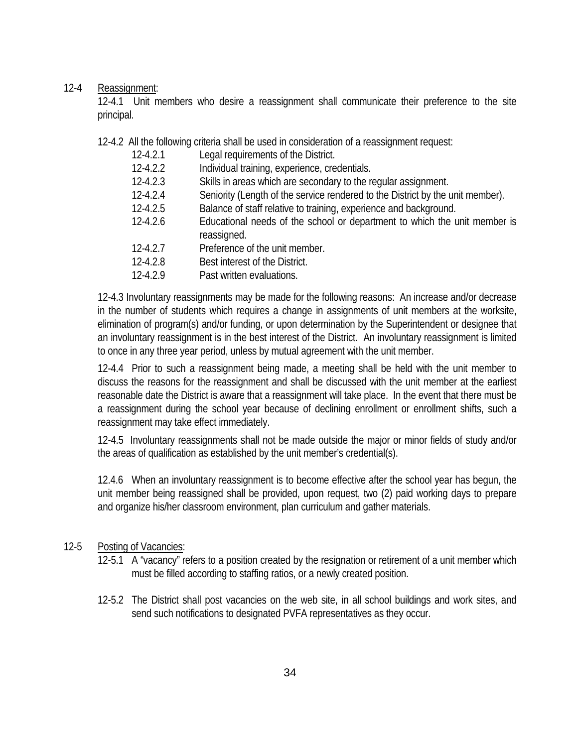12-4 Reassignment:

12-4.1 Unit members who desire a reassignment shall communicate their preference to the site principal.

12-4.2 All the following criteria shall be used in consideration of a reassignment request:

- 12-4.2.1 Legal requirements of the District.
- 12-4.2.2 Individual training, experience, credentials.
- 12-4.2.3 Skills in areas which are secondary to the regular assignment.
- 12-4.2.4 Seniority (Length of the service rendered to the District by the unit member).
- 12-4.2.5 Balance of staff relative to training, experience and background.
- 12-4.2.6 Educational needs of the school or department to which the unit member is reassigned.
- 12-4.2.7 Preference of the unit member.
- 12-4.2.8 Best interest of the District.
- 12-4.2.9 Past written evaluations.

12-4.3 Involuntary reassignments may be made for the following reasons: An increase and/or decrease in the number of students which requires a change in assignments of unit members at the worksite, elimination of program(s) and/or funding, or upon determination by the Superintendent or designee that an involuntary reassignment is in the best interest of the District. An involuntary reassignment is limited to once in any three year period, unless by mutual agreement with the unit member.

12-4.4 Prior to such a reassignment being made, a meeting shall be held with the unit member to discuss the reasons for the reassignment and shall be discussed with the unit member at the earliest reasonable date the District is aware that a reassignment will take place. In the event that there must be a reassignment during the school year because of declining enrollment or enrollment shifts, such a reassignment may take effect immediately.

12-4.5 Involuntary reassignments shall not be made outside the major or minor fields of study and/or the areas of qualification as established by the unit member's credential(s).

12.4.6 When an involuntary reassignment is to become effective after the school year has begun, the unit member being reassigned shall be provided, upon request, two (2) paid working days to prepare and organize his/her classroom environment, plan curriculum and gather materials.

12-5 Posting of Vacancies:

12-5.1 A "vacancy" refers to a position created by the resignation or retirement of a unit member which must be filled according to staffing ratios, or a newly created position.

12-5.2 The District shall post vacancies on the web site, in all school buildings and work sites, and send such notifications to designated PVFA representatives as they occur.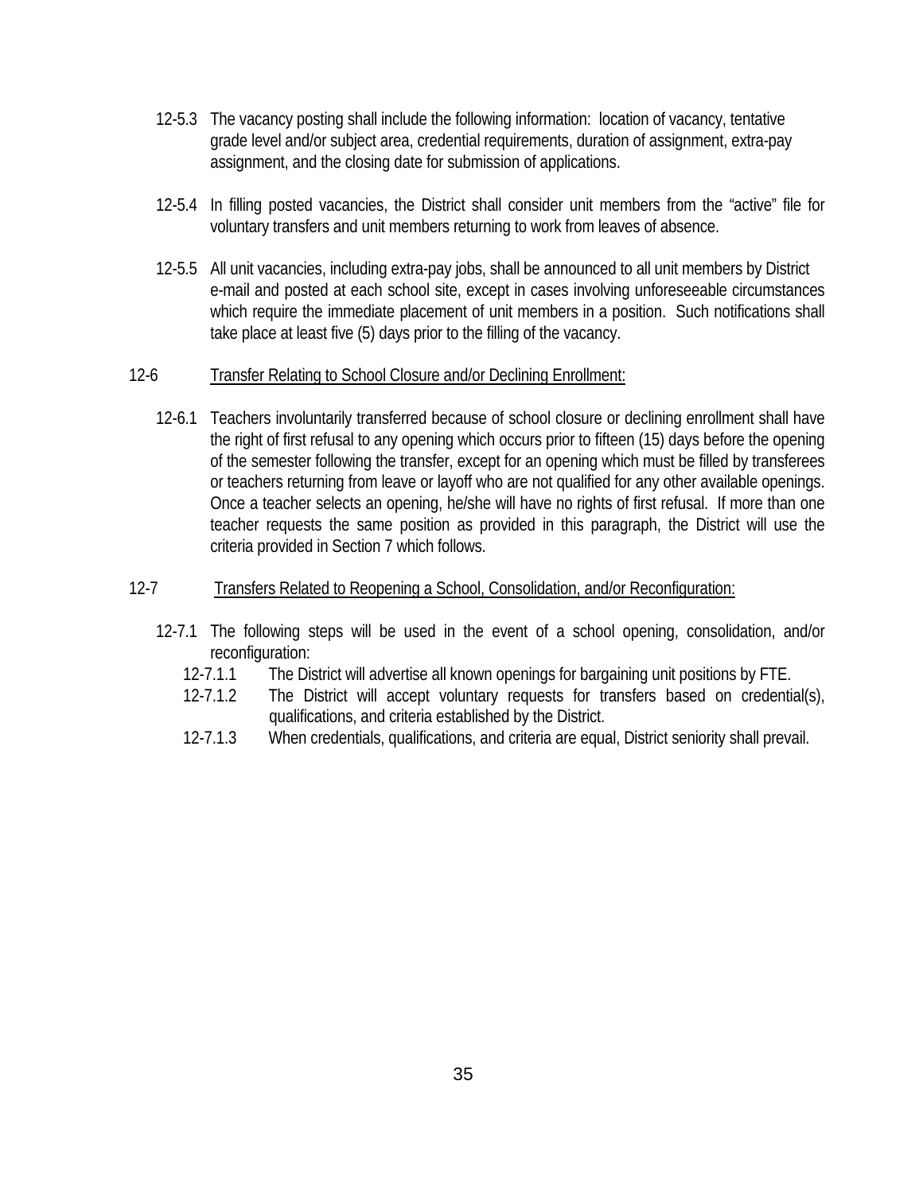12-5.3 The vacancy posting shall include the following information: location of vacancy, tentative grade level and/or subject area, credential requirements, duration of assignment, extra-pay assignment, and the closing date for submission of applications.

12-5.4 In filling posted vacancies, the District shall consider unit members from the "active" file for voluntary transfers and unit members returning to work from leaves of absence.

12-5.5 All unit vacancies, including extra-pay jobs, shall be announced to all unit members by District e-mail and posted at each school site, except in cases involving unforeseeable circumstances which require the immediate placement of unit members in a position. Such notifications shall take place at least five (5) days prior to the filling of the vacancy.

12-6 <u>Transfer Relating to School Closure and/or Declining Enrollment:</u>

12-6.1 Teachers involuntarily transferred because of school closure or declining enrollment shall have the right of first refusal to any opening which occurs prior to fifteen (15) days before the opening of the semester following the transfer, except for an opening which must be filled by transferees or teachers returning from leave or layoff who are not qualified for any other available openings. Once a teacher selects an opening, he/she will have no rights of first refusal. If more than one teacher requests the same position as provided in this paragraph, the District will use the criteria provided in Section 7 which follows.

12-7 <u>Transfers Related to Reopening a School, Consolidation, and/or Reconfiguration:</u>

12-7.1 The following steps will be used in the event of a school opening, consolidation, and/or reconfiguration:

12-7.1.1 The District will advertise all known openings for bargaining unit positions by FTE.

12-7.1.2 The District will accept voluntary requests for transfers based on credential(s), qualifications, and criteria established by the District.

12-7.1.3 When credentials, qualifications, and criteria are equal, District seniority shall prevail.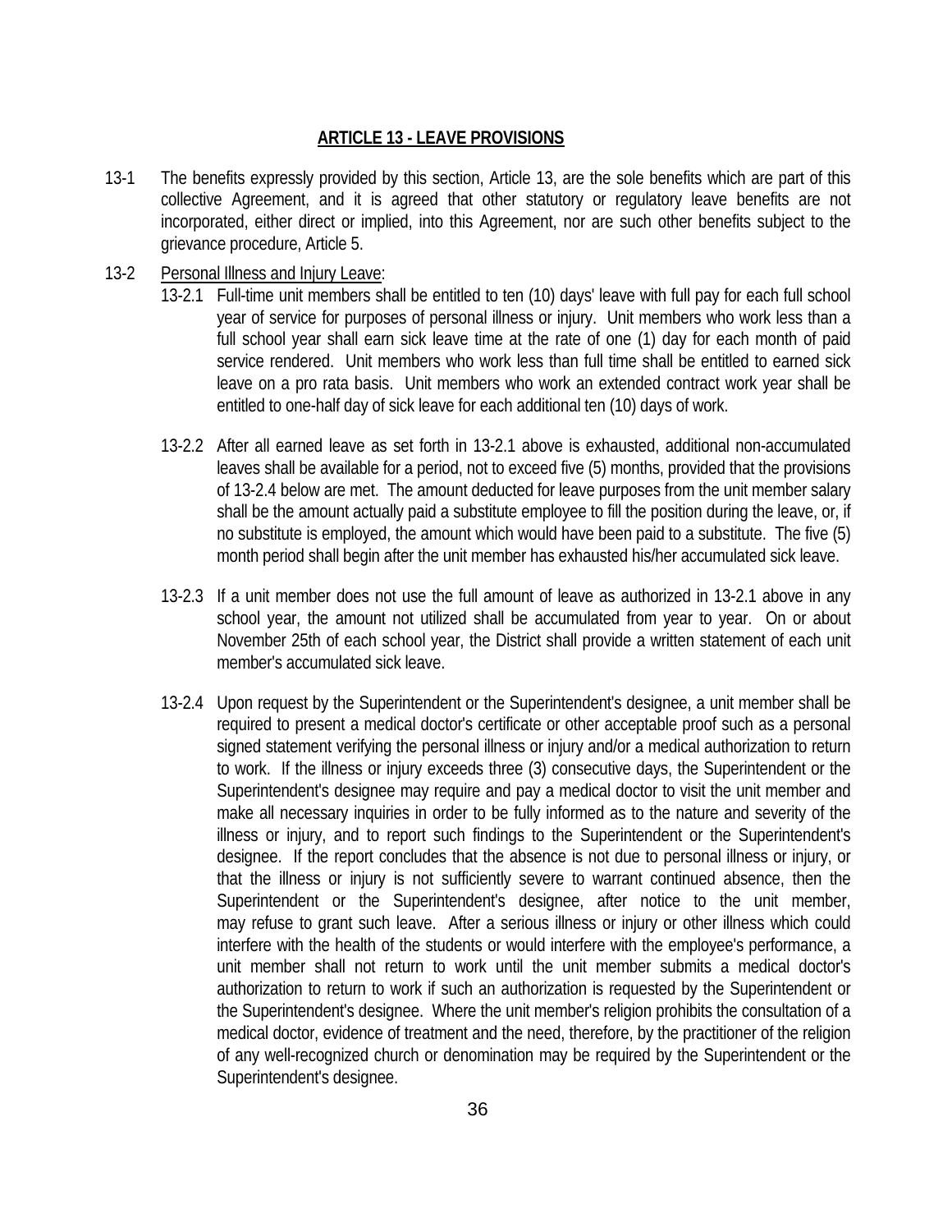## ARTICLE 13 - LEAVE PROVISIONS

13-1 The benefits expressly provided by this section, Article 13, are the sole benefits which are part of this collective Agreement, and it is agreed that other statutory or regulatory leave benefits are not incorporated, either direct or implied, into this Agreement, nor are such other benefits subject to the grievance procedure, Article 5.

13-2 Personal Illness and Injury Leave:

13-2.1 Full-time unit members shall be entitled to ten (10) days' leave with full pay for each full school year of service for purposes of personal illness or injury. Unit members who work less than a full school year shall earn sick leave time at the rate of one (1) day for each month of paid service rendered. Unit members who work less than full time shall be entitled to earned sick leave on a pro rata basis. Unit members who work an extended contract work year shall be entitled to one-half day of sick leave for each additional ten (10) days of work.

13-2.2 After all earned leave as set forth in 13-2.1 above is exhausted, additional non-accumulated leaves shall be available for a period, not to exceed five (5) months, provided that the provisions of 13-2.4 below are met. The amount deducted for leave purposes from the unit member salary shall be the amount actually paid a substitute employee to fill the position during the leave, or, if no substitute is employed, the amount which would have been paid to a substitute. The five (5) month period shall begin after the unit member has exhausted his/her accumulated sick leave.

13-2.3 If a unit member does not use the full amount of leave as authorized in 13-2.1 above in any school year, the amount not utilized shall be accumulated from year to year. On or about November 25th of each school year, the District shall provide a written statement of each unit member's accumulated sick leave.

13-2.4 Upon request by the Superintendent or the Superintendent's designee, a unit member shall be required to present a medical doctor's certificate or other acceptable proof such as a personal signed statement verifying the personal illness or injury and/or a medical authorization to return to work. If the illness or injury exceeds three (3) consecutive days, the Superintendent or the Superintendent's designee may require and pay a medical doctor to visit the unit member and make all necessary inquiries in order to be fully informed as to the nature and severity of the illness or injury, and to report such findings to the Superintendent or the Superintendent's designee. If the report concludes that the absence is not due to personal illness or injury, or that the illness or injury is not sufficiently severe to warrant continued absence, then the Superintendent or the Superintendent's designee, after notice to the unit member, may refuse to grant such leave. After a serious illness or injury or other illness which could interfere with the health of the students or would interfere with the employee's performance, a unit member shall not return to work until the unit member submits a medical doctor's authorization to return to work if such an authorization is requested by the Superintendent or the Superintendent's designee. Where the unit member's religion prohibits the consultation of a medical doctor, evidence of treatment and the need, therefore, by the practitioner of the religion of any well-recognized church or denomination may be required by the Superintendent or the Superintendent's designee.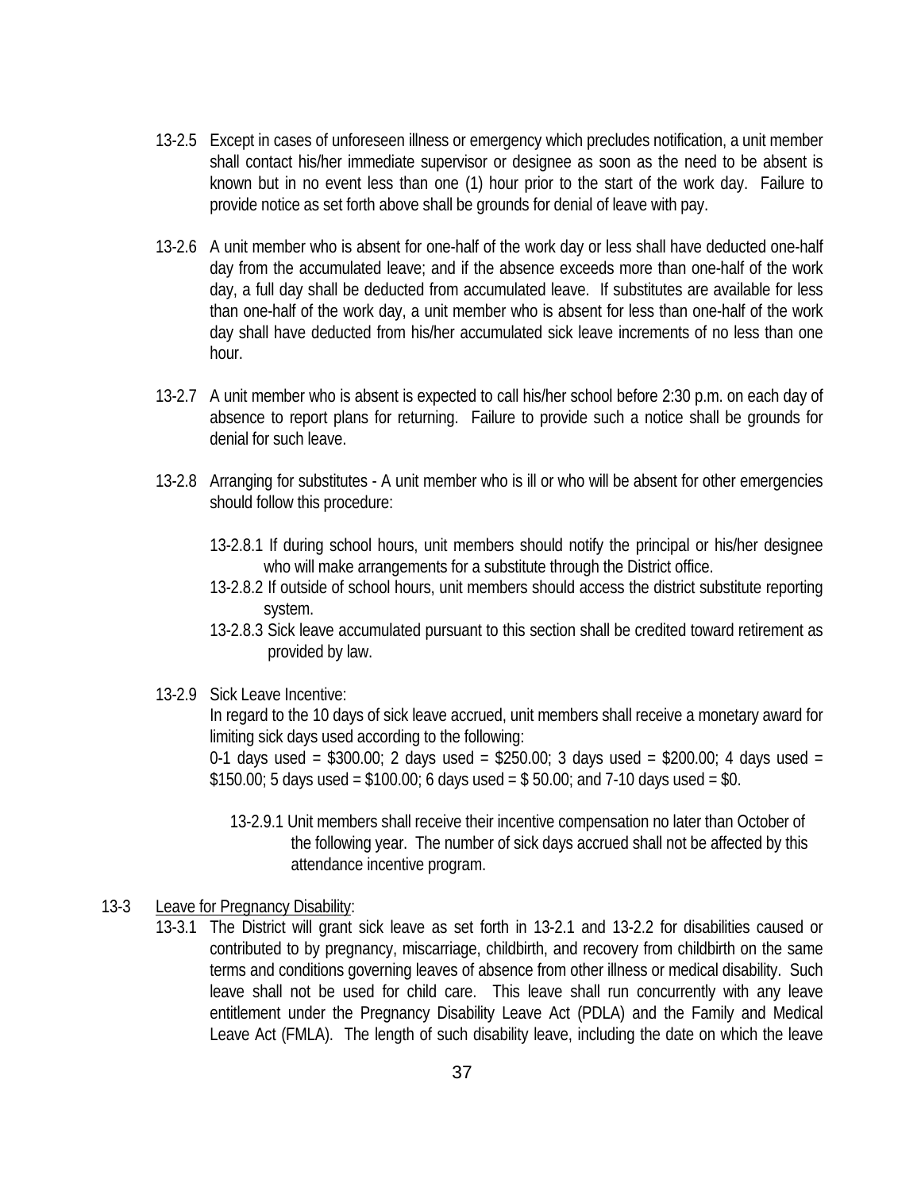13-2.5 Except in cases of unforeseen illness or emergency which precludes notification, a unit member shall contact his/her immediate supervisor or designee as soon as the need to be absent is known but in no event less than one (1) hour prior to the start of the work day. Failure to provide notice as set forth above shall be grounds for denial of leave with pay.

13-2.6 A unit member who is absent for one-half of the work day or less shall have deducted one-half day from the accumulated leave; and if the absence exceeds more than one-half of the work day, a full day shall be deducted from accumulated leave. If substitutes are available for less than one-half of the work day, a unit member who is absent for less than one-half of the work day shall have deducted from his/her accumulated sick leave increments of no less than one hour.

13-2.7 A unit member who is absent is expected to call his/her school before 2:30 p.m. on each day of absence to report plans for returning. Failure to provide such a notice shall be grounds for denial for such leave.

13-2.8 Arranging for substitutes - A unit member who is ill or who will be absent for other emergencies should follow this procedure:

13-2.8.1 If during school hours, unit members should notify the principal or his/her designee who will make arrangements for a substitute through the District office.

13-2.8.2 If outside of school hours, unit members should access the district substitute reporting system.

13-2.8.3 Sick leave accumulated pursuant to this section shall be credited toward retirement as provided by law.

13-2.9 Sick Leave Incentive:

In regard to the 10 days of sick leave accrued, unit members shall receive a monetary award for limiting sick days used according to the following:

0-1 days used = $300.00; 2 days used = $250.00; 3 days used = $200.00; 4 days used = $150.00; 5 days used = $100.00; 6 days used = $ 50.00; and 7-10 days used = $0.

13-2.9.1 Unit members shall receive their incentive compensation no later than October of the following year. The number of sick days accrued shall not be affected by this attendance incentive program.

13-3 <u>Leave for Pregnancy Disability</u>:

13-3.1 The District will grant sick leave as set forth in 13-2.1 and 13-2.2 for disabilities caused or contributed to by pregnancy, miscarriage, childbirth, and recovery from childbirth on the same terms and conditions governing leaves of absence from other illness or medical disability. Such leave shall not be used for child care. This leave shall run concurrently with any leave entitlement under the Pregnancy Disability Leave Act (PDLA) and the Family and Medical Leave Act (FMLA). The length of such disability leave, including the date on which the leave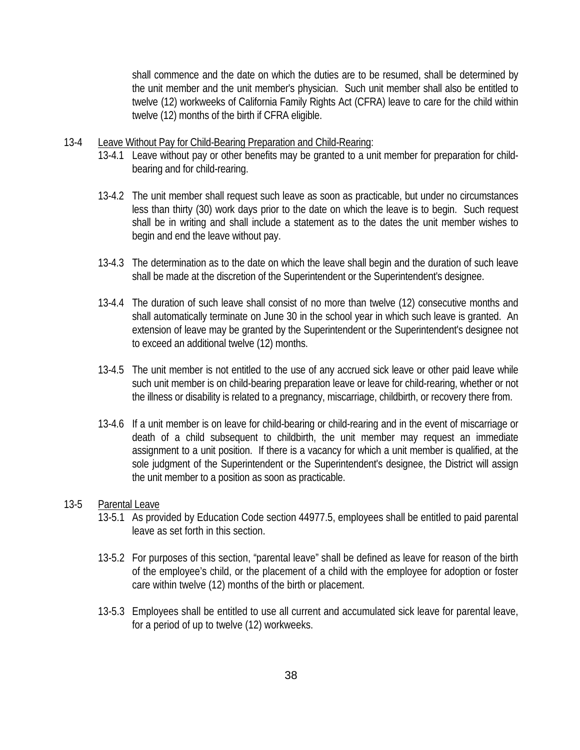shall commence and the date on which the duties are to be resumed, shall be determined by the unit member and the unit member's physician. Such unit member shall also be entitled to twelve (12) workweeks of California Family Rights Act (CFRA) leave to care for the child within twelve (12) months of the birth if CFRA eligible.

13-4 Leave Without Pay for Child-Bearing Preparation and Child-Rearing:

13-4.1 Leave without pay or other benefits may be granted to a unit member for preparation for child-bearing and for child-rearing.

13-4.2 The unit member shall request such leave as soon as practicable, but under no circumstances less than thirty (30) work days prior to the date on which the leave is to begin. Such request shall be in writing and shall include a statement as to the dates the unit member wishes to begin and end the leave without pay.

13-4.3 The determination as to the date on which the leave shall begin and the duration of such leave shall be made at the discretion of the Superintendent or the Superintendent's designee.

13-4.4 The duration of such leave shall consist of no more than twelve (12) consecutive months and shall automatically terminate on June 30 in the school year in which such leave is granted. An extension of leave may be granted by the Superintendent or the Superintendent's designee not to exceed an additional twelve (12) months.

13-4.5 The unit member is not entitled to the use of any accrued sick leave or other paid leave while such unit member is on child-bearing preparation leave or leave for child-rearing, whether or not the illness or disability is related to a pregnancy, miscarriage, childbirth, or recovery there from.

13-4.6 If a unit member is on leave for child-bearing or child-rearing and in the event of miscarriage or death of a child subsequent to childbirth, the unit member may request an immediate assignment to a unit position. If there is a vacancy for which a unit member is qualified, at the sole judgment of the Superintendent or the Superintendent's designee, the District will assign the unit member to a position as soon as practicable.

13-5 Parental Leave

13-5.1 As provided by Education Code section 44977.5, employees shall be entitled to paid parental leave as set forth in this section.

13-5.2 For purposes of this section, "parental leave" shall be defined as leave for reason of the birth of the employee's child, or the placement of a child with the employee for adoption or foster care within twelve (12) months of the birth or placement.

13-5.3 Employees shall be entitled to use all current and accumulated sick leave for parental leave, for a period of up to twelve (12) workweeks.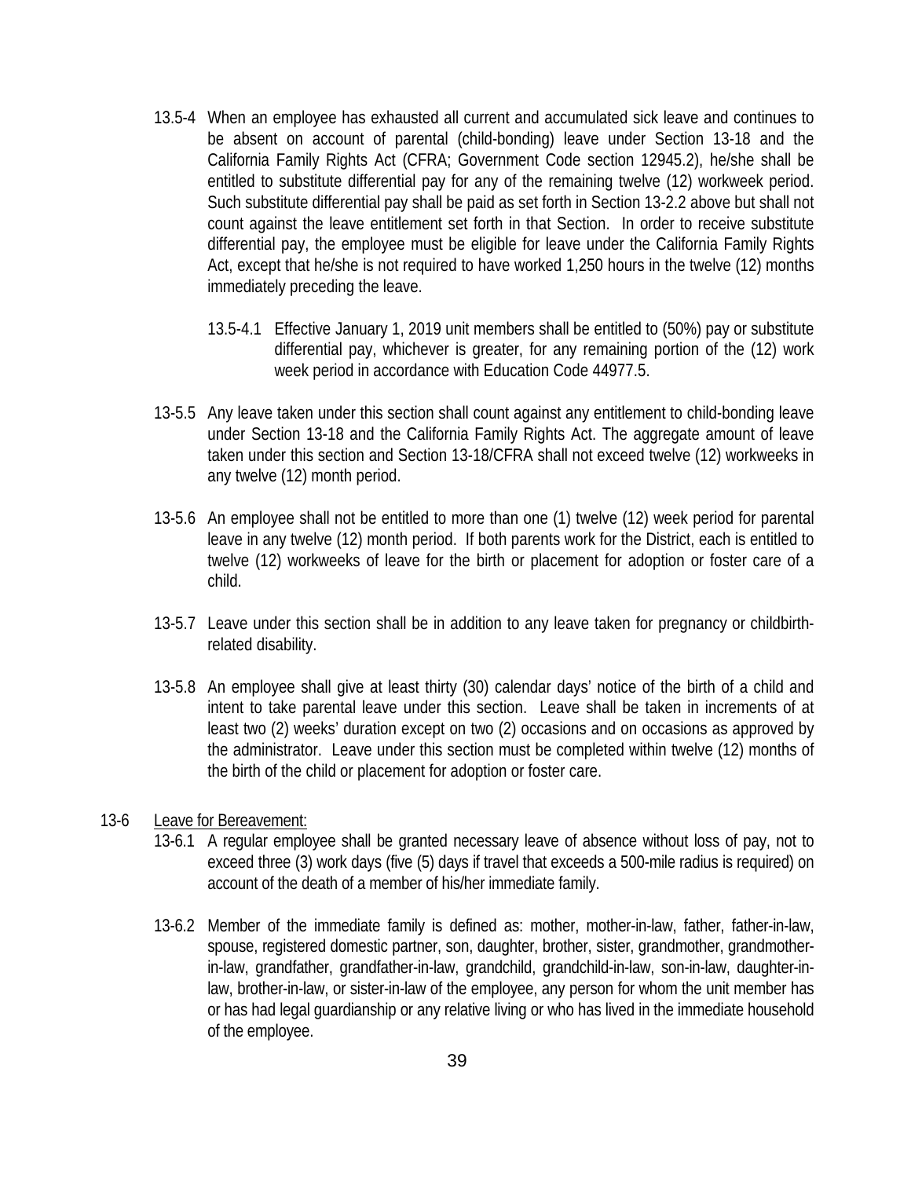13.5-4 When an employee has exhausted all current and accumulated sick leave and continues to be absent on account of parental (child-bonding) leave under Section 13-18 and the California Family Rights Act (CFRA; Government Code section 12945.2), he/she shall be entitled to substitute differential pay for any of the remaining twelve (12) workweek period. Such substitute differential pay shall be paid as set forth in Section 13-2.2 above but shall not count against the leave entitlement set forth in that Section. In order to receive substitute differential pay, the employee must be eligible for leave under the California Family Rights Act, except that he/she is not required to have worked 1,250 hours in the twelve (12) months immediately preceding the leave.

13.5-4.1 Effective January 1, 2019 unit members shall be entitled to (50%) pay or substitute differential pay, whichever is greater, for any remaining portion of the (12) work week period in accordance with Education Code 44977.5.

13-5.5 Any leave taken under this section shall count against any entitlement to child-bonding leave under Section 13-18 and the California Family Rights Act. The aggregate amount of leave taken under this section and Section 13-18/CFRA shall not exceed twelve (12) workweeks in any twelve (12) month period.

13-5.6 An employee shall not be entitled to more than one (1) twelve (12) week period for parental leave in any twelve (12) month period. If both parents work for the District, each is entitled to twelve (12) workweeks of leave for the birth or placement for adoption or foster care of a child.

13-5.7 Leave under this section shall be in addition to any leave taken for pregnancy or childbirth-related disability.

13-5.8 An employee shall give at least thirty (30) calendar days' notice of the birth of a child and intent to take parental leave under this section. Leave shall be taken in increments of at least two (2) weeks' duration except on two (2) occasions and on occasions as approved by the administrator. Leave under this section must be completed within twelve (12) months of the birth of the child or placement for adoption or foster care.

13-6 Leave for Bereavement:

13-6.1 A regular employee shall be granted necessary leave of absence without loss of pay, not to exceed three (3) work days (five (5) days if travel that exceeds a 500-mile radius is required) on account of the death of a member of his/her immediate family.

13-6.2 Member of the immediate family is defined as: mother, mother-in-law, father, father-in-law, spouse, registered domestic partner, son, daughter, brother, sister, grandmother, grandmother-in-law, grandfather, grandfather-in-law, grandchild, grandchild-in-law, son-in-law, daughter-in-law, brother-in-law, or sister-in-law of the employee, any person for whom the unit member has or has had legal guardianship or any relative living or who has lived in the immediate household of the employee.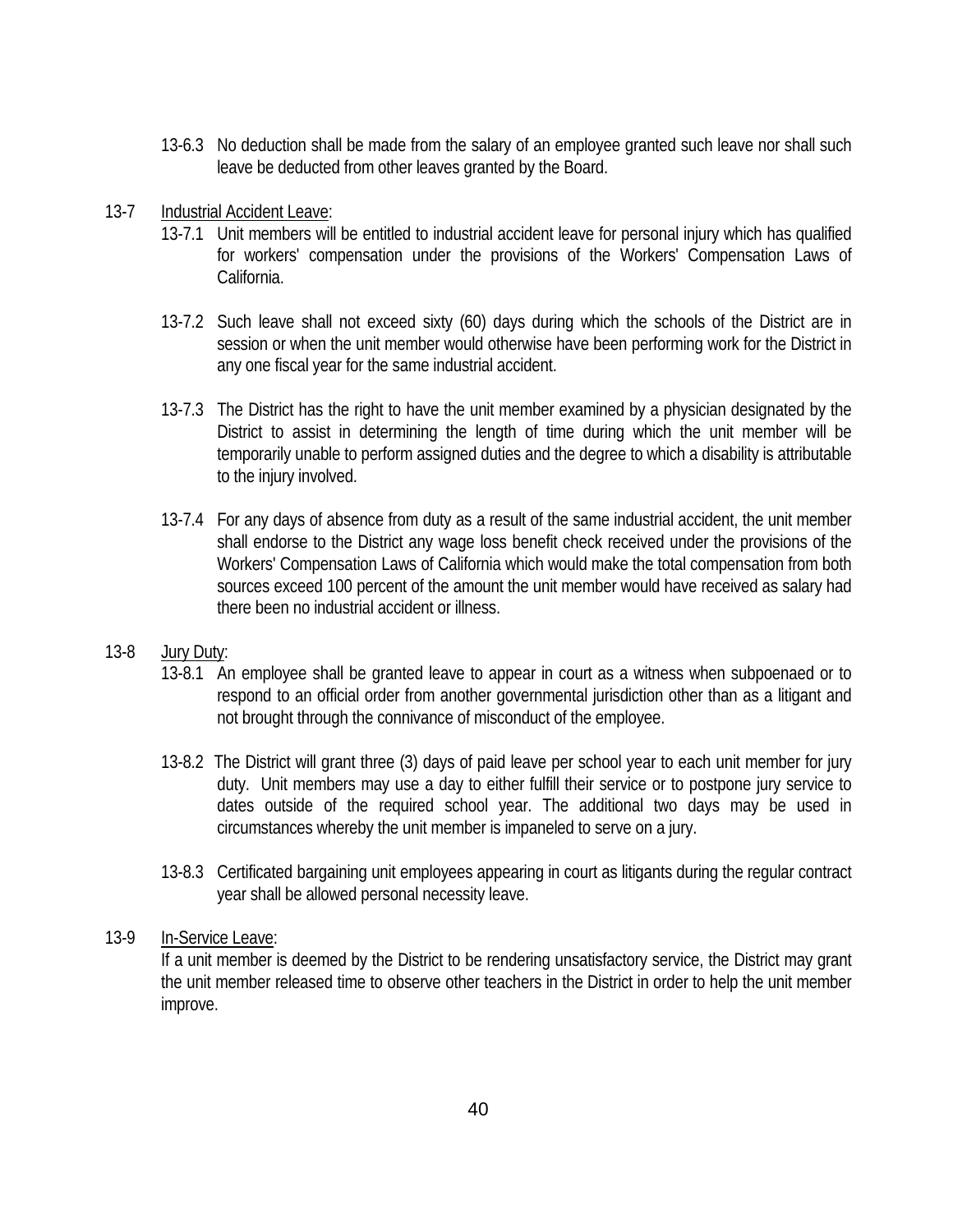13-6.3 No deduction shall be made from the salary of an employee granted such leave nor shall such leave be deducted from other leaves granted by the Board.

13-7 Industrial Accident Leave:

13-7.1 Unit members will be entitled to industrial accident leave for personal injury which has qualified for workers' compensation under the provisions of the Workers' Compensation Laws of California.

13-7.2 Such leave shall not exceed sixty (60) days during which the schools of the District are in session or when the unit member would otherwise have been performing work for the District in any one fiscal year for the same industrial accident.

13-7.3 The District has the right to have the unit member examined by a physician designated by the District to assist in determining the length of time during which the unit member will be temporarily unable to perform assigned duties and the degree to which a disability is attributable to the injury involved.

13-7.4 For any days of absence from duty as a result of the same industrial accident, the unit member shall endorse to the District any wage loss benefit check received under the provisions of the Workers' Compensation Laws of California which would make the total compensation from both sources exceed 100 percent of the amount the unit member would have received as salary had there been no industrial accident or illness.

13-8 Jury Duty:

13-8.1 An employee shall be granted leave to appear in court as a witness when subpoenaed or to respond to an official order from another governmental jurisdiction other than as a litigant and not brought through the connivance of misconduct of the employee.

13-8.2 The District will grant three (3) days of paid leave per school year to each unit member for jury duty. Unit members may use a day to either fulfill their service or to postpone jury service to dates outside of the required school year. The additional two days may be used in circumstances whereby the unit member is impaneled to serve on a jury.

13-8.3 Certificated bargaining unit employees appearing in court as litigants during the regular contract year shall be allowed personal necessity leave.

13-9 In-Service Leave:

If a unit member is deemed by the District to be rendering unsatisfactory service, the District may grant the unit member released time to observe other teachers in the District in order to help the unit member improve.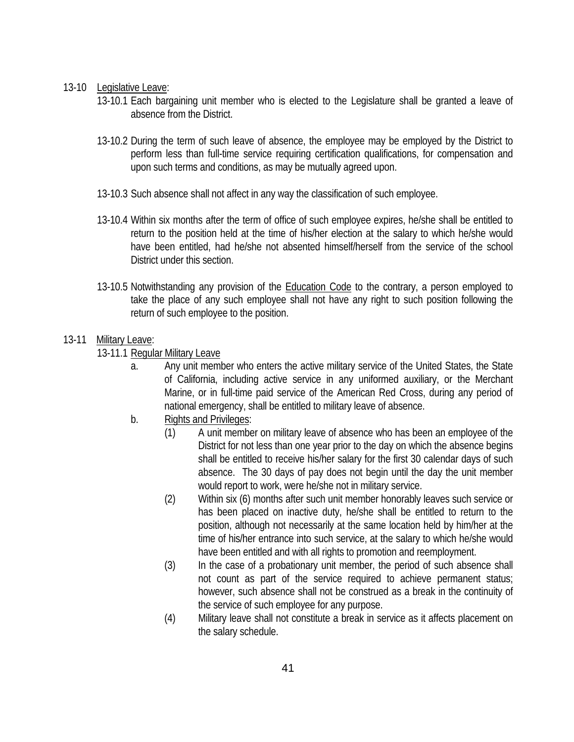13-10 Legislative Leave:

13-10.1 Each bargaining unit member who is elected to the Legislature shall be granted a leave of absence from the District.

13-10.2 During the term of such leave of absence, the employee may be employed by the District to perform less than full-time service requiring certification qualifications, for compensation and upon such terms and conditions, as may be mutually agreed upon.

13-10.3 Such absence shall not affect in any way the classification of such employee.

13-10.4 Within six months after the term of office of such employee expires, he/she shall be entitled to return to the position held at the time of his/her election at the salary to which he/she would have been entitled, had he/she not absented himself/herself from the service of the school District under this section.

13-10.5 Notwithstanding any provision of the Education Code to the contrary, a person employed to take the place of any such employee shall not have any right to such position following the return of such employee to the position.

13-11 Military Leave:

13-11.1 Regular Military Leave

a. Any unit member who enters the active military service of the United States, the State of California, including active service in any uniformed auxiliary, or the Merchant Marine, or in full-time paid service of the American Red Cross, during any period of national emergency, shall be entitled to military leave of absence.

b. Rights and Privileges:

(1) A unit member on military leave of absence who has been an employee of the District for not less than one year prior to the day on which the absence begins shall be entitled to receive his/her salary for the first 30 calendar days of such absence. The 30 days of pay does not begin until the day the unit member would report to work, were he/she not in military service.

(2) Within six (6) months after such unit member honorably leaves such service or has been placed on inactive duty, he/she shall be entitled to return to the position, although not necessarily at the same location held by him/her at the time of his/her entrance into such service, at the salary to which he/she would have been entitled and with all rights to promotion and reemployment.

(3) In the case of a probationary unit member, the period of such absence shall not count as part of the service required to achieve permanent status; however, such absence shall not be construed as a break in the continuity of the service of such employee for any purpose.

(4) Military leave shall not constitute a break in service as it affects placement on the salary schedule.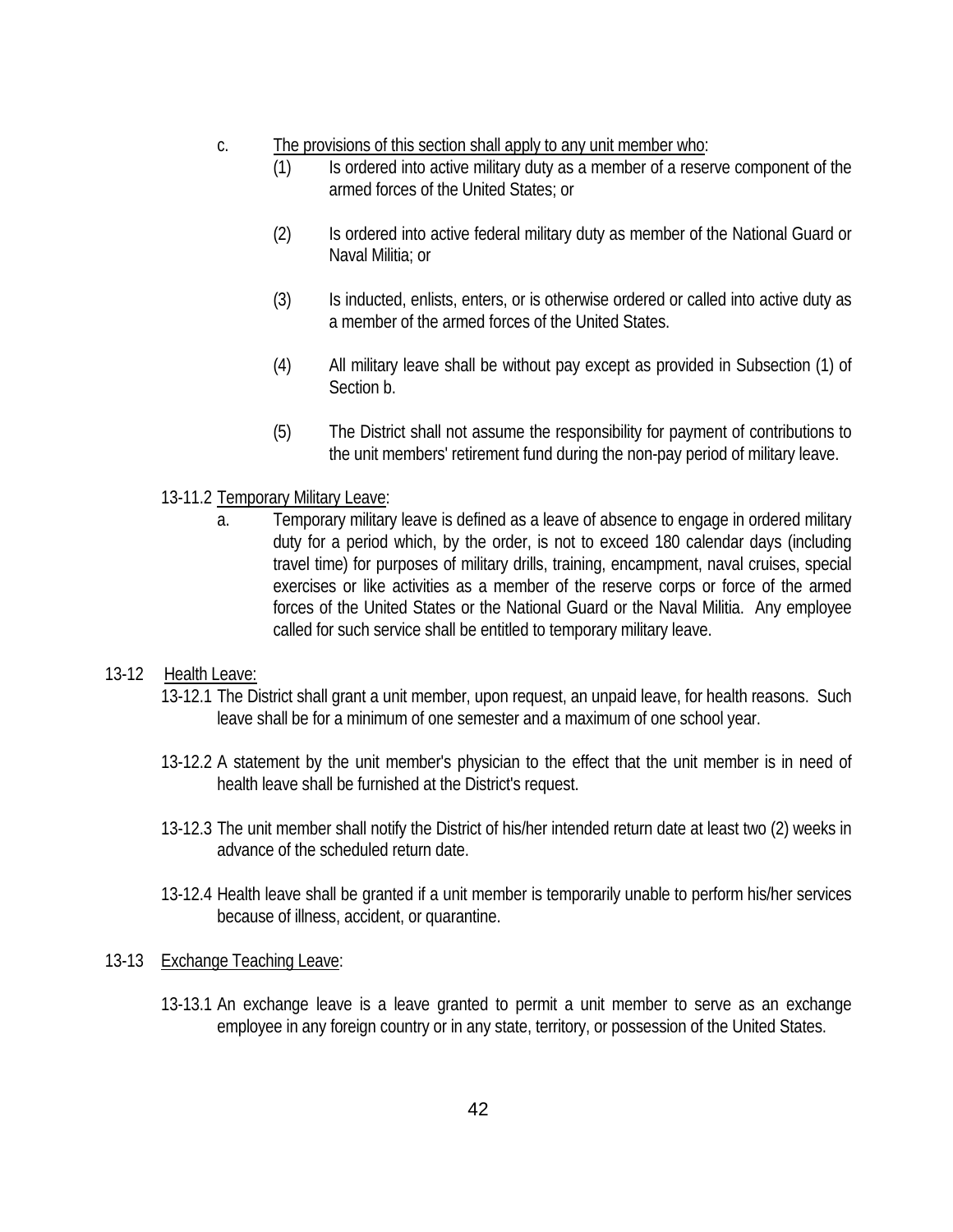c. The provisions of this section shall apply to any unit member who:

(1) Is ordered into active military duty as a member of a reserve component of the armed forces of the United States; or

(2) Is ordered into active federal military duty as member of the National Guard or Naval Militia; or

(3) Is inducted, enlists, enters, or is otherwise ordered or called into active duty as a member of the armed forces of the United States.

(4) All military leave shall be without pay except as provided in Subsection (1) of Section b.

(5) The District shall not assume the responsibility for payment of contributions to the unit members' retirement fund during the non-pay period of military leave.

13-11.2 Temporary Military Leave:

a. Temporary military leave is defined as a leave of absence to engage in ordered military duty for a period which, by the order, is not to exceed 180 calendar days (including travel time) for purposes of military drills, training, encampment, naval cruises, special exercises or like activities as a member of the reserve corps or force of the armed forces of the United States or the National Guard or the Naval Militia. Any employee called for such service shall be entitled to temporary military leave.

13-12 Health Leave:

13-12.1 The District shall grant a unit member, upon request, an unpaid leave, for health reasons. Such leave shall be for a minimum of one semester and a maximum of one school year.

13-12.2 A statement by the unit member's physician to the effect that the unit member is in need of health leave shall be furnished at the District's request.

13-12.3 The unit member shall notify the District of his/her intended return date at least two (2) weeks in advance of the scheduled return date.

13-12.4 Health leave shall be granted if a unit member is temporarily unable to perform his/her services because of illness, accident, or quarantine.

13-13 Exchange Teaching Leave:

13-13.1 An exchange leave is a leave granted to permit a unit member to serve as an exchange employee in any foreign country or in any state, territory, or possession of the United States.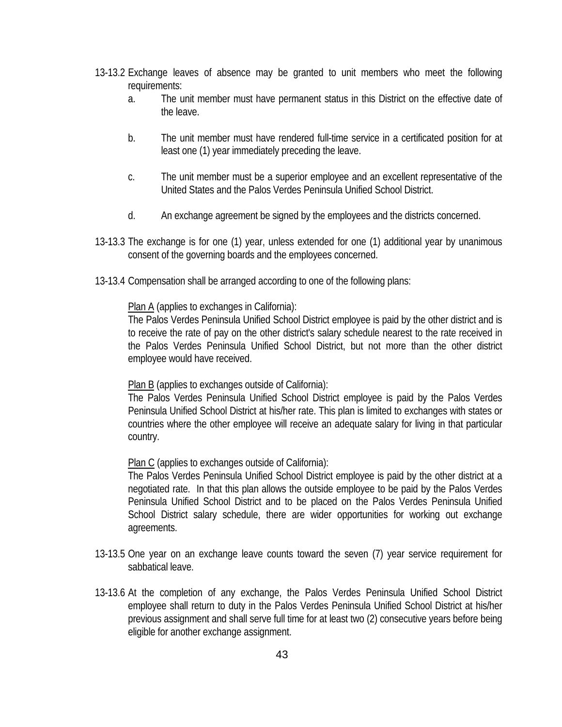13-13.2 Exchange leaves of absence may be granted to unit members who meet the following requirements:

a. The unit member must have permanent status in this District on the effective date of the leave.

b. The unit member must have rendered full-time service in a certificated position for at least one (1) year immediately preceding the leave.

c. The unit member must be a superior employee and an excellent representative of the United States and the Palos Verdes Peninsula Unified School District.

d. An exchange agreement be signed by the employees and the districts concerned.

13-13.3 The exchange is for one (1) year, unless extended for one (1) additional year by unanimous consent of the governing boards and the employees concerned.

13-13.4 Compensation shall be arranged according to one of the following plans:

Plan A (applies to exchanges in California):
The Palos Verdes Peninsula Unified School District employee is paid by the other district and is to receive the rate of pay on the other district's salary schedule nearest to the rate received in the Palos Verdes Peninsula Unified School District, but not more than the other district employee would have received.

Plan B (applies to exchanges outside of California):
The Palos Verdes Peninsula Unified School District employee is paid by the Palos Verdes Peninsula Unified School District at his/her rate. This plan is limited to exchanges with states or countries where the other employee will receive an adequate salary for living in that particular country.

Plan C (applies to exchanges outside of California):
The Palos Verdes Peninsula Unified School District employee is paid by the other district at a negotiated rate. In that this plan allows the outside employee to be paid by the Palos Verdes Peninsula Unified School District and to be placed on the Palos Verdes Peninsula Unified School District salary schedule, there are wider opportunities for working out exchange agreements.

13-13.5 One year on an exchange leave counts toward the seven (7) year service requirement for sabbatical leave.

13-13.6 At the completion of any exchange, the Palos Verdes Peninsula Unified School District employee shall return to duty in the Palos Verdes Peninsula Unified School District at his/her previous assignment and shall serve full time for at least two (2) consecutive years before being eligible for another exchange assignment.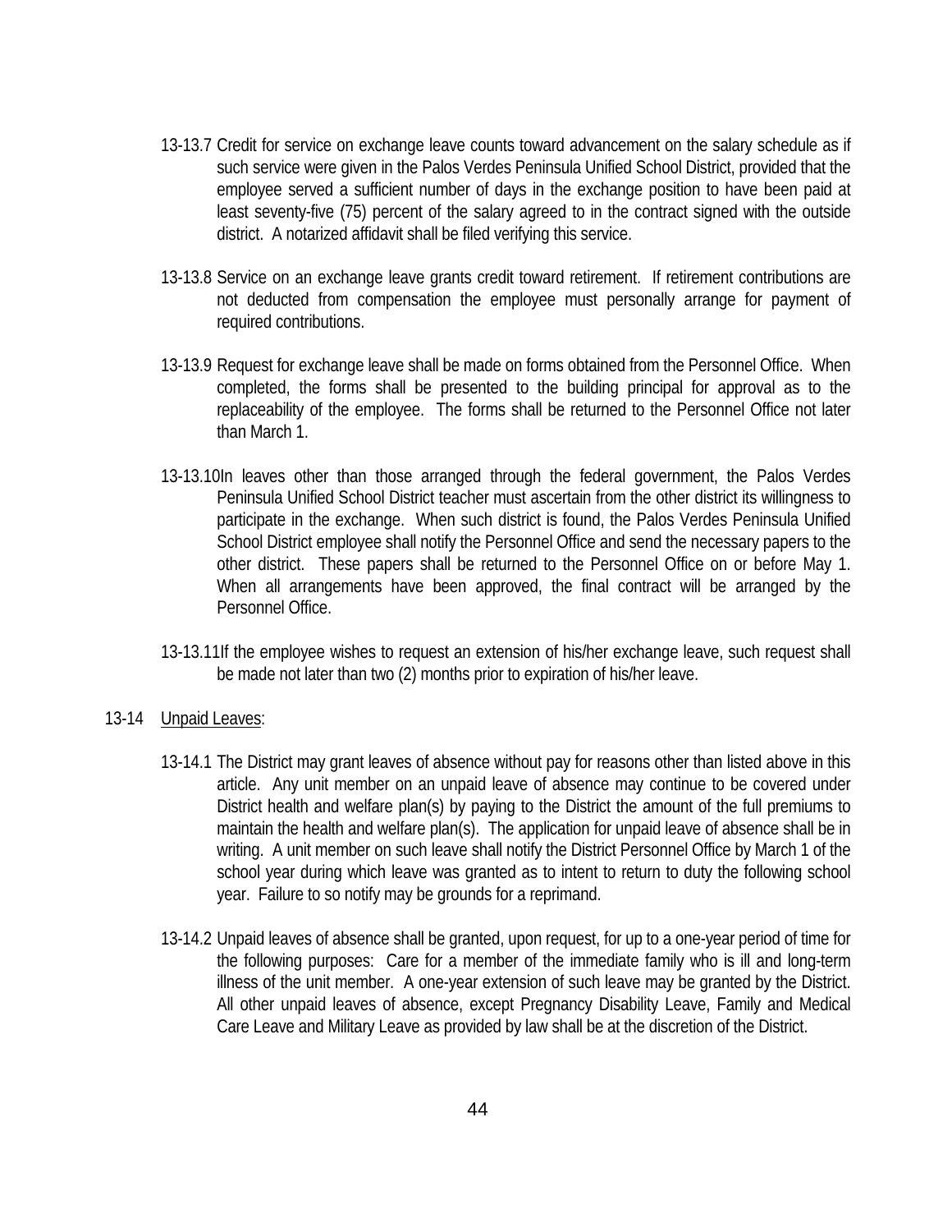13-13.7 Credit for service on exchange leave counts toward advancement on the salary schedule as if such service were given in the Palos Verdes Peninsula Unified School District, provided that the employee served a sufficient number of days in the exchange position to have been paid at least seventy-five (75) percent of the salary agreed to in the contract signed with the outside district. A notarized affidavit shall be filed verifying this service.

13-13.8 Service on an exchange leave grants credit toward retirement. If retirement contributions are not deducted from compensation the employee must personally arrange for payment of required contributions.

13-13.9 Request for exchange leave shall be made on forms obtained from the Personnel Office. When completed, the forms shall be presented to the building principal for approval as to the replaceability of the employee. The forms shall be returned to the Personnel Office not later than March 1.

13-13.10 In leaves other than those arranged through the federal government, the Palos Verdes Peninsula Unified School District teacher must ascertain from the other district its willingness to participate in the exchange. When such district is found, the Palos Verdes Peninsula Unified School District employee shall notify the Personnel Office and send the necessary papers to the other district. These papers shall be returned to the Personnel Office on or before May 1. When all arrangements have been approved, the final contract will be arranged by the Personnel Office.

13-13.11 If the employee wishes to request an extension of his/her exchange leave, such request shall be made not later than two (2) months prior to expiration of his/her leave.

13-14 Unpaid Leaves:

13-14.1 The District may grant leaves of absence without pay for reasons other than listed above in this article. Any unit member on an unpaid leave of absence may continue to be covered under District health and welfare plan(s) by paying to the District the amount of the full premiums to maintain the health and welfare plan(s). The application for unpaid leave of absence shall be in writing. A unit member on such leave shall notify the District Personnel Office by March 1 of the school year during which leave was granted as to intent to return to duty the following school year. Failure to so notify may be grounds for a reprimand.

13-14.2 Unpaid leaves of absence shall be granted, upon request, for up to a one-year period of time for the following purposes: Care for a member of the immediate family who is ill and long-term illness of the unit member. A one-year extension of such leave may be granted by the District. All other unpaid leaves of absence, except Pregnancy Disability Leave, Family and Medical Care Leave and Military Leave as provided by law shall be at the discretion of the District.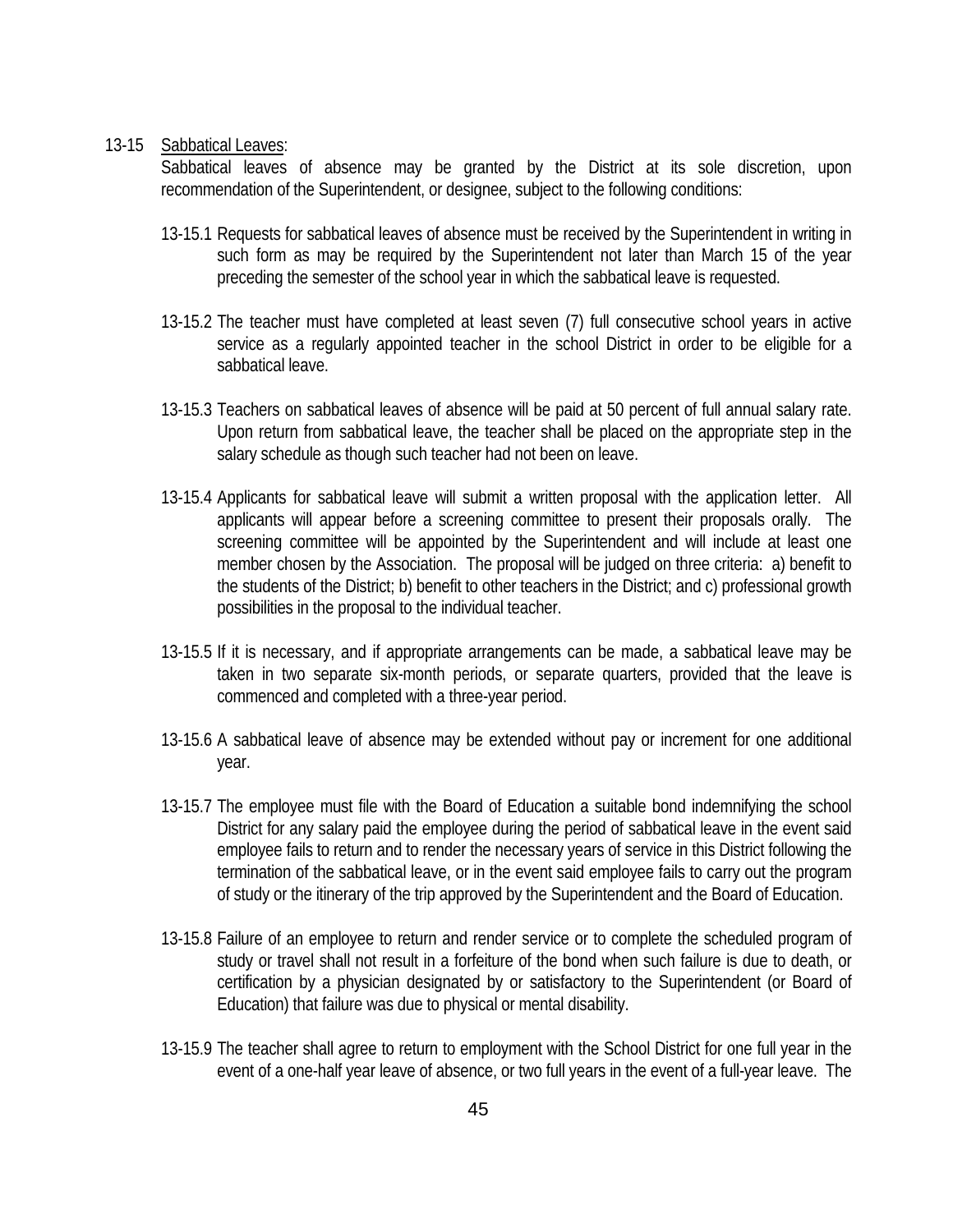13-15 Sabbatical Leaves:

Sabbatical leaves of absence may be granted by the District at its sole discretion, upon recommendation of the Superintendent, or designee, subject to the following conditions:

13-15.1 Requests for sabbatical leaves of absence must be received by the Superintendent in writing in such form as may be required by the Superintendent not later than March 15 of the year preceding the semester of the school year in which the sabbatical leave is requested.

13-15.2 The teacher must have completed at least seven (7) full consecutive school years in active service as a regularly appointed teacher in the school District in order to be eligible for a sabbatical leave.

13-15.3 Teachers on sabbatical leaves of absence will be paid at 50 percent of full annual salary rate. Upon return from sabbatical leave, the teacher shall be placed on the appropriate step in the salary schedule as though such teacher had not been on leave.

13-15.4 Applicants for sabbatical leave will submit a written proposal with the application letter. All applicants will appear before a screening committee to present their proposals orally. The screening committee will be appointed by the Superintendent and will include at least one member chosen by the Association. The proposal will be judged on three criteria: a) benefit to the students of the District; b) benefit to other teachers in the District; and c) professional growth possibilities in the proposal to the individual teacher.

13-15.5 If it is necessary, and if appropriate arrangements can be made, a sabbatical leave may be taken in two separate six-month periods, or separate quarters, provided that the leave is commenced and completed with a three-year period.

13-15.6 A sabbatical leave of absence may be extended without pay or increment for one additional year.

13-15.7 The employee must file with the Board of Education a suitable bond indemnifying the school District for any salary paid the employee during the period of sabbatical leave in the event said employee fails to return and to render the necessary years of service in this District following the termination of the sabbatical leave, or in the event said employee fails to carry out the program of study or the itinerary of the trip approved by the Superintendent and the Board of Education.

13-15.8 Failure of an employee to return and render service or to complete the scheduled program of study or travel shall not result in a forfeiture of the bond when such failure is due to death, or certification by a physician designated by or satisfactory to the Superintendent (or Board of Education) that failure was due to physical or mental disability.

13-15.9 The teacher shall agree to return to employment with the School District for one full year in the event of a one-half year leave of absence, or two full years in the event of a full-year leave. The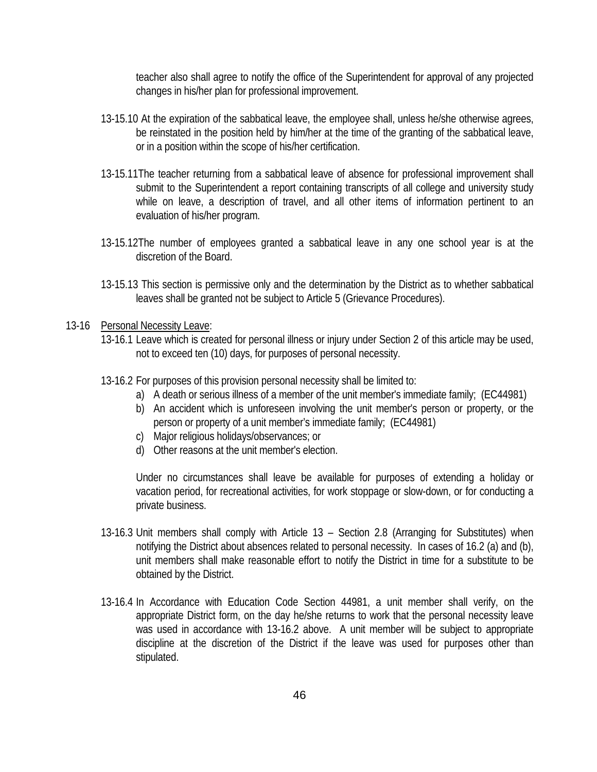teacher also shall agree to notify the office of the Superintendent for approval of any projected changes in his/her plan for professional improvement.

13-15.10 At the expiration of the sabbatical leave, the employee shall, unless he/she otherwise agrees, be reinstated in the position held by him/her at the time of the granting of the sabbatical leave, or in a position within the scope of his/her certification.

13-15.11 The teacher returning from a sabbatical leave of absence for professional improvement shall submit to the Superintendent a report containing transcripts of all college and university study while on leave, a description of travel, and all other items of information pertinent to an evaluation of his/her program.

13-15.12 The number of employees granted a sabbatical leave in any one school year is at the discretion of the Board.

13-15.13 This section is permissive only and the determination by the District as to whether sabbatical leaves shall be granted not be subject to Article 5 (Grievance Procedures).

13-16 Personal Necessity Leave:

13-16.1 Leave which is created for personal illness or injury under Section 2 of this article may be used, not to exceed ten (10) days, for purposes of personal necessity.

13-16.2 For purposes of this provision personal necessity shall be limited to:

a) A death or serious illness of a member of the unit member's immediate family; (EC44981)
b) An accident which is unforeseen involving the unit member's person or property, or the person or property of a unit member's immediate family; (EC44981)
c) Major religious holidays/observances; or
d) Other reasons at the unit member's election.

Under no circumstances shall leave be available for purposes of extending a holiday or vacation period, for recreational activities, for work stoppage or slow-down, or for conducting a private business.

13-16.3 Unit members shall comply with Article 13 – Section 2.8 (Arranging for Substitutes) when notifying the District about absences related to personal necessity. In cases of 16.2 (a) and (b), unit members shall make reasonable effort to notify the District in time for a substitute to be obtained by the District.

13-16.4 In Accordance with Education Code Section 44981, a unit member shall verify, on the appropriate District form, on the day he/she returns to work that the personal necessity leave was used in accordance with 13-16.2 above. A unit member will be subject to appropriate discipline at the discretion of the District if the leave was used for purposes other than stipulated.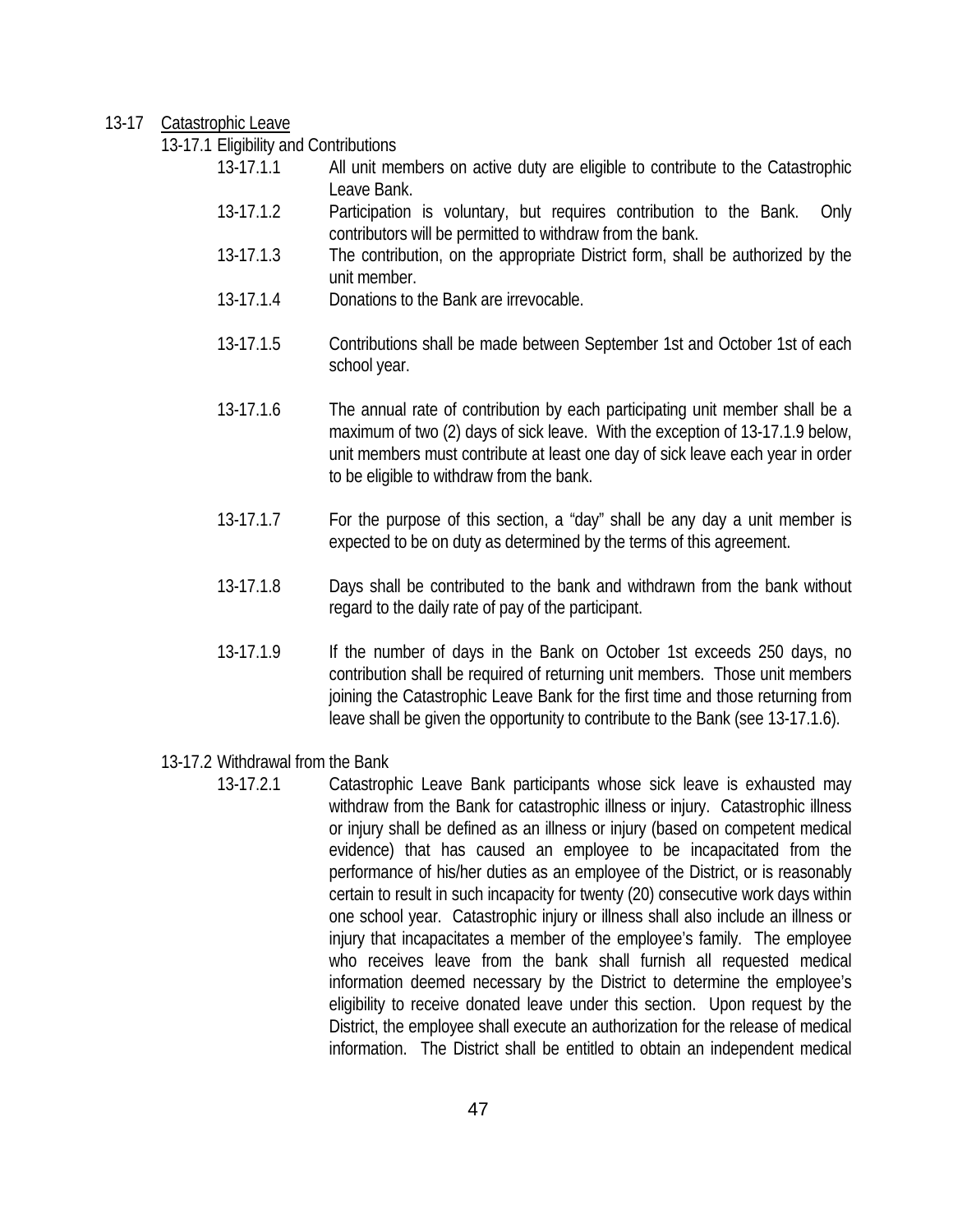13-17 Catastrophic Leave

13-17.1 Eligibility and Contributions

13-17.1.1 All unit members on active duty are eligible to contribute to the Catastrophic Leave Bank.

13-17.1.2 Participation is voluntary, but requires contribution to the Bank. Only contributors will be permitted to withdraw from the bank.

13-17.1.3 The contribution, on the appropriate District form, shall be authorized by the unit member.

13-17.1.4 Donations to the Bank are irrevocable.

13-17.1.5 Contributions shall be made between September 1st and October 1st of each school year.

13-17.1.6 The annual rate of contribution by each participating unit member shall be a maximum of two (2) days of sick leave. With the exception of 13-17.1.9 below, unit members must contribute at least one day of sick leave each year in order to be eligible to withdraw from the bank.

13-17.1.7 For the purpose of this section, a "day" shall be any day a unit member is expected to be on duty as determined by the terms of this agreement.

13-17.1.8 Days shall be contributed to the bank and withdrawn from the bank without regard to the daily rate of pay of the participant.

13-17.1.9 If the number of days in the Bank on October 1st exceeds 250 days, no contribution shall be required of returning unit members. Those unit members joining the Catastrophic Leave Bank for the first time and those returning from leave shall be given the opportunity to contribute to the Bank (see 13-17.1.6).

13-17.2 Withdrawal from the Bank

13-17.2.1 Catastrophic Leave Bank participants whose sick leave is exhausted may withdraw from the Bank for catastrophic illness or injury. Catastrophic illness or injury shall be defined as an illness or injury (based on competent medical evidence) that has caused an employee to be incapacitated from the performance of his/her duties as an employee of the District, or is reasonably certain to result in such incapacity for twenty (20) consecutive work days within one school year. Catastrophic injury or illness shall also include an illness or injury that incapacitates a member of the employee's family. The employee who receives leave from the bank shall furnish all requested medical information deemed necessary by the District to determine the employee's eligibility to receive donated leave under this section. Upon request by the District, the employee shall execute an authorization for the release of medical information. The District shall be entitled to obtain an independent medical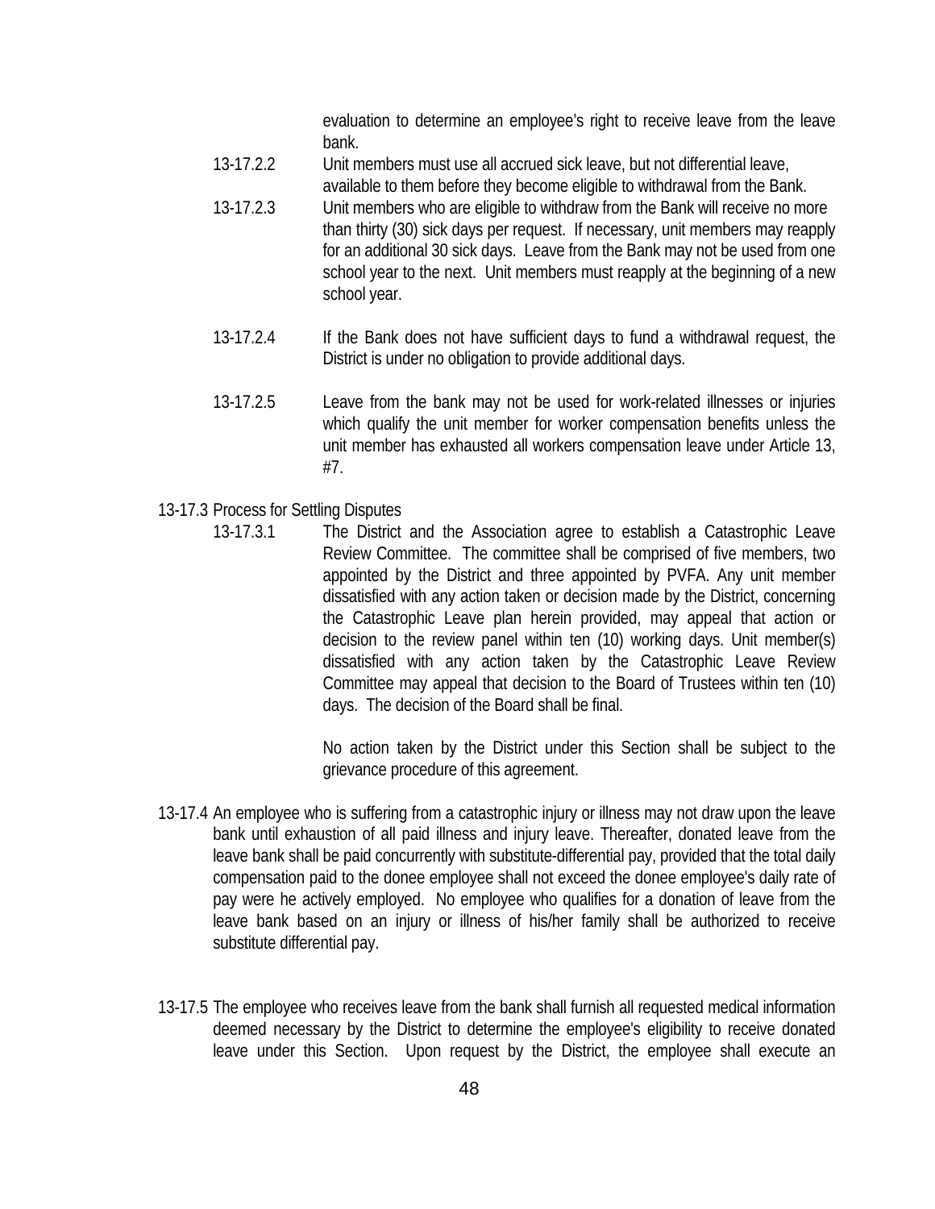evaluation to determine an employee's right to receive leave from the leave bank.

13-17.2.2 Unit members must use all accrued sick leave, but not differential leave, available to them before they become eligible to withdrawal from the Bank.

13-17.2.3 Unit members who are eligible to withdraw from the Bank will receive no more than thirty (30) sick days per request. If necessary, unit members may reapply for an additional 30 sick days. Leave from the Bank may not be used from one school year to the next. Unit members must reapply at the beginning of a new school year.

13-17.2.4 If the Bank does not have sufficient days to fund a withdrawal request, the District is under no obligation to provide additional days.

13-17.2.5 Leave from the bank may not be used for work-related illnesses or injuries which qualify the unit member for worker compensation benefits unless the unit member has exhausted all workers compensation leave under Article 13, #7.

13-17.3 Process for Settling Disputes

13-17.3.1 The District and the Association agree to establish a Catastrophic Leave Review Committee. The committee shall be comprised of five members, two appointed by the District and three appointed by PVFA. Any unit member dissatisfied with any action taken or decision made by the District, concerning the Catastrophic Leave plan herein provided, may appeal that action or decision to the review panel within ten (10) working days. Unit member(s) dissatisfied with any action taken by the Catastrophic Leave Review Committee may appeal that decision to the Board of Trustees within ten (10) days. The decision of the Board shall be final.

No action taken by the District under this Section shall be subject to the grievance procedure of this agreement.

13-17.4 An employee who is suffering from a catastrophic injury or illness may not draw upon the leave bank until exhaustion of all paid illness and injury leave. Thereafter, donated leave from the leave bank shall be paid concurrently with substitute-differential pay, provided that the total daily compensation paid to the donee employee shall not exceed the donee employee's daily rate of pay were he actively employed. No employee who qualifies for a donation of leave from the leave bank based on an injury or illness of his/her family shall be authorized to receive substitute differential pay.

13-17.5 The employee who receives leave from the bank shall furnish all requested medical information deemed necessary by the District to determine the employee's eligibility to receive donated leave under this Section. Upon request by the District, the employee shall execute an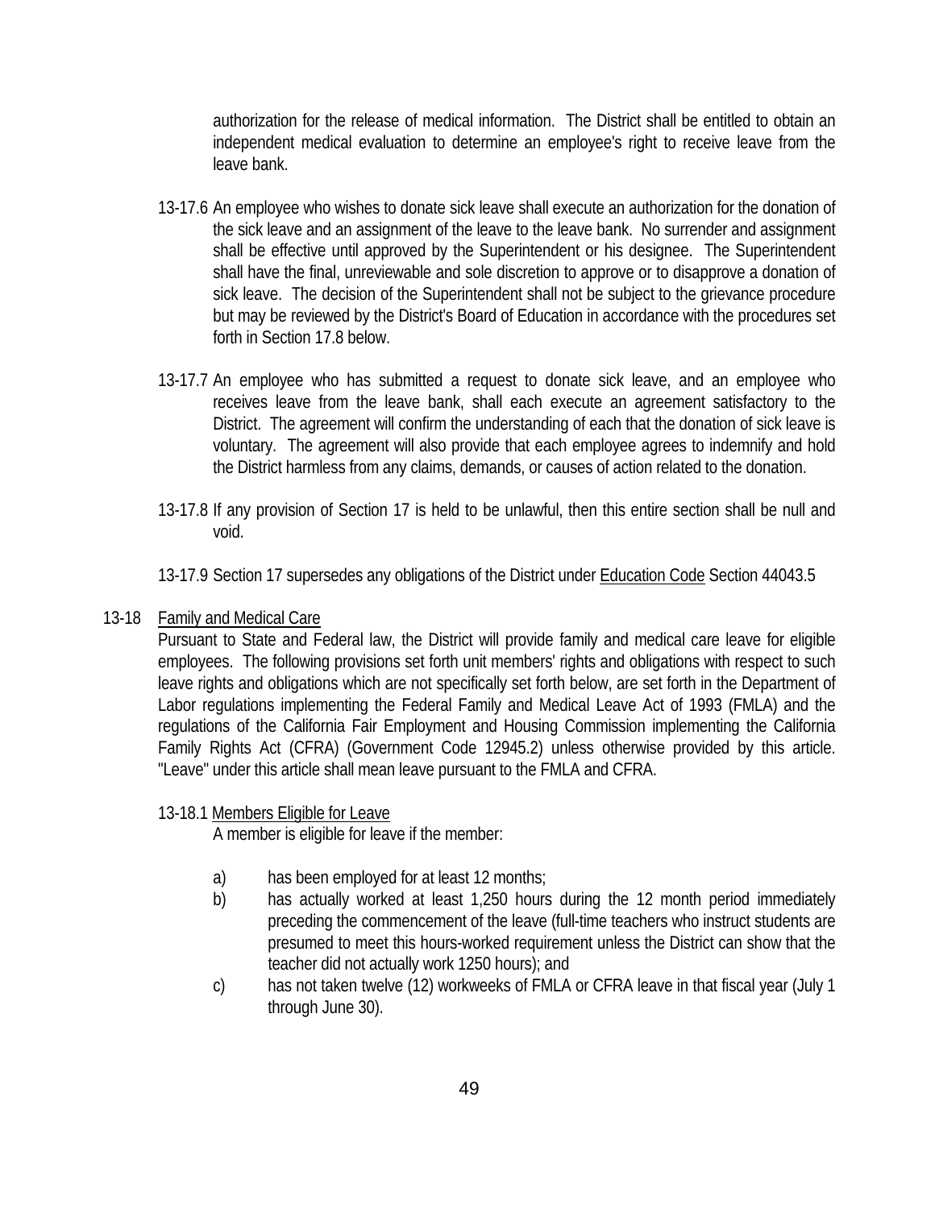authorization for the release of medical information. The District shall be entitled to obtain an independent medical evaluation to determine an employee's right to receive leave from the leave bank.

13-17.6 An employee who wishes to donate sick leave shall execute an authorization for the donation of the sick leave and an assignment of the leave to the leave bank. No surrender and assignment shall be effective until approved by the Superintendent or his designee. The Superintendent shall have the final, unreviewable and sole discretion to approve or to disapprove a donation of sick leave. The decision of the Superintendent shall not be subject to the grievance procedure but may be reviewed by the District's Board of Education in accordance with the procedures set forth in Section 17.8 below.

13-17.7 An employee who has submitted a request to donate sick leave, and an employee who receives leave from the leave bank, shall each execute an agreement satisfactory to the District. The agreement will confirm the understanding of each that the donation of sick leave is voluntary. The agreement will also provide that each employee agrees to indemnify and hold the District harmless from any claims, demands, or causes of action related to the donation.

13-17.8 If any provision of Section 17 is held to be unlawful, then this entire section shall be null and void.

13-17.9 Section 17 supersedes any obligations of the District under Education Code Section 44043.5

13-18 Family and Medical Care

Pursuant to State and Federal law, the District will provide family and medical care leave for eligible employees. The following provisions set forth unit members' rights and obligations with respect to such leave rights and obligations which are not specifically set forth below, are set forth in the Department of Labor regulations implementing the Federal Family and Medical Leave Act of 1993 (FMLA) and the regulations of the California Fair Employment and Housing Commission implementing the California Family Rights Act (CFRA) (Government Code 12945.2) unless otherwise provided by this article. "Leave" under this article shall mean leave pursuant to the FMLA and CFRA.

13-18.1 Members Eligible for Leave

A member is eligible for leave if the member:

a) has been employed for at least 12 months;
b) has actually worked at least 1,250 hours during the 12 month period immediately preceding the commencement of the leave (full-time teachers who instruct students are presumed to meet this hours-worked requirement unless the District can show that the teacher did not actually work 1250 hours); and
c) has not taken twelve (12) workweeks of FMLA or CFRA leave in that fiscal year (July 1 through June 30).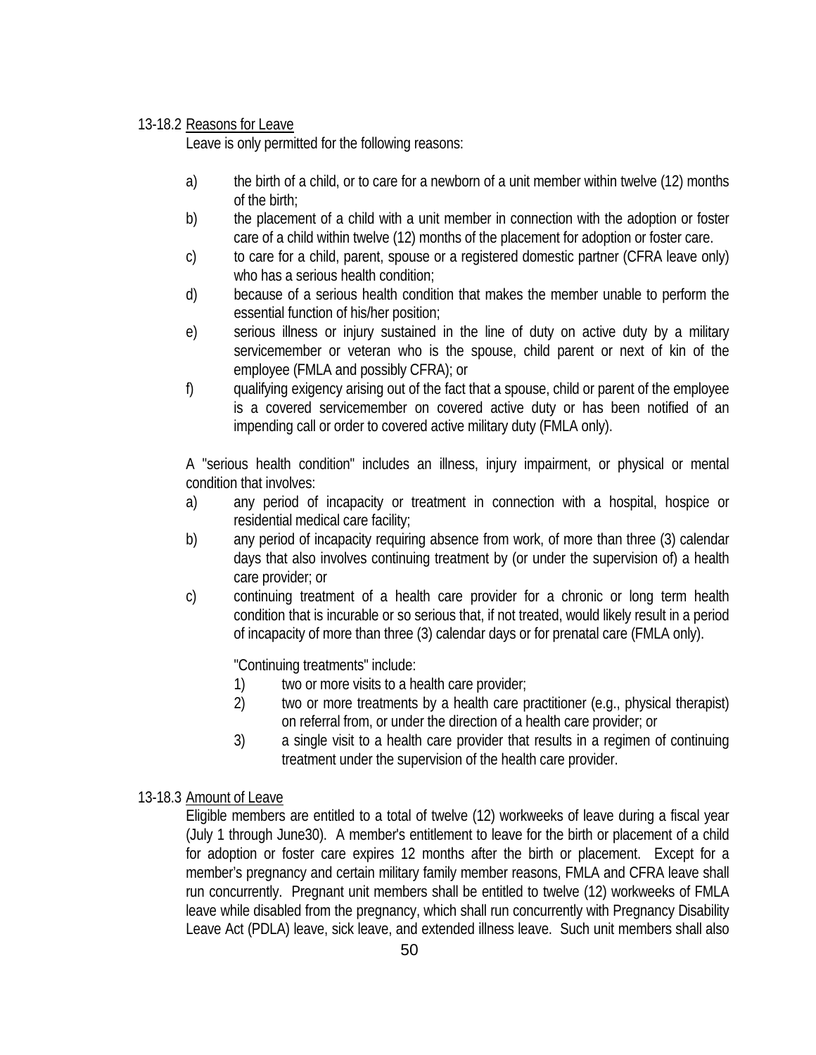13-18.2 <u>Reasons for Leave</u>

Leave is only permitted for the following reasons:

a) the birth of a child, or to care for a newborn of a unit member within twelve (12) months of the birth;
b) the placement of a child with a unit member in connection with the adoption or foster care of a child within twelve (12) months of the placement for adoption or foster care.
c) to care for a child, parent, spouse or a registered domestic partner (CFRA leave only) who has a serious health condition;
d) because of a serious health condition that makes the member unable to perform the essential function of his/her position;
e) serious illness or injury sustained in the line of duty on active duty by a military servicemember or veteran who is the spouse, child parent or next of kin of the employee (FMLA and possibly CFRA); or
f) qualifying exigency arising out of the fact that a spouse, child or parent of the employee is a covered servicemember on covered active duty or has been notified of an impending call or order to covered active military duty (FMLA only).

A "serious health condition" includes an illness, injury impairment, or physical or mental condition that involves:

a) any period of incapacity or treatment in connection with a hospital, hospice or residential medical care facility;
b) any period of incapacity requiring absence from work, of more than three (3) calendar days that also involves continuing treatment by (or under the supervision of) a health care provider; or
c) continuing treatment of a health care provider for a chronic or long term health condition that is incurable or so serious that, if not treated, would likely result in a period of incapacity of more than three (3) calendar days or for prenatal care (FMLA only).

"Continuing treatments" include:

1) two or more visits to a health care provider;
2) two or more treatments by a health care practitioner (e.g., physical therapist) on referral from, or under the direction of a health care provider; or
3) a single visit to a health care provider that results in a regimen of continuing treatment under the supervision of the health care provider.

13-18.3 <u>Amount of Leave</u>

Eligible members are entitled to a total of twelve (12) workweeks of leave during a fiscal year (July 1 through June30). A member's entitlement to leave for the birth or placement of a child for adoption or foster care expires 12 months after the birth or placement. Except for a member's pregnancy and certain military family member reasons, FMLA and CFRA leave shall run concurrently. Pregnant unit members shall be entitled to twelve (12) workweeks of FMLA leave while disabled from the pregnancy, which shall run concurrently with Pregnancy Disability Leave Act (PDLA) leave, sick leave, and extended illness leave. Such unit members shall also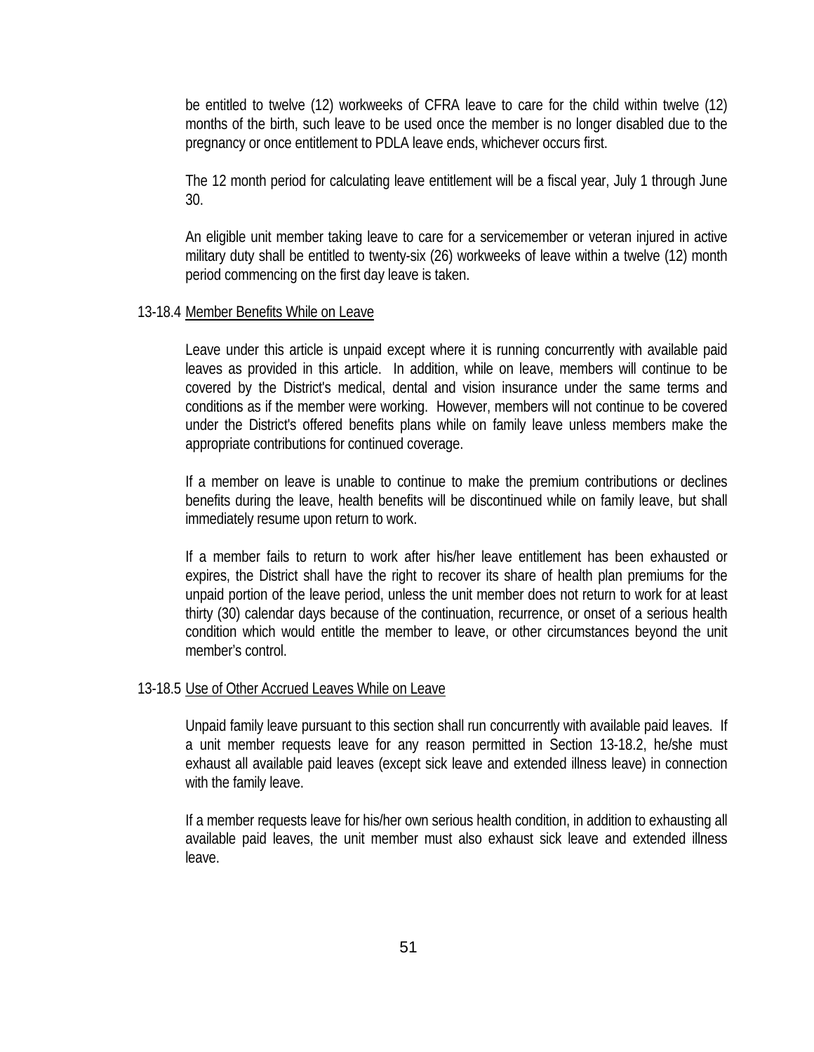be entitled to twelve (12) workweeks of CFRA leave to care for the child within twelve (12) months of the birth, such leave to be used once the member is no longer disabled due to the pregnancy or once entitlement to PDLA leave ends, whichever occurs first.

The 12 month period for calculating leave entitlement will be a fiscal year, July 1 through June 30.

An eligible unit member taking leave to care for a servicemember or veteran injured in active military duty shall be entitled to twenty-six (26) workweeks of leave within a twelve (12) month period commencing on the first day leave is taken.

13-18.4 Member Benefits While on Leave

Leave under this article is unpaid except where it is running concurrently with available paid leaves as provided in this article. In addition, while on leave, members will continue to be covered by the District's medical, dental and vision insurance under the same terms and conditions as if the member were working. However, members will not continue to be covered under the District's offered benefits plans while on family leave unless members make the appropriate contributions for continued coverage.

If a member on leave is unable to continue to make the premium contributions or declines benefits during the leave, health benefits will be discontinued while on family leave, but shall immediately resume upon return to work.

If a member fails to return to work after his/her leave entitlement has been exhausted or expires, the District shall have the right to recover its share of health plan premiums for the unpaid portion of the leave period, unless the unit member does not return to work for at least thirty (30) calendar days because of the continuation, recurrence, or onset of a serious health condition which would entitle the member to leave, or other circumstances beyond the unit member's control.

13-18.5 Use of Other Accrued Leaves While on Leave

Unpaid family leave pursuant to this section shall run concurrently with available paid leaves. If a unit member requests leave for any reason permitted in Section 13-18.2, he/she must exhaust all available paid leaves (except sick leave and extended illness leave) in connection with the family leave.

If a member requests leave for his/her own serious health condition, in addition to exhausting all available paid leaves, the unit member must also exhaust sick leave and extended illness leave.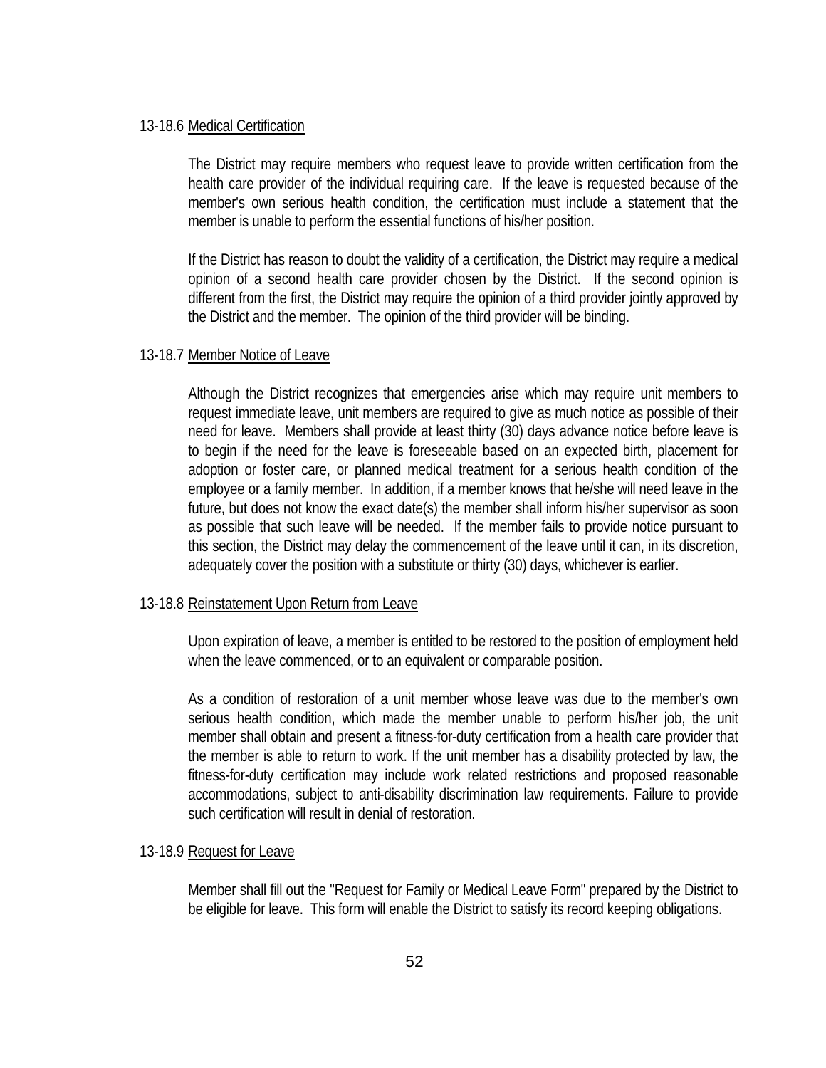#### 13-18.6 Medical Certification

The District may require members who request leave to provide written certification from the health care provider of the individual requiring care. If the leave is requested because of the member's own serious health condition, the certification must include a statement that the member is unable to perform the essential functions of his/her position.

If the District has reason to doubt the validity of a certification, the District may require a medical opinion of a second health care provider chosen by the District. If the second opinion is different from the first, the District may require the opinion of a third provider jointly approved by the District and the member. The opinion of the third provider will be binding.

#### 13-18.7 Member Notice of Leave

Although the District recognizes that emergencies arise which may require unit members to request immediate leave, unit members are required to give as much notice as possible of their need for leave. Members shall provide at least thirty (30) days advance notice before leave is to begin if the need for the leave is foreseeable based on an expected birth, placement for adoption or foster care, or planned medical treatment for a serious health condition of the employee or a family member. In addition, if a member knows that he/she will need leave in the future, but does not know the exact date(s) the member shall inform his/her supervisor as soon as possible that such leave will be needed. If the member fails to provide notice pursuant to this section, the District may delay the commencement of the leave until it can, in its discretion, adequately cover the position with a substitute or thirty (30) days, whichever is earlier.

#### 13-18.8 Reinstatement Upon Return from Leave

Upon expiration of leave, a member is entitled to be restored to the position of employment held when the leave commenced, or to an equivalent or comparable position.

As a condition of restoration of a unit member whose leave was due to the member's own serious health condition, which made the member unable to perform his/her job, the unit member shall obtain and present a fitness-for-duty certification from a health care provider that the member is able to return to work. If the unit member has a disability protected by law, the fitness-for-duty certification may include work related restrictions and proposed reasonable accommodations, subject to anti-disability discrimination law requirements. Failure to provide such certification will result in denial of restoration.

#### 13-18.9 Request for Leave

Member shall fill out the "Request for Family or Medical Leave Form" prepared by the District to be eligible for leave. This form will enable the District to satisfy its record keeping obligations.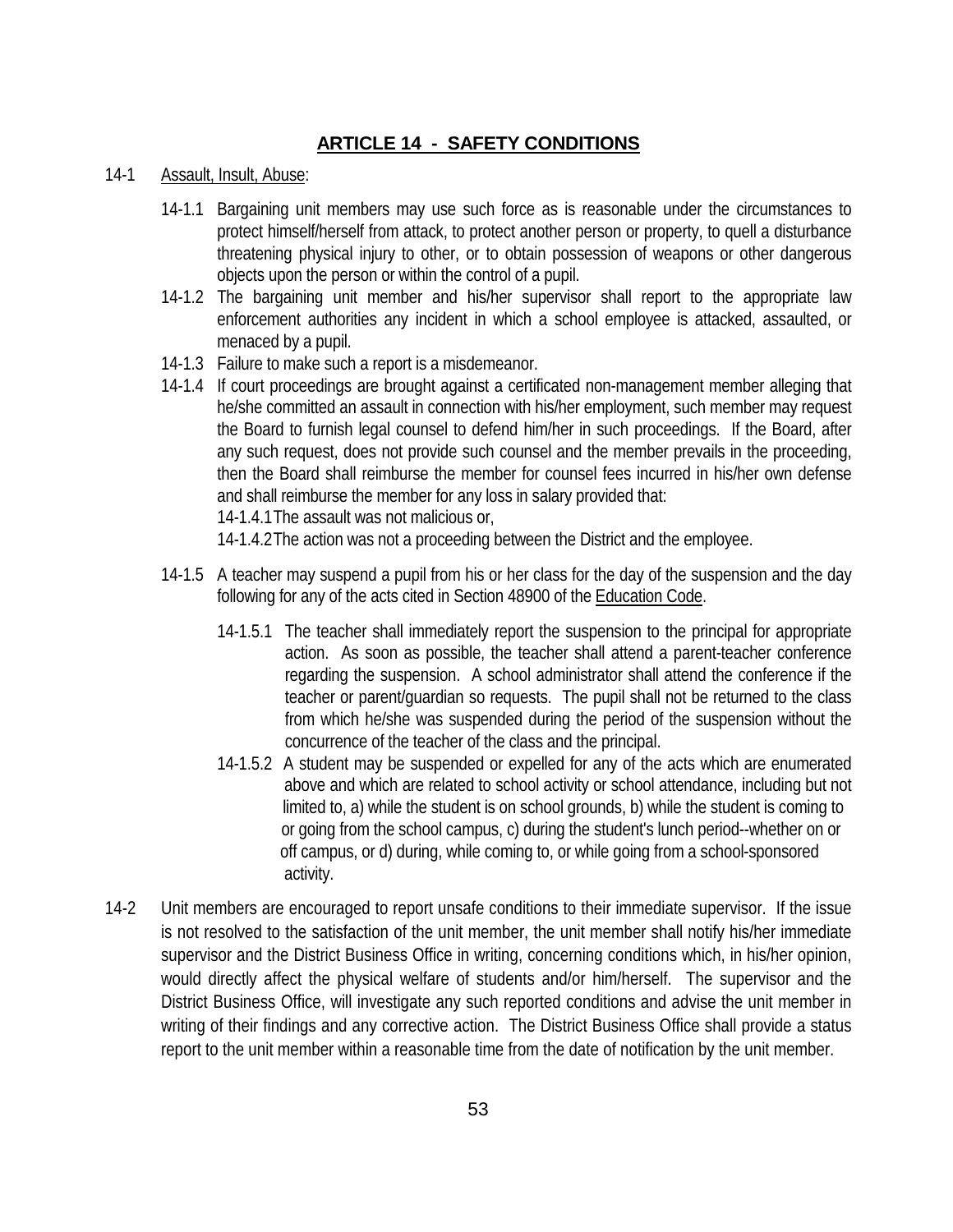## ARTICLE 14 - SAFETY CONDITIONS

14-1 Assault, Insult, Abuse:

- 14-1.1 Bargaining unit members may use such force as is reasonable under the circumstances to protect himself/herself from attack, to protect another person or property, to quell a disturbance threatening physical injury to other, or to obtain possession of weapons or other dangerous objects upon the person or within the control of a pupil.
- 14-1.2 The bargaining unit member and his/her supervisor shall report to the appropriate law enforcement authorities any incident in which a school employee is attacked, assaulted, or menaced by a pupil.
- 14-1.3 Failure to make such a report is a misdemeanor.
- 14-1.4 If court proceedings are brought against a certificated non-management member alleging that he/she committed an assault in connection with his/her employment, such member may request the Board to furnish legal counsel to defend him/her in such proceedings. If the Board, after any such request, does not provide such counsel and the member prevails in the proceeding, then the Board shall reimburse the member for counsel fees incurred in his/her own defense and shall reimburse the member for any loss in salary provided that:
  - 14-1.4.1 The assault was not malicious or,
  - 14-1.4.2 The action was not a proceeding between the District and the employee.
- 14-1.5 A teacher may suspend a pupil from his or her class for the day of the suspension and the day following for any of the acts cited in Section 48900 of the Education Code.
  - 14-1.5.1 The teacher shall immediately report the suspension to the principal for appropriate action. As soon as possible, the teacher shall attend a parent-teacher conference regarding the suspension. A school administrator shall attend the conference if the teacher or parent/guardian so requests. The pupil shall not be returned to the class from which he/she was suspended during the period of the suspension without the concurrence of the teacher of the class and the principal.
  - 14-1.5.2 A student may be suspended or expelled for any of the acts which are enumerated above and which are related to school activity or school attendance, including but not limited to, a) while the student is on school grounds, b) while the student is coming to or going from the school campus, c) during the student's lunch period--whether on or off campus, or d) during, while coming to, or while going from a school-sponsored activity.

14-2 Unit members are encouraged to report unsafe conditions to their immediate supervisor. If the issue is not resolved to the satisfaction of the unit member, the unit member shall notify his/her immediate supervisor and the District Business Office in writing, concerning conditions which, in his/her opinion, would directly affect the physical welfare of students and/or him/herself. The supervisor and the District Business Office, will investigate any such reported conditions and advise the unit member in writing of their findings and any corrective action. The District Business Office shall provide a status report to the unit member within a reasonable time from the date of notification by the unit member.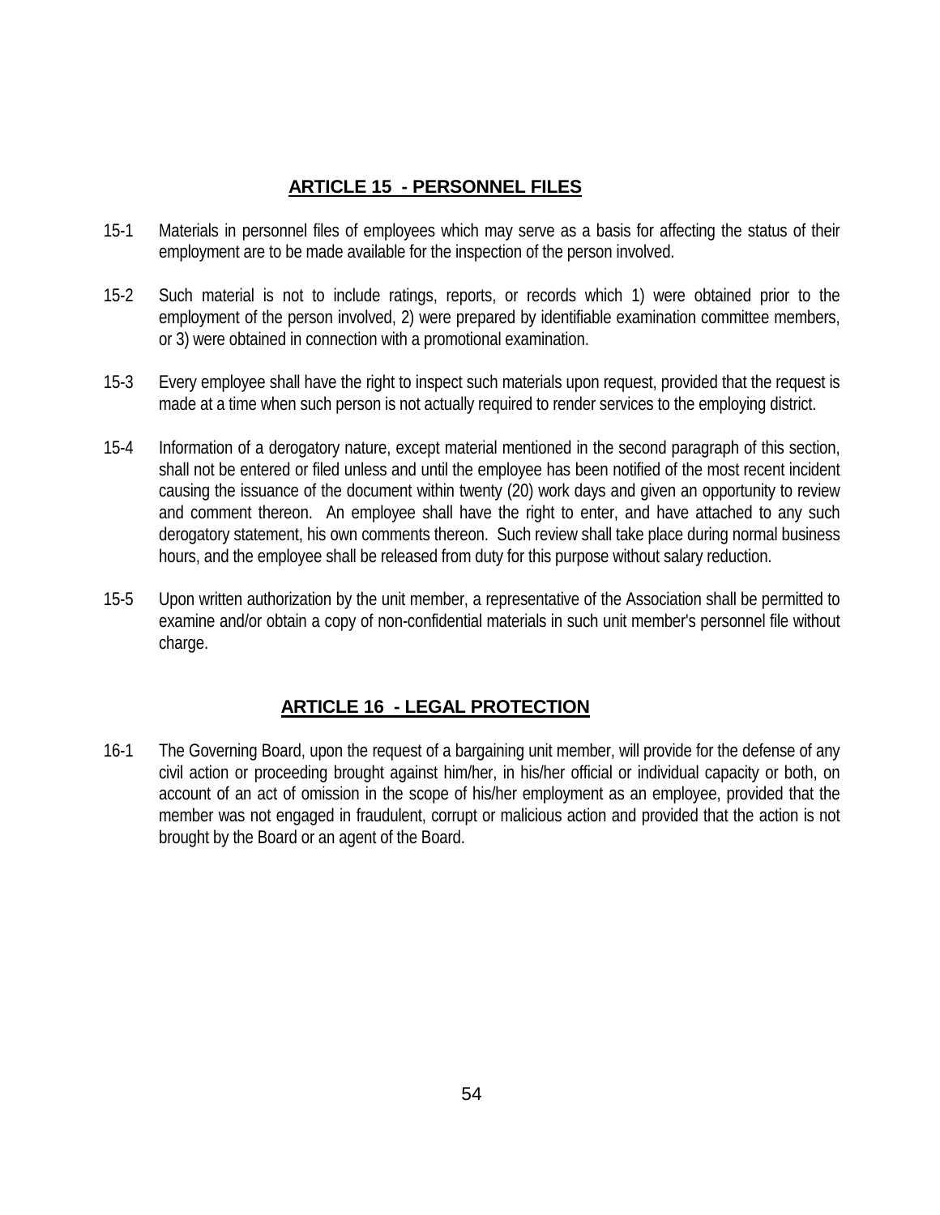## ARTICLE 15 - PERSONNEL FILES

15-1 Materials in personnel files of employees which may serve as a basis for affecting the status of their employment are to be made available for the inspection of the person involved.

15-2 Such material is not to include ratings, reports, or records which 1) were obtained prior to the employment of the person involved, 2) were prepared by identifiable examination committee members, or 3) were obtained in connection with a promotional examination.

15-3 Every employee shall have the right to inspect such materials upon request, provided that the request is made at a time when such person is not actually required to render services to the employing district.

15-4 Information of a derogatory nature, except material mentioned in the second paragraph of this section, shall not be entered or filed unless and until the employee has been notified of the most recent incident causing the issuance of the document within twenty (20) work days and given an opportunity to review and comment thereon. An employee shall have the right to enter, and have attached to any such derogatory statement, his own comments thereon. Such review shall take place during normal business hours, and the employee shall be released from duty for this purpose without salary reduction.

15-5 Upon written authorization by the unit member, a representative of the Association shall be permitted to examine and/or obtain a copy of non-confidential materials in such unit member's personnel file without charge.

## ARTICLE 16 - LEGAL PROTECTION

16-1 The Governing Board, upon the request of a bargaining unit member, will provide for the defense of any civil action or proceeding brought against him/her, in his/her official or individual capacity or both, on account of an act of omission in the scope of his/her employment as an employee, provided that the member was not engaged in fraudulent, corrupt or malicious action and provided that the action is not brought by the Board or an agent of the Board.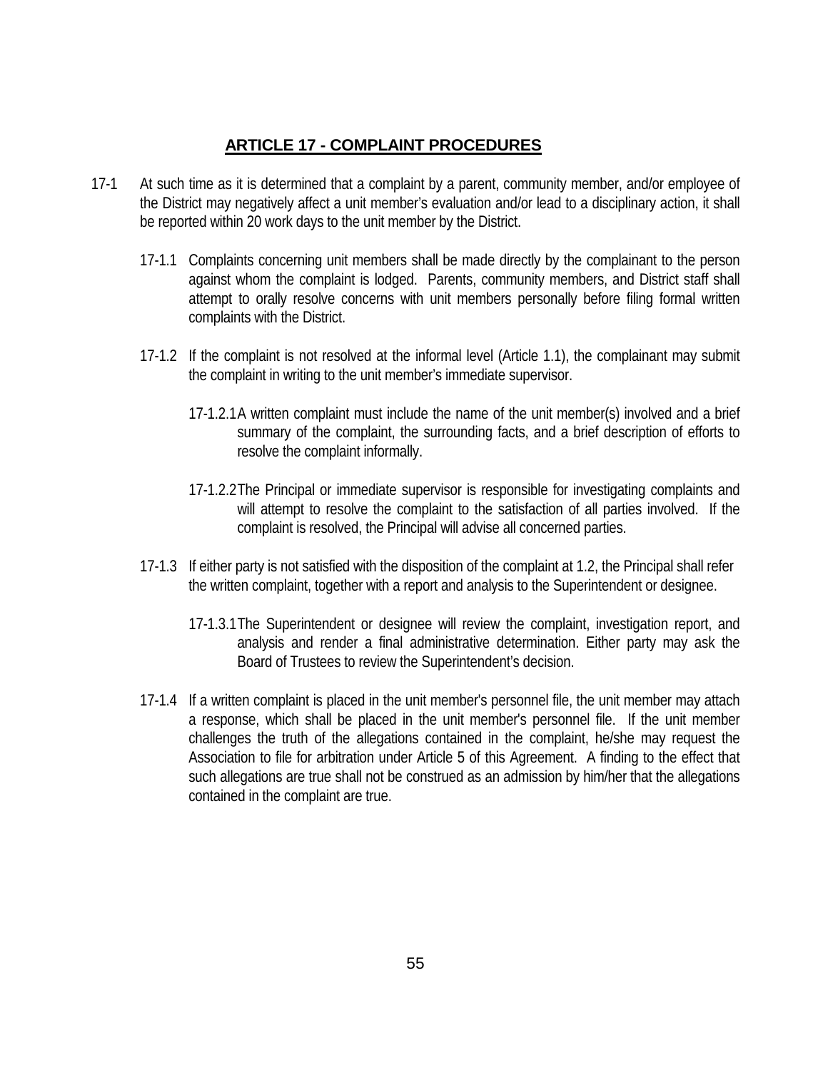## ARTICLE 17 - COMPLAINT PROCEDURES

17-1 At such time as it is determined that a complaint by a parent, community member, and/or employee of the District may negatively affect a unit member's evaluation and/or lead to a disciplinary action, it shall be reported within 20 work days to the unit member by the District.

17-1.1 Complaints concerning unit members shall be made directly by the complainant to the person against whom the complaint is lodged. Parents, community members, and District staff shall attempt to orally resolve concerns with unit members personally before filing formal written complaints with the District.

17-1.2 If the complaint is not resolved at the informal level (Article 1.1), the complainant may submit the complaint in writing to the unit member's immediate supervisor.

17-1.2.1 A written complaint must include the name of the unit member(s) involved and a brief summary of the complaint, the surrounding facts, and a brief description of efforts to resolve the complaint informally.

17-1.2.2 The Principal or immediate supervisor is responsible for investigating complaints and will attempt to resolve the complaint to the satisfaction of all parties involved. If the complaint is resolved, the Principal will advise all concerned parties.

17-1.3 If either party is not satisfied with the disposition of the complaint at 1.2, the Principal shall refer the written complaint, together with a report and analysis to the Superintendent or designee.

17-1.3.1 The Superintendent or designee will review the complaint, investigation report, and analysis and render a final administrative determination. Either party may ask the Board of Trustees to review the Superintendent's decision.

17-1.4 If a written complaint is placed in the unit member's personnel file, the unit member may attach a response, which shall be placed in the unit member's personnel file. If the unit member challenges the truth of the allegations contained in the complaint, he/she may request the Association to file for arbitration under Article 5 of this Agreement. A finding to the effect that such allegations are true shall not be construed as an admission by him/her that the allegations contained in the complaint are true.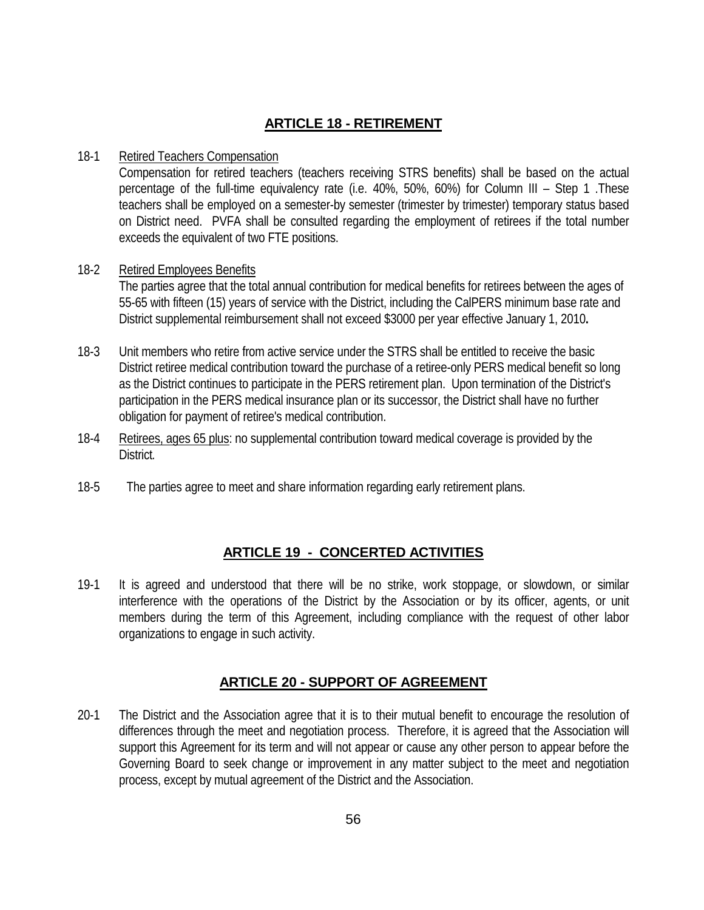## ARTICLE 18 - RETIREMENT

18-1 Retired Teachers Compensation

Compensation for retired teachers (teachers receiving STRS benefits) shall be based on the actual percentage of the full-time equivalency rate (i.e. 40%, 50%, 60%) for Column III – Step 1 .These teachers shall be employed on a semester-by semester (trimester by trimester) temporary status based on District need. PVFA shall be consulted regarding the employment of retirees if the total number exceeds the equivalent of two FTE positions.

18-2 Retired Employees Benefits

The parties agree that the total annual contribution for medical benefits for retirees between the ages of 55-65 with fifteen (15) years of service with the District, including the CalPERS minimum base rate and District supplemental reimbursement shall not exceed $3000 per year effective January 1, 2010**.**

18-3 Unit members who retire from active service under the STRS shall be entitled to receive the basic District retiree medical contribution toward the purchase of a retiree-only PERS medical benefit so long as the District continues to participate in the PERS retirement plan. Upon termination of the District's participation in the PERS medical insurance plan or its successor, the District shall have no further obligation for payment of retiree's medical contribution.

18-4 Retirees, ages 65 plus: no supplemental contribution toward medical coverage is provided by the District*.*

18-5 The parties agree to meet and share information regarding early retirement plans.

## ARTICLE 19 - CONCERTED ACTIVITIES

19-1 It is agreed and understood that there will be no strike, work stoppage, or slowdown, or similar interference with the operations of the District by the Association or by its officer, agents, or unit members during the term of this Agreement, including compliance with the request of other labor organizations to engage in such activity.

## ARTICLE 20 - SUPPORT OF AGREEMENT

20-1 The District and the Association agree that it is to their mutual benefit to encourage the resolution of differences through the meet and negotiation process. Therefore, it is agreed that the Association will support this Agreement for its term and will not appear or cause any other person to appear before the Governing Board to seek change or improvement in any matter subject to the meet and negotiation process, except by mutual agreement of the District and the Association.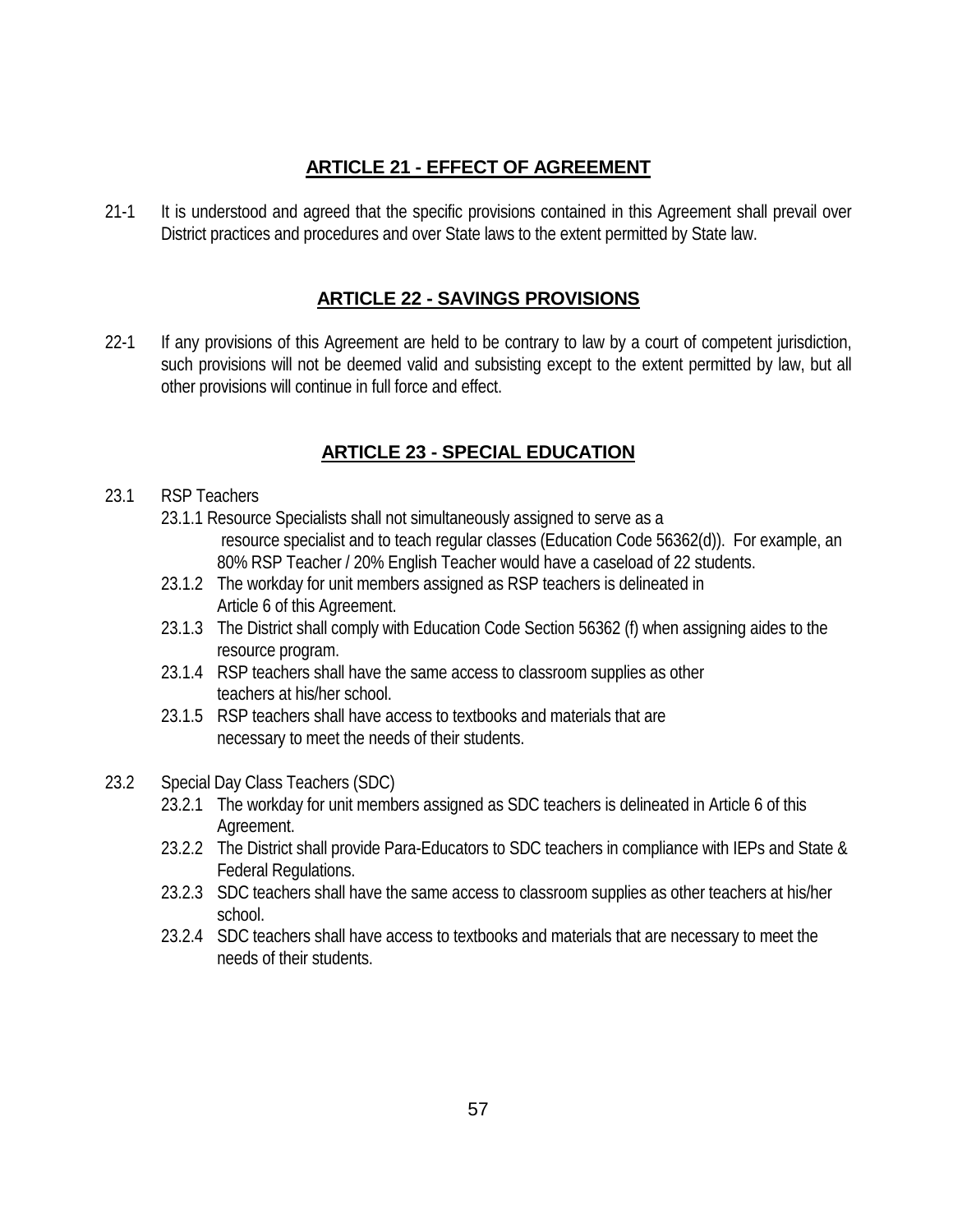## ARTICLE 21 - EFFECT OF AGREEMENT

21-1 It is understood and agreed that the specific provisions contained in this Agreement shall prevail over District practices and procedures and over State laws to the extent permitted by State law.

## ARTICLE 22 - SAVINGS PROVISIONS

22-1 If any provisions of this Agreement are held to be contrary to law by a court of competent jurisdiction, such provisions will not be deemed valid and subsisting except to the extent permitted by law, but all other provisions will continue in full force and effect.

## ARTICLE 23 - SPECIAL EDUCATION

23.1 RSP Teachers

- 23.1.1 Resource Specialists shall not simultaneously assigned to serve as a resource specialist and to teach regular classes (Education Code 56362(d)). For example, an 80% RSP Teacher / 20% English Teacher would have a caseload of 22 students.
- 23.1.2 The workday for unit members assigned as RSP teachers is delineated in Article 6 of this Agreement.
- 23.1.3 The District shall comply with Education Code Section 56362 (f) when assigning aides to the resource program.
- 23.1.4 RSP teachers shall have the same access to classroom supplies as other teachers at his/her school.
- 23.1.5 RSP teachers shall have access to textbooks and materials that are necessary to meet the needs of their students.

23.2 Special Day Class Teachers (SDC)

- 23.2.1 The workday for unit members assigned as SDC teachers is delineated in Article 6 of this Agreement.
- 23.2.2 The District shall provide Para-Educators to SDC teachers in compliance with IEPs and State & Federal Regulations.
- 23.2.3 SDC teachers shall have the same access to classroom supplies as other teachers at his/her school.
- 23.2.4 SDC teachers shall have access to textbooks and materials that are necessary to meet the needs of their students.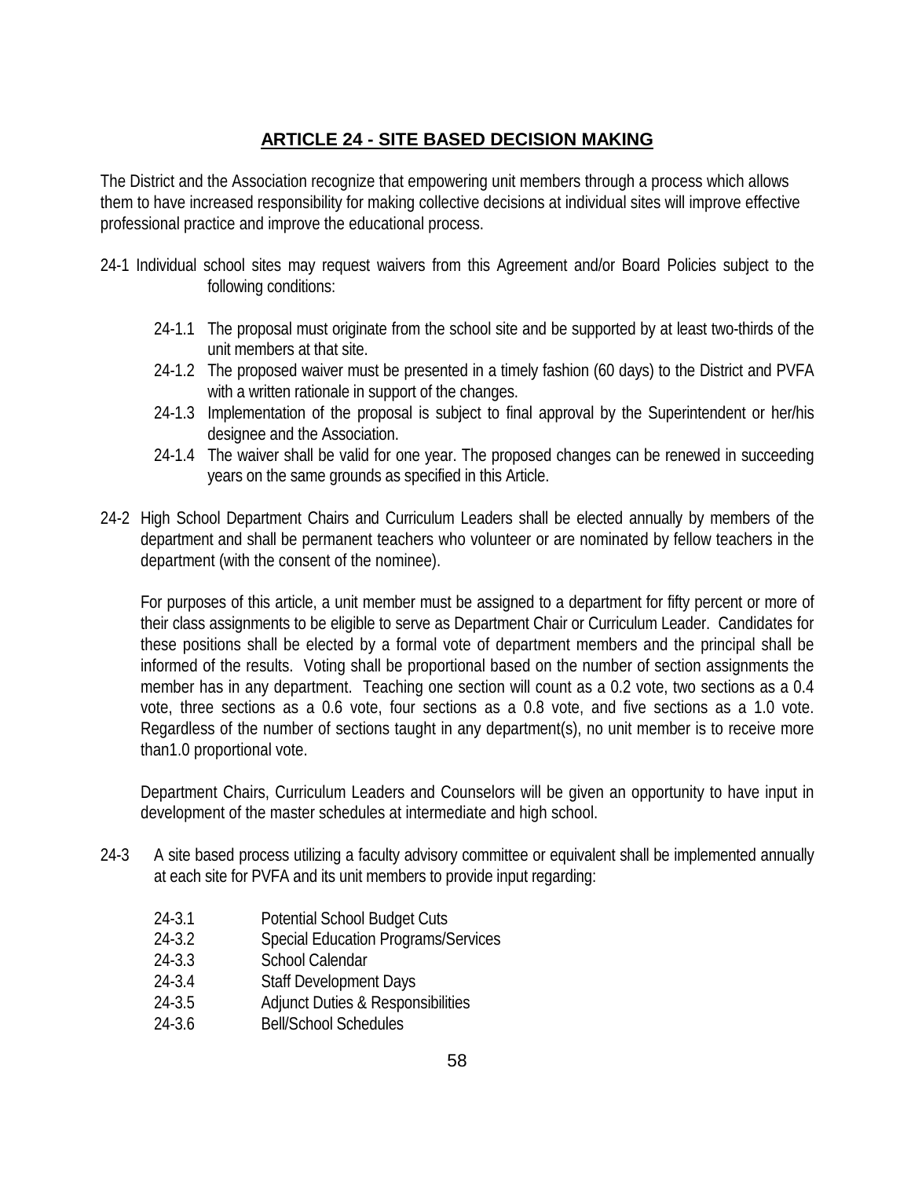## ARTICLE 24 - SITE BASED DECISION MAKING

The District and the Association recognize that empowering unit members through a process which allows them to have increased responsibility for making collective decisions at individual sites will improve effective professional practice and improve the educational process.

24-1 Individual school sites may request waivers from this Agreement and/or Board Policies subject to the following conditions:

- 24-1.1 The proposal must originate from the school site and be supported by at least two-thirds of the unit members at that site.
- 24-1.2 The proposed waiver must be presented in a timely fashion (60 days) to the District and PVFA with a written rationale in support of the changes.
- 24-1.3 Implementation of the proposal is subject to final approval by the Superintendent or her/his designee and the Association.
- 24-1.4 The waiver shall be valid for one year. The proposed changes can be renewed in succeeding years on the same grounds as specified in this Article.

24-2 High School Department Chairs and Curriculum Leaders shall be elected annually by members of the department and shall be permanent teachers who volunteer or are nominated by fellow teachers in the department (with the consent of the nominee).

For purposes of this article, a unit member must be assigned to a department for fifty percent or more of their class assignments to be eligible to serve as Department Chair or Curriculum Leader. Candidates for these positions shall be elected by a formal vote of department members and the principal shall be informed of the results. Voting shall be proportional based on the number of section assignments the member has in any department. Teaching one section will count as a 0.2 vote, two sections as a 0.4 vote, three sections as a 0.6 vote, four sections as a 0.8 vote, and five sections as a 1.0 vote. Regardless of the number of sections taught in any department(s), no unit member is to receive more than1.0 proportional vote.

Department Chairs, Curriculum Leaders and Counselors will be given an opportunity to have input in development of the master schedules at intermediate and high school.

24-3 A site based process utilizing a faculty advisory committee or equivalent shall be implemented annually at each site for PVFA and its unit members to provide input regarding:

- 24-3.1 Potential School Budget Cuts
- 24-3.2 Special Education Programs/Services
- 24-3.3 School Calendar
- 24-3.4 Staff Development Days
- 24-3.5 Adjunct Duties & Responsibilities
- 24-3.6 Bell/School Schedules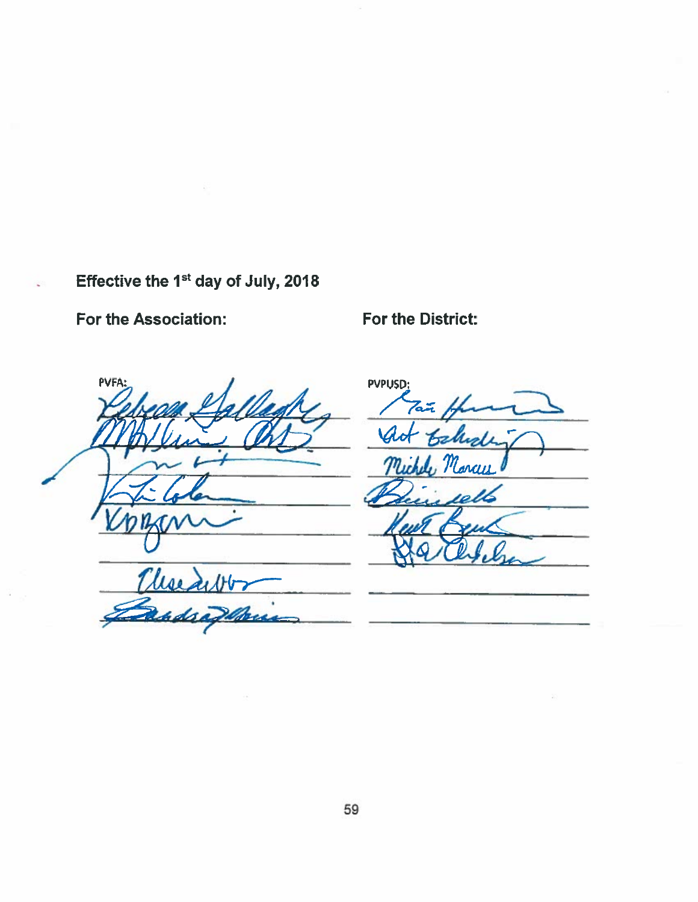**Effective the 1st day of July, 2018**

**For the Association:**

PVFA:

**For the District:**

PVPUSD: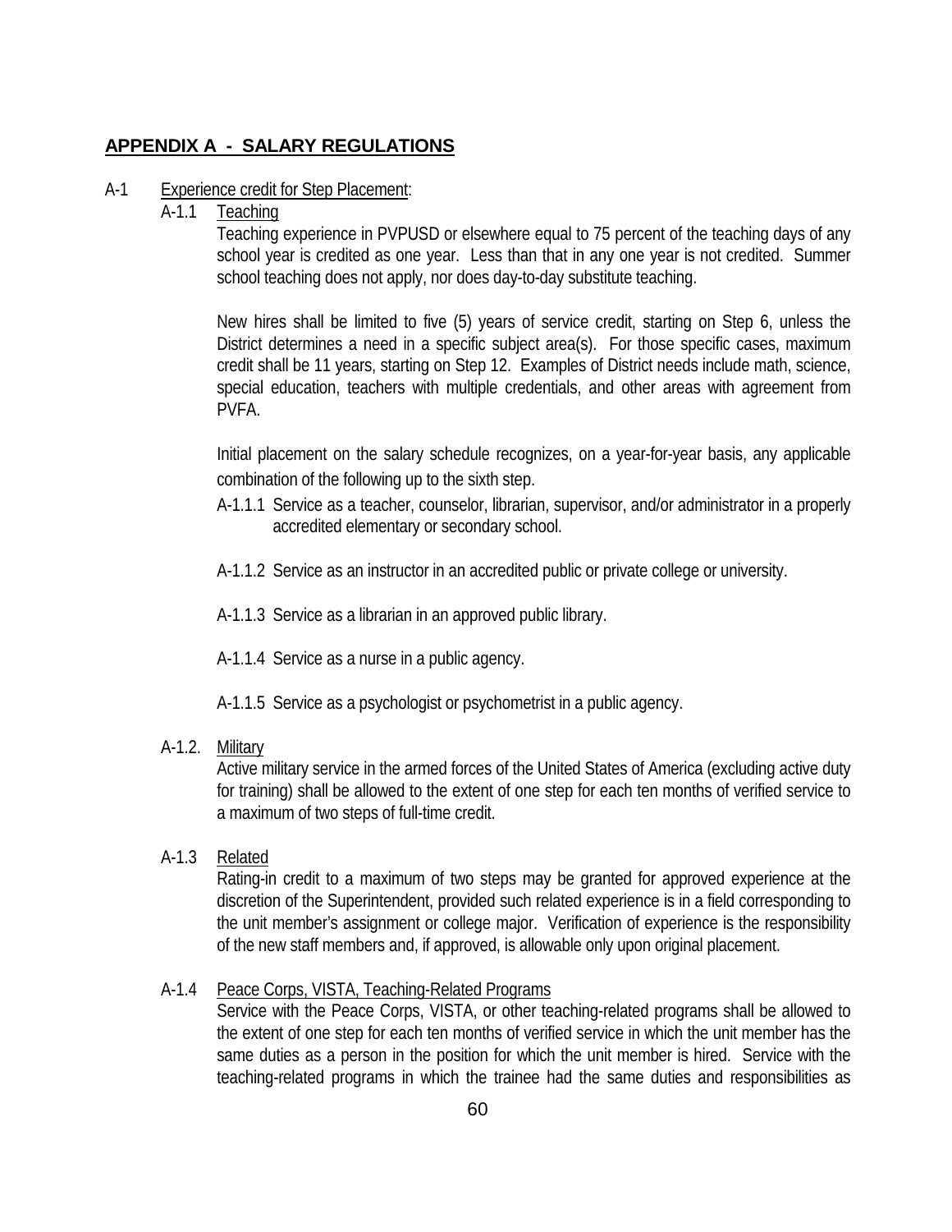## APPENDIX A - SALARY REGULATIONS

A-1 Experience credit for Step Placement:

A-1.1 Teaching

Teaching experience in PVPUSD or elsewhere equal to 75 percent of the teaching days of any school year is credited as one year. Less than that in any one year is not credited. Summer school teaching does not apply, nor does day-to-day substitute teaching.

New hires shall be limited to five (5) years of service credit, starting on Step 6, unless the District determines a need in a specific subject area(s). For those specific cases, maximum credit shall be 11 years, starting on Step 12. Examples of District needs include math, science, special education, teachers with multiple credentials, and other areas with agreement from PVFA.

Initial placement on the salary schedule recognizes, on a year-for-year basis, any applicable combination of the following up to the sixth step.

A-1.1.1 Service as a teacher, counselor, librarian, supervisor, and/or administrator in a properly accredited elementary or secondary school.

A-1.1.2 Service as an instructor in an accredited public or private college or university.

A-1.1.3 Service as a librarian in an approved public library.

A-1.1.4 Service as a nurse in a public agency.

A-1.1.5 Service as a psychologist or psychometrist in a public agency.

A-1.2. Military

Active military service in the armed forces of the United States of America (excluding active duty for training) shall be allowed to the extent of one step for each ten months of verified service to a maximum of two steps of full-time credit.

A-1.3 Related

Rating-in credit to a maximum of two steps may be granted for approved experience at the discretion of the Superintendent, provided such related experience is in a field corresponding to the unit member's assignment or college major. Verification of experience is the responsibility of the new staff members and, if approved, is allowable only upon original placement.

A-1.4 Peace Corps, VISTA, Teaching-Related Programs

Service with the Peace Corps, VISTA, or other teaching-related programs shall be allowed to the extent of one step for each ten months of verified service in which the unit member has the same duties as a person in the position for which the unit member is hired. Service with the teaching-related programs in which the trainee had the same duties and responsibilities as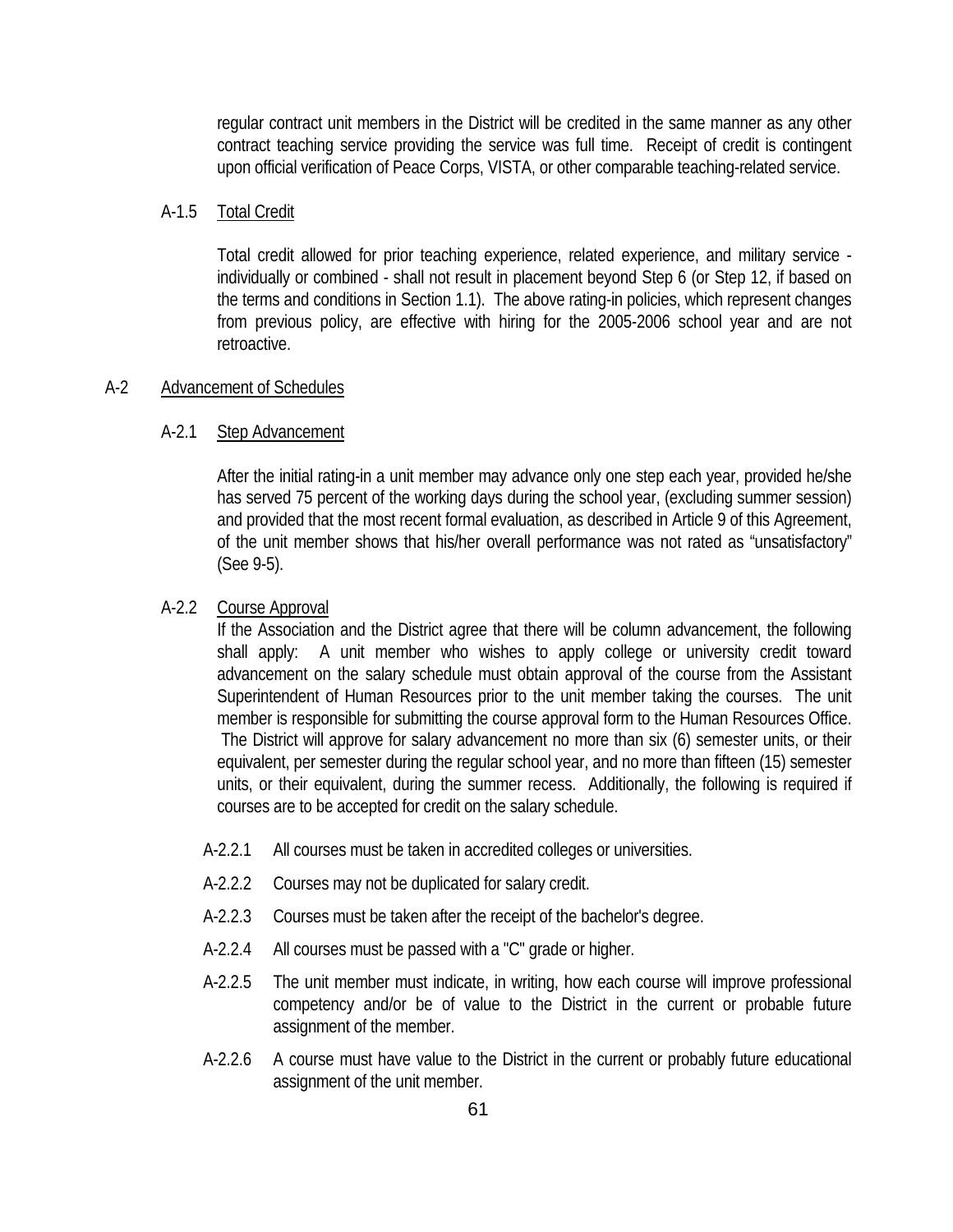regular contract unit members in the District will be credited in the same manner as any other contract teaching service providing the service was full time. Receipt of credit is contingent upon official verification of Peace Corps, VISTA, or other comparable teaching-related service.

A-1.5 Total Credit

Total credit allowed for prior teaching experience, related experience, and military service - individually or combined - shall not result in placement beyond Step 6 (or Step 12, if based on the terms and conditions in Section 1.1). The above rating-in policies, which represent changes from previous policy, are effective with hiring for the 2005-2006 school year and are not retroactive.

A-2 Advancement of Schedules

A-2.1 Step Advancement

After the initial rating-in a unit member may advance only one step each year, provided he/she has served 75 percent of the working days during the school year, (excluding summer session) and provided that the most recent formal evaluation, as described in Article 9 of this Agreement, of the unit member shows that his/her overall performance was not rated as "unsatisfactory" (See 9-5).

A-2.2 Course Approval

If the Association and the District agree that there will be column advancement, the following shall apply: A unit member who wishes to apply college or university credit toward advancement on the salary schedule must obtain approval of the course from the Assistant Superintendent of Human Resources prior to the unit member taking the courses. The unit member is responsible for submitting the course approval form to the Human Resources Office. The District will approve for salary advancement no more than six (6) semester units, or their equivalent, per semester during the regular school year, and no more than fifteen (15) semester units, or their equivalent, during the summer recess. Additionally, the following is required if courses are to be accepted for credit on the salary schedule.

A-2.2.1 All courses must be taken in accredited colleges or universities.

A-2.2.2 Courses may not be duplicated for salary credit.

A-2.2.3 Courses must be taken after the receipt of the bachelor's degree.

A-2.2.4 All courses must be passed with a "C" grade or higher.

A-2.2.5 The unit member must indicate, in writing, how each course will improve professional competency and/or be of value to the District in the current or probable future assignment of the member.

A-2.2.6 A course must have value to the District in the current or probably future educational assignment of the unit member.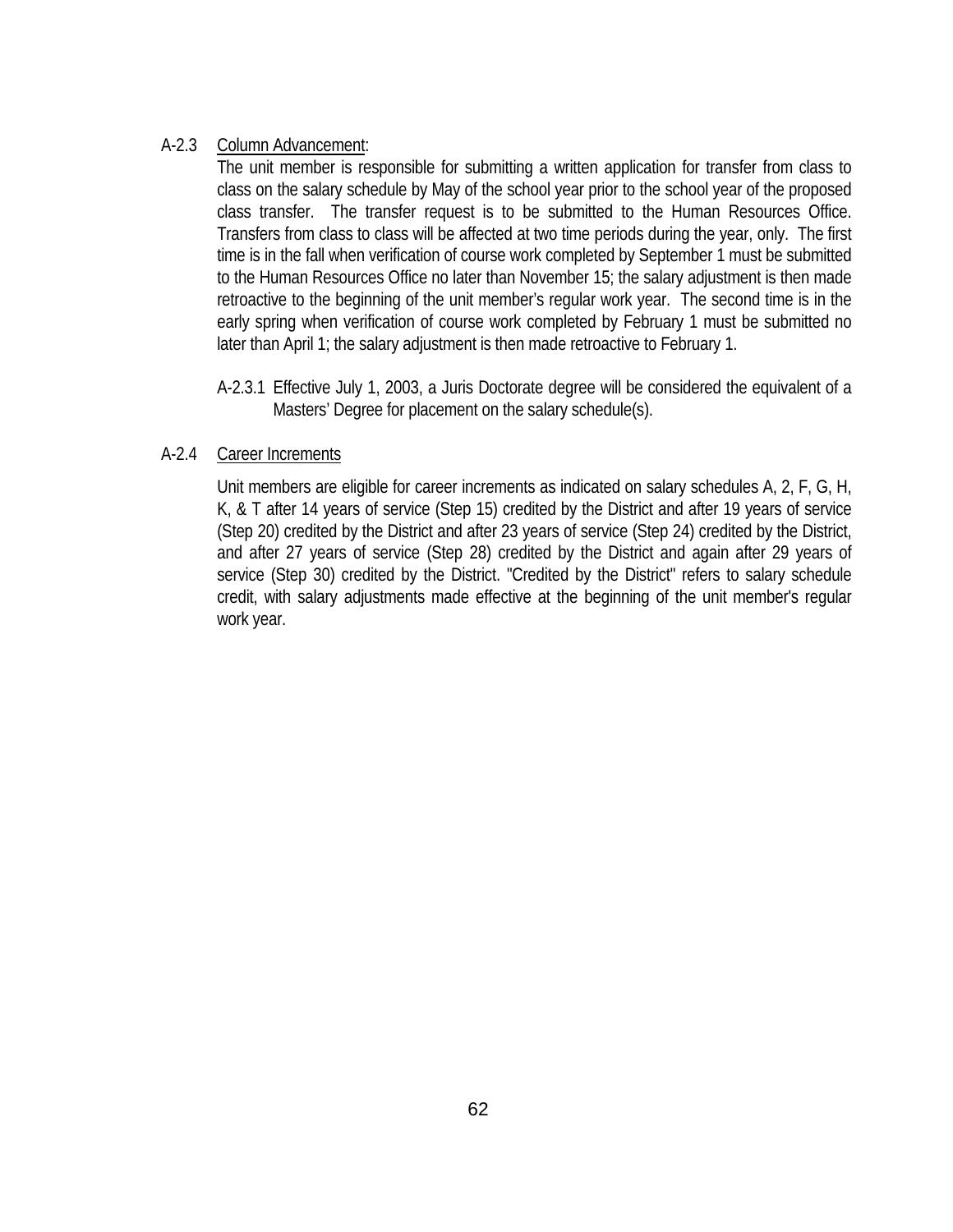A-2.3 Column Advancement:

The unit member is responsible for submitting a written application for transfer from class to class on the salary schedule by May of the school year prior to the school year of the proposed class transfer. The transfer request is to be submitted to the Human Resources Office. Transfers from class to class will be affected at two time periods during the year, only. The first time is in the fall when verification of course work completed by September 1 must be submitted to the Human Resources Office no later than November 15; the salary adjustment is then made retroactive to the beginning of the unit member's regular work year. The second time is in the early spring when verification of course work completed by February 1 must be submitted no later than April 1; the salary adjustment is then made retroactive to February 1.

A-2.3.1 Effective July 1, 2003, a Juris Doctorate degree will be considered the equivalent of a Masters' Degree for placement on the salary schedule(s).

A-2.4 Career Increments

Unit members are eligible for career increments as indicated on salary schedules A, 2, F, G, H, K, & T after 14 years of service (Step 15) credited by the District and after 19 years of service (Step 20) credited by the District and after 23 years of service (Step 24) credited by the District, and after 27 years of service (Step 28) credited by the District and again after 29 years of service (Step 30) credited by the District. "Credited by the District" refers to salary schedule credit, with salary adjustments made effective at the beginning of the unit member's regular work year.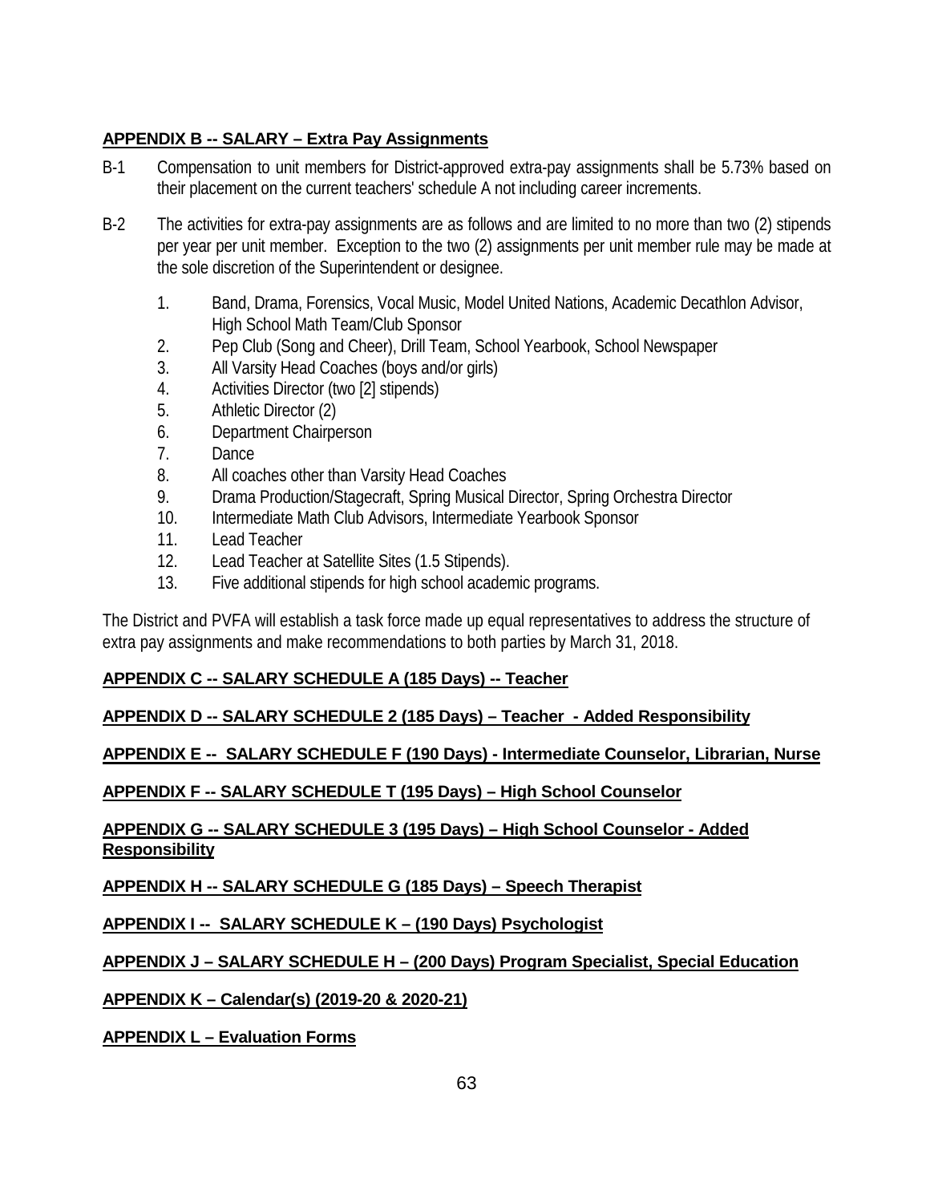## APPENDIX B -- SALARY – Extra Pay Assignments

B-1 Compensation to unit members for District-approved extra-pay assignments shall be 5.73% based on their placement on the current teachers' schedule A not including career increments.

B-2 The activities for extra-pay assignments are as follows and are limited to no more than two (2) stipends per year per unit member. Exception to the two (2) assignments per unit member rule may be made at the sole discretion of the Superintendent or designee.

1. Band, Drama, Forensics, Vocal Music, Model United Nations, Academic Decathlon Advisor, High School Math Team/Club Sponsor
2. Pep Club (Song and Cheer), Drill Team, School Yearbook, School Newspaper
3. All Varsity Head Coaches (boys and/or girls)
4. Activities Director (two [2] stipends)
5. Athletic Director (2)
6. Department Chairperson
7. Dance
8. All coaches other than Varsity Head Coaches
9. Drama Production/Stagecraft, Spring Musical Director, Spring Orchestra Director
10. Intermediate Math Club Advisors, Intermediate Yearbook Sponsor
11. Lead Teacher
12. Lead Teacher at Satellite Sites (1.5 Stipends).
13. Five additional stipends for high school academic programs.

The District and PVFA will establish a task force made up equal representatives to address the structure of extra pay assignments and make recommendations to both parties by March 31, 2018.

## APPENDIX C -- SALARY SCHEDULE A (185 Days) -- Teacher

## APPENDIX D -- SALARY SCHEDULE 2 (185 Days) – Teacher - Added Responsibility

## APPENDIX E -- SALARY SCHEDULE F (190 Days) - Intermediate Counselor, Librarian, Nurse

## APPENDIX F -- SALARY SCHEDULE T (195 Days) – High School Counselor

## APPENDIX G -- SALARY SCHEDULE 3 (195 Days) – High School Counselor - Added Responsibility

## APPENDIX H -- SALARY SCHEDULE G (185 Days) – Speech Therapist

## APPENDIX I -- SALARY SCHEDULE K – (190 Days) Psychologist

## APPENDIX J – SALARY SCHEDULE H – (200 Days) Program Specialist, Special Education

## APPENDIX K – Calendar(s) (2019-20 & 2020-21)

## APPENDIX L – Evaluation Forms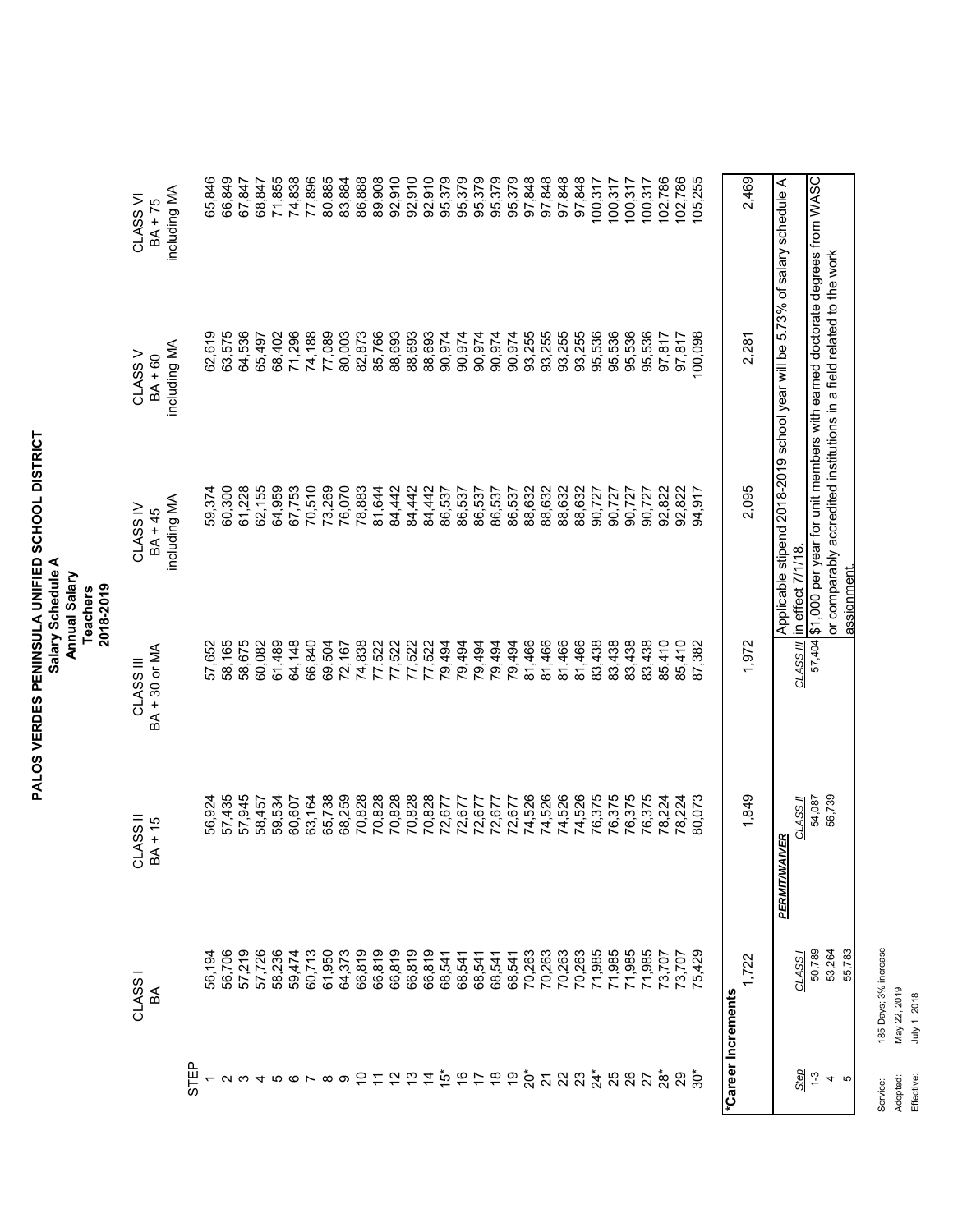# PALOS VERDES PENINSULA UNIFIED SCHOOL DISTRICT

**Salary Schedule A**
**Annual Salary**
**Teachers**
**2018-2019**

| STEP | CLASS I<br>BA | CLASS II<br>BA + 15 | CLASS III<br>BA + 30 or MA | CLASS IV<br>BA + 45<br>including MA | CLASS V<br>BA + 60<br>including MA | CLASS VI<br>BA + 75<br>including MA |
|---|---|---|---|---|---|---|
| 1 | 56,194 | 56,924 | 57,652 | 59,374 | 62,619 | 65,846 |
| 2 | 56,706 | 57,435 | 58,165 | 60,300 | 63,575 | 66,849 |
| 3 | 57,219 | 57,945 | 58,675 | 61,228 | 64,536 | 67,847 |
| 4 | 57,726 | 58,457 | 60,082 | 62,155 | 65,497 | 68,847 |
| 5 | 58,236 | 59,534 | 61,489 | 64,959 | 68,402 | 71,855 |
| 6 | 59,474 | 60,607 | 64,148 | 67,753 | 71,296 | 74,838 |
| 7 | 60,713 | 63,164 | 66,840 | 70,510 | 74,188 | 77,896 |
| 8 | 61,950 | 65,738 | 69,504 | 73,269 | 77,089 | 80,885 |
| 9 | 64,373 | 68,259 | 72,167 | 76,070 | 80,003 | 83,884 |
| 10 | 66,819 | 70,828 | 74,838 | 78,883 | 82,873 | 86,888 |
| 11 | 66,819 | 70,828 | 77,522 | 81,644 | 85,766 | 89,908 |
| 12 | 66,819 | 70,828 | 77,522 | 84,442 | 88,693 | 92,910 |
| 13 | 66,819 | 70,828 | 77,522 | 84,442 | 88,693 | 92,910 |
| 14 | 66,819 | 70,828 | 77,522 | 84,442 | 88,693 | 92,910 |
| 15* | 68,541 | 72,677 | 79,494 | 86,537 | 90,974 | 95,379 |
| 16 | 68,541 | 72,677 | 79,494 | 86,537 | 90,974 | 95,379 |
| 17 | 68,541 | 72,677 | 79,494 | 86,537 | 90,974 | 95,379 |
| 18 | 68,541 | 72,677 | 79,494 | 86,537 | 90,974 | 95,379 |
| 19 | 68,541 | 72,677 | 79,494 | 86,537 | 90,974 | 95,379 |
| 20* | 70,263 | 74,526 | 81,466 | 88,632 | 93,255 | 97,848 |
| 21 | 70,263 | 74,526 | 81,466 | 88,632 | 93,255 | 97,848 |
| 22 | 70,263 | 74,526 | 81,466 | 88,632 | 93,255 | 97,848 |
| 23 | 70,263 | 74,526 | 81,466 | 88,632 | 93,255 | 97,848 |
| 24* | 71,985 | 76,375 | 83,438 | 90,727 | 95,536 | 100,317 |
| 25 | 71,985 | 76,375 | 83,438 | 90,727 | 95,536 | 100,317 |
| 26 | 71,985 | 76,375 | 83,438 | 90,727 | 95,536 | 100,317 |
| 27 | 71,985 | 76,375 | 83,438 | 90,727 | 95,536 | 100,317 |
| 28* | 73,707 | 78,224 | 85,410 | 92,822 | 97,817 | 102,786 |
| 29 | 73,707 | 78,224 | 85,410 | 92,822 | 97,817 | 102,786 |
| 30* | 75,429 | 80,073 | 87,382 | 94,917 | 100,098 | 105,255 |
| ***Career Increments** | 1,722 | 1,849 | 1,972 | 2,095 | 2,281 | 2,469 |

**PERMIT/WAIVER**

| Step | CLASS I | CLASS II | CLASS III |
|---|---|---|---|
| 1-3 | 50,789 | 54,087 | 57,404 |
| 4 | 53,264 | 56,739 | |
| 5 | 55,783 | | |

Applicable stipend 2018-2019 school year will be 5.73% of salary schedule A in effect 7/1/18.

$1,000 per year for unit members with earned doctorate degrees from WASC or comparably accredited institutions in a field related to the work assignment.

Service: 185 Days; 3% increase
Adopted: May 22, 2019
Effective: July 1, 2018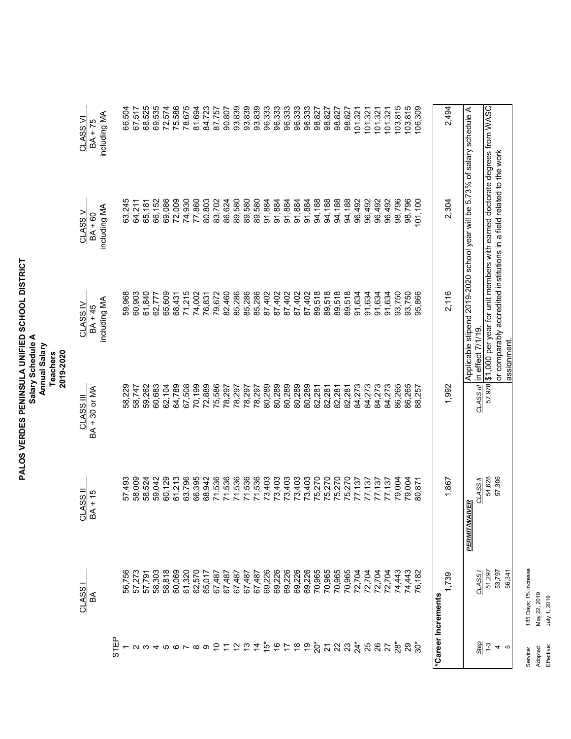# PALOS VERDES PENINSULA UNIFIED SCHOOL DISTRICT

## Salary Schedule A

### Annual Salary

### Teachers

### 2019-2020

| STEP | CLASS I<br>BA | CLASS II<br>BA + 15 | CLASS III<br>BA + 30 or MA | CLASS IV<br>BA + 45<br>including MA | CLASS V<br>BA + 60<br>including MA | CLASS VI<br>BA + 75<br>including MA |
|---|---|---|---|---|---|---|
| 1 | 56,756 | 57,493 | 58,229 | 59,968 | 63,245 | 66,504 |
| 2 | 57,273 | 58,009 | 58,747 | 60,903 | 64,211 | 67,517 |
| 3 | 57,791 | 58,524 | 59,262 | 61,840 | 65,181 | 68,525 |
| 4 | 58,303 | 59,042 | 60,683 | 62,777 | 66,152 | 69,535 |
| 5 | 58,818 | 60,129 | 62,104 | 65,609 | 69,086 | 72,574 |
| 6 | 60,069 | 61,213 | 64,789 | 68,431 | 72,009 | 75,586 |
| 7 | 61,320 | 63,796 | 67,508 | 71,215 | 74,930 | 78,675 |
| 8 | 62,570 | 66,395 | 70,199 | 74,002 | 77,860 | 81,694 |
| 9 | 65,017 | 68,942 | 72,889 | 76,831 | 80,803 | 84,723 |
| 10 | 67,487 | 71,536 | 75,586 | 79,672 | 83,702 | 87,757 |
| 11 | 67,487 | 71,536 | 78,297 | 82,460 | 86,624 | 90,807 |
| 12 | 67,487 | 71,536 | 78,297 | 85,286 | 89,580 | 93,839 |
| 13 | 67,487 | 71,536 | 78,297 | 85,286 | 89,580 | 93,839 |
| 14 | 67,487 | 71,536 | 78,297 | 85,286 | 89,580 | 93,839 |
| 15* | 69,226 | 73,403 | 80,289 | 87,402 | 91,884 | 96,333 |
| 16 | 69,226 | 73,403 | 80,289 | 87,402 | 91,884 | 96,333 |
| 17 | 69,226 | 73,403 | 80,289 | 87,402 | 91,884 | 96,333 |
| 18 | 69,226 | 73,403 | 80,289 | 87,402 | 91,884 | 96,333 |
| 19 | 69,226 | 73,403 | 80,289 | 87,402 | 91,884 | 96,333 |
| 20* | 70,965 | 75,270 | 82,281 | 89,518 | 94,188 | 98,827 |
| 21 | 70,965 | 75,270 | 82,281 | 89,518 | 94,188 | 98,827 |
| 22 | 70,965 | 75,270 | 82,281 | 89,518 | 94,188 | 98,827 |
| 23 | 70,965 | 75,270 | 82,281 | 89,518 | 94,188 | 98,827 |
| 24* | 72,704 | 77,137 | 84,273 | 91,634 | 96,492 | 101,321 |
| 25 | 72,704 | 77,137 | 84,273 | 91,634 | 96,492 | 101,321 |
| 26 | 72,704 | 77,137 | 84,273 | 91,634 | 96,492 | 101,321 |
| 27 | 72,704 | 77,137 | 84,273 | 91,634 | 96,492 | 101,321 |
| 28* | 74,443 | 79,004 | 86,265 | 93,750 | 98,796 | 103,815 |
| 29 | 74,443 | 79,004 | 86,265 | 93,750 | 98,796 | 103,815 |
| 30* | 76,182 | 80,871 | 88,257 | 95,866 | 101,100 | 106,309 |
| ***Career Increments** | 1,739 | 1,867 | 1,992 | 2,116 | 2,304 | 2,494 |

**PERMIT/WAIVER**

| Step | CLASS I | CLASS II | CLASS III |
|---|---|---|---|
| 1-3 | 51,297 | 54,628 | 57,978 |
| 4 | 53,797 | 57,306 | |
| 5 | 56,341 | | |

Applicable stipend 2019-2020 school year will be 5.73% of salary schedule A in effect 7/1/19.

$1,000 per year for unit members with earned doctorate degrees from WASC or comparably accredited institutions in a field related to the work assignment.

Service: 185 Days; 1% increase
Adopted: May 22, 2019
Effective: July 1, 2019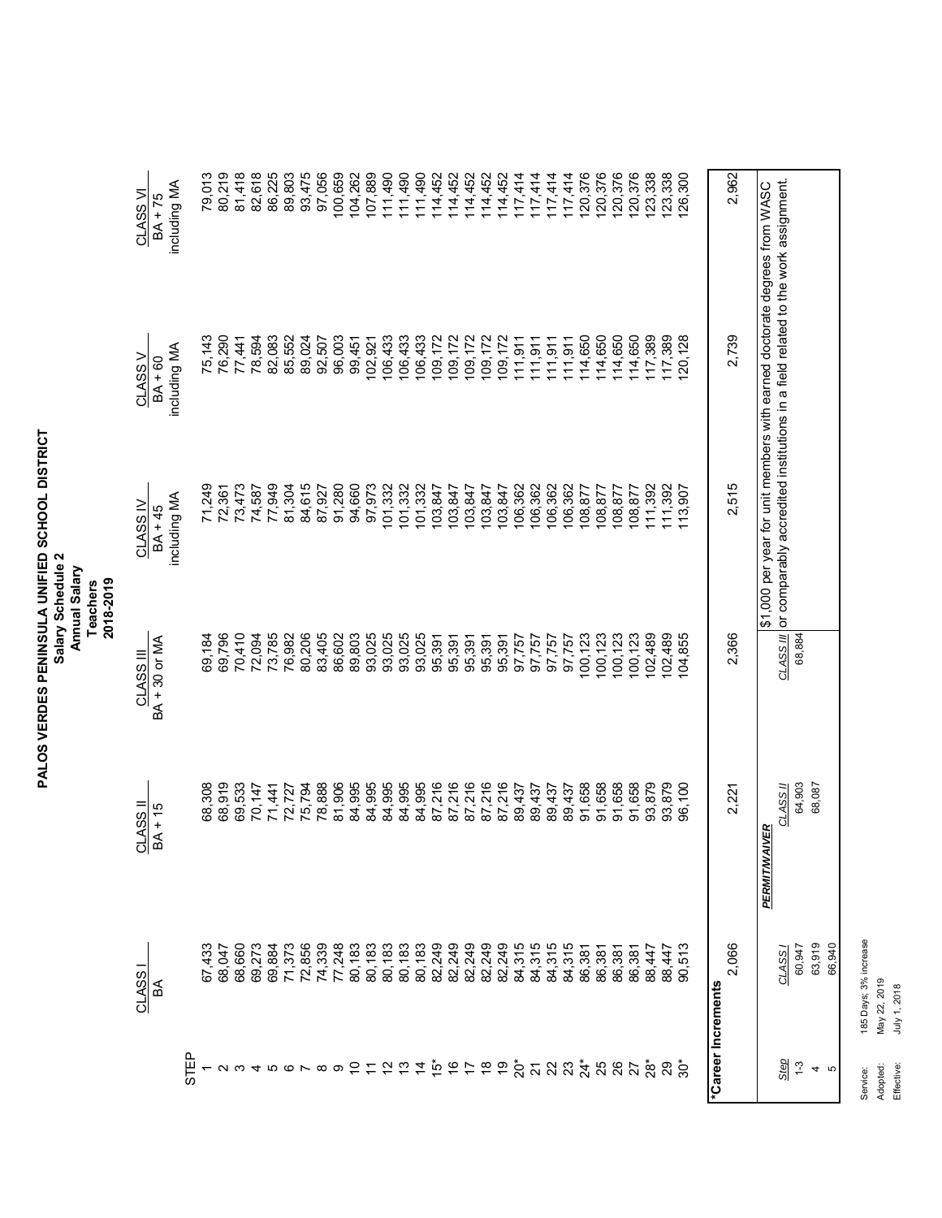# PALOS VERDES PENINSULA UNIFIED SCHOOL DISTRICT

**Salary Schedule 2**
**Annual Salary**
**Teachers**
**2018-2019**

| STEP | CLASS I<br>BA | CLASS II<br>BA + 15 | CLASS III<br>BA + 30 or MA | CLASS IV<br>BA + 45<br>including MA | CLASS V<br>BA + 60<br>including MA | CLASS VI<br>BA + 75<br>including MA |
|---|---|---|---|---|---|---|
| 1 | 67,433 | 68,308 | 69,184 | 71,249 | 75,143 | 79,013 |
| 2 | 68,047 | 68,919 | 69,796 | 72,361 | 76,290 | 80,219 |
| 3 | 68,660 | 69,533 | 70,410 | 73,473 | 77,441 | 81,418 |
| 4 | 69,273 | 70,147 | 72,094 | 74,587 | 78,594 | 82,618 |
| 5 | 69,884 | 71,441 | 73,785 | 77,949 | 82,083 | 86,225 |
| 6 | 71,373 | 72,727 | 76,982 | 81,304 | 85,552 | 89,803 |
| 7 | 72,856 | 75,794 | 80,206 | 84,615 | 89,024 | 93,475 |
| 8 | 74,339 | 78,888 | 83,405 | 87,927 | 92,507 | 97,056 |
| 9 | 77,248 | 81,906 | 86,602 | 91,280 | 96,003 | 100,659 |
| 10 | 80,183 | 84,995 | 89,803 | 94,660 | 99,451 | 104,262 |
| 11 | 80,183 | 84,995 | 93,025 | 97,973 | 102,921 | 107,889 |
| 12 | 80,183 | 84,995 | 93,025 | 101,332 | 106,433 | 111,490 |
| 13 | 80,183 | 84,995 | 93,025 | 101,332 | 106,433 | 111,490 |
| 14 | 80,183 | 84,995 | 93,025 | 101,332 | 106,433 | 111,490 |
| 15* | 82,249 | 87,216 | 95,391 | 103,847 | 109,172 | 114,452 |
| 16 | 82,249 | 87,216 | 95,391 | 103,847 | 109,172 | 114,452 |
| 17 | 82,249 | 87,216 | 95,391 | 103,847 | 109,172 | 114,452 |
| 18 | 82,249 | 87,216 | 95,391 | 103,847 | 109,172 | 114,452 |
| 19 | 82,249 | 87,216 | 95,391 | 103,847 | 109,172 | 114,452 |
| 20* | 84,315 | 89,437 | 97,757 | 106,362 | 111,911 | 117,414 |
| 21 | 84,315 | 89,437 | 97,757 | 106,362 | 111,911 | 117,414 |
| 22 | 84,315 | 89,437 | 97,757 | 106,362 | 111,911 | 117,414 |
| 23 | 84,315 | 89,437 | 97,757 | 106,362 | 111,911 | 117,414 |
| 24* | 86,381 | 91,658 | 100,123 | 108,877 | 114,650 | 120,376 |
| 25 | 86,381 | 91,658 | 100,123 | 108,877 | 114,650 | 120,376 |
| 26 | 86,381 | 91,658 | 100,123 | 108,877 | 114,650 | 120,376 |
| 27 | 86,381 | 91,658 | 100,123 | 108,877 | 114,650 | 120,376 |
| 28* | 88,447 | 93,879 | 102,489 | 111,392 | 117,389 | 123,338 |
| 29 | 88,447 | 93,879 | 102,489 | 111,392 | 117,389 | 123,338 |
| 30* | 90,513 | 96,100 | 104,855 | 113,907 | 120,128 | 126,300 |
| ***Career Increments** | 2,066 | 2,221 | 2,366 | 2,515 | 2,739 | 2,962 |

**PERMIT/WAIVER**

| Step | CLASS I | CLASS II | CLASS III |
|---|---|---|---|
| 1-3 | 60,947 | 64,903 | 68,884 |
| 4 | 63,919 | 68,087 | |
| 5 | 66,940 | | |

$1,000 per year for unit members with earned doctorate degrees from WASC or comparably accredited institutions in a field related to the work assignment.

Service: 185 Days; 3% increase
Adopted: May 22, 2019
Effective: July 1, 2018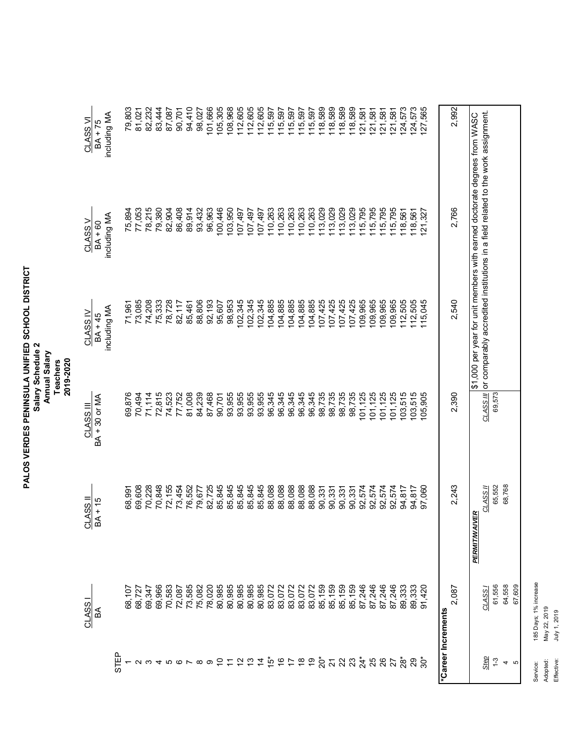# PALOS VERDES PENINSULA UNIFIED SCHOOL DISTRICT

## Salary Schedule 2

### Annual Salary

### Teachers

### 2019-2020

| STEP | CLASS I BA | CLASS II BA + 15 | CLASS III BA + 30 or MA | CLASS IV BA + 45 including MA | CLASS V BA + 60 including MA | CLASS VI BA + 75 including MA |
|---|---|---|---|---|---|---|
| 1 | 68,107 | 68,991 | 69,876 | 71,961 | 75,894 | 79,803 |
| 2 | 68,727 | 69,608 | 70,494 | 73,085 | 77,053 | 81,021 |
| 3 | 69,347 | 70,228 | 71,114 | 74,208 | 78,215 | 82,232 |
| 4 | 69,966 | 70,848 | 72,815 | 75,333 | 79,380 | 83,444 |
| 5 | 70,583 | 72,155 | 74,523 | 78,728 | 82,904 | 87,087 |
| 6 | 72,087 | 73,454 | 77,752 | 82,117 | 86,408 | 90,701 |
| 7 | 73,585 | 76,552 | 81,008 | 85,461 | 89,914 | 94,410 |
| 8 | 75,082 | 79,677 | 84,239 | 88,806 | 93,432 | 98,027 |
| 9 | 78,020 | 82,725 | 87,468 | 92,193 | 96,963 | 101,666 |
| 10 | 80,985 | 85,845 | 90,701 | 95,607 | 100,446 | 105,305 |
| 11 | 80,985 | 85,845 | 93,955 | 98,953 | 103,950 | 108,968 |
| 12 | 80,985 | 85,845 | 93,955 | 102,345 | 107,497 | 112,605 |
| 13 | 80,985 | 85,845 | 93,955 | 102,345 | 107,497 | 112,605 |
| 14 | 80,985 | 85,845 | 93,955 | 102,345 | 107,497 | 112,605 |
| 15* | 83,072 | 88,088 | 96,345 | 104,885 | 110,263 | 115,597 |
| 16 | 83,072 | 88,088 | 96,345 | 104,885 | 110,263 | 115,597 |
| 17 | 83,072 | 88,088 | 96,345 | 104,885 | 110,263 | 115,597 |
| 18 | 83,072 | 88,088 | 96,345 | 104,885 | 110,263 | 115,597 |
| 19 | 83,072 | 88,088 | 96,345 | 104,885 | 110,263 | 115,597 |
| 20* | 85,159 | 90,331 | 98,735 | 107,425 | 113,029 | 118,589 |
| 21 | 85,159 | 90,331 | 98,735 | 107,425 | 113,029 | 118,589 |
| 22 | 85,159 | 90,331 | 98,735 | 107,425 | 113,029 | 118,589 |
| 23 | 85,159 | 90,331 | 98,735 | 107,425 | 113,029 | 118,589 |
| 24* | 87,246 | 92,574 | 101,125 | 109,965 | 115,795 | 121,581 |
| 25 | 87,246 | 92,574 | 101,125 | 109,965 | 115,795 | 121,581 |
| 26 | 87,246 | 92,574 | 101,125 | 109,965 | 115,795 | 121,581 |
| 27 | 87,246 | 92,574 | 101,125 | 109,965 | 115,795 | 121,581 |
| 28* | 89,333 | 94,817 | 103,515 | 112,505 | 118,561 | 124,573 |
| 29 | 89,333 | 94,817 | 103,515 | 112,505 | 118,561 | 124,573 |
| 30* | 91,420 | 97,060 | 105,905 | 115,045 | 121,327 | 127,565 |
| *Career Increments | 2,087 | 2,243 | 2,390 | 2,540 | 2,766 | 2,992 |

**PERMIT/WAIVER**

| Step | CLASS I | CLASS II | CLASS III |
|---|---|---|---|
| 1-3 | 61,556 | 65,552 | 69,573 |
| 4 | 64,558 | 68,768 | |
| 5 | 67,609 | | |

$1,000 per year for unit members with earned doctorate degrees from WASC or comparably accredited institutions in a field related to the work assignment.

Service: 185 Days; 1% increase
Adopted: May 22, 2019
Effective: July 1, 2019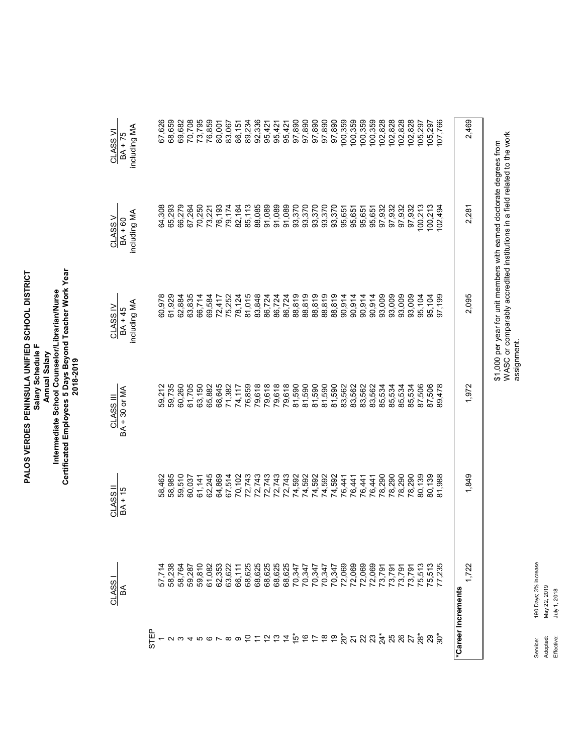# PALOS VERDES PENINSULA UNIFIED SCHOOL DISTRICT

**Salary Schedule F**

**Annual Salary**

**Intermediate School Counselor/Librarian/Nurse**

**Certificated Employees 5 Days Beyond Teacher Work Year**

**2018-2019**

| STEP | CLASS I BA | CLASS II BA + 15 | CLASS III BA + 30 or MA | CLASS IV BA + 45 including MA | CLASS V BA + 60 including MA | CLASS VI BA + 75 including MA |
|---|---|---|---|---|---|---|
| 1 | 57,714 | 58,462 | 59,212 | 60,978 | 64,308 | 67,626 |
| 2 | 58,238 | 58,985 | 59,735 | 61,929 | 65,293 | 68,659 |
| 3 | 58,764 | 59,510 | 60,260 | 62,884 | 66,279 | 69,682 |
| 4 | 59,287 | 60,037 | 61,705 | 63,835 | 67,264 | 70,708 |
| 5 | 59,810 | 61,141 | 63,150 | 66,714 | 70,250 | 73,795 |
| 6 | 61,082 | 62,245 | 65,882 | 69,584 | 73,221 | 76,859 |
| 7 | 62,353 | 64,869 | 68,645 | 72,417 | 76,193 | 80,001 |
| 8 | 63,622 | 67,514 | 71,382 | 75,252 | 79,174 | 83,067 |
| 9 | 66,111 | 70,102 | 74,117 | 78,124 | 82,164 | 86,151 |
| 10 | 68,625 | 72,743 | 76,859 | 81,015 | 85,113 | 89,234 |
| 11 | 68,625 | 72,743 | 79,618 | 83,848 | 88,085 | 92,336 |
| 12 | 68,625 | 72,743 | 79,618 | 86,724 | 91,089 | 95,421 |
| 13 | 68,625 | 72,743 | 79,618 | 86,724 | 91,089 | 95,421 |
| 14 | 68,625 | 72,743 | 79,618 | 86,724 | 91,089 | 95,421 |
| 15* | 70,347 | 74,592 | 81,590 | 88,819 | 93,370 | 97,890 |
| 16 | 70,347 | 74,592 | 81,590 | 88,819 | 93,370 | 97,890 |
| 17 | 70,347 | 74,592 | 81,590 | 88,819 | 93,370 | 97,890 |
| 18 | 70,347 | 74,592 | 81,590 | 88,819 | 93,370 | 97,890 |
| 19 | 70,347 | 74,592 | 81,590 | 88,819 | 93,370 | 97,890 |
| 20* | 72,069 | 76,441 | 83,562 | 90,914 | 95,651 | 100,359 |
| 21 | 72,069 | 76,441 | 83,562 | 90,914 | 95,651 | 100,359 |
| 22 | 72,069 | 76,441 | 83,562 | 90,914 | 95,651 | 100,359 |
| 23 | 72,069 | 76,441 | 83,562 | 90,914 | 95,651 | 100,359 |
| 24* | 73,791 | 78,290 | 85,534 | 93,009 | 97,932 | 102,828 |
| 25 | 73,791 | 78,290 | 85,534 | 93,009 | 97,932 | 102,828 |
| 26 | 73,791 | 78,290 | 85,534 | 93,009 | 97,932 | 102,828 |
| 27 | 73,791 | 78,290 | 85,534 | 93,009 | 97,932 | 102,828 |
| 28* | 75,513 | 80,139 | 87,506 | 95,104 | 100,213 | 105,297 |
| 29 | 75,513 | 80,139 | 87,506 | 95,104 | 100,213 | 105,297 |
| 30* | 77,235 | 81,988 | 89,478 | 97,199 | 102,494 | 107,766 |
| ***Career Increments** | 1,722 | 1,849 | 1,972 | 2,095 | 2,281 | 2,469 |

$1,000 per year for unit members with earned doctorate degrees from WASC or comparably accredited institutions in a field related to the work assignment.

Service: 190 Days; 3% increase
Adopted: May 22, 2019
Effective: July 1, 2018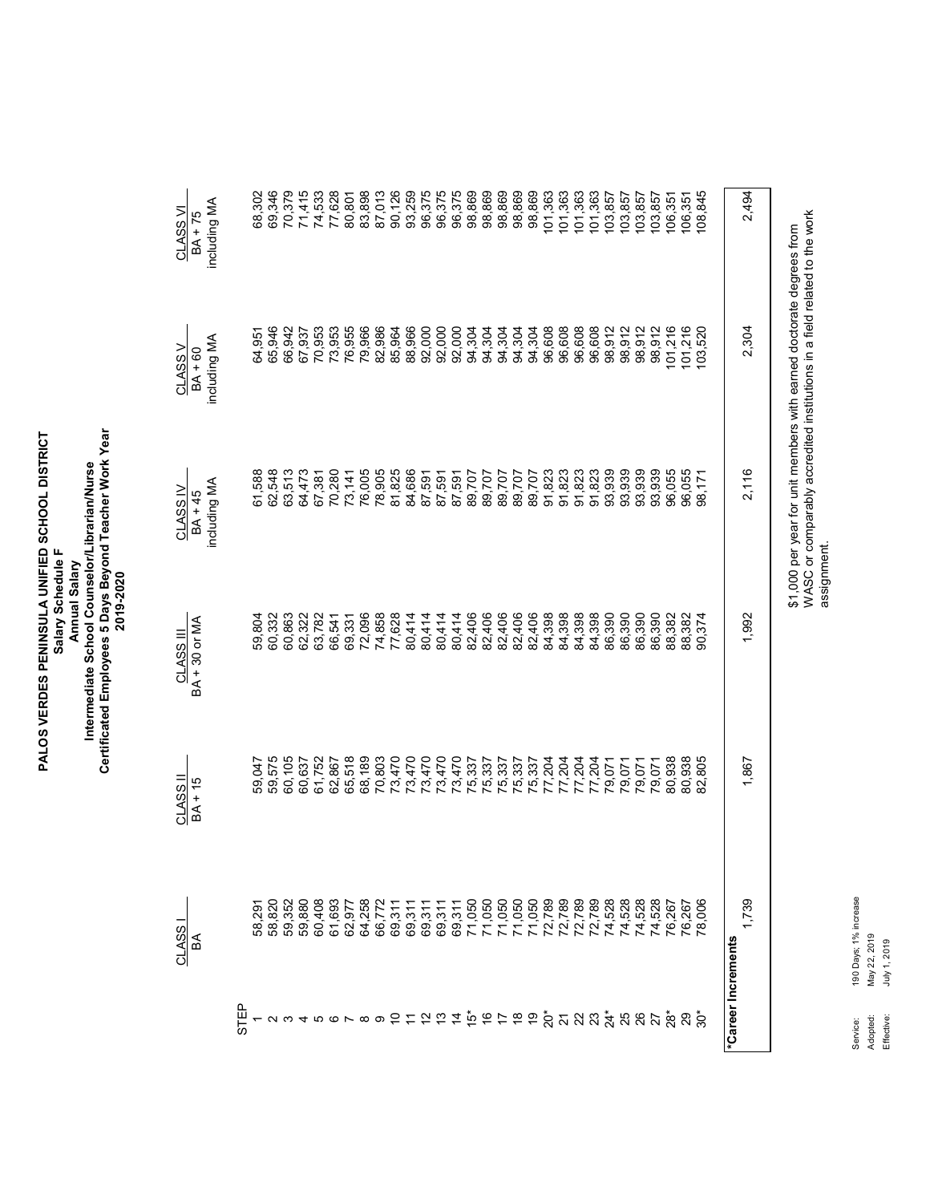# PALOS VERDES PENINSULA UNIFIED SCHOOL DISTRICT

## Salary Schedule F

### Annual Salary

### Intermediate School Counselor/Librarian/Nurse

### Certificated Employees 5 Days Beyond Teacher Work Year

### 2019-2020

| STEP | CLASS I<br>BA | CLASS II<br>BA + 15 | CLASS III<br>BA + 30 or MA | CLASS IV<br>BA + 45<br>including MA | CLASS V<br>BA + 60<br>including MA | CLASS VI<br>BA + 75<br>including MA |
|---|---|---|---|---|---|---|
| 1 | 58,291 | 59,047 | 59,804 | 61,588 | 64,951 | 68,302 |
| 2 | 58,820 | 59,575 | 60,332 | 62,548 | 65,946 | 69,346 |
| 3 | 59,352 | 60,105 | 60,863 | 63,513 | 66,942 | 70,379 |
| 4 | 59,880 | 60,637 | 62,322 | 64,473 | 67,937 | 71,415 |
| 5 | 60,408 | 61,752 | 63,782 | 67,381 | 70,953 | 74,533 |
| 6 | 61,693 | 62,867 | 66,541 | 70,280 | 73,953 | 77,628 |
| 7 | 62,977 | 65,518 | 69,331 | 73,141 | 76,955 | 80,801 |
| 8 | 64,258 | 68,189 | 72,096 | 76,005 | 79,966 | 83,898 |
| 9 | 66,772 | 70,803 | 74,858 | 78,905 | 82,986 | 87,013 |
| 10 | 69,311 | 73,470 | 77,628 | 81,825 | 85,964 | 90,126 |
| 11 | 69,311 | 73,470 | 80,414 | 84,686 | 88,966 | 93,259 |
| 12 | 69,311 | 73,470 | 80,414 | 87,591 | 92,000 | 96,375 |
| 13 | 69,311 | 73,470 | 80,414 | 87,591 | 92,000 | 96,375 |
| 14 | 69,311 | 73,470 | 80,414 | 87,591 | 92,000 | 96,375 |
| 15* | 71,050 | 75,337 | 82,406 | 89,707 | 94,304 | 98,869 |
| 16 | 71,050 | 75,337 | 82,406 | 89,707 | 94,304 | 98,869 |
| 17 | 71,050 | 75,337 | 82,406 | 89,707 | 94,304 | 98,869 |
| 18 | 71,050 | 75,337 | 82,406 | 89,707 | 94,304 | 98,869 |
| 19 | 71,050 | 75,337 | 82,406 | 89,707 | 94,304 | 98,869 |
| 20* | 72,789 | 77,204 | 84,398 | 91,823 | 96,608 | 101,363 |
| 21 | 72,789 | 77,204 | 84,398 | 91,823 | 96,608 | 101,363 |
| 22 | 72,789 | 77,204 | 84,398 | 91,823 | 96,608 | 101,363 |
| 23 | 72,789 | 77,204 | 84,398 | 91,823 | 96,608 | 101,363 |
| 24* | 74,528 | 79,071 | 86,390 | 93,939 | 98,912 | 103,857 |
| 25 | 74,528 | 79,071 | 86,390 | 93,939 | 98,912 | 103,857 |
| 26 | 74,528 | 79,071 | 86,390 | 93,939 | 98,912 | 103,857 |
| 27 | 74,528 | 79,071 | 86,390 | 93,939 | 98,912 | 103,857 |
| 28* | 76,267 | 80,938 | 88,382 | 96,055 | 101,216 | 106,351 |
| 29 | 76,267 | 80,938 | 88,382 | 96,055 | 101,216 | 106,351 |
| 30* | 78,006 | 82,805 | 90,374 | 98,171 | 103,520 | 108,845 |

| *Career Increments | | | | | |
|---|---|---|---|---|---|
| 1,739 | 1,867 | 1,992 | 2,116 | 2,304 | 2,494 |

$1,000 per year for unit members with earned doctorate degrees from WASC or comparably accredited institutions in a field related to the work assignment.

Service: 190 Days; 1% increase
Adopted: May 22, 2019
Effective: July 1, 2019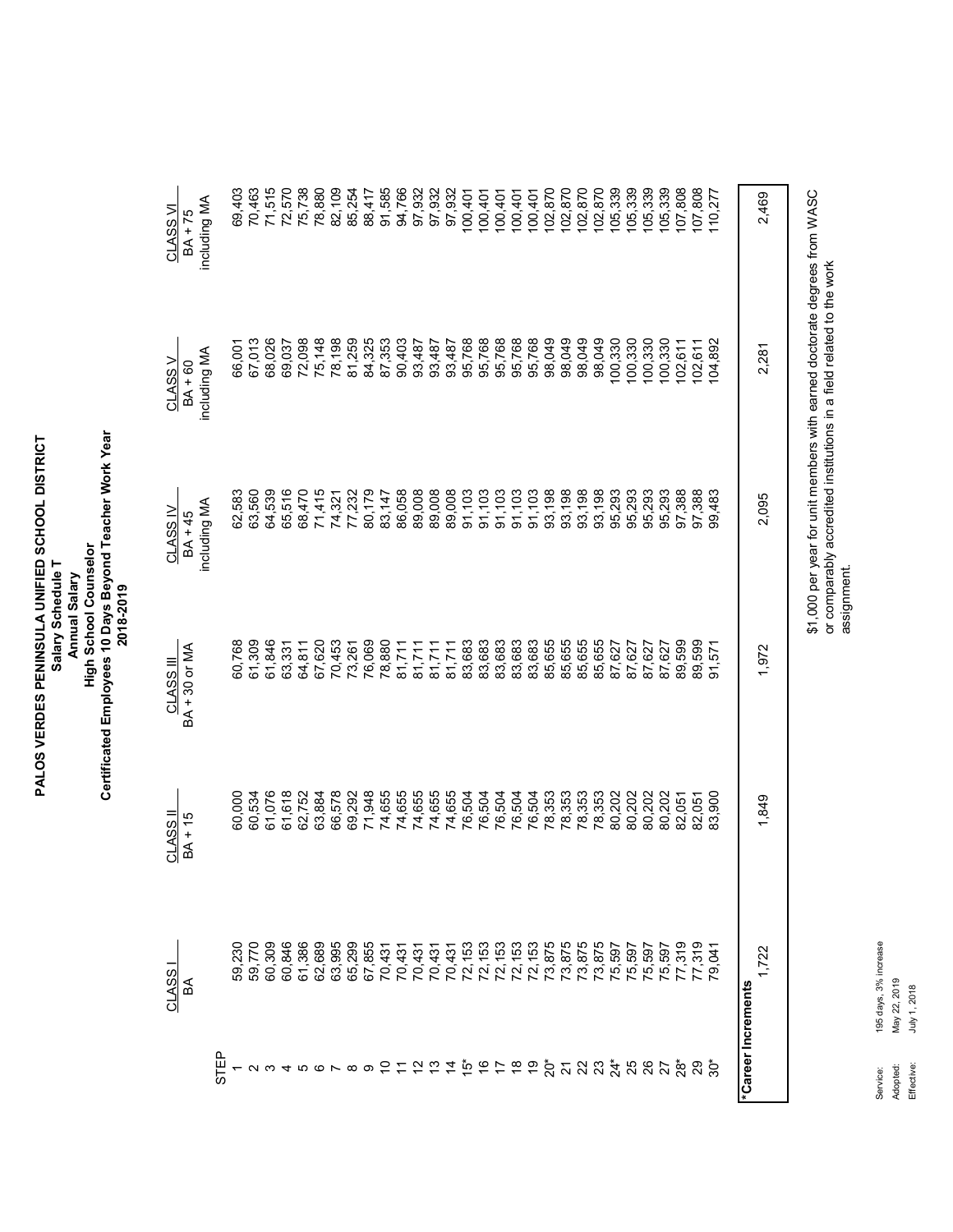# PALOS VERDES PENINSULA UNIFIED SCHOOL DISTRICT
## Salary Schedule T
### Annual Salary
### High School Counselor
### Certificated Employees 10 Days Beyond Teacher Work Year
### 2018-2019

| STEP | CLASS I BA | CLASS II BA + 15 | CLASS III BA + 30 or MA | CLASS IV BA + 45 including MA | CLASS V BA + 60 including MA | CLASS VI BA + 75 including MA |
|---|---|---|---|---|---|---|
| 1 | 59,230 | 60,000 | 60,768 | 62,583 | 66,001 | 69,403 |
| 2 | 59,770 | 60,534 | 61,309 | 63,560 | 67,013 | 70,463 |
| 3 | 60,309 | 61,076 | 61,846 | 64,539 | 68,026 | 71,515 |
| 4 | 60,846 | 61,618 | 63,331 | 65,516 | 69,037 | 72,570 |
| 5 | 61,386 | 62,752 | 64,811 | 68,470 | 72,098 | 75,738 |
| 6 | 62,689 | 63,884 | 67,620 | 71,415 | 75,148 | 78,880 |
| 7 | 63,995 | 66,578 | 70,453 | 74,321 | 78,198 | 82,109 |
| 8 | 65,299 | 69,292 | 73,261 | 77,232 | 81,259 | 85,254 |
| 9 | 67,855 | 71,948 | 76,069 | 80,179 | 84,325 | 88,417 |
| 10 | 70,431 | 74,655 | 78,880 | 83,147 | 87,353 | 91,585 |
| 11 | 70,431 | 74,655 | 81,711 | 86,058 | 90,403 | 94,766 |
| 12 | 70,431 | 74,655 | 81,711 | 89,008 | 93,487 | 97,932 |
| 13 | 70,431 | 74,655 | 81,711 | 89,008 | 93,487 | 97,932 |
| 14 | 70,431 | 74,655 | 81,711 | 89,008 | 93,487 | 97,932 |
| 15* | 72,153 | 76,504 | 83,683 | 91,103 | 95,768 | 100,401 |
| 16 | 72,153 | 76,504 | 83,683 | 91,103 | 95,768 | 100,401 |
| 17 | 72,153 | 76,504 | 83,683 | 91,103 | 95,768 | 100,401 |
| 18 | 72,153 | 76,504 | 83,683 | 91,103 | 95,768 | 100,401 |
| 19 | 72,153 | 76,504 | 83,683 | 91,103 | 95,768 | 100,401 |
| 20* | 73,875 | 78,353 | 85,655 | 93,198 | 98,049 | 102,870 |
| 21 | 73,875 | 78,353 | 85,655 | 93,198 | 98,049 | 102,870 |
| 22 | 73,875 | 78,353 | 85,655 | 93,198 | 98,049 | 102,870 |
| 23 | 73,875 | 78,353 | 85,655 | 93,198 | 98,049 | 102,870 |
| 24* | 75,597 | 80,202 | 87,627 | 95,293 | 100,330 | 105,339 |
| 25 | 75,597 | 80,202 | 87,627 | 95,293 | 100,330 | 105,339 |
| 26 | 75,597 | 80,202 | 87,627 | 95,293 | 100,330 | 105,339 |
| 27 | 75,597 | 80,202 | 87,627 | 95,293 | 100,330 | 105,339 |
| 28* | 77,319 | 82,051 | 89,599 | 97,388 | 102,611 | 107,808 |
| 29 | 77,319 | 82,051 | 89,599 | 97,388 | 102,611 | 107,808 |
| 30* | 79,041 | 83,900 | 91,571 | 99,483 | 104,892 | 110,277 |
| ***Career Increments** | 1,722 | 1,849 | 1,972 | 2,095 | 2,281 | 2,469 |

$1,000 per year for unit members with earned doctorate degrees from WASC or comparably accredited institutions in a field related to the work assignment.

Service: 195 days, 3% increase
Adopted: May 22, 2019
Effective: July 1, 2018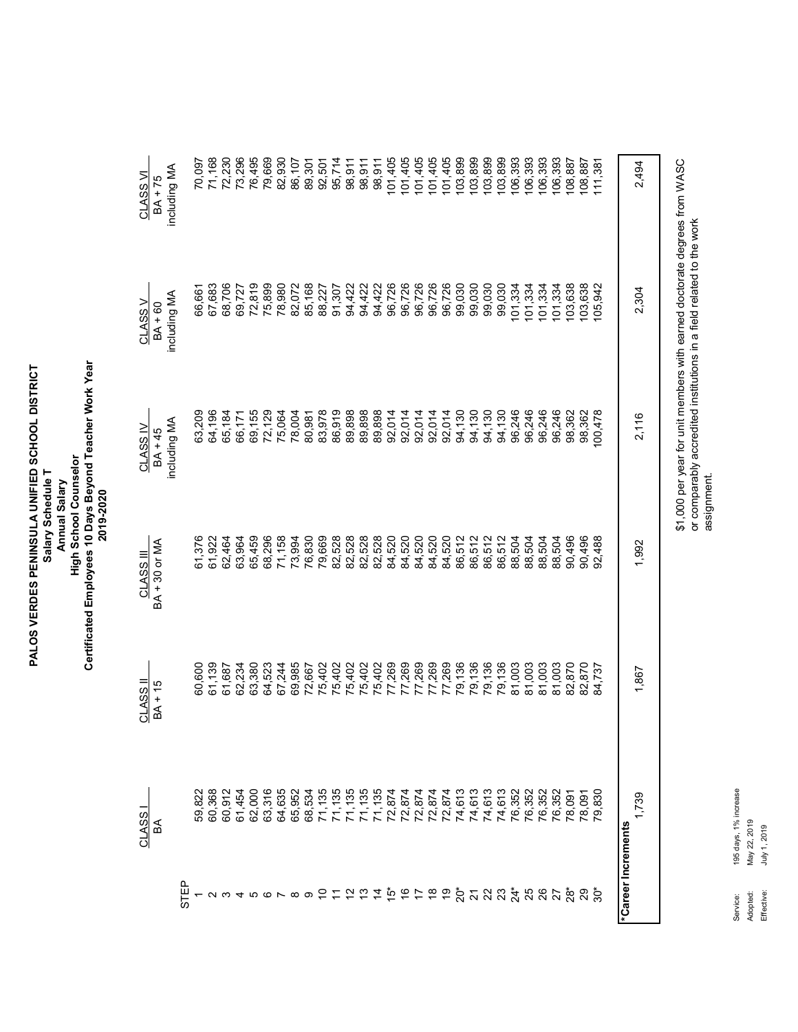# PALOS VERDES PENINSULA UNIFIED SCHOOL DISTRICT

**Salary Schedule T**
**Annual Salary**
**High School Counselor**
**Certificated Employees 10 Days Beyond Teacher Work Year**
**2019-2020**

| STEP | CLASS I BA | CLASS II BA + 15 | CLASS III BA + 30 or MA | CLASS IV BA + 45 including MA | CLASS V BA + 60 including MA | CLASS VI BA + 75 including MA |
|---|---|---|---|---|---|---|
| 1 | 59,822 | 60,600 | 61,376 | 63,209 | 66,661 | 70,097 |
| 2 | 60,368 | 61,139 | 61,922 | 64,196 | 67,683 | 71,168 |
| 3 | 60,912 | 61,687 | 62,464 | 65,184 | 68,706 | 72,230 |
| 4 | 61,454 | 62,234 | 63,964 | 66,171 | 69,727 | 73,296 |
| 5 | 62,000 | 63,380 | 65,459 | 69,155 | 72,819 | 76,495 |
| 6 | 63,316 | 64,523 | 68,296 | 72,129 | 75,899 | 79,669 |
| 7 | 64,635 | 67,244 | 71,158 | 75,064 | 78,980 | 82,930 |
| 8 | 65,952 | 69,985 | 73,994 | 78,004 | 82,072 | 86,107 |
| 9 | 68,534 | 72,667 | 76,830 | 80,981 | 85,168 | 89,301 |
| 10 | 71,135 | 75,402 | 79,669 | 83,978 | 88,227 | 92,501 |
| 11 | 71,135 | 75,402 | 82,528 | 86,919 | 91,307 | 95,714 |
| 12 | 71,135 | 75,402 | 82,528 | 89,898 | 94,422 | 98,911 |
| 13 | 71,135 | 75,402 | 82,528 | 89,898 | 94,422 | 98,911 |
| 14 | 71,135 | 75,402 | 82,528 | 89,898 | 94,422 | 98,911 |
| 15* | 72,874 | 77,269 | 84,520 | 92,014 | 96,726 | 101,405 |
| 16 | 72,874 | 77,269 | 84,520 | 92,014 | 96,726 | 101,405 |
| 17 | 72,874 | 77,269 | 84,520 | 92,014 | 96,726 | 101,405 |
| 18 | 72,874 | 77,269 | 84,520 | 92,014 | 96,726 | 101,405 |
| 19 | 72,874 | 77,269 | 84,520 | 92,014 | 96,726 | 101,405 |
| 20* | 74,613 | 79,136 | 86,512 | 94,130 | 99,030 | 103,899 |
| 21 | 74,613 | 79,136 | 86,512 | 94,130 | 99,030 | 103,899 |
| 22 | 74,613 | 79,136 | 86,512 | 94,130 | 99,030 | 103,899 |
| 23 | 74,613 | 79,136 | 86,512 | 94,130 | 99,030 | 103,899 |
| 24* | 76,352 | 81,003 | 88,504 | 96,246 | 101,334 | 106,393 |
| 25 | 76,352 | 81,003 | 88,504 | 96,246 | 101,334 | 106,393 |
| 26 | 76,352 | 81,003 | 88,504 | 96,246 | 101,334 | 106,393 |
| 27 | 76,352 | 81,003 | 88,504 | 96,246 | 101,334 | 106,393 |
| 28* | 78,091 | 82,870 | 90,496 | 98,362 | 103,638 | 108,887 |
| 29 | 78,091 | 82,870 | 90,496 | 98,362 | 103,638 | 108,887 |
| 30* | 79,830 | 84,737 | 92,488 | 100,478 | 105,942 | 111,381 |
| ***Career Increments** | 1,739 | 1,867 | 1,992 | 2,116 | 2,304 | 2,494 |

$1,000 per year for unit members with earned doctorate degrees from WASC or comparably accredited institutions in a field related to the work assignment.

Service: 195 days, 1% increase
Adopted: May 22, 2019
Effective: July 1, 2019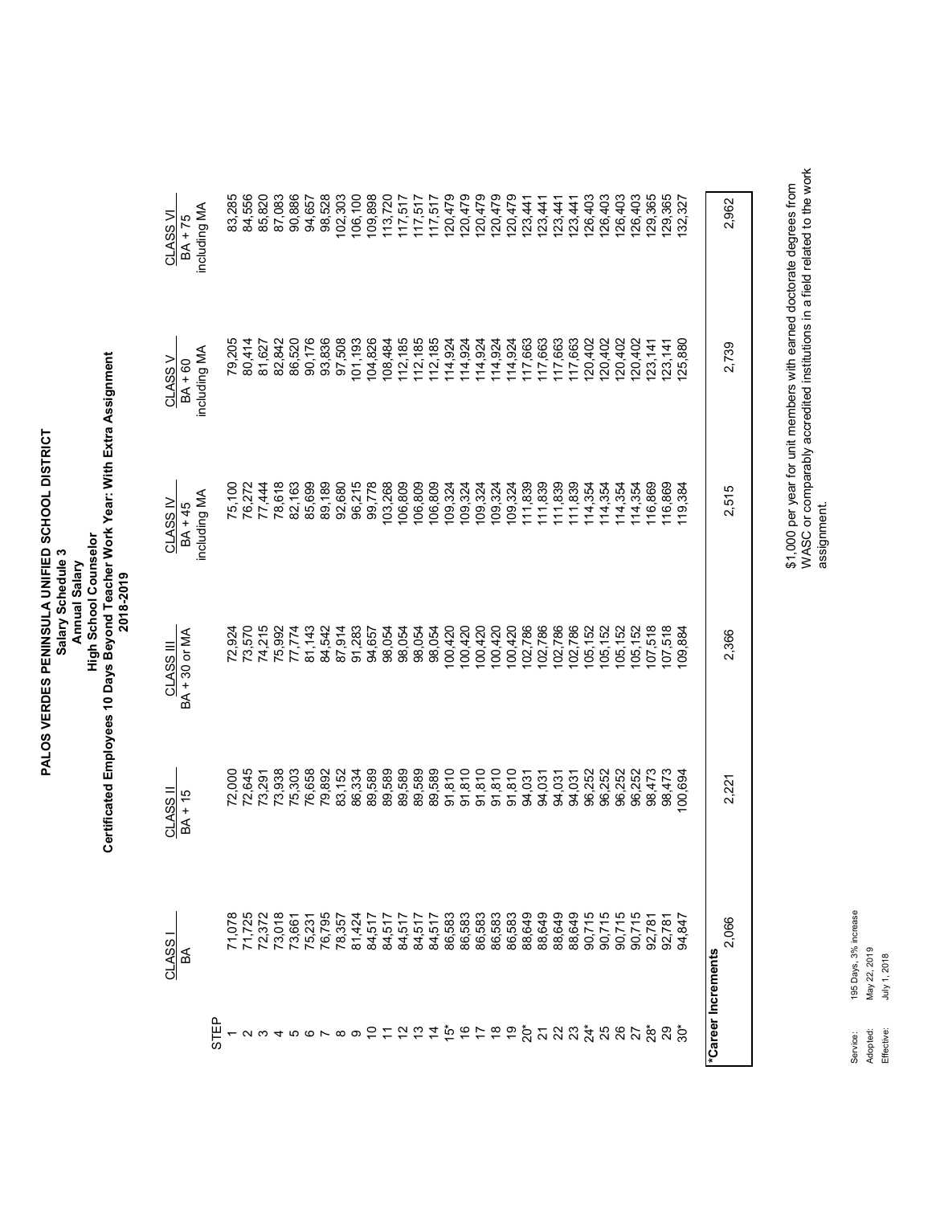# PALOS VERDES PENINSULA UNIFIED SCHOOL DISTRICT

**Salary Schedule 3**

**Annual Salary**

**High School Counselor**

**Certificated Employees 10 Days Beyond Teacher Work Year: With Extra Assignment**

**2018-2019**

| STEP | CLASS I BA | CLASS II BA + 15 | CLASS III BA + 30 or MA | CLASS IV BA + 45 including MA | CLASS V BA + 60 including MA | CLASS VI BA + 75 including MA |
|---|---|---|---|---|---|---|
| 1 | 71,078 | 72,000 | 72,924 | 75,100 | 79,205 | 83,285 |
| 2 | 71,725 | 72,645 | 73,570 | 76,272 | 80,414 | 84,556 |
| 3 | 72,372 | 73,291 | 74,215 | 77,444 | 81,627 | 85,820 |
| 4 | 73,018 | 73,938 | 75,992 | 78,618 | 82,842 | 87,083 |
| 5 | 73,661 | 75,303 | 77,774 | 82,163 | 86,520 | 90,886 |
| 6 | 75,231 | 76,658 | 81,143 | 85,699 | 90,176 | 94,657 |
| 7 | 76,795 | 79,892 | 84,542 | 89,189 | 93,836 | 98,528 |
| 8 | 78,357 | 83,152 | 87,914 | 92,680 | 97,508 | 102,303 |
| 9 | 81,424 | 86,334 | 91,283 | 96,215 | 101,193 | 106,100 |
| 10 | 84,517 | 89,589 | 94,657 | 99,778 | 104,826 | 109,898 |
| 11 | 84,517 | 89,589 | 98,054 | 103,268 | 108,484 | 113,720 |
| 12 | 84,517 | 89,589 | 98,054 | 106,809 | 112,185 | 117,517 |
| 13 | 84,517 | 89,589 | 98,054 | 106,809 | 112,185 | 117,517 |
| 14 | 84,517 | 89,589 | 98,054 | 106,809 | 112,185 | 117,517 |
| 15* | 86,583 | 91,810 | 100,420 | 109,324 | 114,924 | 120,479 |
| 16 | 86,583 | 91,810 | 100,420 | 109,324 | 114,924 | 120,479 |
| 17 | 86,583 | 91,810 | 100,420 | 109,324 | 114,924 | 120,479 |
| 18 | 86,583 | 91,810 | 100,420 | 109,324 | 114,924 | 120,479 |
| 19 | 86,583 | 91,810 | 100,420 | 109,324 | 114,924 | 120,479 |
| 20* | 88,649 | 94,031 | 102,786 | 111,839 | 117,663 | 123,441 |
| 21 | 88,649 | 94,031 | 102,786 | 111,839 | 117,663 | 123,441 |
| 22 | 88,649 | 94,031 | 102,786 | 111,839 | 117,663 | 123,441 |
| 23 | 88,649 | 94,031 | 102,786 | 111,839 | 117,663 | 123,441 |
| 24* | 90,715 | 96,252 | 105,152 | 114,354 | 120,402 | 126,403 |
| 25 | 90,715 | 96,252 | 105,152 | 114,354 | 120,402 | 126,403 |
| 26 | 90,715 | 96,252 | 105,152 | 114,354 | 120,402 | 126,403 |
| 27 | 90,715 | 96,252 | 105,152 | 114,354 | 120,402 | 126,403 |
| 28* | 92,781 | 98,473 | 107,518 | 116,869 | 123,141 | 129,365 |
| 29 | 92,781 | 98,473 | 107,518 | 116,869 | 123,141 | 129,365 |
| 30* | 94,847 | 100,694 | 109,884 | 119,384 | 125,880 | 132,327 |
| ***Career Increments** | 2,066 | 2,221 | 2,366 | 2,515 | 2,739 | 2,962 |

$1,000 per year for unit members with earned doctorate degrees from WASC or comparably accredited institutions in a field related to the work assignment.

Service: 195 Days, 3% increase
Adopted: May 22, 2019
Effective: July 1, 2018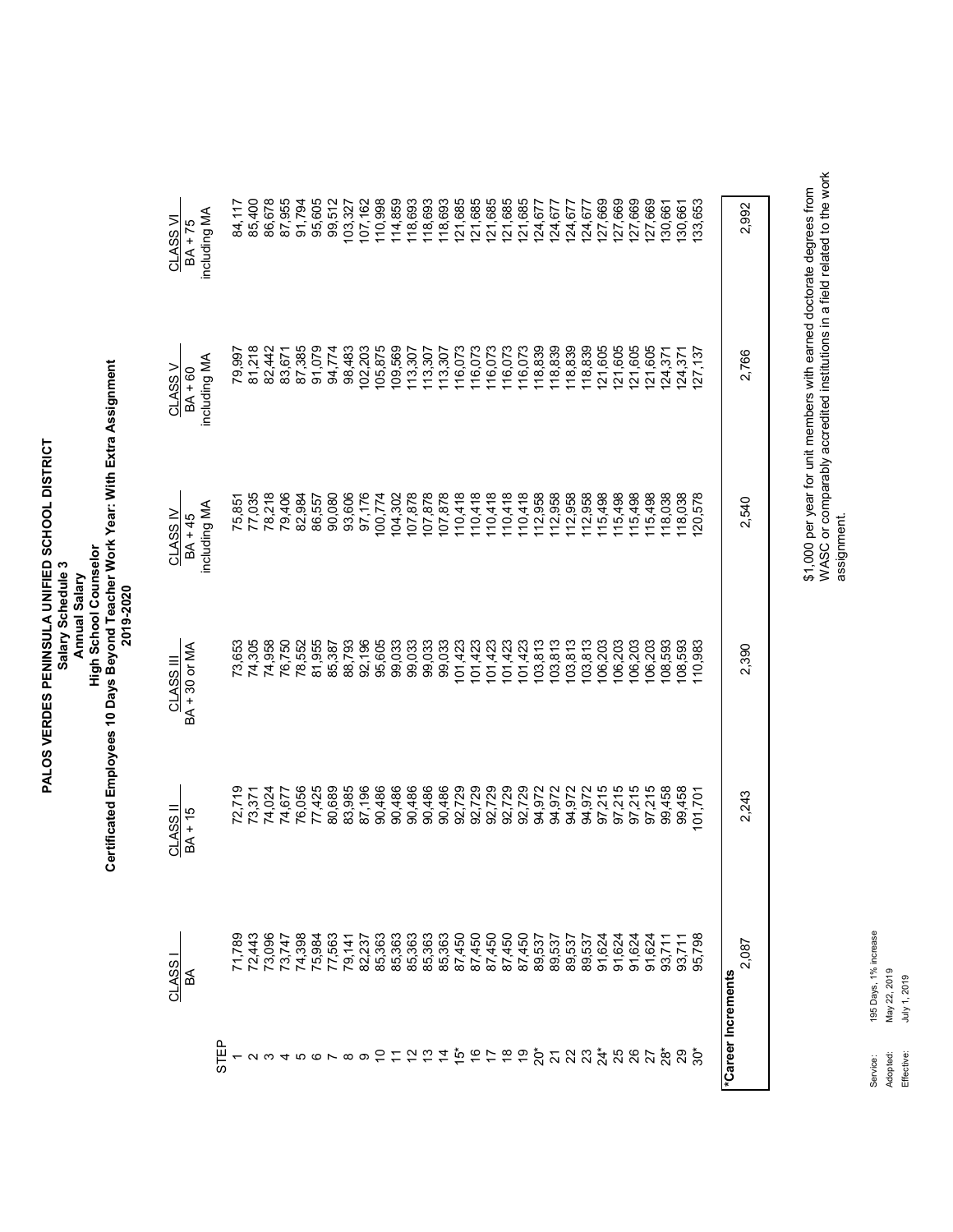# PALOS VERDES PENINSULA UNIFIED SCHOOL DISTRICT

## Salary Schedule 3

### Annual Salary

### High School Counselor

### Certificated Employees 10 Days Beyond Teacher Work Year: With Extra Assignment

### 2019-2020

| STEP | CLASS I BA | CLASS II BA + 15 | CLASS III BA + 30 or MA | CLASS IV BA + 45 including MA | CLASS V BA + 60 including MA | CLASS VI BA + 75 including MA |
|---|---|---|---|---|---|---|
| 1 | 71,789 | 72,719 | 73,653 | 75,851 | 79,997 | 84,117 |
| 2 | 72,443 | 73,371 | 74,305 | 77,035 | 81,218 | 85,400 |
| 3 | 73,096 | 74,024 | 74,958 | 78,218 | 82,442 | 86,678 |
| 4 | 73,747 | 74,677 | 76,750 | 79,406 | 83,671 | 87,955 |
| 5 | 74,398 | 76,056 | 78,552 | 82,984 | 87,385 | 91,794 |
| 6 | 75,984 | 77,425 | 81,955 | 86,557 | 91,079 | 95,605 |
| 7 | 77,563 | 80,689 | 85,387 | 90,080 | 94,774 | 99,512 |
| 8 | 79,141 | 83,985 | 88,793 | 93,606 | 98,483 | 103,327 |
| 9 | 82,237 | 87,196 | 92,196 | 97,176 | 102,203 | 107,162 |
| 10 | 85,363 | 90,486 | 95,605 | 100,774 | 105,875 | 110,998 |
| 11 | 85,363 | 90,486 | 99,033 | 104,302 | 109,569 | 114,859 |
| 12 | 85,363 | 90,486 | 99,033 | 107,878 | 113,307 | 118,693 |
| 13 | 85,363 | 90,486 | 99,033 | 107,878 | 113,307 | 118,693 |
| 14 | 85,363 | 90,486 | 99,033 | 107,878 | 113,307 | 118,693 |
| 15* | 87,450 | 92,729 | 101,423 | 110,418 | 116,073 | 121,685 |
| 16 | 87,450 | 92,729 | 101,423 | 110,418 | 116,073 | 121,685 |
| 17 | 87,450 | 92,729 | 101,423 | 110,418 | 116,073 | 121,685 |
| 18 | 87,450 | 92,729 | 101,423 | 110,418 | 116,073 | 121,685 |
| 19 | 87,450 | 92,729 | 101,423 | 110,418 | 116,073 | 121,685 |
| 20* | 89,537 | 94,972 | 103,813 | 112,958 | 118,839 | 124,677 |
| 21 | 89,537 | 94,972 | 103,813 | 112,958 | 118,839 | 124,677 |
| 22 | 89,537 | 94,972 | 103,813 | 112,958 | 118,839 | 124,677 |
| 23 | 89,537 | 94,972 | 103,813 | 112,958 | 118,839 | 124,677 |
| 24* | 91,624 | 97,215 | 106,203 | 115,498 | 121,605 | 127,669 |
| 25 | 91,624 | 97,215 | 106,203 | 115,498 | 121,605 | 127,669 |
| 26 | 91,624 | 97,215 | 106,203 | 115,498 | 121,605 | 127,669 |
| 27 | 91,624 | 97,215 | 106,203 | 115,498 | 121,605 | 127,669 |
| 28* | 93,711 | 99,458 | 108,593 | 118,038 | 124,371 | 130,661 |
| 29 | 93,711 | 99,458 | 108,593 | 118,038 | 124,371 | 130,661 |
| 30* | 95,798 | 101,701 | 110,983 | 120,578 | 127,137 | 133,653 |
| ***Career Increments** | 2,087 | 2,243 | 2,390 | 2,540 | 2,766 | 2,992 |

$1,000 per year for unit members with earned doctorate degrees from WASC or comparably accredited institutions in a field related to the work assignment.

Service: 195 Days, 1% increase
Adopted: May 22, 2019
Effective: July 1, 2019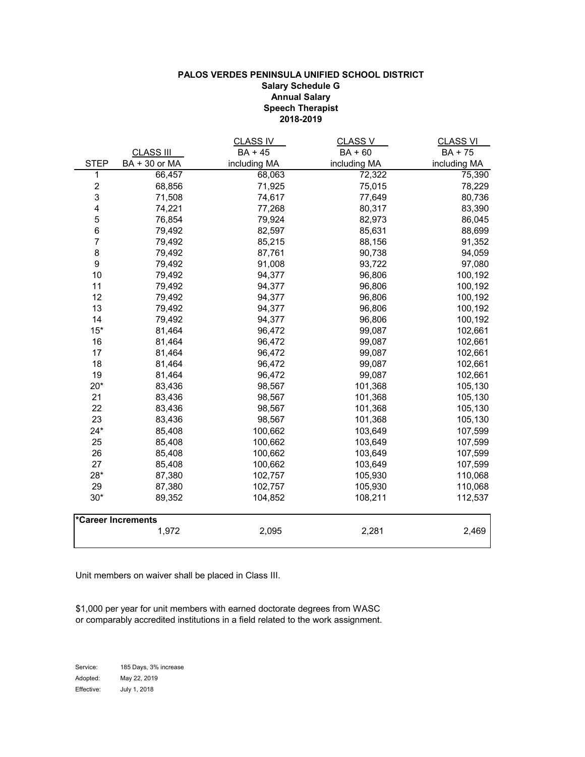**PALOS VERDES PENINSULA UNIFIED SCHOOL DISTRICT**
**Salary Schedule G**
**Annual Salary**
**Speech Therapist**
**2018-2019**

| STEP | CLASS III BA + 30 or MA | CLASS IV BA + 45 including MA | CLASS V BA + 60 including MA | CLASS VI BA + 75 including MA |
|---|---|---|---|---|
| 1 | 66,457 | 68,063 | 72,322 | 75,390 |
| 2 | 68,856 | 71,925 | 75,015 | 78,229 |
| 3 | 71,508 | 74,617 | 77,649 | 80,736 |
| 4 | 74,221 | 77,268 | 80,317 | 83,390 |
| 5 | 76,854 | 79,924 | 82,973 | 86,045 |
| 6 | 79,492 | 82,597 | 85,631 | 88,699 |
| 7 | 79,492 | 85,215 | 88,156 | 91,352 |
| 8 | 79,492 | 87,761 | 90,738 | 94,059 |
| 9 | 79,492 | 91,008 | 93,722 | 97,080 |
| 10 | 79,492 | 94,377 | 96,806 | 100,192 |
| 11 | 79,492 | 94,377 | 96,806 | 100,192 |
| 12 | 79,492 | 94,377 | 96,806 | 100,192 |
| 13 | 79,492 | 94,377 | 96,806 | 100,192 |
| 14 | 79,492 | 94,377 | 96,806 | 100,192 |
| 15* | 81,464 | 96,472 | 99,087 | 102,661 |
| 16 | 81,464 | 96,472 | 99,087 | 102,661 |
| 17 | 81,464 | 96,472 | 99,087 | 102,661 |
| 18 | 81,464 | 96,472 | 99,087 | 102,661 |
| 19 | 81,464 | 96,472 | 99,087 | 102,661 |
| 20* | 83,436 | 98,567 | 101,368 | 105,130 |
| 21 | 83,436 | 98,567 | 101,368 | 105,130 |
| 22 | 83,436 | 98,567 | 101,368 | 105,130 |
| 23 | 83,436 | 98,567 | 101,368 | 105,130 |
| 24* | 85,408 | 100,662 | 103,649 | 107,599 |
| 25 | 85,408 | 100,662 | 103,649 | 107,599 |
| 26 | 85,408 | 100,662 | 103,649 | 107,599 |
| 27 | 85,408 | 100,662 | 103,649 | 107,599 |
| 28* | 87,380 | 102,757 | 105,930 | 110,068 |
| 29 | 87,380 | 102,757 | 105,930 | 110,068 |
| 30* | 89,352 | 104,852 | 108,211 | 112,537 |

| *Career Increments | | | | |
|---|---|---|---|---|
| | 1,972 | 2,095 | 2,281 | 2,469 |

Unit members on waiver shall be placed in Class III.

$1,000 per year for unit members with earned doctorate degrees from WASC or comparably accredited institutions in a field related to the work assignment.

Service: 185 Days, 3% increase
Adopted: May 22, 2019
Effective: July 1, 2018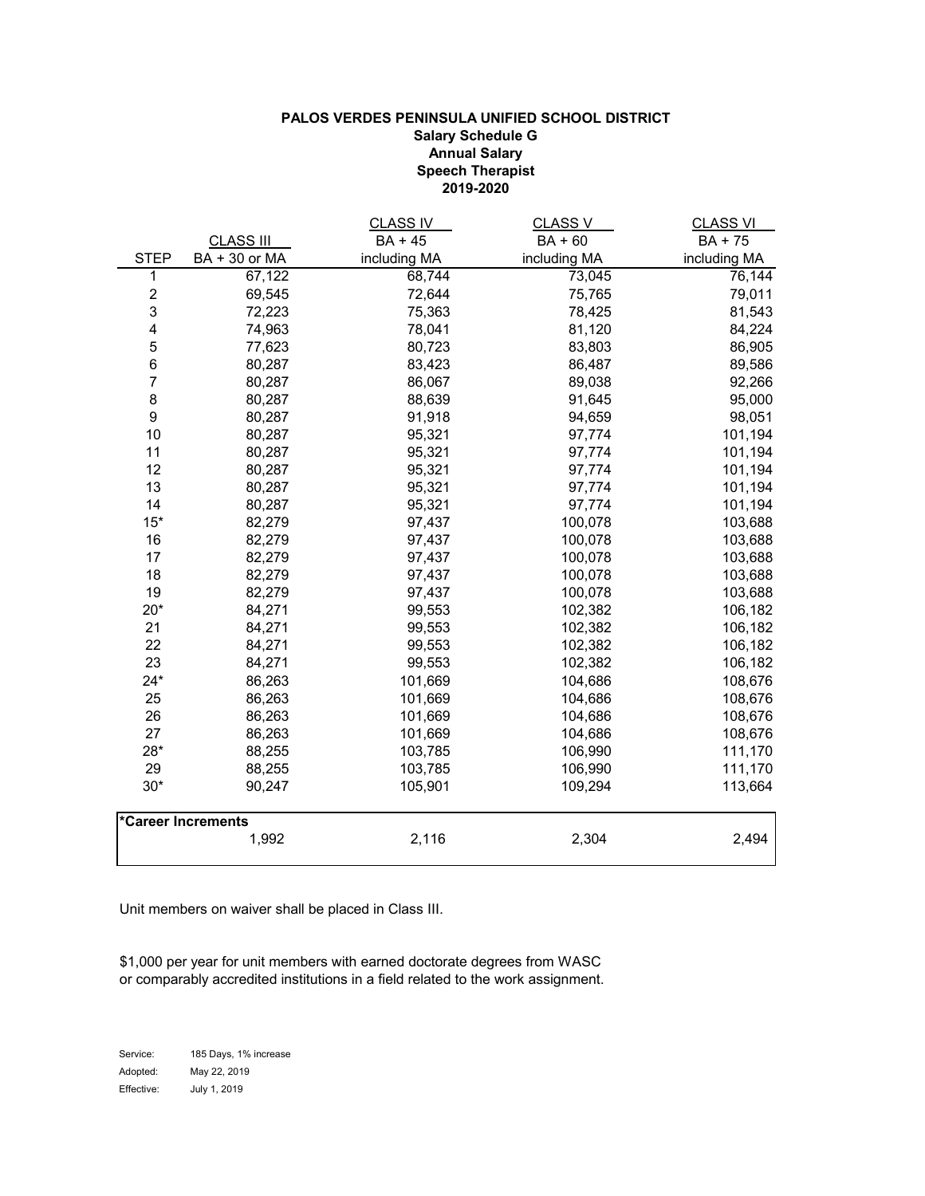**PALOS VERDES PENINSULA UNIFIED SCHOOL DISTRICT**
**Salary Schedule G**
**Annual Salary**
**Speech Therapist**
**2019-2020**

| STEP | CLASS III BA + 30 or MA | CLASS IV BA + 45 including MA | CLASS V BA + 60 including MA | CLASS VI BA + 75 including MA |
|---|---|---|---|---|
| 1 | 67,122 | 68,744 | 73,045 | 76,144 |
| 2 | 69,545 | 72,644 | 75,765 | 79,011 |
| 3 | 72,223 | 75,363 | 78,425 | 81,543 |
| 4 | 74,963 | 78,041 | 81,120 | 84,224 |
| 5 | 77,623 | 80,723 | 83,803 | 86,905 |
| 6 | 80,287 | 83,423 | 86,487 | 89,586 |
| 7 | 80,287 | 86,067 | 89,038 | 92,266 |
| 8 | 80,287 | 88,639 | 91,645 | 95,000 |
| 9 | 80,287 | 91,918 | 94,659 | 98,051 |
| 10 | 80,287 | 95,321 | 97,774 | 101,194 |
| 11 | 80,287 | 95,321 | 97,774 | 101,194 |
| 12 | 80,287 | 95,321 | 97,774 | 101,194 |
| 13 | 80,287 | 95,321 | 97,774 | 101,194 |
| 14 | 80,287 | 95,321 | 97,774 | 101,194 |
| 15* | 82,279 | 97,437 | 100,078 | 103,688 |
| 16 | 82,279 | 97,437 | 100,078 | 103,688 |
| 17 | 82,279 | 97,437 | 100,078 | 103,688 |
| 18 | 82,279 | 97,437 | 100,078 | 103,688 |
| 19 | 82,279 | 97,437 | 100,078 | 103,688 |
| 20* | 84,271 | 99,553 | 102,382 | 106,182 |
| 21 | 84,271 | 99,553 | 102,382 | 106,182 |
| 22 | 84,271 | 99,553 | 102,382 | 106,182 |
| 23 | 84,271 | 99,553 | 102,382 | 106,182 |
| 24* | 86,263 | 101,669 | 104,686 | 108,676 |
| 25 | 86,263 | 101,669 | 104,686 | 108,676 |
| 26 | 86,263 | 101,669 | 104,686 | 108,676 |
| 27 | 86,263 | 101,669 | 104,686 | 108,676 |
| 28* | 88,255 | 103,785 | 106,990 | 111,170 |
| 29 | 88,255 | 103,785 | 106,990 | 111,170 |
| 30* | 90,247 | 105,901 | 109,294 | 113,664 |
| **\*Career Increments** | 1,992 | 2,116 | 2,304 | 2,494 |

Unit members on waiver shall be placed in Class III.

$1,000 per year for unit members with earned doctorate degrees from WASC or comparably accredited institutions in a field related to the work assignment.

Service: 185 Days, 1% increase
Adopted: May 22, 2019
Effective: July 1, 2019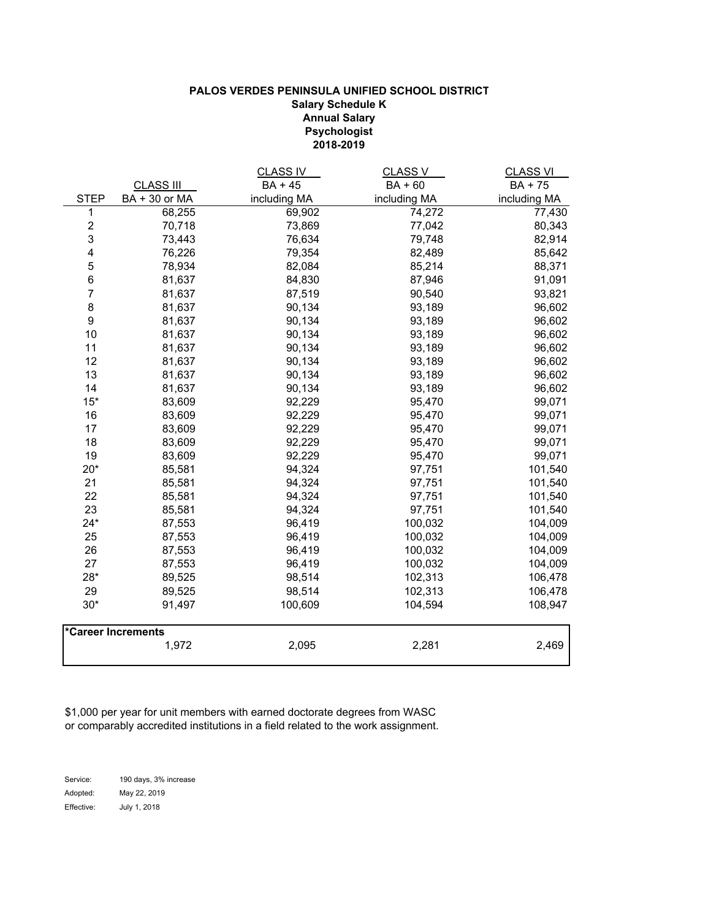**PALOS VERDES PENINSULA UNIFIED SCHOOL DISTRICT**
**Salary Schedule K**
**Annual Salary**
**Psychologist**
**2018-2019**

| STEP | CLASS III BA + 30 or MA | CLASS IV BA + 45 including MA | CLASS V BA + 60 including MA | CLASS VI BA + 75 including MA |
|---|---|---|---|---|
| 1 | 68,255 | 69,902 | 74,272 | 77,430 |
| 2 | 70,718 | 73,869 | 77,042 | 80,343 |
| 3 | 73,443 | 76,634 | 79,748 | 82,914 |
| 4 | 76,226 | 79,354 | 82,489 | 85,642 |
| 5 | 78,934 | 82,084 | 85,214 | 88,371 |
| 6 | 81,637 | 84,830 | 87,946 | 91,091 |
| 7 | 81,637 | 87,519 | 90,540 | 93,821 |
| 8 | 81,637 | 90,134 | 93,189 | 96,602 |
| 9 | 81,637 | 90,134 | 93,189 | 96,602 |
| 10 | 81,637 | 90,134 | 93,189 | 96,602 |
| 11 | 81,637 | 90,134 | 93,189 | 96,602 |
| 12 | 81,637 | 90,134 | 93,189 | 96,602 |
| 13 | 81,637 | 90,134 | 93,189 | 96,602 |
| 14 | 81,637 | 90,134 | 93,189 | 96,602 |
| 15* | 83,609 | 92,229 | 95,470 | 99,071 |
| 16 | 83,609 | 92,229 | 95,470 | 99,071 |
| 17 | 83,609 | 92,229 | 95,470 | 99,071 |
| 18 | 83,609 | 92,229 | 95,470 | 99,071 |
| 19 | 83,609 | 92,229 | 95,470 | 99,071 |
| 20* | 85,581 | 94,324 | 97,751 | 101,540 |
| 21 | 85,581 | 94,324 | 97,751 | 101,540 |
| 22 | 85,581 | 94,324 | 97,751 | 101,540 |
| 23 | 85,581 | 94,324 | 97,751 | 101,540 |
| 24* | 87,553 | 96,419 | 100,032 | 104,009 |
| 25 | 87,553 | 96,419 | 100,032 | 104,009 |
| 26 | 87,553 | 96,419 | 100,032 | 104,009 |
| 27 | 87,553 | 96,419 | 100,032 | 104,009 |
| 28* | 89,525 | 98,514 | 102,313 | 106,478 |
| 29 | 89,525 | 98,514 | 102,313 | 106,478 |
| 30* | 91,497 | 100,609 | 104,594 | 108,947 |

| *Career Increments | | | |
|---|---|---|---|
| 1,972 | 2,095 | 2,281 | 2,469 |

$1,000 per year for unit members with earned doctorate degrees from WASC or comparably accredited institutions in a field related to the work assignment.

Service: 190 days, 3% increase
Adopted: May 22, 2019
Effective: July 1, 2018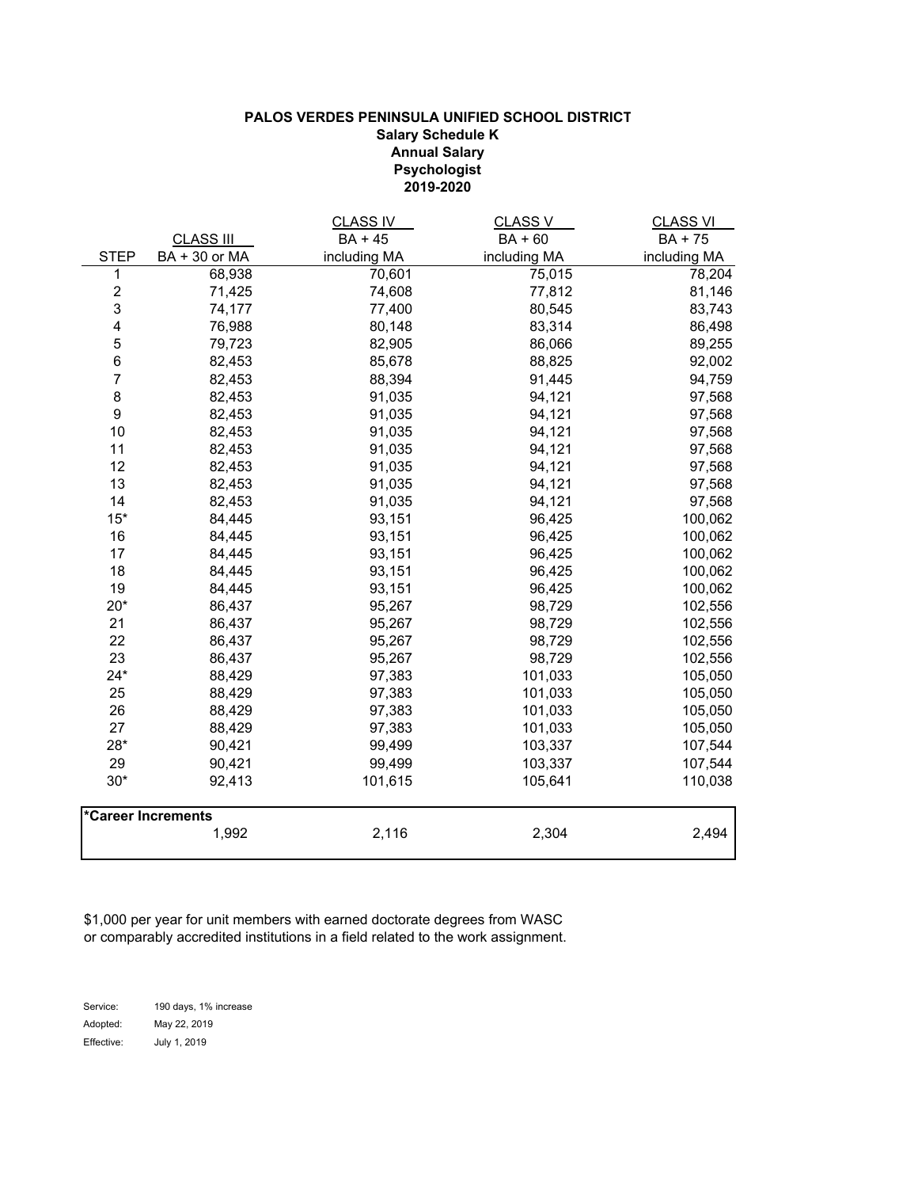**PALOS VERDES PENINSULA UNIFIED SCHOOL DISTRICT**
**Salary Schedule K**
**Annual Salary**
**Psychologist**
**2019-2020**

| STEP | CLASS III BA + 30 or MA | CLASS IV BA + 45 including MA | CLASS V BA + 60 including MA | CLASS VI BA + 75 including MA |
|---|---|---|---|---|
| 1 | 68,938 | 70,601 | 75,015 | 78,204 |
| 2 | 71,425 | 74,608 | 77,812 | 81,146 |
| 3 | 74,177 | 77,400 | 80,545 | 83,743 |
| 4 | 76,988 | 80,148 | 83,314 | 86,498 |
| 5 | 79,723 | 82,905 | 86,066 | 89,255 |
| 6 | 82,453 | 85,678 | 88,825 | 92,002 |
| 7 | 82,453 | 88,394 | 91,445 | 94,759 |
| 8 | 82,453 | 91,035 | 94,121 | 97,568 |
| 9 | 82,453 | 91,035 | 94,121 | 97,568 |
| 10 | 82,453 | 91,035 | 94,121 | 97,568 |
| 11 | 82,453 | 91,035 | 94,121 | 97,568 |
| 12 | 82,453 | 91,035 | 94,121 | 97,568 |
| 13 | 82,453 | 91,035 | 94,121 | 97,568 |
| 14 | 82,453 | 91,035 | 94,121 | 97,568 |
| 15* | 84,445 | 93,151 | 96,425 | 100,062 |
| 16 | 84,445 | 93,151 | 96,425 | 100,062 |
| 17 | 84,445 | 93,151 | 96,425 | 100,062 |
| 18 | 84,445 | 93,151 | 96,425 | 100,062 |
| 19 | 84,445 | 93,151 | 96,425 | 100,062 |
| 20* | 86,437 | 95,267 | 98,729 | 102,556 |
| 21 | 86,437 | 95,267 | 98,729 | 102,556 |
| 22 | 86,437 | 95,267 | 98,729 | 102,556 |
| 23 | 86,437 | 95,267 | 98,729 | 102,556 |
| 24* | 88,429 | 97,383 | 101,033 | 105,050 |
| 25 | 88,429 | 97,383 | 101,033 | 105,050 |
| 26 | 88,429 | 97,383 | 101,033 | 105,050 |
| 27 | 88,429 | 97,383 | 101,033 | 105,050 |
| 28* | 90,421 | 99,499 | 103,337 | 107,544 |
| 29 | 90,421 | 99,499 | 103,337 | 107,544 |
| 30* | 92,413 | 101,615 | 105,641 | 110,038 |

| *Career Increments | | | |
|---|---|---|---|
| 1,992 | 2,116 | 2,304 | 2,494 |

$1,000 per year for unit members with earned doctorate degrees from WASC or comparably accredited institutions in a field related to the work assignment.

Service: 190 days, 1% increase
Adopted: May 22, 2019
Effective: July 1, 2019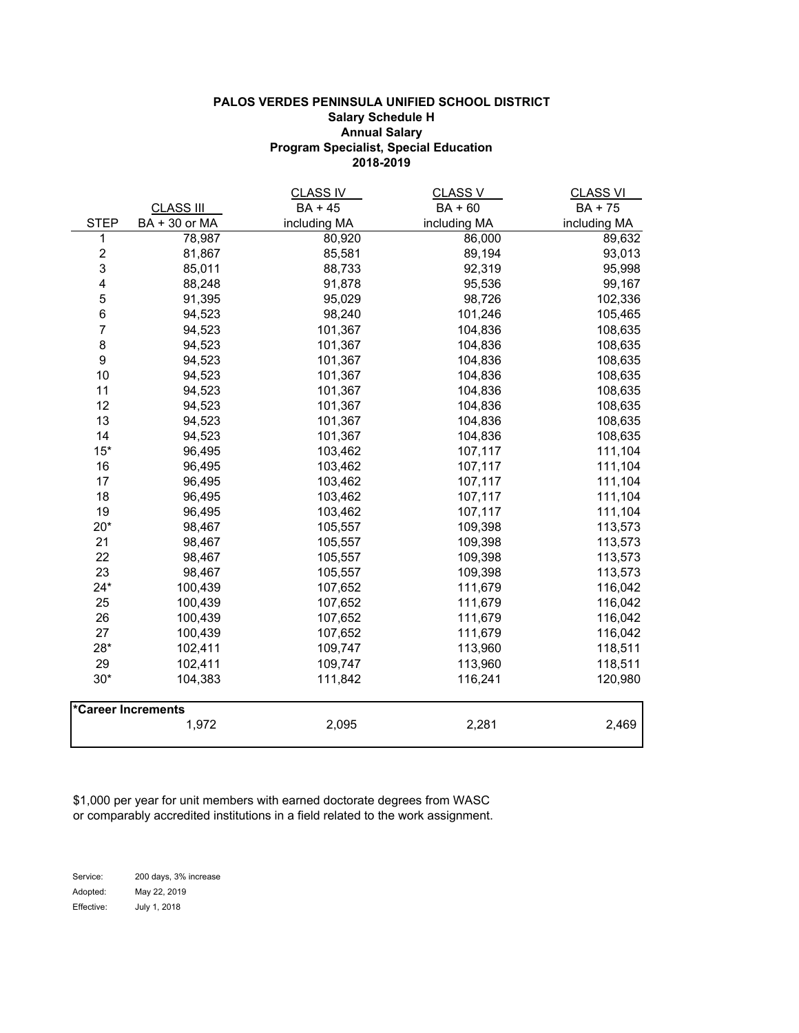**PALOS VERDES PENINSULA UNIFIED SCHOOL DISTRICT**
**Salary Schedule H**
**Annual Salary**
**Program Specialist, Special Education**
**2018-2019**

| STEP | CLASS III BA + 30 or MA | CLASS IV BA + 45 including MA | CLASS V BA + 60 including MA | CLASS VI BA + 75 including MA |
|---|---|---|---|---|
| 1 | 78,987 | 80,920 | 86,000 | 89,632 |
| 2 | 81,867 | 85,581 | 89,194 | 93,013 |
| 3 | 85,011 | 88,733 | 92,319 | 95,998 |
| 4 | 88,248 | 91,878 | 95,536 | 99,167 |
| 5 | 91,395 | 95,029 | 98,726 | 102,336 |
| 6 | 94,523 | 98,240 | 101,246 | 105,465 |
| 7 | 94,523 | 101,367 | 104,836 | 108,635 |
| 8 | 94,523 | 101,367 | 104,836 | 108,635 |
| 9 | 94,523 | 101,367 | 104,836 | 108,635 |
| 10 | 94,523 | 101,367 | 104,836 | 108,635 |
| 11 | 94,523 | 101,367 | 104,836 | 108,635 |
| 12 | 94,523 | 101,367 | 104,836 | 108,635 |
| 13 | 94,523 | 101,367 | 104,836 | 108,635 |
| 14 | 94,523 | 101,367 | 104,836 | 108,635 |
| 15* | 96,495 | 103,462 | 107,117 | 111,104 |
| 16 | 96,495 | 103,462 | 107,117 | 111,104 |
| 17 | 96,495 | 103,462 | 107,117 | 111,104 |
| 18 | 96,495 | 103,462 | 107,117 | 111,104 |
| 19 | 96,495 | 103,462 | 107,117 | 111,104 |
| 20* | 98,467 | 105,557 | 109,398 | 113,573 |
| 21 | 98,467 | 105,557 | 109,398 | 113,573 |
| 22 | 98,467 | 105,557 | 109,398 | 113,573 |
| 23 | 98,467 | 105,557 | 109,398 | 113,573 |
| 24* | 100,439 | 107,652 | 111,679 | 116,042 |
| 25 | 100,439 | 107,652 | 111,679 | 116,042 |
| 26 | 100,439 | 107,652 | 111,679 | 116,042 |
| 27 | 100,439 | 107,652 | 111,679 | 116,042 |
| 28* | 102,411 | 109,747 | 113,960 | 118,511 |
| 29 | 102,411 | 109,747 | 113,960 | 118,511 |
| 30* | 104,383 | 111,842 | 116,241 | 120,980 |

| *Career Increments | | | | |
|---|---|---|---|---|
| | 1,972 | 2,095 | 2,281 | 2,469 |

$1,000 per year for unit members with earned doctorate degrees from WASC or comparably accredited institutions in a field related to the work assignment.

Service: 200 days, 3% increase
Adopted: May 22, 2019
Effective: July 1, 2018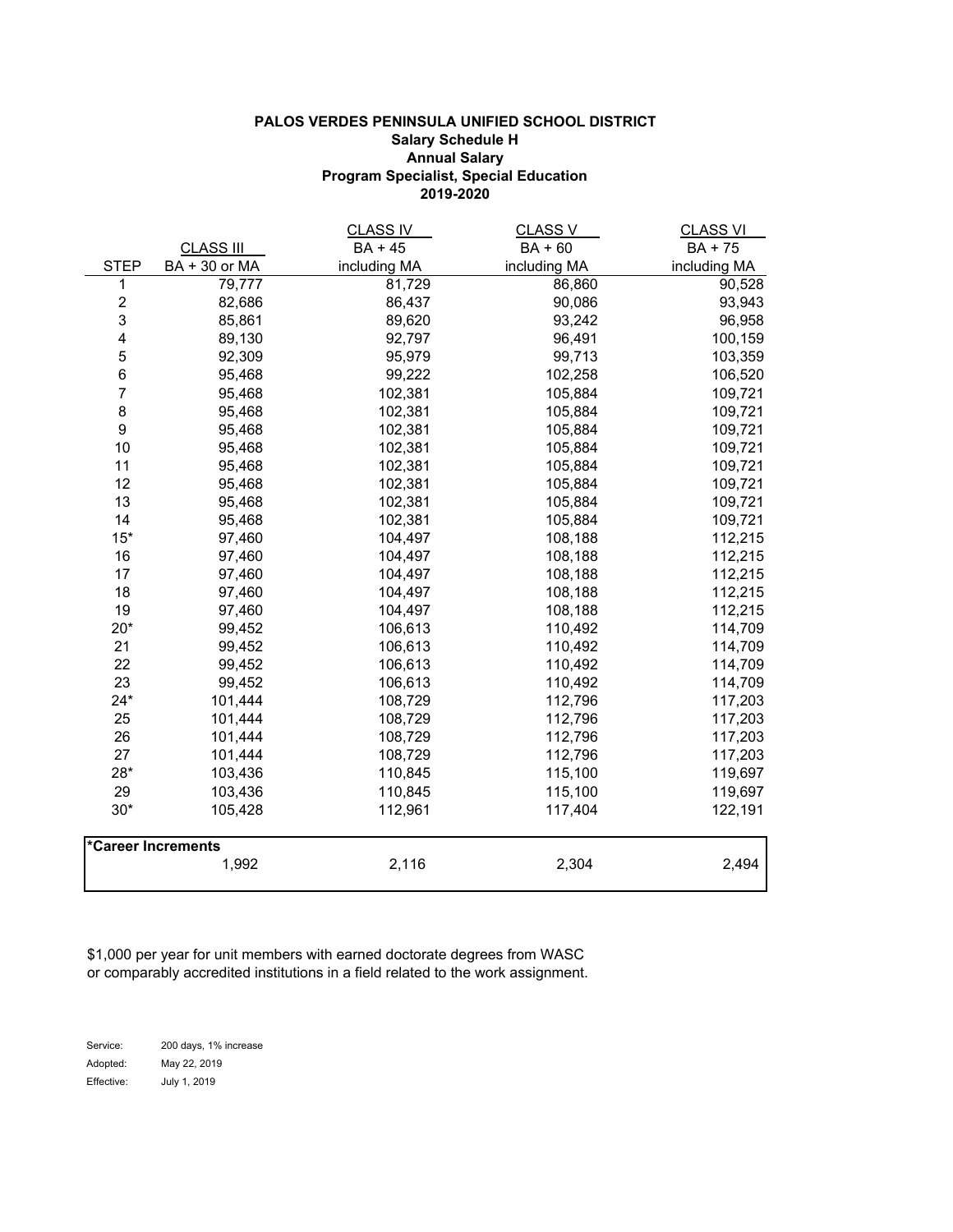**PALOS VERDES PENINSULA UNIFIED SCHOOL DISTRICT**
**Salary Schedule H**
**Annual Salary**
**Program Specialist, Special Education**
**2019-2020**

| STEP | CLASS III<br>BA + 30 or MA | CLASS IV<br>BA + 45<br>including MA | CLASS V<br>BA + 60<br>including MA | CLASS VI<br>BA + 75<br>including MA |
|---|---|---|---|---|
| 1 | 79,777 | 81,729 | 86,860 | 90,528 |
| 2 | 82,686 | 86,437 | 90,086 | 93,943 |
| 3 | 85,861 | 89,620 | 93,242 | 96,958 |
| 4 | 89,130 | 92,797 | 96,491 | 100,159 |
| 5 | 92,309 | 95,979 | 99,713 | 103,359 |
| 6 | 95,468 | 99,222 | 102,258 | 106,520 |
| 7 | 95,468 | 102,381 | 105,884 | 109,721 |
| 8 | 95,468 | 102,381 | 105,884 | 109,721 |
| 9 | 95,468 | 102,381 | 105,884 | 109,721 |
| 10 | 95,468 | 102,381 | 105,884 | 109,721 |
| 11 | 95,468 | 102,381 | 105,884 | 109,721 |
| 12 | 95,468 | 102,381 | 105,884 | 109,721 |
| 13 | 95,468 | 102,381 | 105,884 | 109,721 |
| 14 | 95,468 | 102,381 | 105,884 | 109,721 |
| 15* | 97,460 | 104,497 | 108,188 | 112,215 |
| 16 | 97,460 | 104,497 | 108,188 | 112,215 |
| 17 | 97,460 | 104,497 | 108,188 | 112,215 |
| 18 | 97,460 | 104,497 | 108,188 | 112,215 |
| 19 | 97,460 | 104,497 | 108,188 | 112,215 |
| 20* | 99,452 | 106,613 | 110,492 | 114,709 |
| 21 | 99,452 | 106,613 | 110,492 | 114,709 |
| 22 | 99,452 | 106,613 | 110,492 | 114,709 |
| 23 | 99,452 | 106,613 | 110,492 | 114,709 |
| 24* | 101,444 | 108,729 | 112,796 | 117,203 |
| 25 | 101,444 | 108,729 | 112,796 | 117,203 |
| 26 | 101,444 | 108,729 | 112,796 | 117,203 |
| 27 | 101,444 | 108,729 | 112,796 | 117,203 |
| 28* | 103,436 | 110,845 | 115,100 | 119,697 |
| 29 | 103,436 | 110,845 | 115,100 | 119,697 |
| 30* | 105,428 | 112,961 | 117,404 | 122,191 |
| **\*Career Increments** | 1,992 | 2,116 | 2,304 | 2,494 |

$1,000 per year for unit members with earned doctorate degrees from WASC or comparably accredited institutions in a field related to the work assignment.

Service: 200 days, 1% increase
Adopted: May 22, 2019
Effective: July 1, 2019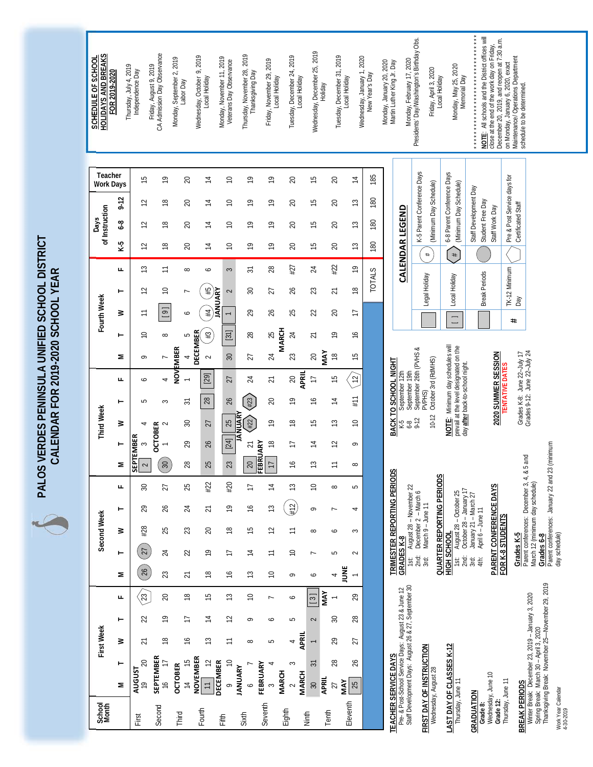# PALOS VERDES PENINSULA UNIFIED SCHOOL DISTRICT
## CALENDAR FOR 2019-2020 SCHOOL YEAR

| School Month | First Week M | T | W | T | F | Second Week M | T | W | T | F | Third Week M | T | W | T | F | Fourth Week M | T | W | T | F | Days of Instruction K-5 | 6-8 | 9-12 | Teacher Work Days |
|---|---|---|---|---|---|---|---|---|---|---|---|---|---|---|---|---|---|---|---|---|---|---|---|---|
| First | AUGUST 19 | 20 | 21 | 22 | 23 | 26 | 27 | #28 | 29 | 30 | SEPTEMBER 2 | 3 | 4 | 5 | 6 | 9 | 10 | 11 | 12 | 13 | 12 | 12 | 12 | 15 |
| Second | SEPTEMBER 16 | 17 | 18 | 19 | 20 | 23 | 24 | 25 | 26 | 27 | 30 | OCTOBER 1 | 2 | 3 | 4 | 7 | 8 | [9] | 10 | 11 | 18 | 18 | 18 | 19 |
| Third | OCTOBER 14 | 15 | 16 | 17 | 18 | 21 | 22 | 23 | 24 | 25 | 28 | 29 | 30 | 31 | NOVEMBER 1 | 4 | 5 | 6 | 7 | 8 | 20 | 20 | 20 | 20 |
| Fourth | NOVEMBER [11] | 12 | 13 | 14 | 15 | 18 | 19 | 20 | 21 | #22 | 25 | 26 | 27 | 28 | [29] | DECEMBER 2 | #3 | #4 | #5 | 6 | 14 | 14 | 14 | 14 |
| Fifth | DECEMBER 9 | 10 | 11 | 12 | 13 | 16 | 17 | 18 | 19 | #20 | 23 | [24] | 25 | 26 | 27 | 30 | [31] | JANUARY 1 | 2 | 3 | 10 | 10 | 10 | 10 |
| Sixth | JANUARY 6 | 7 | 8 | 9 | 10 | 13 | 14 | 15 | 16 | 17 | [20] | 21 | #22 | #23 | 24 | 27 | 28 | 29 | 30 | 31 | 19 | 19 | 19 | 19 |
| Seventh | FEBRUARY 3 | 4 | 5 | 6 | 7 | 10 | 11 | 12 | 13 | 14 | [17] | 18 | 19 | 20 | 21 | 24 | 25 | 26 | 27 | 28 | 19 | 19 | 19 | 19 |
| Eighth | MARCH 2 | 3 | 4 | 5 | 6 | 9 | 10 | 11 | #12 | 13 | 16 | 17 | 18 | 19 | 20 | MARCH 23 | 24 | 25 | 26 | #27 | 20 | 20 | 20 | 20 |
| Ninth | MARCH 30 | 31 | APRIL 1 | 2 | [3] | 6 | 7 | 8 | 9 | 10 | 13 | 14 | 15 | 16 | APRIL 17 | 20 | 21 | 22 | 23 | 24 | 15 | 15 | 15 | 15 |
| Tenth | APRIL 27 | 28 | 29 | 30 | MAY 1 | 4 | 5 | 6 | 7 | 8 | 11 | 12 | 13 | 14 | 15 | MAY 18 | 19 | 20 | 21 | #22 | 20 | 20 | 20 | 20 |
| Eleventh | MAY [25] | 26 | 27 | 28 | 29 | JUNE 1 | 2 | 3 | 4 | 5 | 8 | 9 | 10 | #11 | 12 | 15 | 16 | 17 | 18 | 19 | 13 | 13 | 13 | 14 |
| | | | | | | | | | | | | | | | | | | | | TOTALS | 180 | 180 | 180 | 185 |

## SCHEDULE OF SCHOOL HOLIDAYS AND BREAKS FOR 2019-2020

- Thursday, July 4, 2019 — Independence Day
- Friday, August 9, 2019 — CA Admission Day Observance
- Monday, September 2, 2019 — Labor Day
- Wednesday, October 9, 2019 — Local Holiday
- Monday, November 11, 2019 — Veterans Day Observance
- Thursday, November 28, 2019 — Thanksgiving Day
- Friday, November 29, 2019 — Local Holiday
- Tuesday, December 24, 2019 — Local Holiday
- Wednesday, December 25, 2019 — Holiday
- Tuesday, December 31, 2019 — Local Holiday
- Wednesday, January 1, 2020 — New Year's Day
- Monday, January 20, 2020 — Martin Luther King Jr. Day
- Monday, February 17, 2020 — Presidents' Day/Washington's Birthday Obs.
- Friday, April 3, 2020 — Local Holiday
- Monday, May 25, 2020 — Memorial Day

**NOTE**: All schools and the District offices will close at the end of the work day on Friday, December 20, 2019, and reopen at 7:30 a.m. on Monday, January 6, 2020, exact Maintenance/ Operations Department schedule to be determined.

## CALENDAR LEGEND

- Legal Holiday
- [ ] Local Holiday
- Break Periods
- # TK-12 Minimum Day
- (#) K-5 Parent Conference Days (Minimum Day Schedule)
- ⬡# 6-8 Parent Conference Days (Minimum Day Schedule)
- Staff Development Day / Student Free Day / Staff Work Day
- Pre & Post Service days for Certificated Staff

**TEACHER SERVICE DAYS**
Pre- & Post-Service Days: August 23 & June 12
Staff Development Days: August 26 & 27, September 30

**FIRST DAY OF INSTRUCTION**
Wednesday, August 28

**LAST DAY OF CLASSES K-12**
Thursday, June 11

**GRADUATION**
Grade 8: Wednesday, June 10
Grade 12: Thursday, June 11

**BREAK PERIODS**
Winter Break: December 23, 2019 – January 3, 2020
Spring Break: March 30 – April 3, 2020
Thanksgiving Break: November 25—November 29, 2019

**TRIMESTER REPORTING PERIODS**
**GRADES K-8**
1st: August 28 – November 22
2nd: December 2 – March 6
3rd: March 9 – June 11

**QUARTER REPORTING PERIODS**
**HIGH SCHOOL**
1st: August 28 – October 25
2nd: October 28 – January 17
3rd: January 21 – March 27
4th: April 6 – June 11

**PARENT CONFERENCE DAYS FOR K-8 STUDENTS**
**Grades K-5**
Parent conferences: December 3, 4, & 5 and March 12 (minimum day schedule)
**Grades 6-8**
Parent conferences: January 22 and 23 (minimum day schedule)

**BACK TO SCHOOL NIGHT**
K-5: September 12th
6-8: September 19th
9-12: September 26th (PVHS & PVPHS)
10-12: October 3rd (RdMHS)

**NOTE**: Minimum day schedules will prevail at the level designated on the day **after** back-to-school night.

**2020 SUMMER SESSION**
**TENTATIVE DATES**
Grades K-8: June 22–July 17
Grades 9-12: June 22–July 24

Work Year Calendar
4-30-2019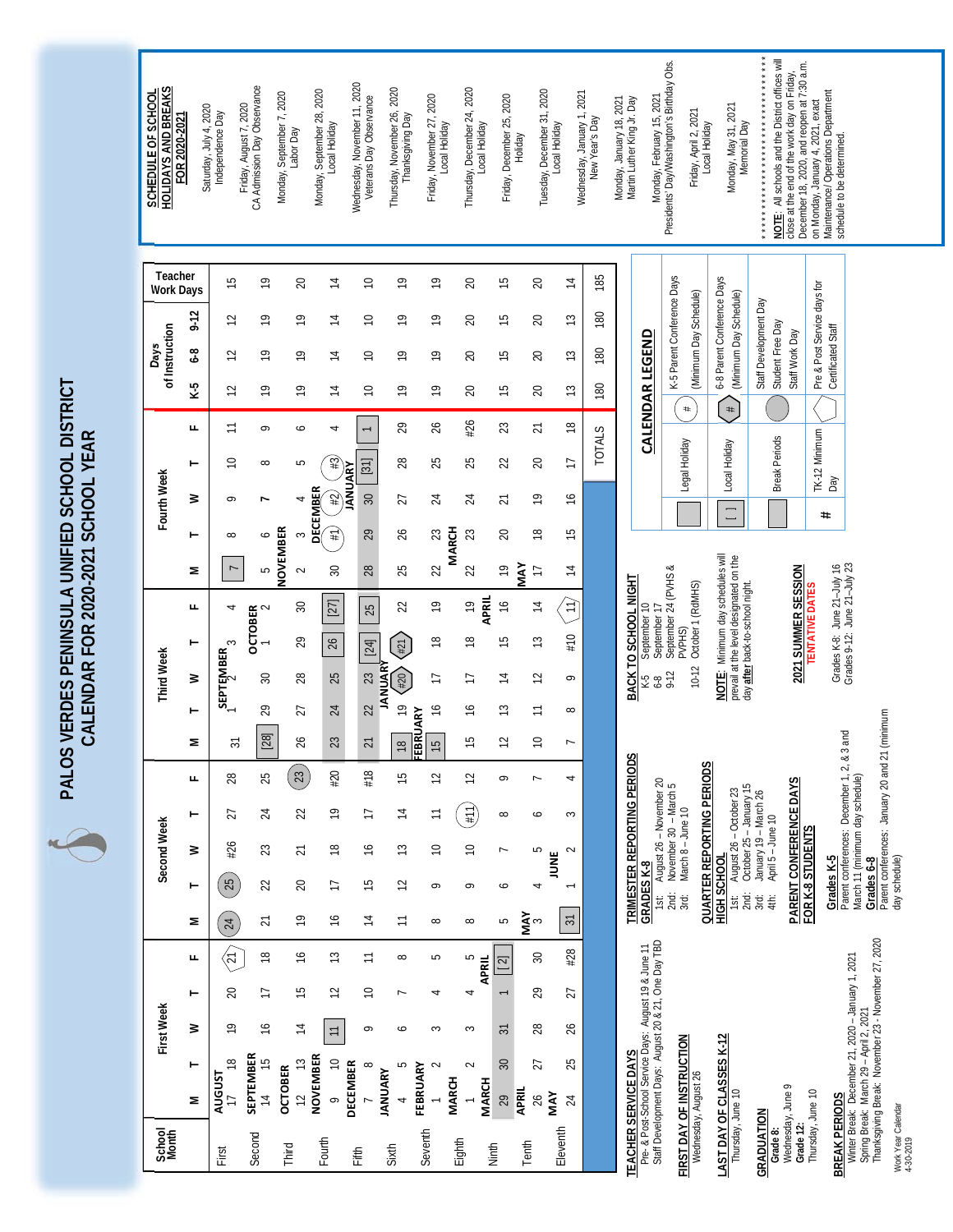# PALOS VERDES PENINSULA UNIFIED SCHOOL DISTRICT
## CALENDAR FOR 2020-2021 SCHOOL YEAR

| School Month | First Week M | T | W | T | F | Second Week M | T | W | T | F | Third Week M | T | W | T | F | Fourth Week M | T | W | T | F | Days of Instruction K-5 | 6-8 | 9-12 | Teacher Work Days |
|---|---|---|---|---|---|---|---|---|---|---|---|---|---|---|---|---|---|---|---|---|---|---|---|---|
| First | AUGUST 17 | 18 | 19 | 20 | (21) | (24) | (25) | #26 | 27 | 28 | 31 | SEPTEMBER 1 | 2 | 3 | 4 | [7] | 8 | 9 | 10 | 11 | 12 | 12 | 12 | 15 |
| Second | SEPTEMBER 14 | 15 | 16 | 17 | 18 | 21 | 22 | 23 | 24 | 25 | [28] | 29 | 30 | OCTOBER 1 | 2 | 5 | 6 | 7 | 8 | 9 | 19 | 19 | 19 | 19 |
| Third | OCTOBER 12 | 13 | 14 | 15 | 16 | 19 | 20 | 21 | 22 | (23) | 26 | 27 | 28 | 29 | 30 | NOVEMBER 2 | 3 | 4 | 5 | 6 | 19 | 19 | 19 | 20 |
| Fourth | NOVEMBER 9 | 10 | [11] | 12 | 13 | 16 | 17 | 18 | 19 | #20 | 23 | 24 | 25 | [26] | [27] | 30 | DECEMBER (#1) | (#2) | (#3) | 4 | 14 | 14 | 14 | 14 |
| Fifth | DECEMBER 7 | 8 | 9 | 10 | 11 | 14 | 15 | 16 | 17 | #18 | 21 | 22 | 23 | [24] | [25] | 28 | 29 | 30 | [31] | JANUARY [1] | 10 | 10 | 10 | 10 |
| Sixth | JANUARY 4 | 5 | 6 | 7 | 8 | 11 | 12 | 13 | 14 | 15 | [18] | 19 | (#20) | (#21) | 22 | 25 | 26 | 27 | 28 | 29 | 19 | 19 | 19 | 19 |
| Seventh | FEBRUARY 1 | 2 | 3 | 4 | 5 | 8 | 9 | 10 | 11 | 12 | [15] | 16 | 17 | 18 | 19 | 22 | 23 | 24 | 25 | 26 | 19 | 19 | 19 | 19 |
| Eighth | MARCH 1 | 2 | 3 | 4 | 5 | 8 | 9 | 10 | (#11) | 12 | 15 | 16 | 17 | 18 | 19 | 22 | 23 | 24 | 25 | #26 | 20 | 20 | 20 | 20 |
| Ninth | MARCH 29 | 30 | 31 | APRIL 1 | [2] | 5 | 6 | 7 | 8 | 9 | 12 | 13 | 14 | 15 | 16 | 19 | 20 | 21 | 22 | 23 | 15 | 15 | 15 | 15 |
| Tenth | APRIL 26 | 27 | 28 | 29 | 30 | MAY 3 | 4 | 5 | 6 | 7 | 10 | 11 | 12 | 13 | 14 | 17 | 18 | 19 | 20 | 21 | 20 | 20 | 20 | 20 |
| Eleventh | MAY 24 | 25 | 26 | 27 | #28 | [31] | JUNE 1 | 2 | 3 | 4 | 7 | 8 | 9 | #10 | (11) | 14 | 15 | 16 | 17 | 18 | 13 | 13 | 13 | 14 |
| | | | | | | | | | | | | | | | | | | | | TOTALS | 180 | 180 | 180 | 185 |

**TEACHER SERVICE DAYS**
Pre- & Post-Service Days: August 19 & June 11
Staff Development Days: August 20 & 21, One Day TBD

**FIRST DAY OF INSTRUCTION**
Wednesday, August 26

**LAST DAY OF CLASSES K-12**
Thursday, June 10

**GRADUATION**
**Grade 8:**
Wednesday, June 9
**Grade 12:**
Thursday, June 10

**BREAK PERIODS**
Winter Break: December 21, 2020 – January 1, 2021
Spring Break: March 29 – April 2, 2021
Thanksgiving Break: November 23 - November 27, 2020

**TRIMESTER REPORTING PERIODS**
**GRADES K-8**
1st: August 26 – November 20
2nd: November 30 – March 5
3rd: March 8 – June 10

**QUARTER REPORTING PERIODS**
**HIGH SCHOOL**
1st: August 26 – October 23
2nd: October 25 – January 15
3rd: January 19 – March 26
4th: April 5 – June 10

**PARENT CONFERENCE DAYS FOR K-8 STUDENTS**
**Grades K-5**
Parent conferences: December 1, 2, & 3 and March 11 (minimum day schedule)
**Grades 6-8**
Parent conferences: January 20 and 21 (minimum day schedule)

**BACK TO SCHOOL NIGHT**
K-5: September 10
6-8: September 17
9-12: September 24 (PVHS & PVPHS)
10-12: October 1 (RdMHS)

**NOTE**: Minimum day schedules will prevail at the level designated on the day **after** back-to-school night.

**2021 SUMMER SESSION**
**TENTATIVE DATES**
Grades K-8: June 21–July 16
Grades 9-12: June 21–July 23

**CALENDAR LEGEND**

| Symbol | Meaning | Symbol | Meaning |
|---|---|---|---|
| (box) | Legal Holiday | (circle #) | K-5 Parent Conference Days (Minimum Day Schedule) |
| [ ] | Local Holiday | (hexagon #) | 6-8 Parent Conference Days (Minimum Day Schedule) |
| (shaded) | Break Periods | (shaded circle) | Staff Development Day / Student Free Day / Staff Work Day |
| # | TK-12 Minimum Day | (pentagon) | Pre & Post Service days for Certificated Staff |

**SCHEDULE OF SCHOOL HOLIDAYS AND BREAKS FOR 2020-2021**

- Saturday, July 4, 2020 – Independence Day
- Friday, August 7, 2020 – CA Admission Day Observance
- Monday, September 7, 2020 – Labor Day
- Monday, September 28, 2020 – Local Holiday
- Wednesday, November 11, 2020 – Veterans Day Observance
- Thursday, November 26, 2020 – Thanksgiving Day
- Friday, November 27, 2020 – Local Holiday
- Thursday, December 24, 2020 – Local Holiday
- Friday, December 25, 2020 – Holiday
- Tuesday, December 31, 2020 – Local Holiday
- Wednesday, January 1, 2021 – New Year's Day
- Monday, January 18, 2021 – Martin Luther King Jr. Day
- Monday, February 15, 2021 – Presidents' Day/Washington's Birthday Obs.
- Friday, April 2, 2021 – Local Holiday
- Monday, May 31, 2021 – Memorial Day

**NOTE**: All schools and the District offices will close at the end of the work day on Friday, December 18, 2020, and reopen at 7:30 a.m. on Monday, January 4, 2021, exact Maintenance/ Operations Department schedule to be determined.

Work Year Calendar
4-30-2019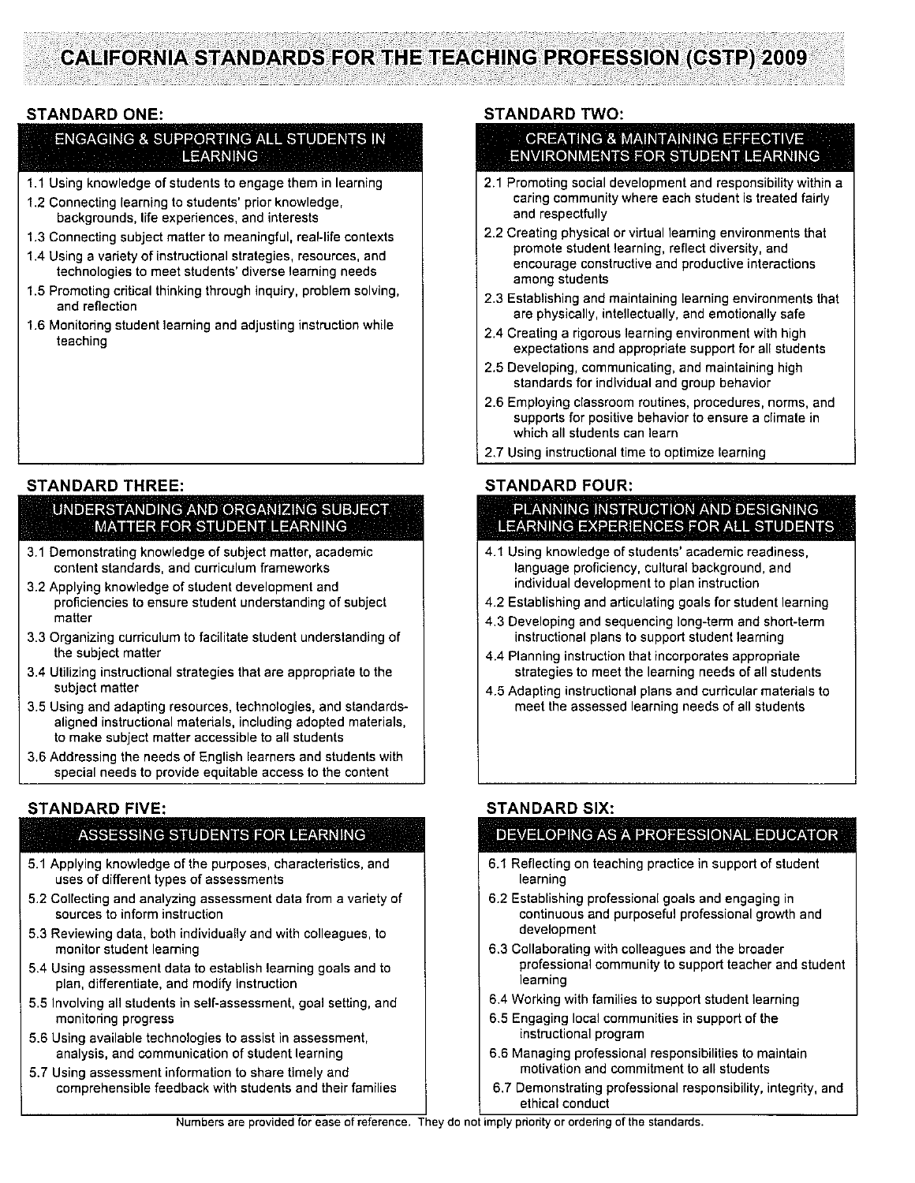# CALIFORNIA STANDARDS FOR THE TEACHING PROFESSION (CSTP) 2009

## STANDARD ONE:

### ENGAGING & SUPPORTING ALL STUDENTS IN LEARNING

- 1.1 Using knowledge of students to engage them in learning
- 1.2 Connecting learning to students' prior knowledge, backgrounds, life experiences, and interests
- 1.3 Connecting subject matter to meaningful, real-life contexts
- 1.4 Using a variety of instructional strategies, resources, and technologies to meet students' diverse learning needs
- 1.5 Promoting critical thinking through inquiry, problem solving, and reflection
- 1.6 Monitoring student learning and adjusting instruction while teaching

## STANDARD TWO:

### CREATING & MAINTAINING EFFECTIVE ENVIRONMENTS FOR STUDENT LEARNING

- 2.1 Promoting social development and responsibility within a caring community where each student is treated fairly and respectfully
- 2.2 Creating physical or virtual learning environments that promote student learning, reflect diversity, and encourage constructive and productive interactions among students
- 2.3 Establishing and maintaining learning environments that are physically, intellectually, and emotionally safe
- 2.4 Creating a rigorous learning environment with high expectations and appropriate support for all students
- 2.5 Developing, communicating, and maintaining high standards for individual and group behavior
- 2.6 Employing classroom routines, procedures, norms, and supports for positive behavior to ensure a climate in which all students can learn
- 2.7 Using instructional time to optimize learning

## STANDARD THREE:

### UNDERSTANDING AND ORGANIZING SUBJECT MATTER FOR STUDENT LEARNING

- 3.1 Demonstrating knowledge of subject matter, academic content standards, and curriculum frameworks
- 3.2 Applying knowledge of student development and proficiencies to ensure student understanding of subject matter
- 3.3 Organizing curriculum to facilitate student understanding of the subject matter
- 3.4 Utilizing instructional strategies that are appropriate to the subject matter
- 3.5 Using and adapting resources, technologies, and standards-aligned instructional materials, including adopted materials, to make subject matter accessible to all students
- 3.6 Addressing the needs of English learners and students with special needs to provide equitable access to the content

## STANDARD FOUR:

### PLANNING INSTRUCTION AND DESIGNING LEARNING EXPERIENCES FOR ALL STUDENTS

- 4.1 Using knowledge of students' academic readiness, language proficiency, cultural background, and individual development to plan instruction
- 4.2 Establishing and articulating goals for student learning
- 4.3 Developing and sequencing long-term and short-term instructional plans to support student learning
- 4.4 Planning instruction that incorporates appropriate strategies to meet the learning needs of all students
- 4.5 Adapting instructional plans and curricular materials to meet the assessed learning needs of all students

## STANDARD FIVE:

### ASSESSING STUDENTS FOR LEARNING

- 5.1 Applying knowledge of the purposes, characteristics, and uses of different types of assessments
- 5.2 Collecting and analyzing assessment data from a variety of sources to inform instruction
- 5.3 Reviewing data, both individually and with colleagues, to monitor student learning
- 5.4 Using assessment data to establish learning goals and to plan, differentiate, and modify instruction
- 5.5 Involving all students in self-assessment, goal setting, and monitoring progress
- 5.6 Using available technologies to assist in assessment, analysis, and communication of student learning
- 5.7 Using assessment information to share timely and comprehensible feedback with students and their families

## STANDARD SIX:

### DEVELOPING AS A PROFESSIONAL EDUCATOR

- 6.1 Reflecting on teaching practice in support of student learning
- 6.2 Establishing professional goals and engaging in continuous and purposeful professional growth and development
- 6.3 Collaborating with colleagues and the broader professional community to support teacher and student learning
- 6.4 Working with families to support student learning
- 6.5 Engaging local communities in support of the instructional program
- 6.6 Managing professional responsibilities to maintain motivation and commitment to all students
- 6.7 Demonstrating professional responsibility, integrity, and ethical conduct

Numbers are provided for ease of reference. They do not imply priority or ordering of the standards.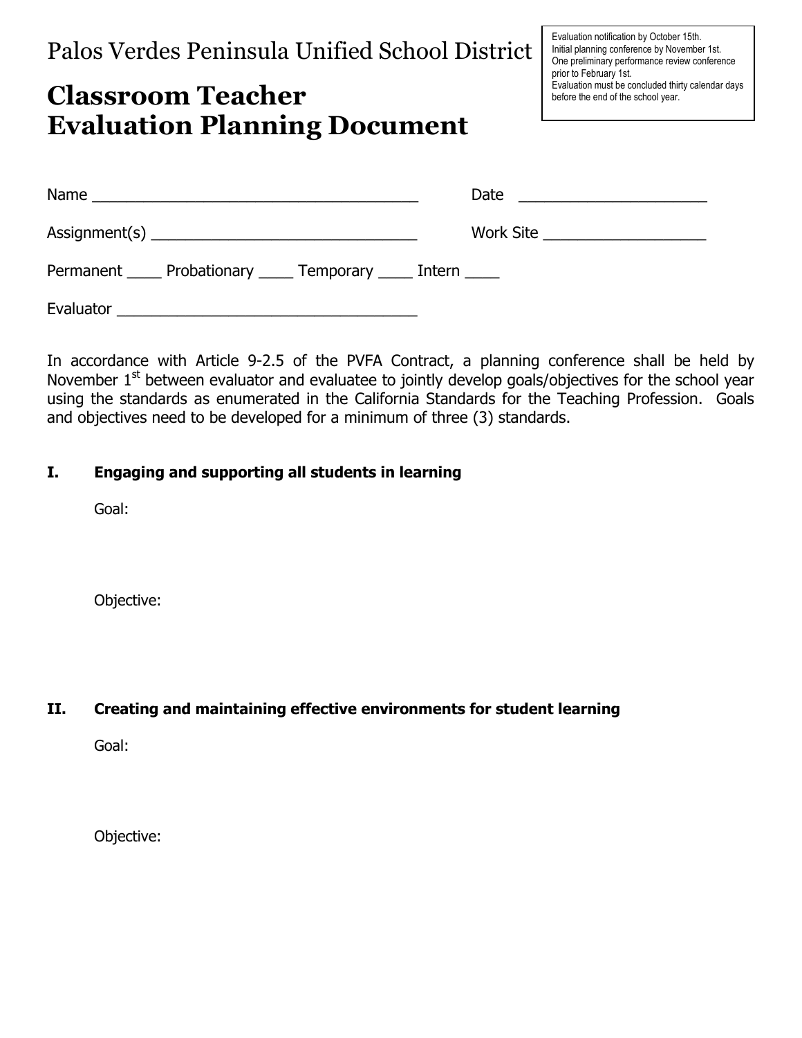Palos Verdes Peninsula Unified School District

# Classroom Teacher Evaluation Planning Document

Evaluation notification by October 15th.
Initial planning conference by November 1st.
One preliminary performance review conference prior to February 1st.
Evaluation must be concluded thirty calendar days before the end of the school year.

Name ____________________________________ Date _____________________

Assignment(s) ______________________________ Work Site ___________________

Permanent ____ Probationary ____ Temporary ____ Intern ____

Evaluator __________________________________

In accordance with Article 9-2.5 of the PVFA Contract, a planning conference shall be held by November 1st between evaluator and evaluatee to jointly develop goals/objectives for the school year using the standards as enumerated in the California Standards for the Teaching Profession. Goals and objectives need to be developed for a minimum of three (3) standards.

**I. Engaging and supporting all students in learning**

Goal:

Objective:

**II. Creating and maintaining effective environments for student learning**

Goal:

Objective: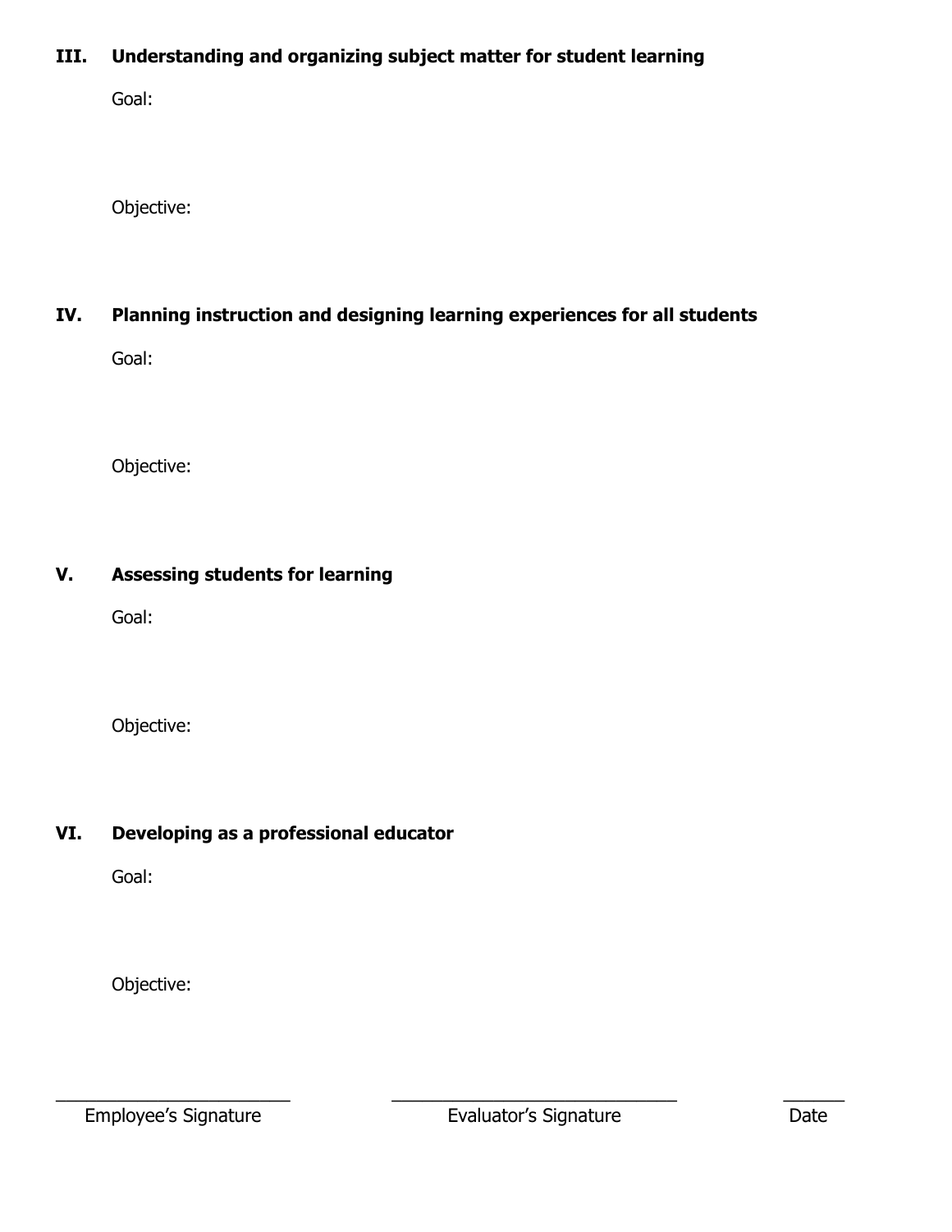**III. Understanding and organizing subject matter for student learning**

Goal:

Objective:

**IV. Planning instruction and designing learning experiences for all students**

Goal:

Objective:

**V. Assessing students for learning**

Goal:

Objective:

**VI. Developing as a professional educator**

Goal:

Objective:

\_\_\_\_\_\_\_\_\_\_\_\_\_\_\_\_\_\_\_\_\_\_\_\_\_\_ \_\_\_\_\_\_\_\_\_\_\_\_\_\_\_\_\_\_\_\_\_\_\_\_\_\_\_\_\_\_\_\_ \_\_\_\_\_\_\_

Employee's Signature Evaluator's Signature Date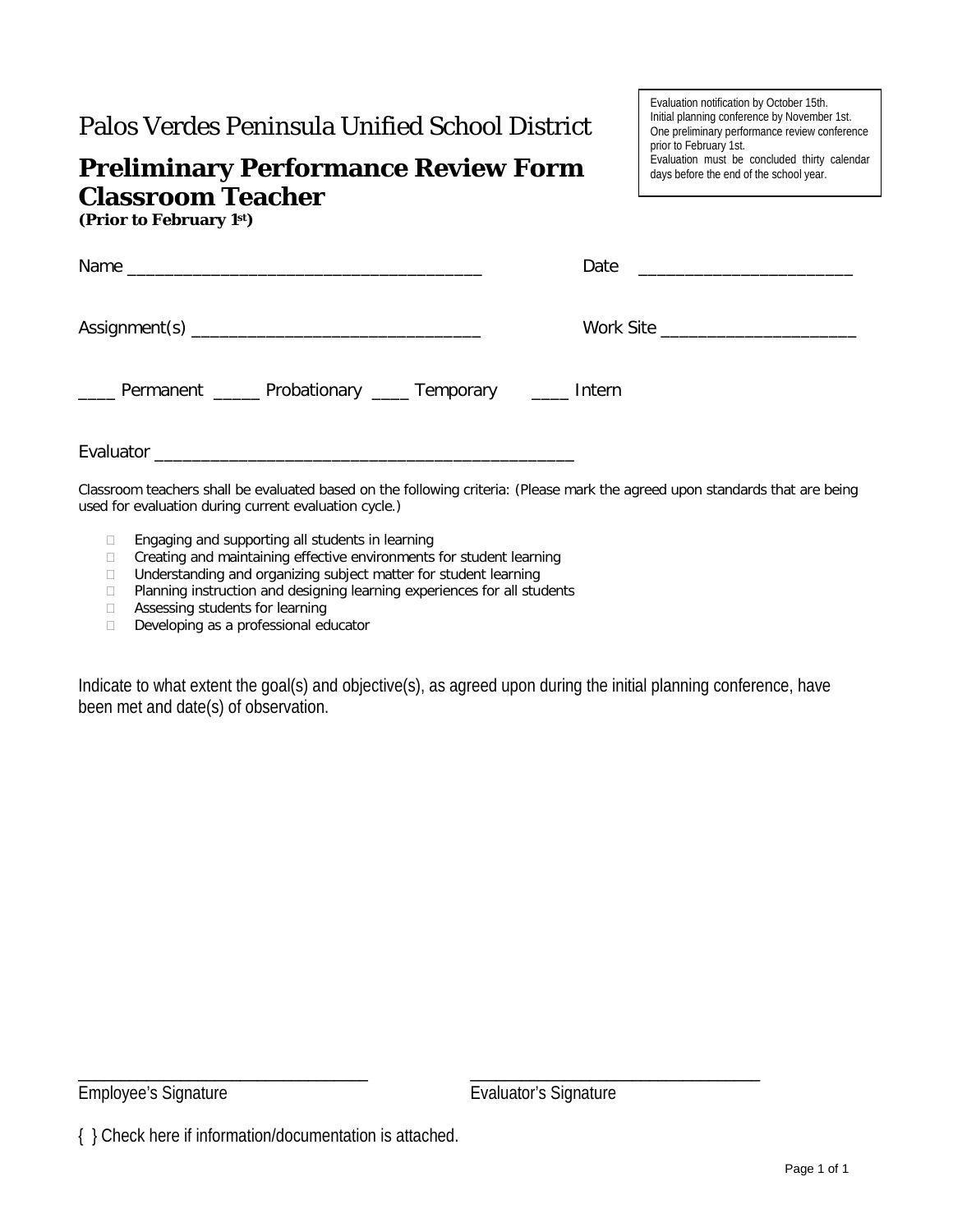Evaluation notification by October 15th.
Initial planning conference by November 1st.
One preliminary performance review conference prior to February 1st.
Evaluation must be concluded thirty calendar days before the end of the school year.

Palos Verdes Peninsula Unified School District

# Preliminary Performance Review Form Classroom Teacher

**(Prior to February 1st)**

Name ________________________________________ Date ________________________

Assignment(s) ________________________________ Work Site _____________________

____ Permanent _____ Probationary ____ Temporary ____ Intern

Evaluator _______________________________________________

Classroom teachers shall be evaluated based on the following criteria: (Please mark the agreed upon standards that are being used for evaluation during current evaluation cycle.)

- ☐ Engaging and supporting all students in learning
- ☐ Creating and maintaining effective environments for student learning
- ☐ Understanding and organizing subject matter for student learning
- ☐ Planning instruction and designing learning experiences for all students
- ☐ Assessing students for learning
- ☐ Developing as a professional educator

Indicate to what extent the goal(s) and objective(s), as agreed upon during the initial planning conference, have been met and date(s) of observation.

___________________________________ ___________________________________
Employee's Signature Evaluator's Signature

{ } Check here if information/documentation is attached.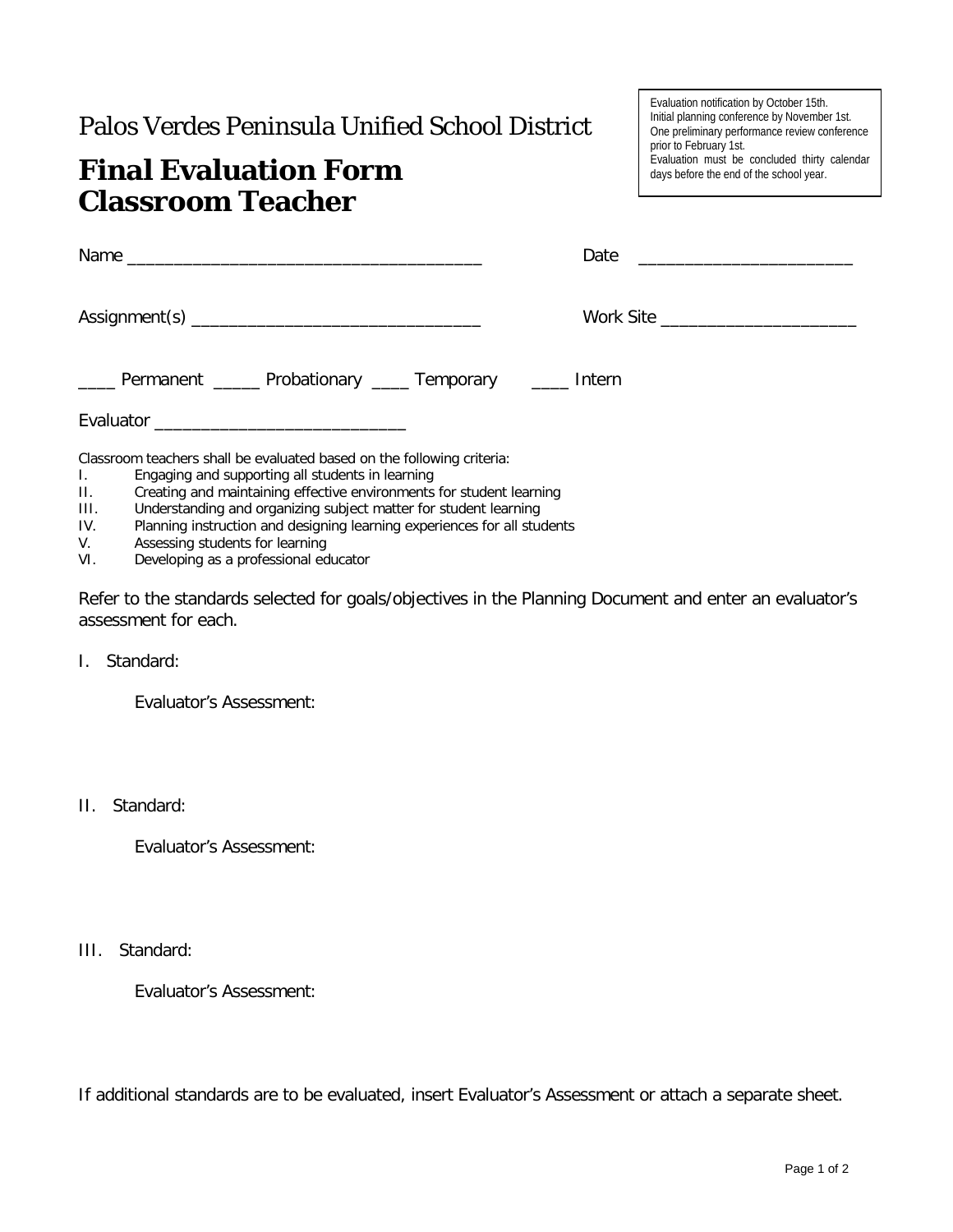Palos Verdes Peninsula Unified School District

# Final Evaluation Form
# Classroom Teacher

Evaluation notification by October 15th.
Initial planning conference by November 1st.
One preliminary performance review conference prior to February 1st.
Evaluation must be concluded thirty calendar days before the end of the school year.

Name ______________________________________ Date ______________________

Assignment(s) _______________________________ Work Site ____________________

____ Permanent _____ Probationary ____ Temporary ____ Intern

Evaluator ___________________________

Classroom teachers shall be evaluated based on the following criteria:

I. Engaging and supporting all students in learning
II. Creating and maintaining effective environments for student learning
III. Understanding and organizing subject matter for student learning
IV. Planning instruction and designing learning experiences for all students
V. Assessing students for learning
VI. Developing as a professional educator

Refer to the standards selected for goals/objectives in the Planning Document and enter an evaluator's assessment for each.

I. Standard:

Evaluator's Assessment:

II. Standard:

Evaluator's Assessment:

III. Standard:

Evaluator's Assessment:

If additional standards are to be evaluated, insert Evaluator's Assessment or attach a separate sheet.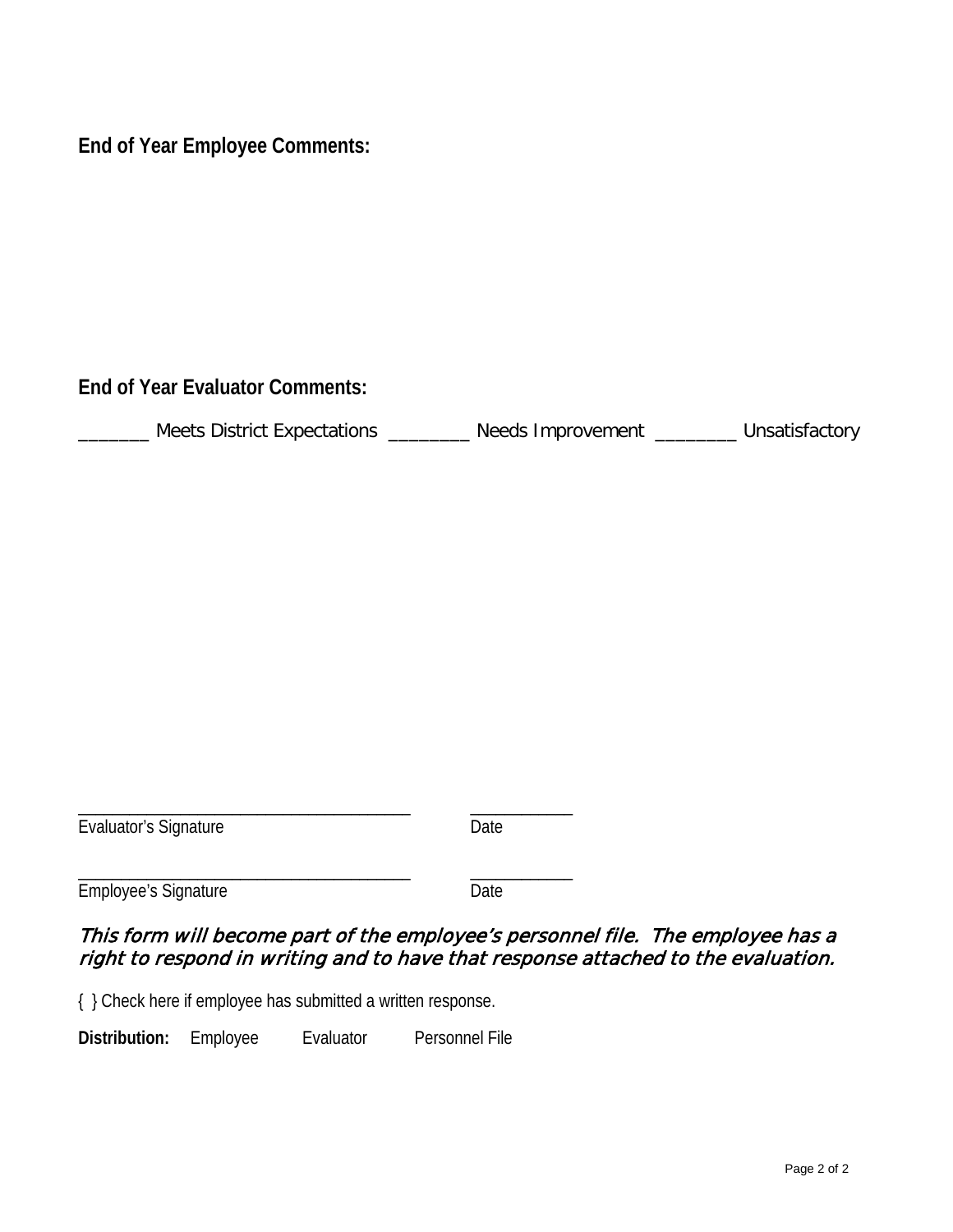**End of Year Employee Comments:**

**End of Year Evaluator Comments:**

_______ Meets District Expectations ________ Needs Improvement ________ Unsatisfactory

_____________________________________ ___________
Evaluator's Signature Date

_____________________________________ ___________
Employee's Signature Date

*This form will become part of the employee's personnel file. The employee has a right to respond in writing and to have that response attached to the evaluation.*

{ } Check here if employee has submitted a written response.

**Distribution:** Employee Evaluator Personnel File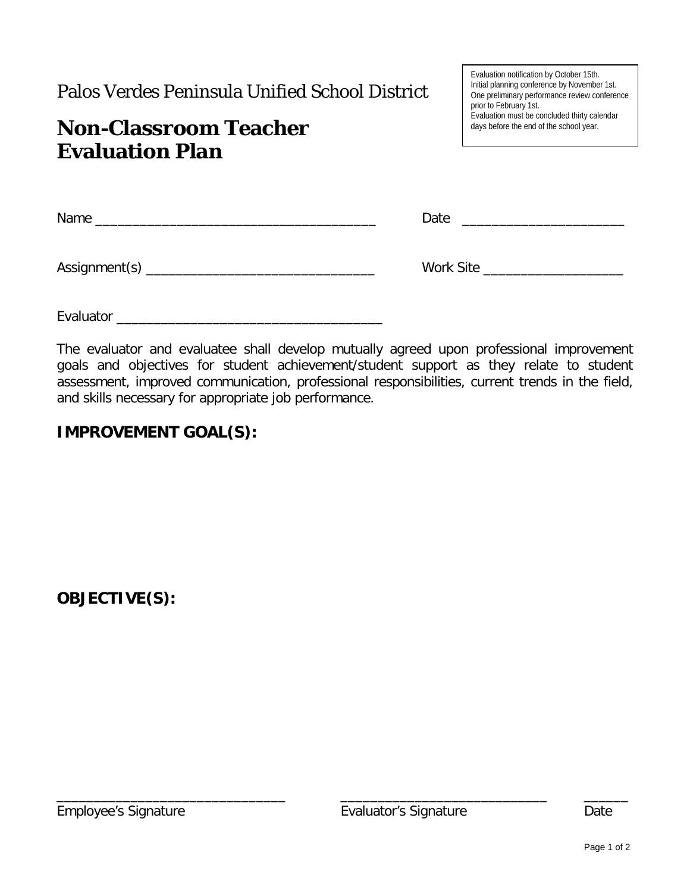Palos Verdes Peninsula Unified School District

# Non-Classroom Teacher Evaluation Plan

Evaluation notification by October 15th.
Initial planning conference by November 1st.
One preliminary performance review conference prior to February 1st.
Evaluation must be concluded thirty calendar days before the end of the school year.

Name _______________________________________ Date ______________________

Assignment(s) _______________________________ Work Site ___________________

Evaluator ____________________________________

The evaluator and evaluatee shall develop mutually agreed upon professional improvement goals and objectives for student achievement/student support as they relate to student assessment, improved communication, professional responsibilities, current trends in the field, and skills necessary for appropriate job performance.

**IMPROVEMENT GOAL(S):**

**OBJECTIVE(S):**

________________________________ Employee's Signature

_____________________________ Evaluator's Signature

______ Date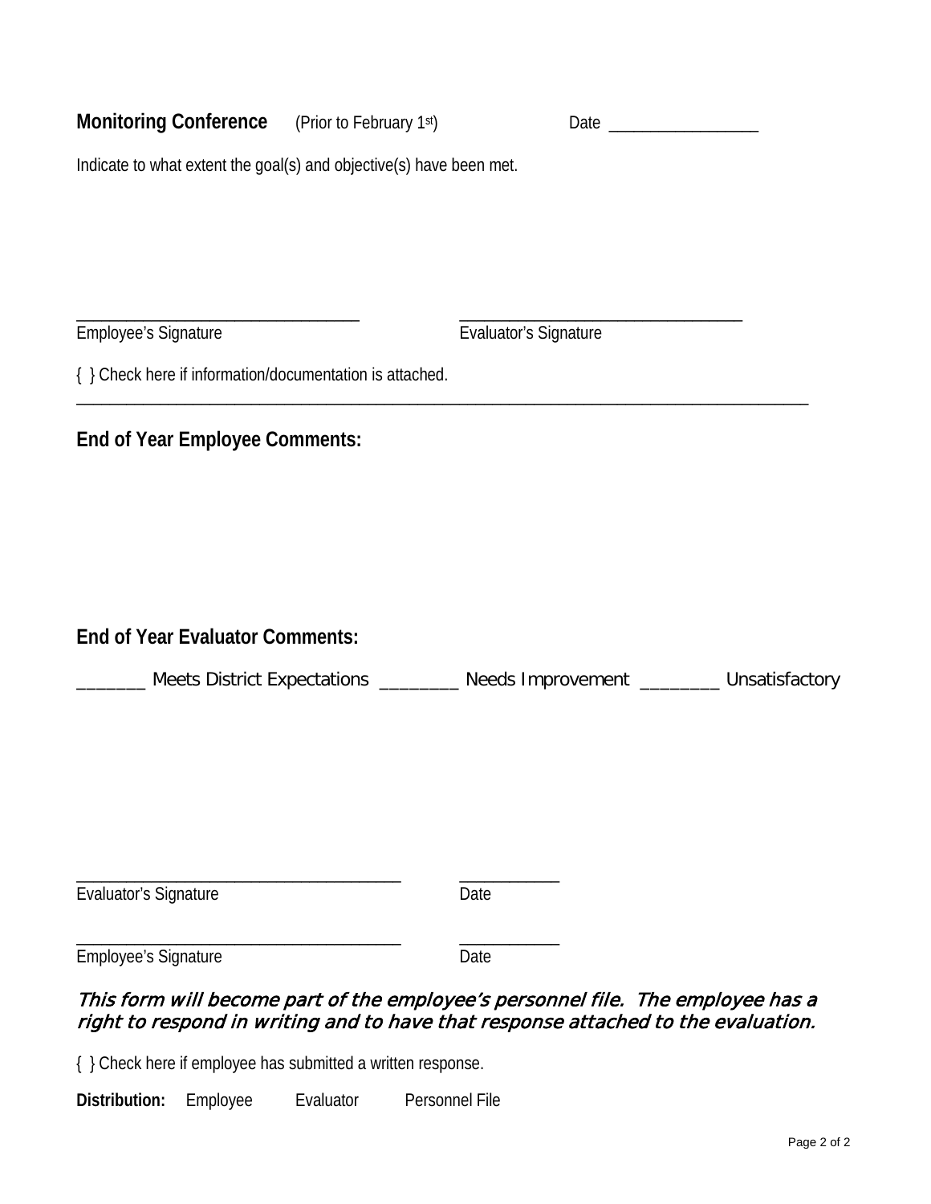**Monitoring Conference** (Prior to February 1st) Date _________________

Indicate to what extent the goal(s) and objective(s) have been met.

_________________________________ _________________________________
Employee's Signature Evaluator's Signature

{ } Check here if information/documentation is attached.

---

**End of Year Employee Comments:**

**End of Year Evaluator Comments:**

_______ Meets District Expectations ________ Needs Improvement ________ Unsatisfactory

_____________________________________ ___________
Evaluator's Signature Date

_____________________________________ ___________
Employee's Signature Date

*This form will become part of the employee's personnel file. The employee has a right to respond in writing and to have that response attached to the evaluation.*

{ } Check here if employee has submitted a written response.

**Distribution:** Employee Evaluator Personnel File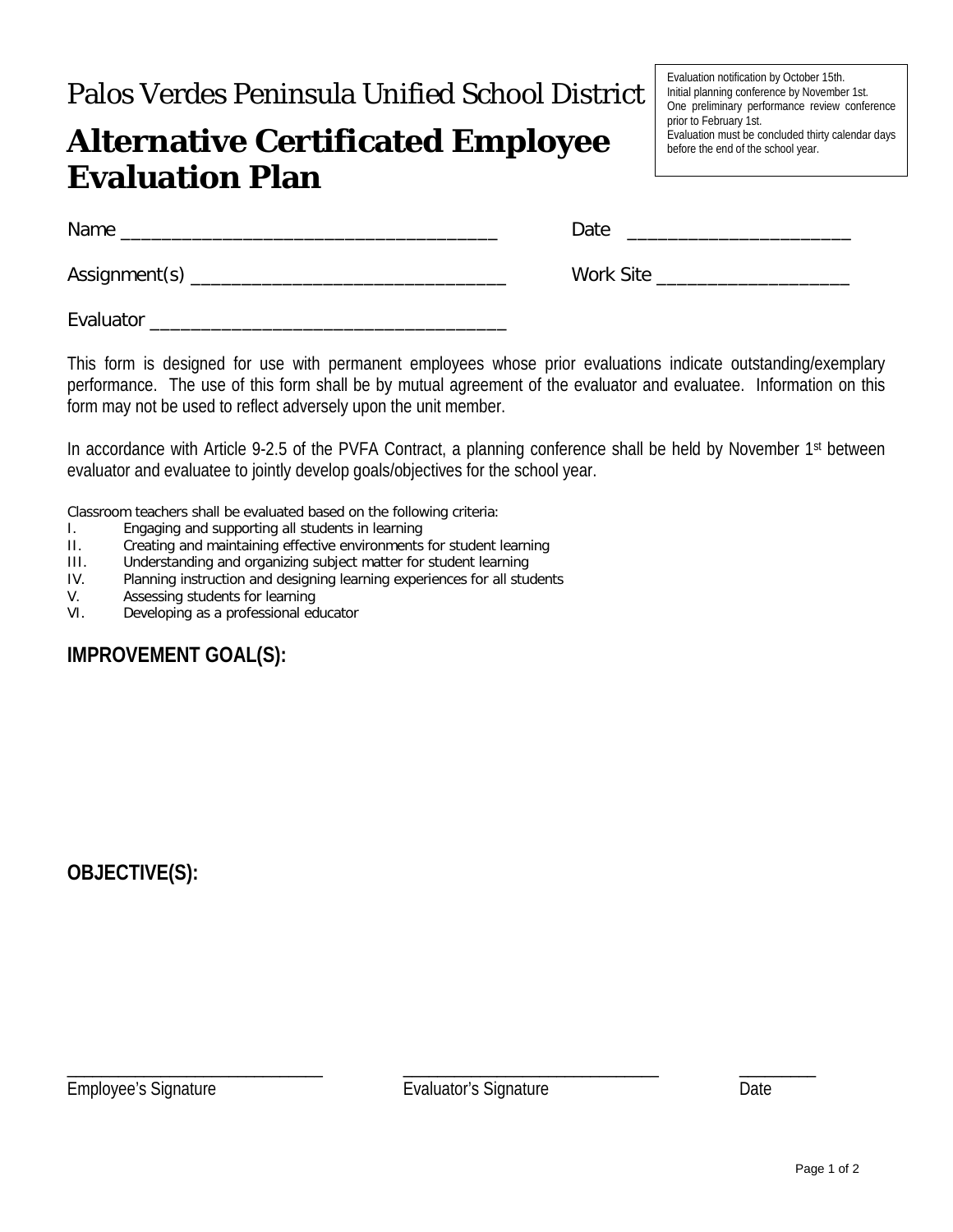Palos Verdes Peninsula Unified School District

# Alternative Certificated Employee Evaluation Plan

> Evaluation notification by October 15th.
> Initial planning conference by November 1st.
> One preliminary performance review conference prior to February 1st.
> Evaluation must be concluded thirty calendar days before the end of the school year.

Name ____________________________________ Date ______________________

Assignment(s) ______________________________ Work Site ___________________

Evaluator ___________________________________

This form is designed for use with permanent employees whose prior evaluations indicate outstanding/exemplary performance. The use of this form shall be by mutual agreement of the evaluator and evaluatee. Information on this form may not be used to reflect adversely upon the unit member.

In accordance with Article 9-2.5 of the PVFA Contract, a planning conference shall be held by November 1st between evaluator and evaluatee to jointly develop goals/objectives for the school year.

Classroom teachers shall be evaluated based on the following criteria:

I. Engaging and supporting all students in learning
II. Creating and maintaining effective environments for student learning
III. Understanding and organizing subject matter for student learning
IV. Planning instruction and designing learning experiences for all students
V. Assessing students for learning
VI. Developing as a professional educator

**IMPROVEMENT GOAL(S):**

**OBJECTIVE(S):**

____________________________ ____________________________ ________

Employee's Signature Evaluator's Signature Date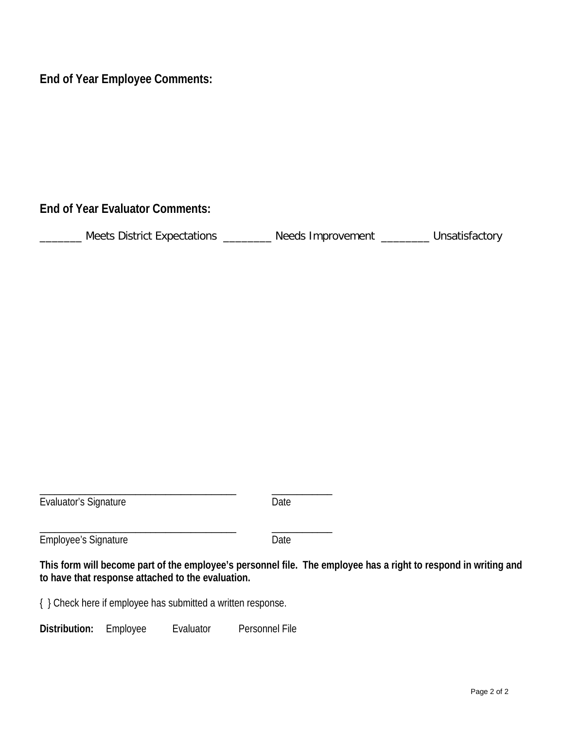**End of Year Employee Comments:**

**End of Year Evaluator Comments:**

_______ Meets District Expectations ________ Needs Improvement ________ Unsatisfactory

_______________________________________ ____________
Evaluator's Signature Date

_______________________________________ ____________
Employee's Signature Date

**This form will become part of the employee's personnel file. The employee has a right to respond in writing and to have that response attached to the evaluation.**

{ } Check here if employee has submitted a written response.

**Distribution:** Employee Evaluator Personnel File